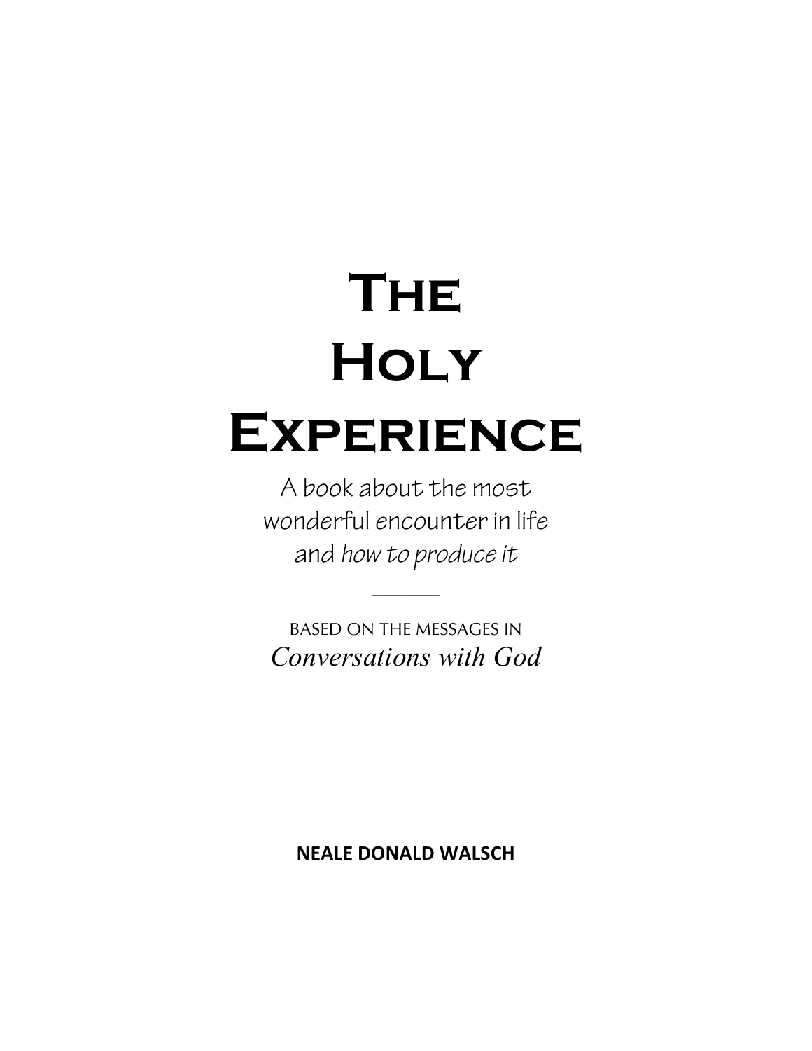# The Holy Experience

A book about the most wonderful encounter in life and *how to produce it*

---

BASED ON THE MESSAGES IN

*Conversations with God*

**NEALE DONALD WALSCH**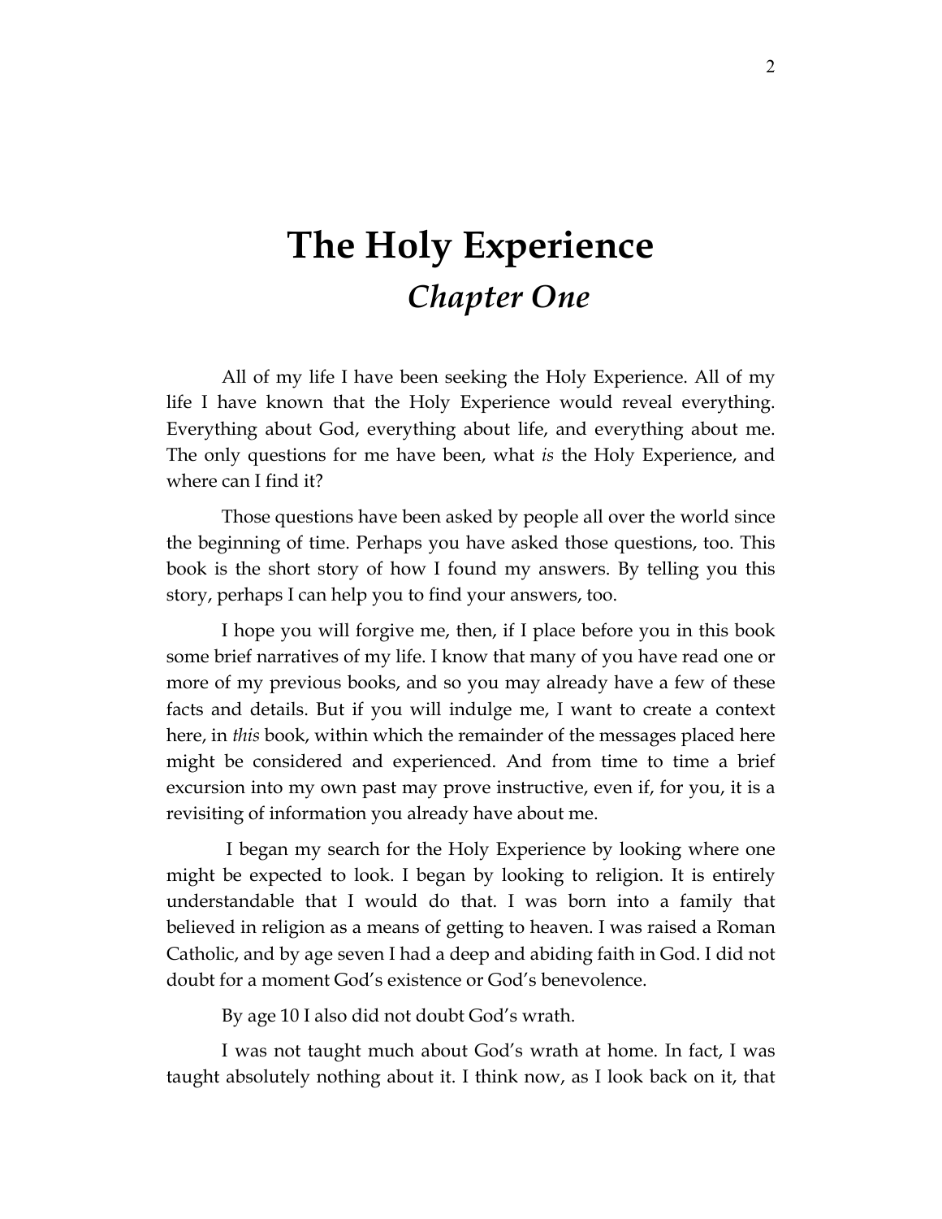# The Holy Experience

## *Chapter One*

All of my life I have been seeking the Holy Experience. All of my life I have known that the Holy Experience would reveal everything. Everything about God, everything about life, and everything about me. The only questions for me have been, what *is* the Holy Experience, and where can I find it?

Those questions have been asked by people all over the world since the beginning of time. Perhaps you have asked those questions, too. This book is the short story of how I found my answers. By telling you this story, perhaps I can help you to find your answers, too.

I hope you will forgive me, then, if I place before you in this book some brief narratives of my life. I know that many of you have read one or more of my previous books, and so you may already have a few of these facts and details. But if you will indulge me, I want to create a context here, in *this* book, within which the remainder of the messages placed here might be considered and experienced. And from time to time a brief excursion into my own past may prove instructive, even if, for you, it is a revisiting of information you already have about me.

I began my search for the Holy Experience by looking where one might be expected to look. I began by looking to religion. It is entirely understandable that I would do that. I was born into a family that believed in religion as a means of getting to heaven. I was raised a Roman Catholic, and by age seven I had a deep and abiding faith in God. I did not doubt for a moment God's existence or God's benevolence.

By age 10 I also did not doubt God's wrath.

I was not taught much about God's wrath at home. In fact, I was taught absolutely nothing about it. I think now, as I look back on it, that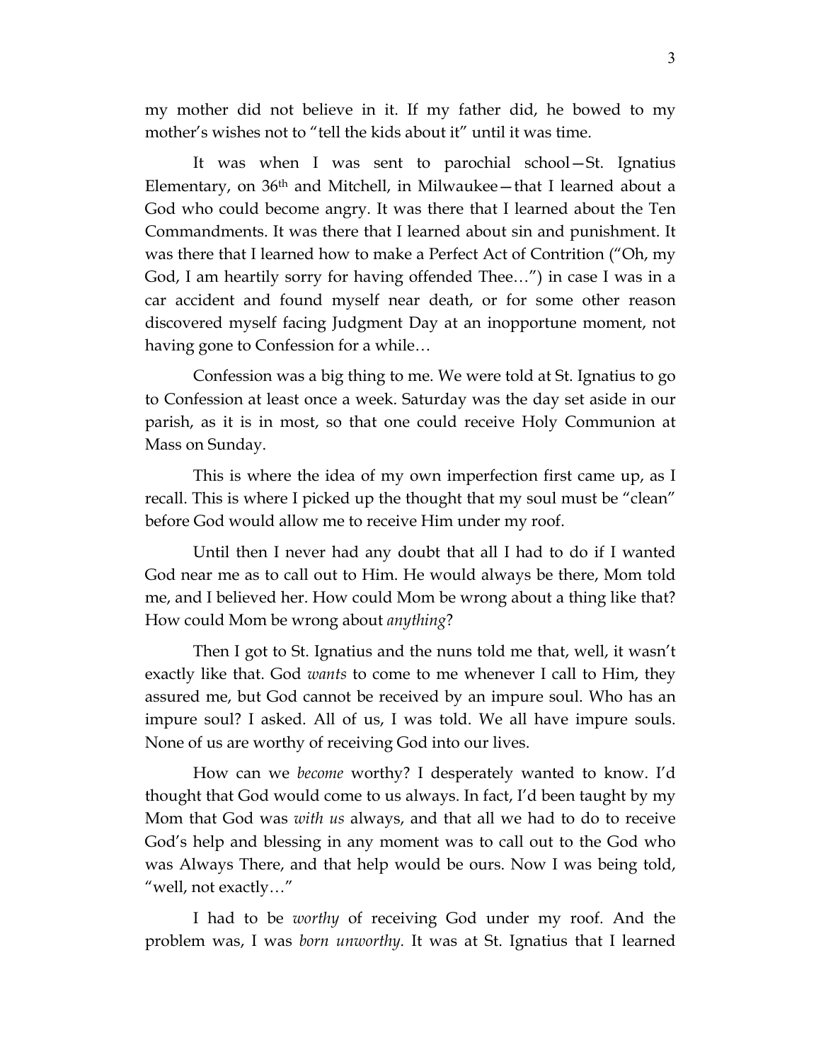my mother did not believe in it. If my father did, he bowed to my mother's wishes not to "tell the kids about it" until it was time.

It was when I was sent to parochial school—St. Ignatius Elementary, on 36th and Mitchell, in Milwaukee—that I learned about a God who could become angry. It was there that I learned about the Ten Commandments. It was there that I learned about sin and punishment. It was there that I learned how to make a Perfect Act of Contrition ("Oh, my God, I am heartily sorry for having offended Thee…") in case I was in a car accident and found myself near death, or for some other reason discovered myself facing Judgment Day at an inopportune moment, not having gone to Confession for a while…

Confession was a big thing to me. We were told at St. Ignatius to go to Confession at least once a week. Saturday was the day set aside in our parish, as it is in most, so that one could receive Holy Communion at Mass on Sunday.

This is where the idea of my own imperfection first came up, as I recall. This is where I picked up the thought that my soul must be "clean" before God would allow me to receive Him under my roof.

Until then I never had any doubt that all I had to do if I wanted God near me as to call out to Him. He would always be there, Mom told me, and I believed her. How could Mom be wrong about a thing like that? How could Mom be wrong about *anything*?

Then I got to St. Ignatius and the nuns told me that, well, it wasn't exactly like that. God *wants* to come to me whenever I call to Him, they assured me, but God cannot be received by an impure soul. Who has an impure soul? I asked. All of us, I was told. We all have impure souls. None of us are worthy of receiving God into our lives.

How can we *become* worthy? I desperately wanted to know. I'd thought that God would come to us always. In fact, I'd been taught by my Mom that God was *with us* always, and that all we had to do to receive God's help and blessing in any moment was to call out to the God who was Always There, and that help would be ours. Now I was being told, "well, not exactly…"

I had to be *worthy* of receiving God under my roof. And the problem was, I was *born unworthy.* It was at St. Ignatius that I learned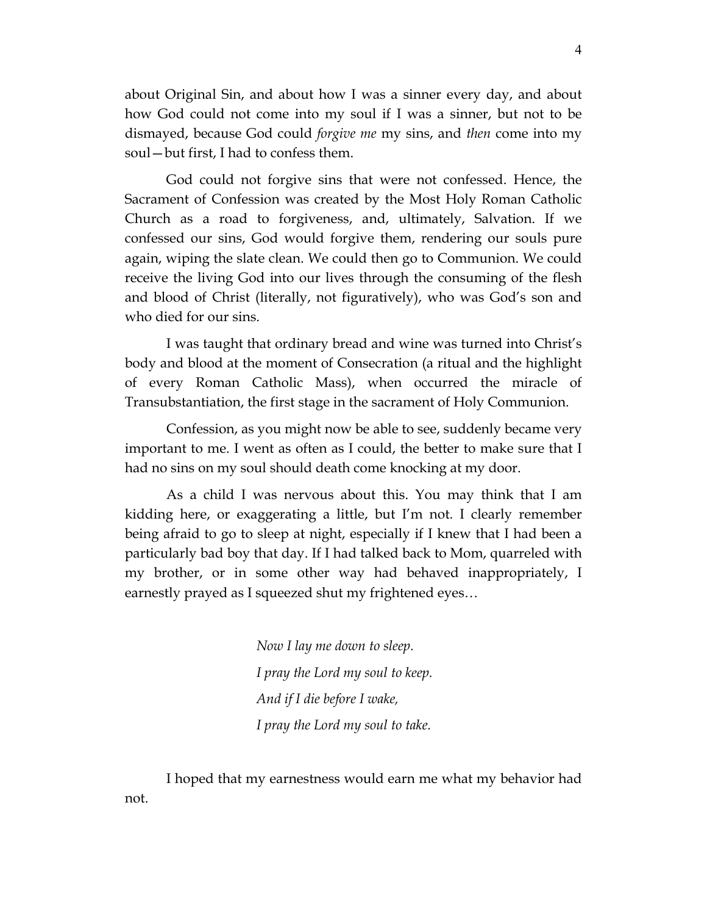about Original Sin, and about how I was a sinner every day, and about how God could not come into my soul if I was a sinner, but not to be dismayed, because God could *forgive me* my sins, and *then* come into my soul—but first, I had to confess them.

God could not forgive sins that were not confessed. Hence, the Sacrament of Confession was created by the Most Holy Roman Catholic Church as a road to forgiveness, and, ultimately, Salvation. If we confessed our sins, God would forgive them, rendering our souls pure again, wiping the slate clean. We could then go to Communion. We could receive the living God into our lives through the consuming of the flesh and blood of Christ (literally, not figuratively), who was God's son and who died for our sins.

I was taught that ordinary bread and wine was turned into Christ's body and blood at the moment of Consecration (a ritual and the highlight of every Roman Catholic Mass), when occurred the miracle of Transubstantiation, the first stage in the sacrament of Holy Communion.

Confession, as you might now be able to see, suddenly became very important to me. I went as often as I could, the better to make sure that I had no sins on my soul should death come knocking at my door.

As a child I was nervous about this. You may think that I am kidding here, or exaggerating a little, but I'm not. I clearly remember being afraid to go to sleep at night, especially if I knew that I had been a particularly bad boy that day. If I had talked back to Mom, quarreled with my brother, or in some other way had behaved inappropriately, I earnestly prayed as I squeezed shut my frightened eyes…

*Now I lay me down to sleep.*
*I pray the Lord my soul to keep.*
*And if I die before I wake,*
*I pray the Lord my soul to take.*

I hoped that my earnestness would earn me what my behavior had not.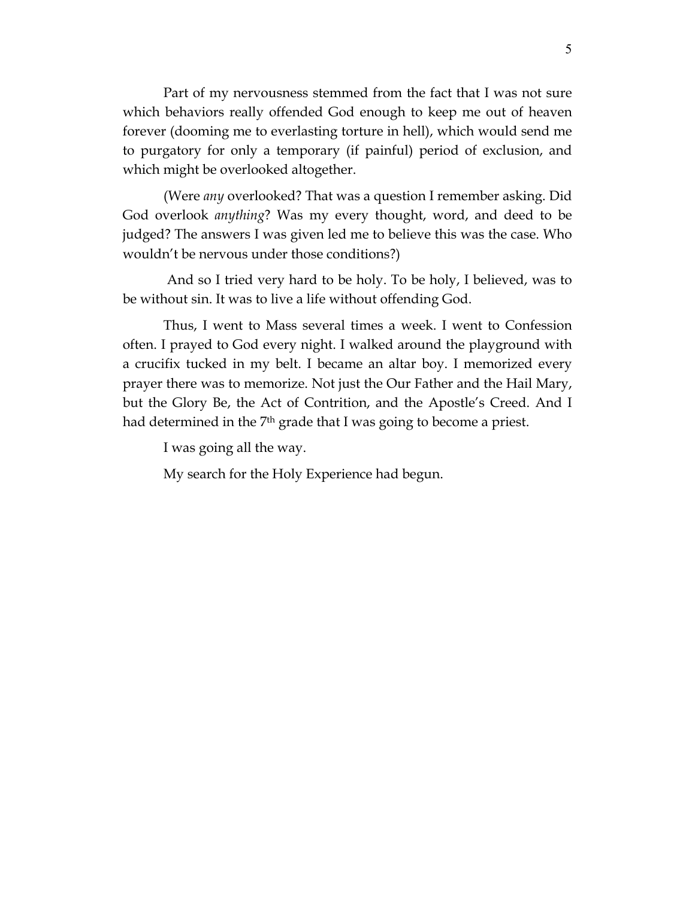Part of my nervousness stemmed from the fact that I was not sure which behaviors really offended God enough to keep me out of heaven forever (dooming me to everlasting torture in hell), which would send me to purgatory for only a temporary (if painful) period of exclusion, and which might be overlooked altogether.

(Were *any* overlooked? That was a question I remember asking. Did God overlook *anything*? Was my every thought, word, and deed to be judged? The answers I was given led me to believe this was the case. Who wouldn't be nervous under those conditions?)

And so I tried very hard to be holy. To be holy, I believed, was to be without sin. It was to live a life without offending God.

Thus, I went to Mass several times a week. I went to Confession often. I prayed to God every night. I walked around the playground with a crucifix tucked in my belt. I became an altar boy. I memorized every prayer there was to memorize. Not just the Our Father and the Hail Mary, but the Glory Be, the Act of Contrition, and the Apostle's Creed. And I had determined in the 7th grade that I was going to become a priest.

I was going all the way.

My search for the Holy Experience had begun.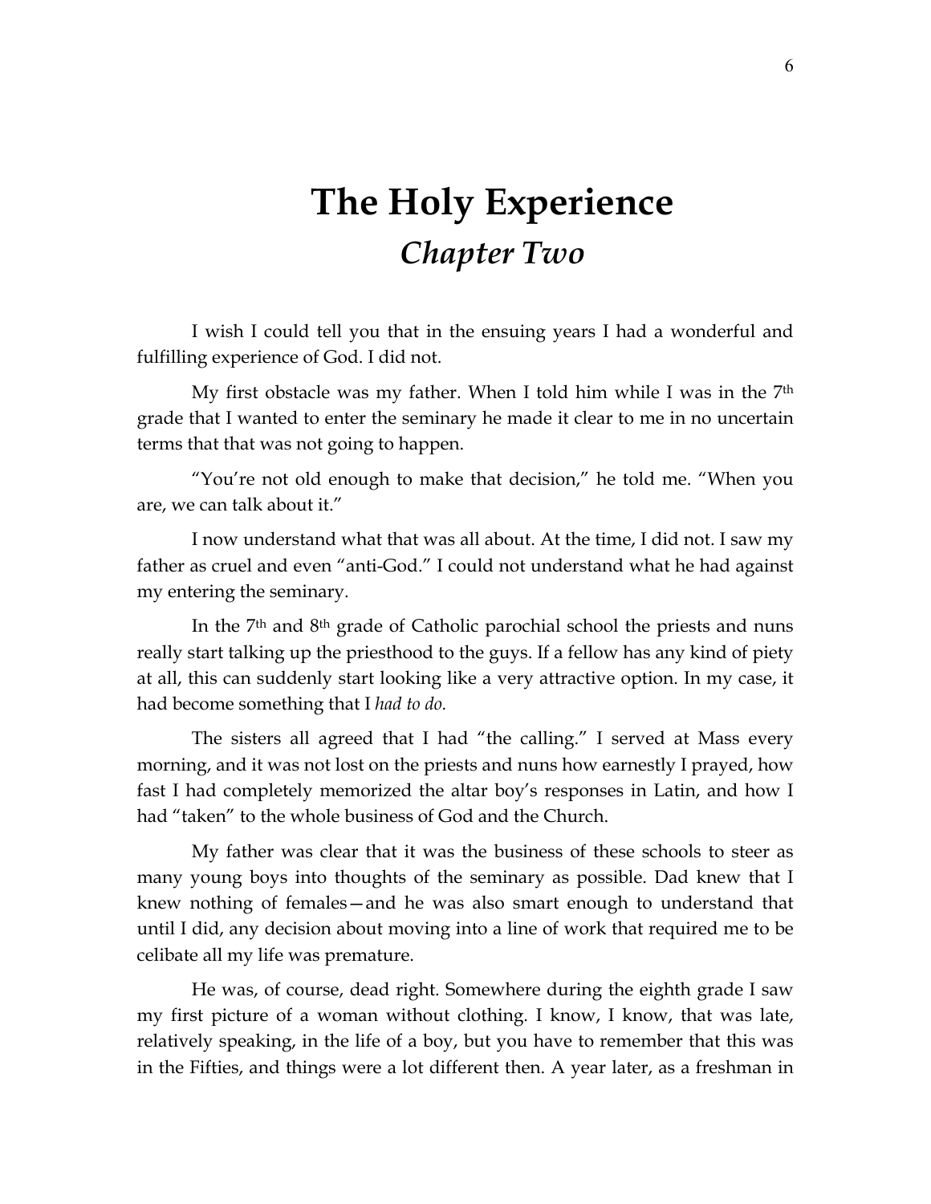# The Holy Experience

## *Chapter Two*

I wish I could tell you that in the ensuing years I had a wonderful and fulfilling experience of God. I did not.

My first obstacle was my father. When I told him while I was in the 7th grade that I wanted to enter the seminary he made it clear to me in no uncertain terms that that was not going to happen.

"You're not old enough to make that decision," he told me. "When you are, we can talk about it."

I now understand what that was all about. At the time, I did not. I saw my father as cruel and even "anti-God." I could not understand what he had against my entering the seminary.

In the 7th and 8th grade of Catholic parochial school the priests and nuns really start talking up the priesthood to the guys. If a fellow has any kind of piety at all, this can suddenly start looking like a very attractive option. In my case, it had become something that I *had to do.*

The sisters all agreed that I had "the calling." I served at Mass every morning, and it was not lost on the priests and nuns how earnestly I prayed, how fast I had completely memorized the altar boy's responses in Latin, and how I had "taken" to the whole business of God and the Church.

My father was clear that it was the business of these schools to steer as many young boys into thoughts of the seminary as possible. Dad knew that I knew nothing of females—and he was also smart enough to understand that until I did, any decision about moving into a line of work that required me to be celibate all my life was premature.

He was, of course, dead right. Somewhere during the eighth grade I saw my first picture of a woman without clothing. I know, I know, that was late, relatively speaking, in the life of a boy, but you have to remember that this was in the Fifties, and things were a lot different then. A year later, as a freshman in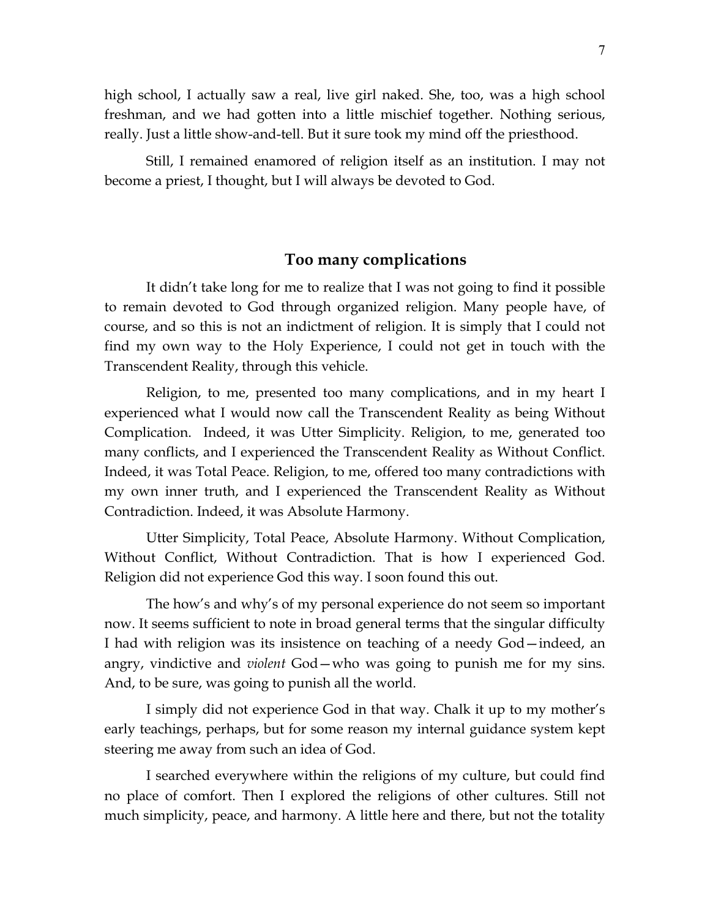high school, I actually saw a real, live girl naked. She, too, was a high school freshman, and we had gotten into a little mischief together. Nothing serious, really. Just a little show-and-tell. But it sure took my mind off the priesthood.

Still, I remained enamored of religion itself as an institution. I may not become a priest, I thought, but I will always be devoted to God.

## Too many complications

It didn't take long for me to realize that I was not going to find it possible to remain devoted to God through organized religion. Many people have, of course, and so this is not an indictment of religion. It is simply that I could not find my own way to the Holy Experience, I could not get in touch with the Transcendent Reality, through this vehicle.

Religion, to me, presented too many complications, and in my heart I experienced what I would now call the Transcendent Reality as being Without Complication. Indeed, it was Utter Simplicity. Religion, to me, generated too many conflicts, and I experienced the Transcendent Reality as Without Conflict. Indeed, it was Total Peace. Religion, to me, offered too many contradictions with my own inner truth, and I experienced the Transcendent Reality as Without Contradiction. Indeed, it was Absolute Harmony.

Utter Simplicity, Total Peace, Absolute Harmony. Without Complication, Without Conflict, Without Contradiction. That is how I experienced God. Religion did not experience God this way. I soon found this out.

The how's and why's of my personal experience do not seem so important now. It seems sufficient to note in broad general terms that the singular difficulty I had with religion was its insistence on teaching of a needy God—indeed, an angry, vindictive and *violent* God—who was going to punish me for my sins. And, to be sure, was going to punish all the world.

I simply did not experience God in that way. Chalk it up to my mother's early teachings, perhaps, but for some reason my internal guidance system kept steering me away from such an idea of God.

I searched everywhere within the religions of my culture, but could find no place of comfort. Then I explored the religions of other cultures. Still not much simplicity, peace, and harmony. A little here and there, but not the totality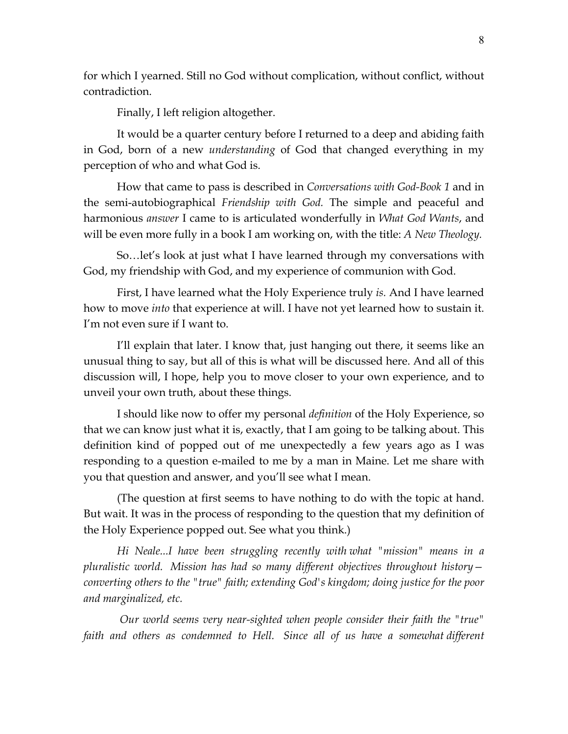for which I yearned. Still no God without complication, without conflict, without contradiction.

Finally, I left religion altogether.

It would be a quarter century before I returned to a deep and abiding faith in God, born of a new *understanding* of God that changed everything in my perception of who and what God is.

How that came to pass is described in *Conversations with God-Book 1* and in the semi-autobiographical *Friendship with God.* The simple and peaceful and harmonious *answer* I came to is articulated wonderfully in *What God Wants*, and will be even more fully in a book I am working on, with the title: *A New Theology.*

So…let's look at just what I have learned through my conversations with God, my friendship with God, and my experience of communion with God.

First, I have learned what the Holy Experience truly *is.* And I have learned how to move *into* that experience at will. I have not yet learned how to sustain it. I'm not even sure if I want to.

I'll explain that later. I know that, just hanging out there, it seems like an unusual thing to say, but all of this is what will be discussed here. And all of this discussion will, I hope, help you to move closer to your own experience, and to unveil your own truth, about these things.

I should like now to offer my personal *definition* of the Holy Experience, so that we can know just what it is, exactly, that I am going to be talking about. This definition kind of popped out of me unexpectedly a few years ago as I was responding to a question e-mailed to me by a man in Maine. Let me share with you that question and answer, and you'll see what I mean.

(The question at first seems to have nothing to do with the topic at hand. But wait. It was in the process of responding to the question that my definition of the Holy Experience popped out. See what you think.)

*Hi Neale...I have been struggling recently with what "mission" means in a pluralistic world. Mission has had so many different objectives throughout history—converting others to the "true" faith; extending God's kingdom; doing justice for the poor and marginalized, etc.*

*Our world seems very near-sighted when people consider their faith the "true" faith and others as condemned to Hell. Since all of us have a somewhat different*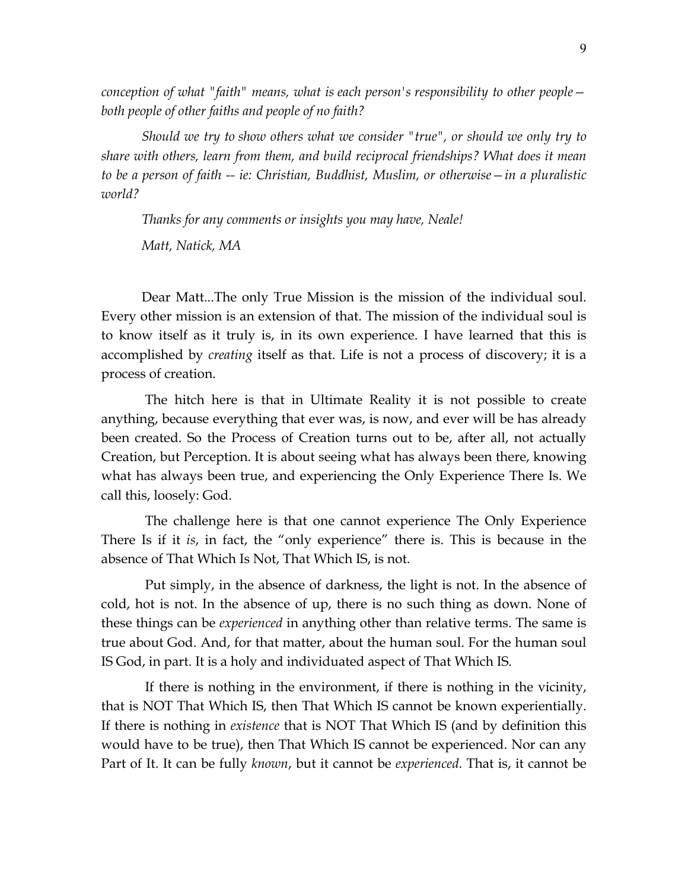*conception of what "faith" means, what is each person's responsibility to other people—both people of other faiths and people of no faith?*

*Should we try to show others what we consider "true", or should we only try to share with others, learn from them, and build reciprocal friendships? What does it mean to be a person of faith -- ie: Christian, Buddhist, Muslim, or otherwise—in a pluralistic world?*

*Thanks for any comments or insights you may have, Neale!*

*Matt, Natick, MA*

Dear Matt...The only True Mission is the mission of the individual soul. Every other mission is an extension of that. The mission of the individual soul is to know itself as it truly is, in its own experience. I have learned that this is accomplished by *creating* itself as that. Life is not a process of discovery; it is a process of creation.

The hitch here is that in Ultimate Reality it is not possible to create anything, because everything that ever was, is now, and ever will be has already been created. So the Process of Creation turns out to be, after all, not actually Creation, but Perception. It is about seeing what has always been there, knowing what has always been true, and experiencing the Only Experience There Is. We call this, loosely: God.

The challenge here is that one cannot experience The Only Experience There Is if it *is*, in fact, the "only experience" there is. This is because in the absence of That Which Is Not, That Which IS, is not.

Put simply, in the absence of darkness, the light is not. In the absence of cold, hot is not. In the absence of up, there is no such thing as down. None of these things can be *experienced* in anything other than relative terms. The same is true about God. And, for that matter, about the human soul. For the human soul IS God, in part. It is a holy and individuated aspect of That Which IS.

If there is nothing in the environment, if there is nothing in the vicinity, that is NOT That Which IS, then That Which IS cannot be known experientially. If there is nothing in *existence* that is NOT That Which IS (and by definition this would have to be true), then That Which IS cannot be experienced. Nor can any Part of It. It can be fully *known*, but it cannot be *experienced*. That is, it cannot be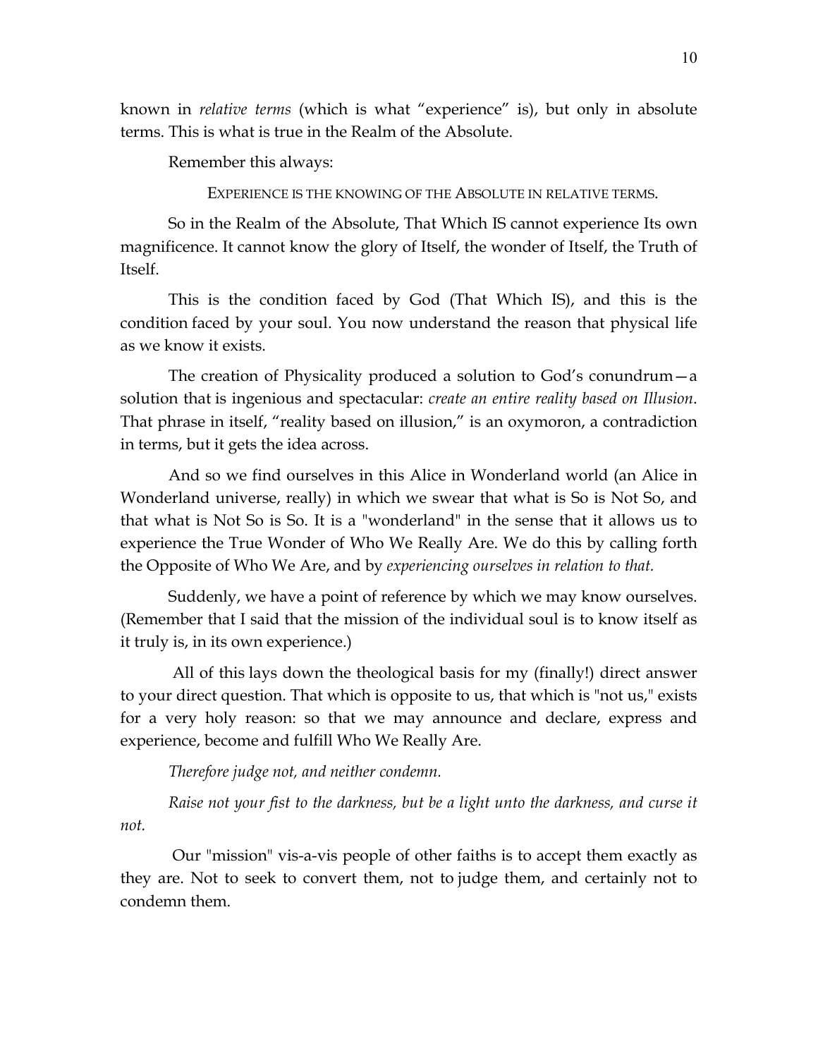known in *relative terms* (which is what "experience" is), but only in absolute terms. This is what is true in the Realm of the Absolute.

Remember this always:

EXPERIENCE IS THE KNOWING OF THE ABSOLUTE IN RELATIVE TERMS.

So in the Realm of the Absolute, That Which IS cannot experience Its own magnificence. It cannot know the glory of Itself, the wonder of Itself, the Truth of Itself.

This is the condition faced by God (That Which IS), and this is the condition faced by your soul. You now understand the reason that physical life as we know it exists.

The creation of Physicality produced a solution to God's conundrum—a solution that is ingenious and spectacular: *create an entire reality based on Illusion*. That phrase in itself, "reality based on illusion," is an oxymoron, a contradiction in terms, but it gets the idea across.

And so we find ourselves in this Alice in Wonderland world (an Alice in Wonderland universe, really) in which we swear that what is So is Not So, and that what is Not So is So. It is a "wonderland" in the sense that it allows us to experience the True Wonder of Who We Really Are. We do this by calling forth the Opposite of Who We Are, and by *experiencing ourselves in relation to that.*

Suddenly, we have a point of reference by which we may know ourselves. (Remember that I said that the mission of the individual soul is to know itself as it truly is, in its own experience.)

All of this lays down the theological basis for my (finally!) direct answer to your direct question. That which is opposite to us, that which is "not us," exists for a very holy reason: so that we may announce and declare, express and experience, become and fulfill Who We Really Are.

*Therefore judge not, and neither condemn.*

*Raise not your fist to the darkness, but be a light unto the darkness, and curse it not.*

Our "mission" vis-a-vis people of other faiths is to accept them exactly as they are. Not to seek to convert them, not to judge them, and certainly not to condemn them.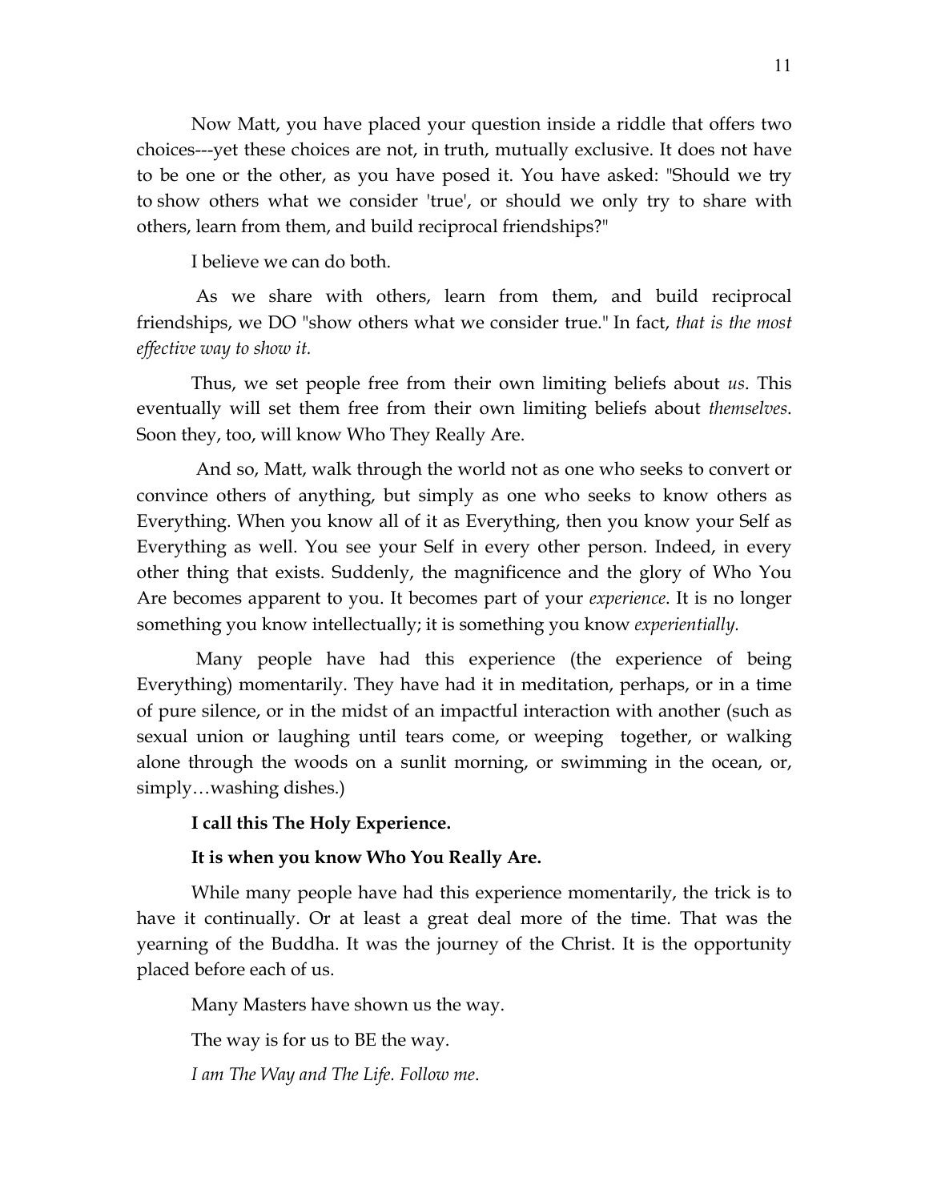Now Matt, you have placed your question inside a riddle that offers two choices---yet these choices are not, in truth, mutually exclusive. It does not have to be one or the other, as you have posed it. You have asked: "Should we try to show others what we consider 'true', or should we only try to share with others, learn from them, and build reciprocal friendships?"

I believe we can do both.

As we share with others, learn from them, and build reciprocal friendships, we DO "show others what we consider true." In fact, *that is the most effective way to show it.*

Thus, we set people free from their own limiting beliefs about *us*. This eventually will set them free from their own limiting beliefs about *themselves*. Soon they, too, will know Who They Really Are.

And so, Matt, walk through the world not as one who seeks to convert or convince others of anything, but simply as one who seeks to know others as Everything. When you know all of it as Everything, then you know your Self as Everything as well. You see your Self in every other person. Indeed, in every other thing that exists. Suddenly, the magnificence and the glory of Who You Are becomes apparent to you. It becomes part of your *experience*. It is no longer something you know intellectually; it is something you know *experientially.*

Many people have had this experience (the experience of being Everything) momentarily. They have had it in meditation, perhaps, or in a time of pure silence, or in the midst of an impactful interaction with another (such as sexual union or laughing until tears come, or weeping together, or walking alone through the woods on a sunlit morning, or swimming in the ocean, or, simply…washing dishes.)

**I call this The Holy Experience.**

**It is when you know Who You Really Are.**

While many people have had this experience momentarily, the trick is to have it continually. Or at least a great deal more of the time. That was the yearning of the Buddha. It was the journey of the Christ. It is the opportunity placed before each of us.

Many Masters have shown us the way.

The way is for us to BE the way.

*I am The Way and The Life. Follow me.*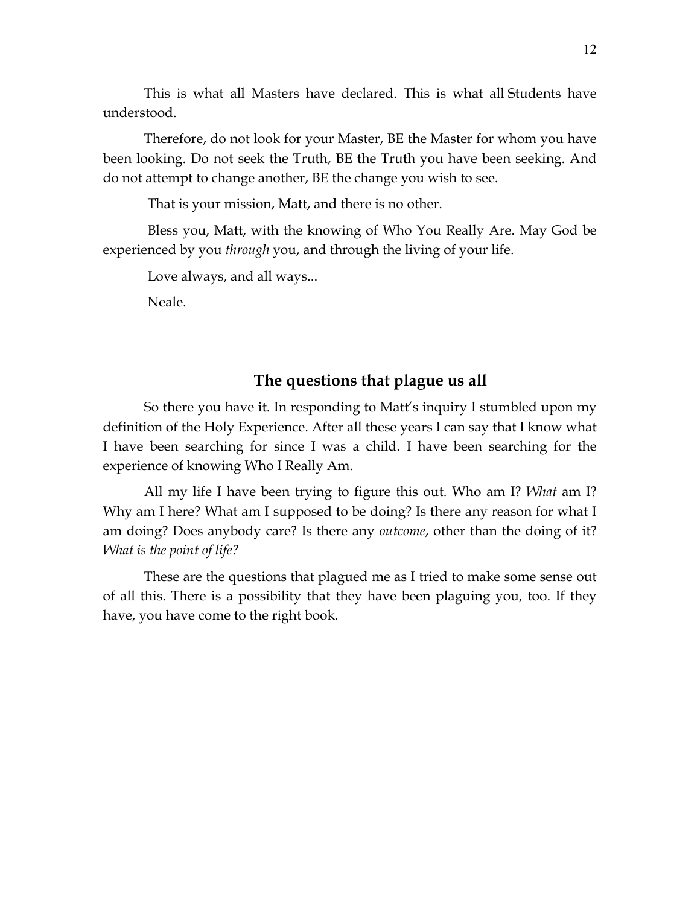This is what all Masters have declared. This is what all Students have understood.

Therefore, do not look for your Master, BE the Master for whom you have been looking. Do not seek the Truth, BE the Truth you have been seeking. And do not attempt to change another, BE the change you wish to see.

That is your mission, Matt, and there is no other.

Bless you, Matt, with the knowing of Who You Really Are. May God be experienced by you *through* you, and through the living of your life.

Love always, and all ways...

Neale.

## The questions that plague us all

So there you have it. In responding to Matt's inquiry I stumbled upon my definition of the Holy Experience. After all these years I can say that I know what I have been searching for since I was a child. I have been searching for the experience of knowing Who I Really Am.

All my life I have been trying to figure this out. Who am I? *What* am I? Why am I here? What am I supposed to be doing? Is there any reason for what I am doing? Does anybody care? Is there any *outcome*, other than the doing of it? *What is the point of life?*

These are the questions that plagued me as I tried to make some sense out of all this. There is a possibility that they have been plaguing you, too. If they have, you have come to the right book.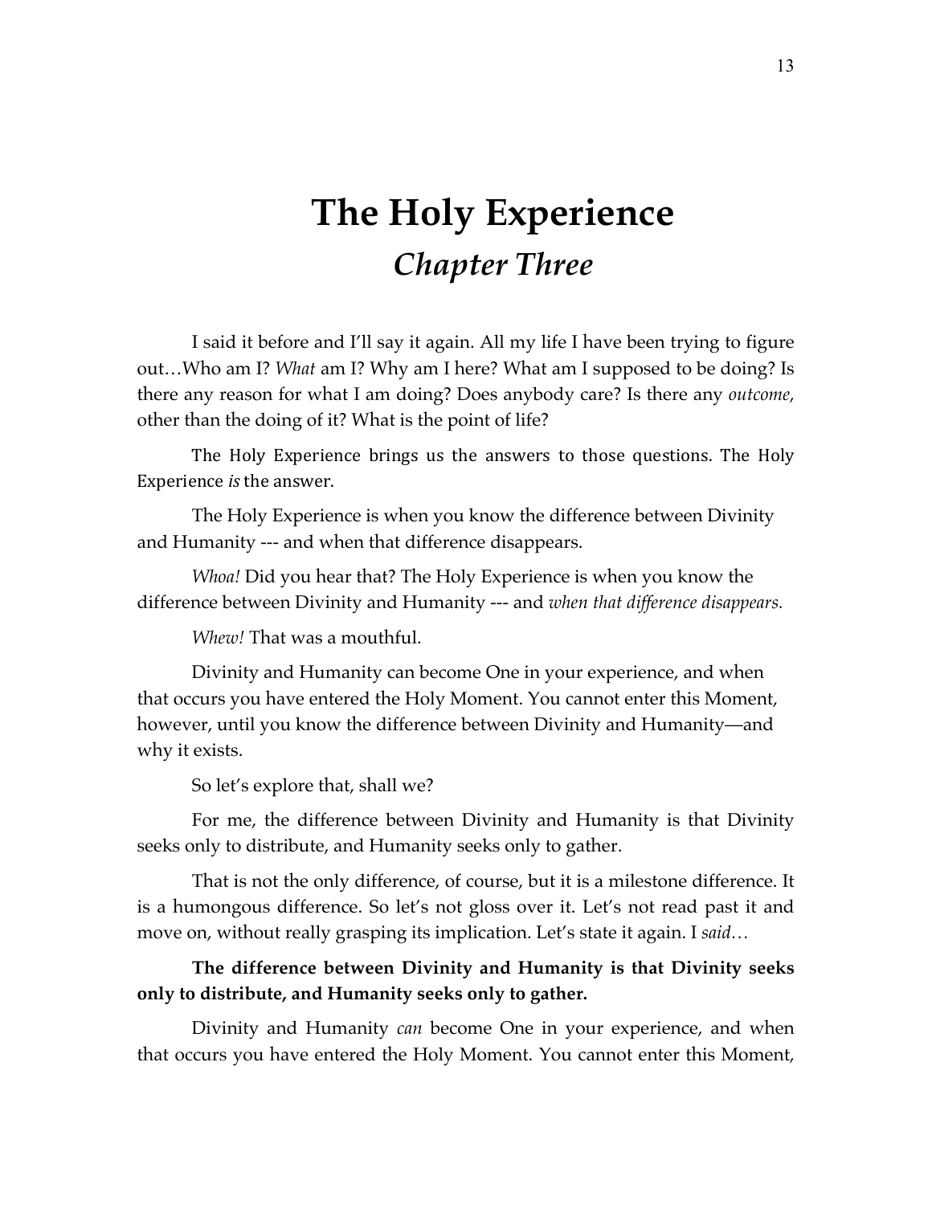# The Holy Experience
## *Chapter Three*

I said it before and I'll say it again. All my life I have been trying to figure out…Who am I? *What* am I? Why am I here? What am I supposed to be doing? Is there any reason for what I am doing? Does anybody care? Is there any *outcome*, other than the doing of it? What is the point of life?

The Holy Experience brings us the answers to those questions. The Holy Experience *is* the answer.

The Holy Experience is when you know the difference between Divinity and Humanity --- and when that difference disappears.

*Whoa!* Did you hear that? The Holy Experience is when you know the difference between Divinity and Humanity --- and *when that difference disappears.*

*Whew!* That was a mouthful.

Divinity and Humanity can become One in your experience, and when that occurs you have entered the Holy Moment. You cannot enter this Moment, however, until you know the difference between Divinity and Humanity—and why it exists.

So let's explore that, shall we?

For me, the difference between Divinity and Humanity is that Divinity seeks only to distribute, and Humanity seeks only to gather.

That is not the only difference, of course, but it is a milestone difference. It is a humongous difference. So let's not gloss over it. Let's not read past it and move on, without really grasping its implication. Let's state it again. I *said…*

**The difference between Divinity and Humanity is that Divinity seeks only to distribute, and Humanity seeks only to gather.**

Divinity and Humanity *can* become One in your experience, and when that occurs you have entered the Holy Moment. You cannot enter this Moment,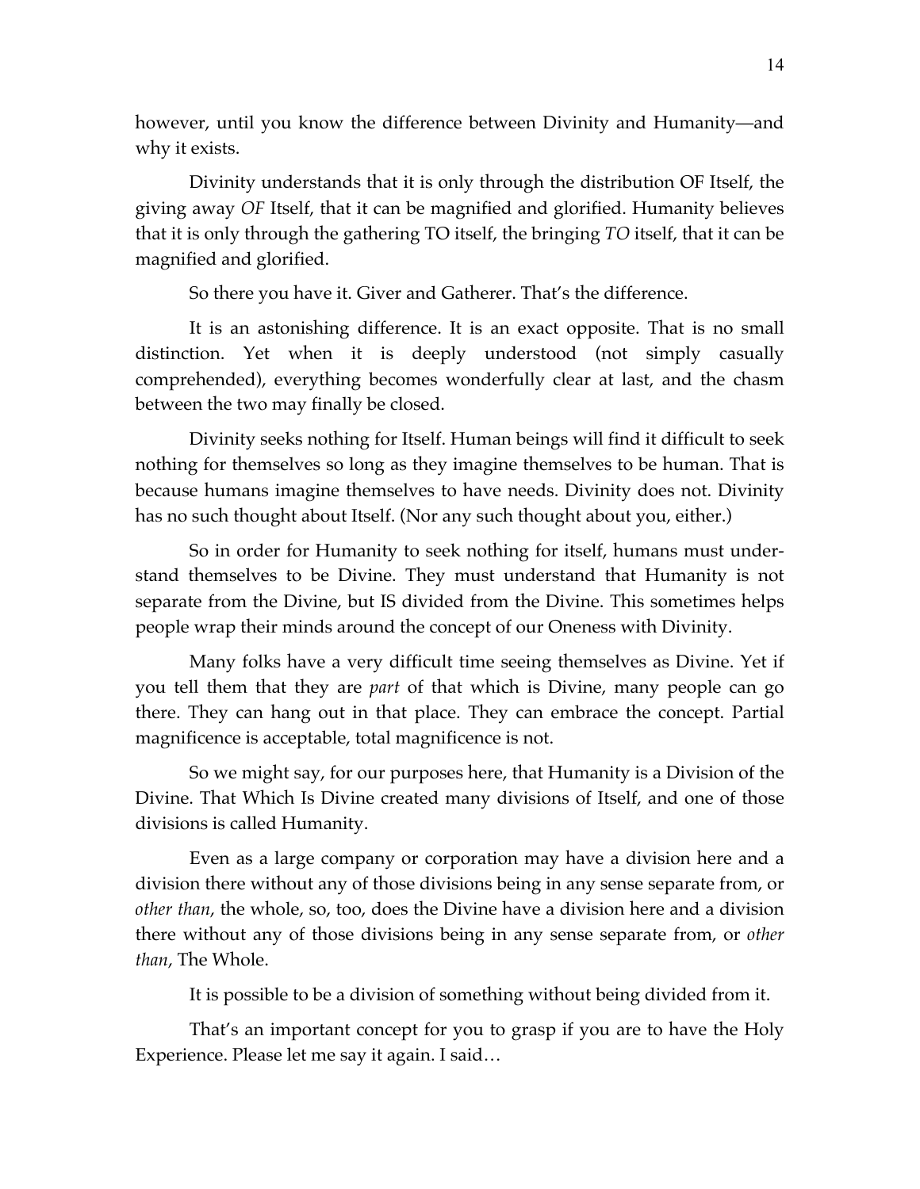however, until you know the difference between Divinity and Humanity—and why it exists.

Divinity understands that it is only through the distribution OF Itself, the giving away *OF* Itself, that it can be magnified and glorified. Humanity believes that it is only through the gathering TO itself, the bringing *TO* itself, that it can be magnified and glorified.

So there you have it. Giver and Gatherer. That's the difference.

It is an astonishing difference. It is an exact opposite. That is no small distinction. Yet when it is deeply understood (not simply casually comprehended), everything becomes wonderfully clear at last, and the chasm between the two may finally be closed.

Divinity seeks nothing for Itself. Human beings will find it difficult to seek nothing for themselves so long as they imagine themselves to be human. That is because humans imagine themselves to have needs. Divinity does not. Divinity has no such thought about Itself. (Nor any such thought about you, either.)

So in order for Humanity to seek nothing for itself, humans must understand themselves to be Divine. They must understand that Humanity is not separate from the Divine, but IS divided from the Divine. This sometimes helps people wrap their minds around the concept of our Oneness with Divinity.

Many folks have a very difficult time seeing themselves as Divine. Yet if you tell them that they are *part* of that which is Divine, many people can go there. They can hang out in that place. They can embrace the concept. Partial magnificence is acceptable, total magnificence is not.

So we might say, for our purposes here, that Humanity is a Division of the Divine. That Which Is Divine created many divisions of Itself, and one of those divisions is called Humanity.

Even as a large company or corporation may have a division here and a division there without any of those divisions being in any sense separate from, or *other than*, the whole, so, too, does the Divine have a division here and a division there without any of those divisions being in any sense separate from, or *other than*, The Whole.

It is possible to be a division of something without being divided from it.

That's an important concept for you to grasp if you are to have the Holy Experience. Please let me say it again. I said…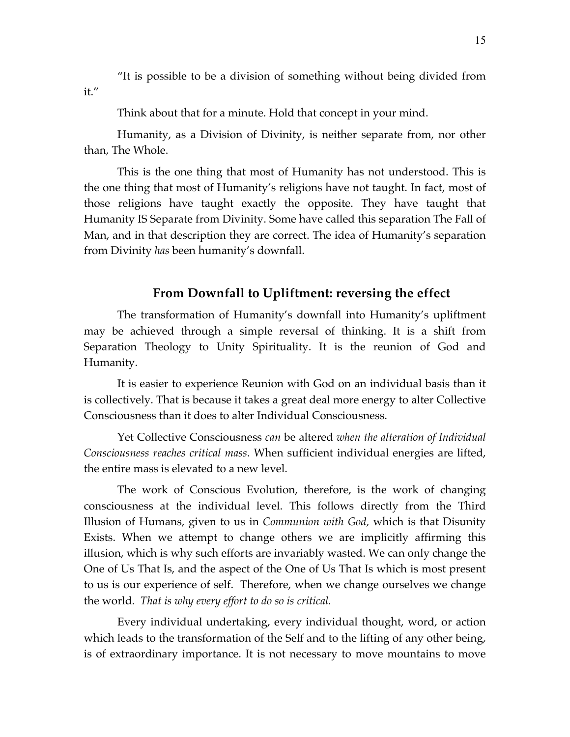"It is possible to be a division of something without being divided from it."

Think about that for a minute. Hold that concept in your mind.

Humanity, as a Division of Divinity, is neither separate from, nor other than, The Whole.

This is the one thing that most of Humanity has not understood. This is the one thing that most of Humanity's religions have not taught. In fact, most of those religions have taught exactly the opposite. They have taught that Humanity IS Separate from Divinity. Some have called this separation The Fall of Man, and in that description they are correct. The idea of Humanity's separation from Divinity *has* been humanity's downfall.

## From Downfall to Upliftment: reversing the effect

The transformation of Humanity's downfall into Humanity's upliftment may be achieved through a simple reversal of thinking. It is a shift from Separation Theology to Unity Spirituality. It is the reunion of God and Humanity.

It is easier to experience Reunion with God on an individual basis than it is collectively. That is because it takes a great deal more energy to alter Collective Consciousness than it does to alter Individual Consciousness.

Yet Collective Consciousness *can* be altered *when the alteration of Individual Consciousness reaches critical mass*. When sufficient individual energies are lifted, the entire mass is elevated to a new level.

The work of Conscious Evolution, therefore, is the work of changing consciousness at the individual level. This follows directly from the Third Illusion of Humans, given to us in *Communion with God,* which is that Disunity Exists. When we attempt to change others we are implicitly affirming this illusion, which is why such efforts are invariably wasted. We can only change the One of Us That Is, and the aspect of the One of Us That Is which is most present to us is our experience of self. Therefore, when we change ourselves we change the world. *That is why every effort to do so is critical.*

Every individual undertaking, every individual thought, word, or action which leads to the transformation of the Self and to the lifting of any other being, is of extraordinary importance. It is not necessary to move mountains to move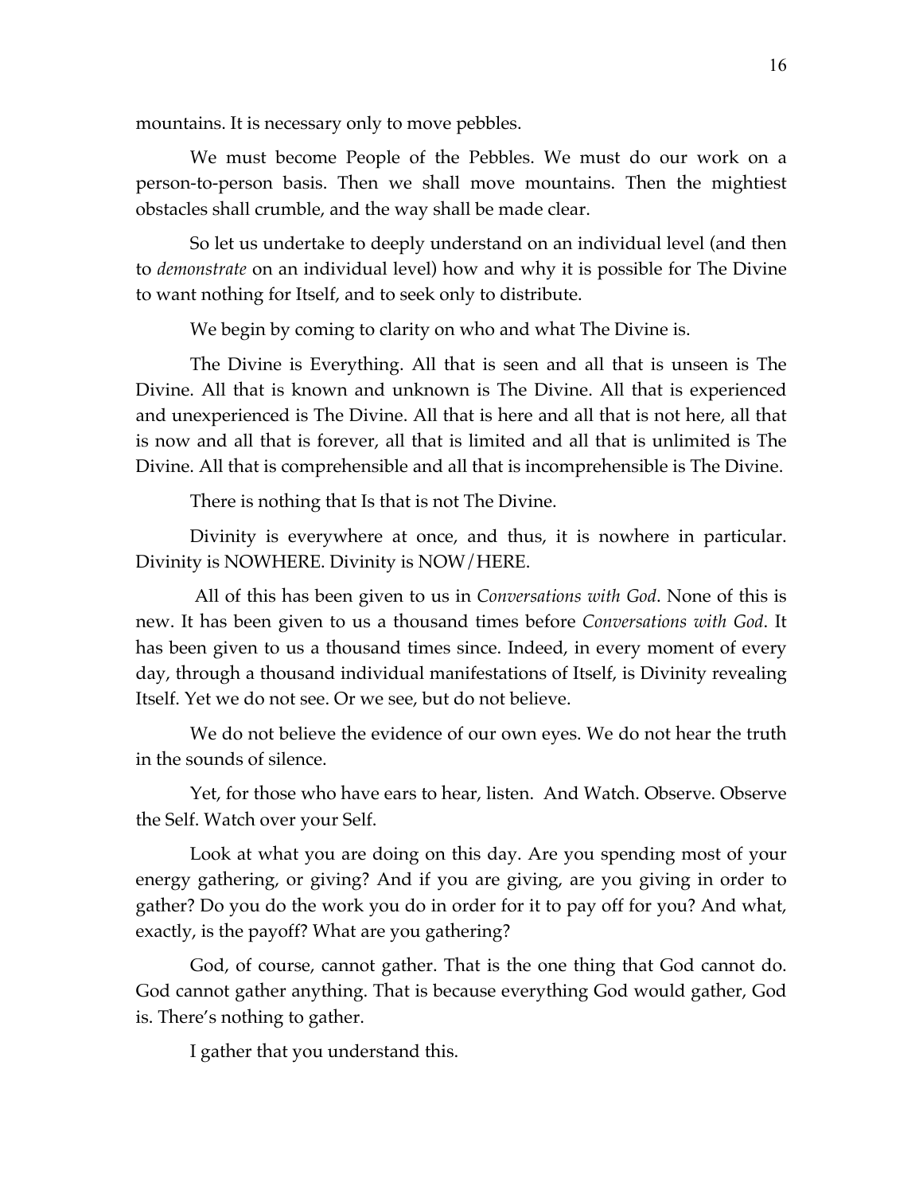mountains. It is necessary only to move pebbles.

We must become People of the Pebbles. We must do our work on a person-to-person basis. Then we shall move mountains. Then the mightiest obstacles shall crumble, and the way shall be made clear.

So let us undertake to deeply understand on an individual level (and then to *demonstrate* on an individual level) how and why it is possible for The Divine to want nothing for Itself, and to seek only to distribute.

We begin by coming to clarity on who and what The Divine is.

The Divine is Everything. All that is seen and all that is unseen is The Divine. All that is known and unknown is The Divine. All that is experienced and unexperienced is The Divine. All that is here and all that is not here, all that is now and all that is forever, all that is limited and all that is unlimited is The Divine. All that is comprehensible and all that is incomprehensible is The Divine.

There is nothing that Is that is not The Divine.

Divinity is everywhere at once, and thus, it is nowhere in particular. Divinity is NOWHERE. Divinity is NOW/HERE.

All of this has been given to us in *Conversations with God*. None of this is new. It has been given to us a thousand times before *Conversations with God*. It has been given to us a thousand times since. Indeed, in every moment of every day, through a thousand individual manifestations of Itself, is Divinity revealing Itself. Yet we do not see. Or we see, but do not believe.

We do not believe the evidence of our own eyes. We do not hear the truth in the sounds of silence.

Yet, for those who have ears to hear, listen. And Watch. Observe. Observe the Self. Watch over your Self.

Look at what you are doing on this day. Are you spending most of your energy gathering, or giving? And if you are giving, are you giving in order to gather? Do you do the work you do in order for it to pay off for you? And what, exactly, is the payoff? What are you gathering?

God, of course, cannot gather. That is the one thing that God cannot do. God cannot gather anything. That is because everything God would gather, God is. There's nothing to gather.

I gather that you understand this.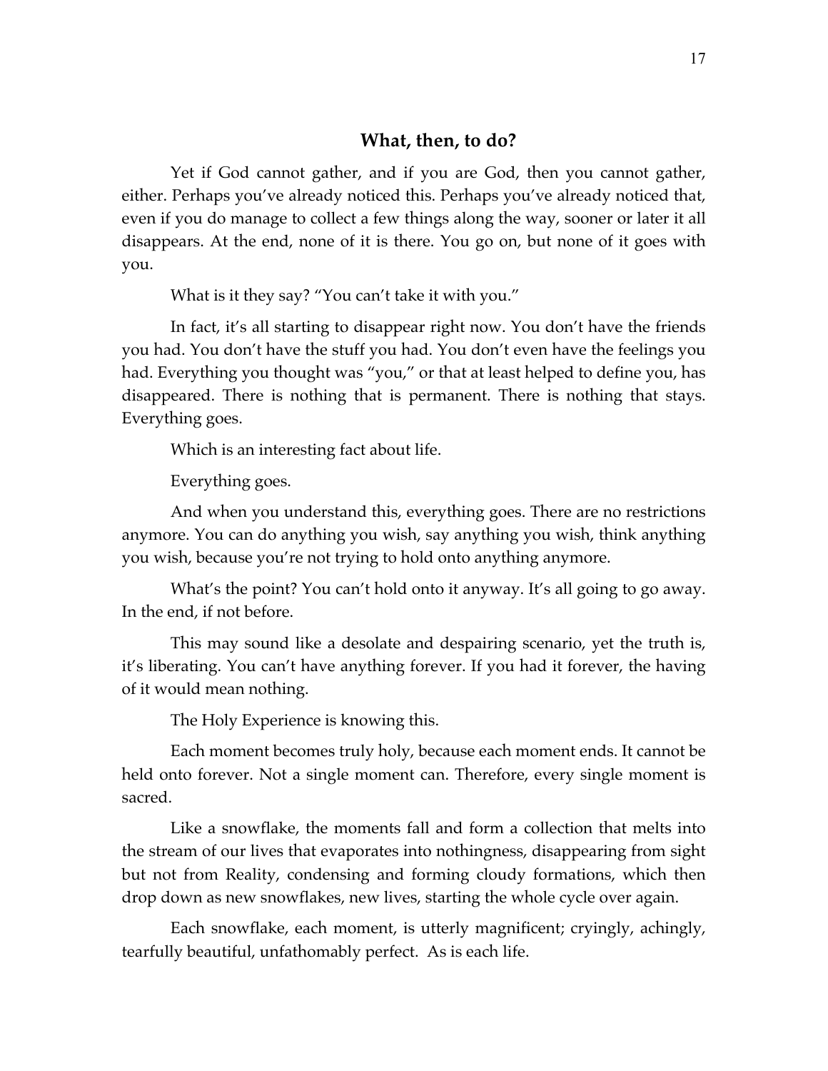## What, then, to do?

Yet if God cannot gather, and if you are God, then you cannot gather, either. Perhaps you've already noticed this. Perhaps you've already noticed that, even if you do manage to collect a few things along the way, sooner or later it all disappears. At the end, none of it is there. You go on, but none of it goes with you.

What is it they say? "You can't take it with you."

In fact, it's all starting to disappear right now. You don't have the friends you had. You don't have the stuff you had. You don't even have the feelings you had. Everything you thought was "you," or that at least helped to define you, has disappeared. There is nothing that is permanent. There is nothing that stays. Everything goes.

Which is an interesting fact about life.

Everything goes.

And when you understand this, everything goes. There are no restrictions anymore. You can do anything you wish, say anything you wish, think anything you wish, because you're not trying to hold onto anything anymore.

What's the point? You can't hold onto it anyway. It's all going to go away. In the end, if not before.

This may sound like a desolate and despairing scenario, yet the truth is, it's liberating. You can't have anything forever. If you had it forever, the having of it would mean nothing.

The Holy Experience is knowing this.

Each moment becomes truly holy, because each moment ends. It cannot be held onto forever. Not a single moment can. Therefore, every single moment is sacred.

Like a snowflake, the moments fall and form a collection that melts into the stream of our lives that evaporates into nothingness, disappearing from sight but not from Reality, condensing and forming cloudy formations, which then drop down as new snowflakes, new lives, starting the whole cycle over again.

Each snowflake, each moment, is utterly magnificent; cryingly, achingly, tearfully beautiful, unfathomably perfect. As is each life.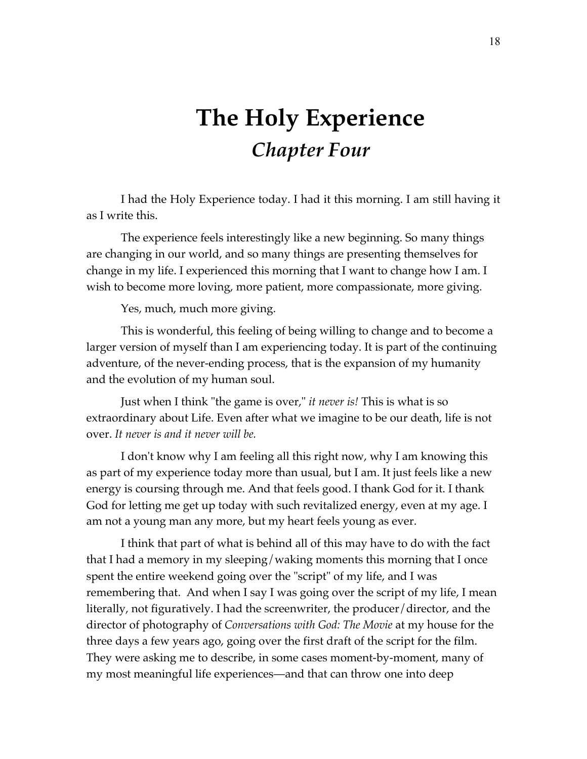# The Holy Experience
## *Chapter Four*

I had the Holy Experience today. I had it this morning. I am still having it as I write this.

The experience feels interestingly like a new beginning. So many things are changing in our world, and so many things are presenting themselves for change in my life. I experienced this morning that I want to change how I am. I wish to become more loving, more patient, more compassionate, more giving.

Yes, much, much more giving.

This is wonderful, this feeling of being willing to change and to become a larger version of myself than I am experiencing today. It is part of the continuing adventure, of the never-ending process, that is the expansion of my humanity and the evolution of my human soul.

Just when I think "the game is over," *it never is!* This is what is so extraordinary about Life. Even after what we imagine to be our death, life is not over. *It never is and it never will be.*

I don't know why I am feeling all this right now, why I am knowing this as part of my experience today more than usual, but I am. It just feels like a new energy is coursing through me. And that feels good. I thank God for it. I thank God for letting me get up today with such revitalized energy, even at my age. I am not a young man any more, but my heart feels young as ever.

I think that part of what is behind all of this may have to do with the fact that I had a memory in my sleeping/waking moments this morning that I once spent the entire weekend going over the "script" of my life, and I was remembering that. And when I say I was going over the script of my life, I mean literally, not figuratively. I had the screenwriter, the producer/director, and the director of photography of *Conversations with God: The Movie* at my house for the three days a few years ago, going over the first draft of the script for the film. They were asking me to describe, in some cases moment-by-moment, many of my most meaningful life experiences—and that can throw one into deep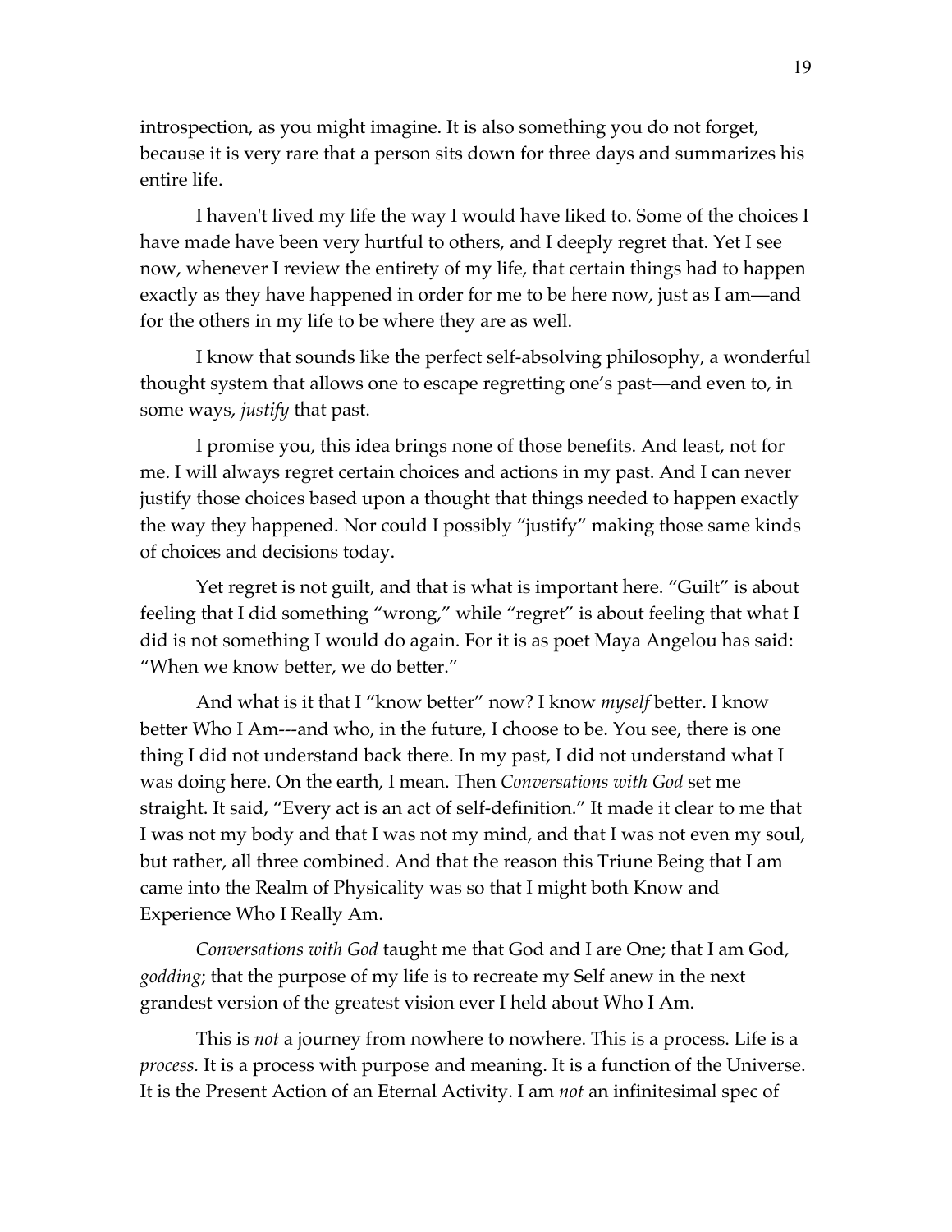introspection, as you might imagine. It is also something you do not forget, because it is very rare that a person sits down for three days and summarizes his entire life.

I haven't lived my life the way I would have liked to. Some of the choices I have made have been very hurtful to others, and I deeply regret that. Yet I see now, whenever I review the entirety of my life, that certain things had to happen exactly as they have happened in order for me to be here now, just as I am—and for the others in my life to be where they are as well.

I know that sounds like the perfect self-absolving philosophy, a wonderful thought system that allows one to escape regretting one's past—and even to, in some ways, *justify* that past.

I promise you, this idea brings none of those benefits. And least, not for me. I will always regret certain choices and actions in my past. And I can never justify those choices based upon a thought that things needed to happen exactly the way they happened. Nor could I possibly "justify" making those same kinds of choices and decisions today.

Yet regret is not guilt, and that is what is important here. "Guilt" is about feeling that I did something "wrong," while "regret" is about feeling that what I did is not something I would do again. For it is as poet Maya Angelou has said: "When we know better, we do better."

And what is it that I "know better" now? I know *myself* better. I know better Who I Am---and who, in the future, I choose to be. You see, there is one thing I did not understand back there. In my past, I did not understand what I was doing here. On the earth, I mean. Then *Conversations with God* set me straight. It said, "Every act is an act of self-definition." It made it clear to me that I was not my body and that I was not my mind, and that I was not even my soul, but rather, all three combined. And that the reason this Triune Being that I am came into the Realm of Physicality was so that I might both Know and Experience Who I Really Am.

*Conversations with God* taught me that God and I are One; that I am God, *godding*; that the purpose of my life is to recreate my Self anew in the next grandest version of the greatest vision ever I held about Who I Am.

This is *not* a journey from nowhere to nowhere. This is a process. Life is a *process.* It is a process with purpose and meaning. It is a function of the Universe. It is the Present Action of an Eternal Activity. I am *not* an infinitesimal spec of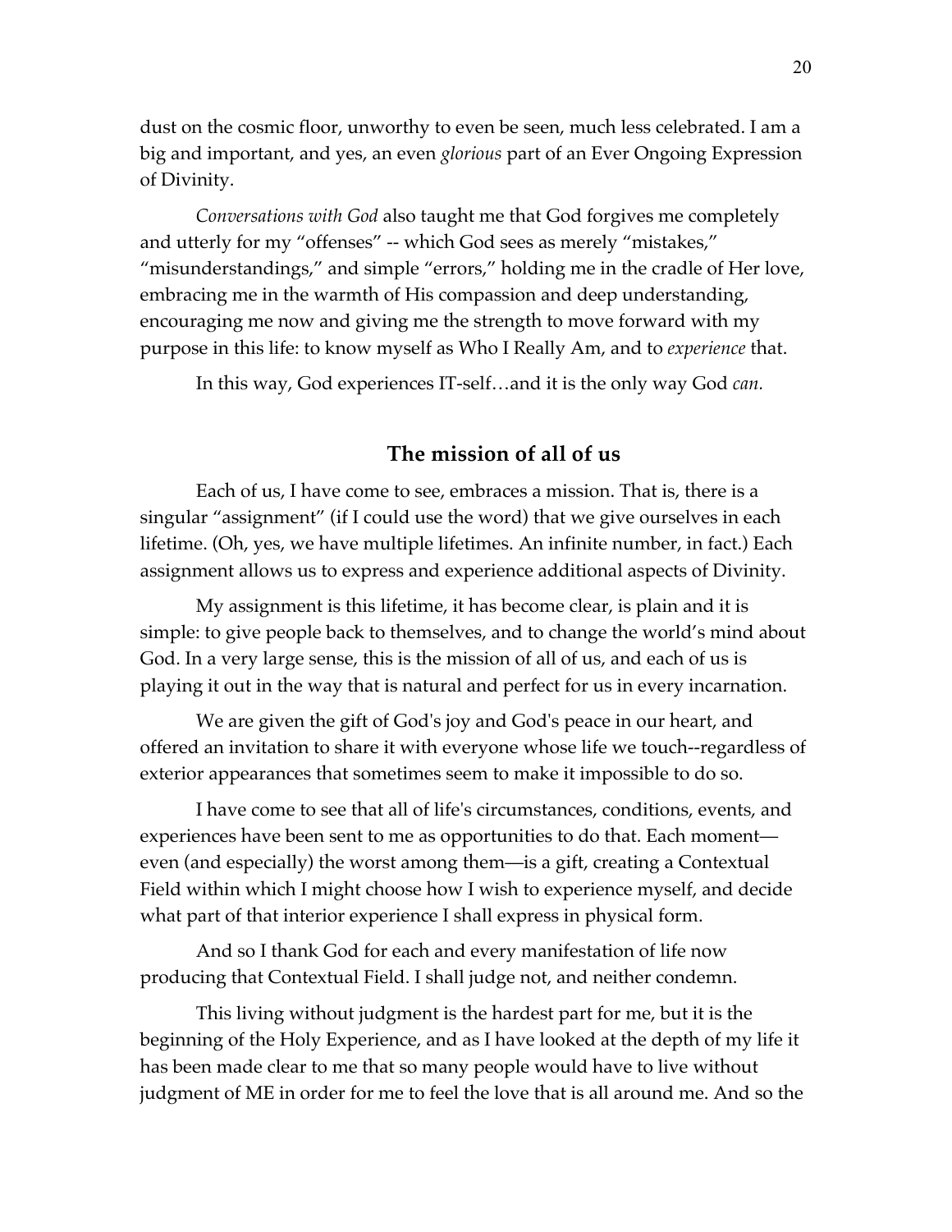dust on the cosmic floor, unworthy to even be seen, much less celebrated. I am a big and important, and yes, an even *glorious* part of an Ever Ongoing Expression of Divinity.

*Conversations with God* also taught me that God forgives me completely and utterly for my "offenses" -- which God sees as merely "mistakes," "misunderstandings," and simple "errors," holding me in the cradle of Her love, embracing me in the warmth of His compassion and deep understanding, encouraging me now and giving me the strength to move forward with my purpose in this life: to know myself as Who I Really Am, and to *experience* that.

In this way, God experiences IT-self…and it is the only way God *can.*

## The mission of all of us

Each of us, I have come to see, embraces a mission. That is, there is a singular "assignment" (if I could use the word) that we give ourselves in each lifetime. (Oh, yes, we have multiple lifetimes. An infinite number, in fact.) Each assignment allows us to express and experience additional aspects of Divinity.

My assignment is this lifetime, it has become clear, is plain and it is simple: to give people back to themselves, and to change the world's mind about God. In a very large sense, this is the mission of all of us, and each of us is playing it out in the way that is natural and perfect for us in every incarnation.

We are given the gift of God's joy and God's peace in our heart, and offered an invitation to share it with everyone whose life we touch--regardless of exterior appearances that sometimes seem to make it impossible to do so.

I have come to see that all of life's circumstances, conditions, events, and experiences have been sent to me as opportunities to do that. Each moment—even (and especially) the worst among them—is a gift, creating a Contextual Field within which I might choose how I wish to experience myself, and decide what part of that interior experience I shall express in physical form.

And so I thank God for each and every manifestation of life now producing that Contextual Field. I shall judge not, and neither condemn.

This living without judgment is the hardest part for me, but it is the beginning of the Holy Experience, and as I have looked at the depth of my life it has been made clear to me that so many people would have to live without judgment of ME in order for me to feel the love that is all around me. And so the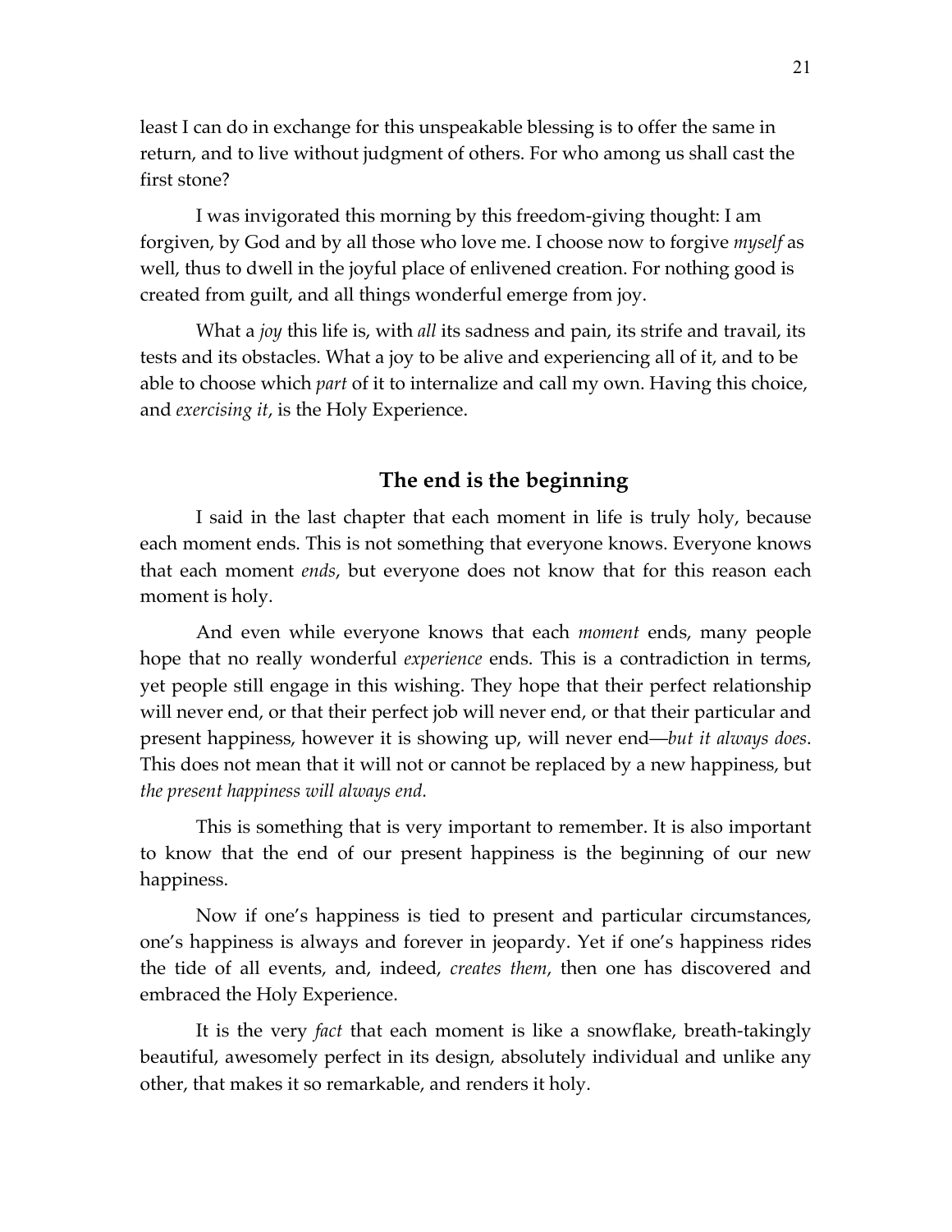least I can do in exchange for this unspeakable blessing is to offer the same in return, and to live without judgment of others. For who among us shall cast the first stone?

I was invigorated this morning by this freedom-giving thought: I am forgiven, by God and by all those who love me. I choose now to forgive *myself* as well, thus to dwell in the joyful place of enlivened creation. For nothing good is created from guilt, and all things wonderful emerge from joy.

What a *joy* this life is, with *all* its sadness and pain, its strife and travail, its tests and its obstacles. What a joy to be alive and experiencing all of it, and to be able to choose which *part* of it to internalize and call my own. Having this choice, and *exercising it*, is the Holy Experience.

## The end is the beginning

I said in the last chapter that each moment in life is truly holy, because each moment ends. This is not something that everyone knows. Everyone knows that each moment *ends*, but everyone does not know that for this reason each moment is holy.

And even while everyone knows that each *moment* ends, many people hope that no really wonderful *experience* ends. This is a contradiction in terms, yet people still engage in this wishing. They hope that their perfect relationship will never end, or that their perfect job will never end, or that their particular and present happiness, however it is showing up, will never end—*but it always does*. This does not mean that it will not or cannot be replaced by a new happiness, but *the present happiness will always end.*

This is something that is very important to remember. It is also important to know that the end of our present happiness is the beginning of our new happiness.

Now if one's happiness is tied to present and particular circumstances, one's happiness is always and forever in jeopardy. Yet if one's happiness rides the tide of all events, and, indeed, *creates them*, then one has discovered and embraced the Holy Experience.

It is the very *fact* that each moment is like a snowflake, breath-takingly beautiful, awesomely perfect in its design, absolutely individual and unlike any other, that makes it so remarkable, and renders it holy.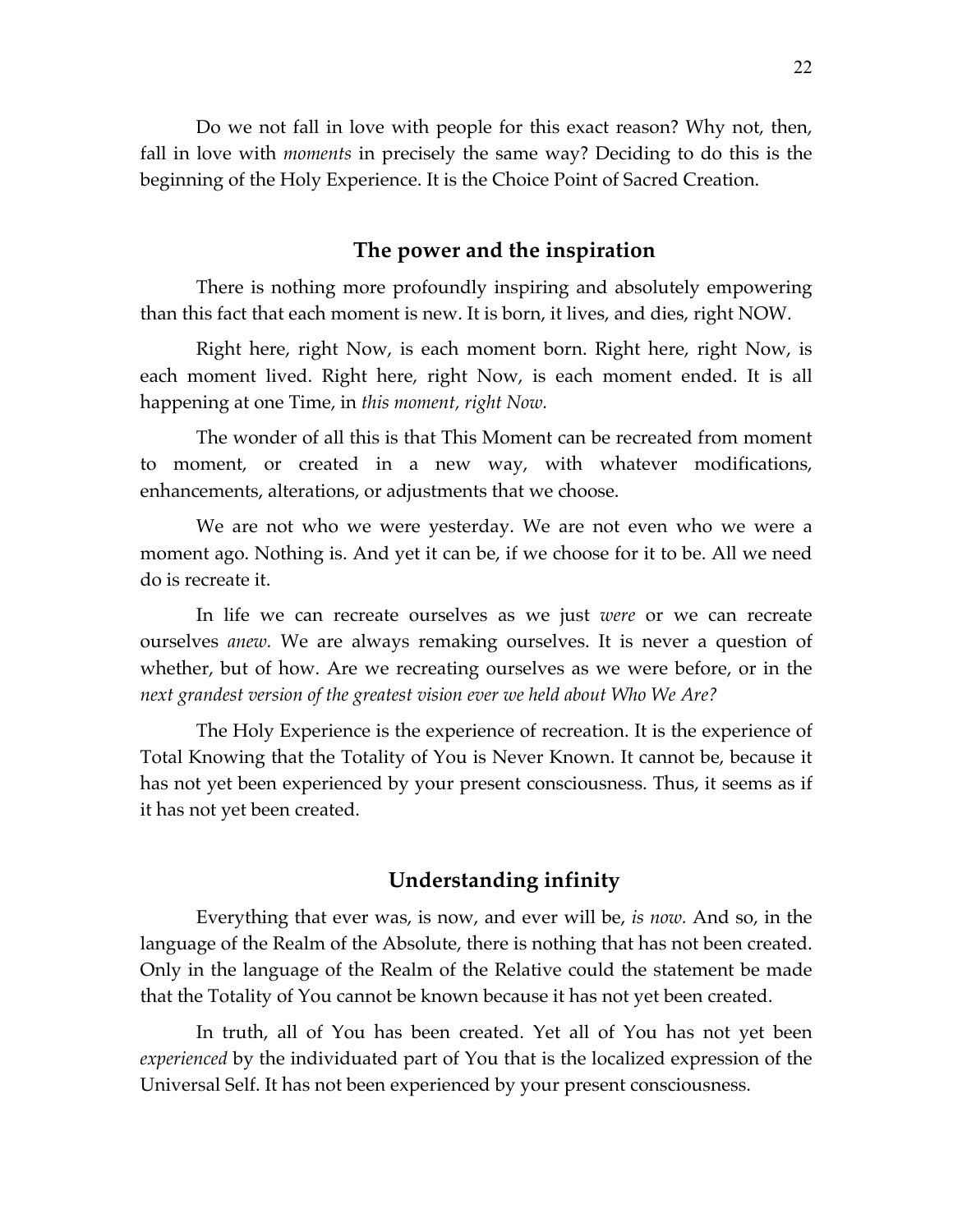Do we not fall in love with people for this exact reason? Why not, then, fall in love with *moments* in precisely the same way? Deciding to do this is the beginning of the Holy Experience. It is the Choice Point of Sacred Creation.

## The power and the inspiration

There is nothing more profoundly inspiring and absolutely empowering than this fact that each moment is new. It is born, it lives, and dies, right NOW.

Right here, right Now, is each moment born. Right here, right Now, is each moment lived. Right here, right Now, is each moment ended. It is all happening at one Time, in *this moment, right Now.*

The wonder of all this is that This Moment can be recreated from moment to moment, or created in a new way, with whatever modifications, enhancements, alterations, or adjustments that we choose.

We are not who we were yesterday. We are not even who we were a moment ago. Nothing is. And yet it can be, if we choose for it to be. All we need do is recreate it.

In life we can recreate ourselves as we just *were* or we can recreate ourselves *anew.* We are always remaking ourselves. It is never a question of whether, but of how. Are we recreating ourselves as we were before, or in the *next grandest version of the greatest vision ever we held about Who We Are?*

The Holy Experience is the experience of recreation. It is the experience of Total Knowing that the Totality of You is Never Known. It cannot be, because it has not yet been experienced by your present consciousness. Thus, it seems as if it has not yet been created.

## Understanding infinity

Everything that ever was, is now, and ever will be, *is now.* And so, in the language of the Realm of the Absolute, there is nothing that has not been created. Only in the language of the Realm of the Relative could the statement be made that the Totality of You cannot be known because it has not yet been created.

In truth, all of You has been created. Yet all of You has not yet been *experienced* by the individuated part of You that is the localized expression of the Universal Self. It has not been experienced by your present consciousness.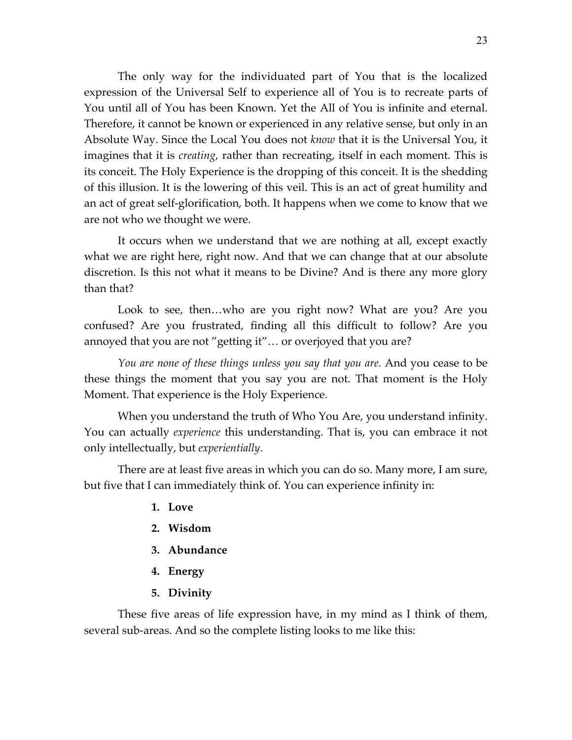The only way for the individuated part of You that is the localized expression of the Universal Self to experience all of You is to recreate parts of You until all of You has been Known. Yet the All of You is infinite and eternal. Therefore, it cannot be known or experienced in any relative sense, but only in an Absolute Way. Since the Local You does not *know* that it is the Universal You, it imagines that it is *creating*, rather than recreating, itself in each moment. This is its conceit. The Holy Experience is the dropping of this conceit. It is the shedding of this illusion. It is the lowering of this veil. This is an act of great humility and an act of great self-glorification, both. It happens when we come to know that we are not who we thought we were.

It occurs when we understand that we are nothing at all, except exactly what we are right here, right now. And that we can change that at our absolute discretion. Is this not what it means to be Divine? And is there any more glory than that?

Look to see, then…who are you right now? What are you? Are you confused? Are you frustrated, finding all this difficult to follow? Are you annoyed that you are not "getting it"… or overjoyed that you are?

*You are none of these things unless you say that you are.* And you cease to be these things the moment that you say you are not. That moment is the Holy Moment. That experience is the Holy Experience.

When you understand the truth of Who You Are, you understand infinity. You can actually *experience* this understanding. That is, you can embrace it not only intellectually, but *experientially*.

There are at least five areas in which you can do so. Many more, I am sure, but five that I can immediately think of. You can experience infinity in:

1. **Love**
2. **Wisdom**
3. **Abundance**
4. **Energy**
5. **Divinity**

These five areas of life expression have, in my mind as I think of them, several sub-areas. And so the complete listing looks to me like this: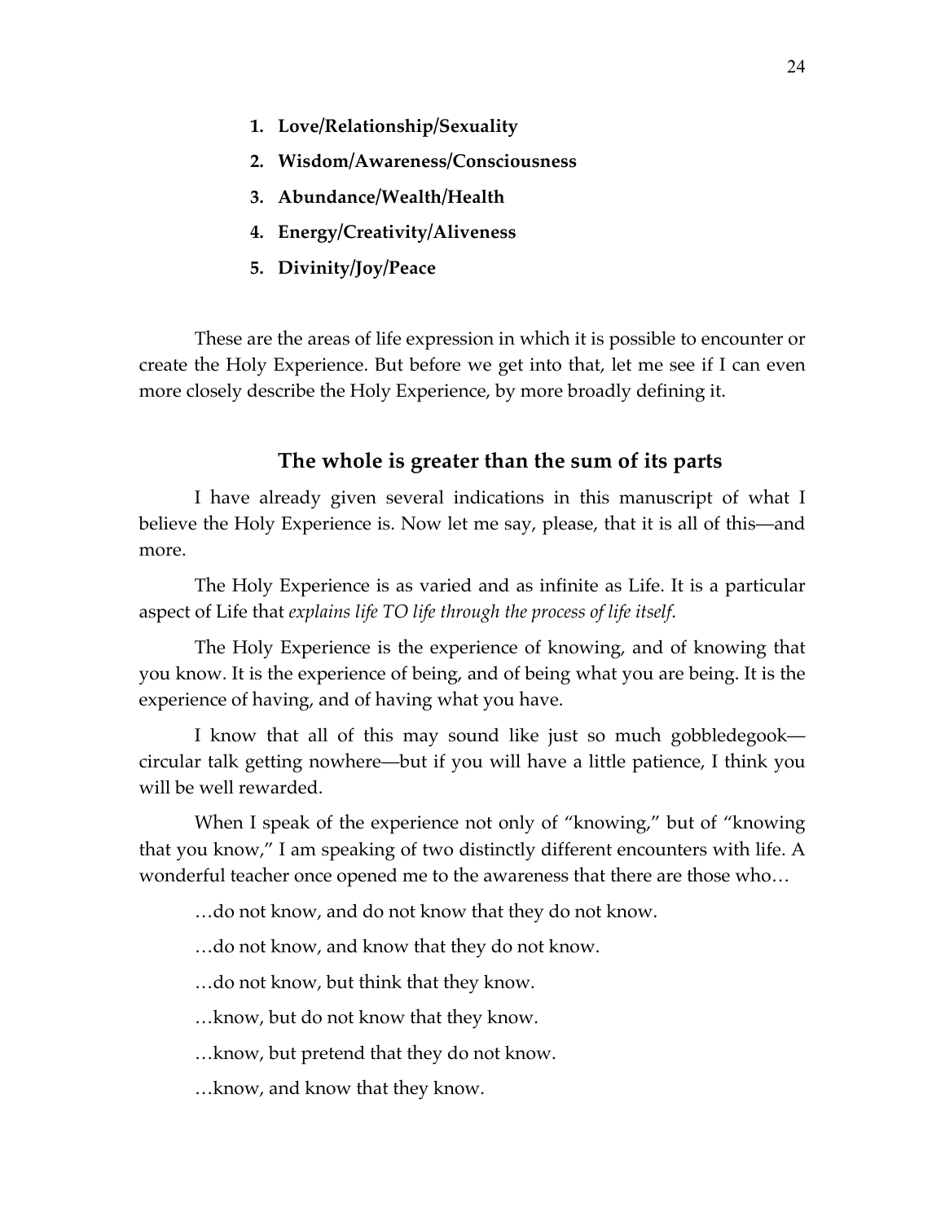1. **Love/Relationship/Sexuality**
2. **Wisdom/Awareness/Consciousness**
3. **Abundance/Wealth/Health**
4. **Energy/Creativity/Aliveness**
5. **Divinity/Joy/Peace**

These are the areas of life expression in which it is possible to encounter or create the Holy Experience. But before we get into that, let me see if I can even more closely describe the Holy Experience, by more broadly defining it.

## The whole is greater than the sum of its parts

I have already given several indications in this manuscript of what I believe the Holy Experience is. Now let me say, please, that it is all of this—and more.

The Holy Experience is as varied and as infinite as Life. It is a particular aspect of Life that *explains life TO life through the process of life itself*.

The Holy Experience is the experience of knowing, and of knowing that you know. It is the experience of being, and of being what you are being. It is the experience of having, and of having what you have.

I know that all of this may sound like just so much gobbledegook—circular talk getting nowhere—but if you will have a little patience, I think you will be well rewarded.

When I speak of the experience not only of "knowing," but of "knowing that you know," I am speaking of two distinctly different encounters with life. A wonderful teacher once opened me to the awareness that there are those who…

…do not know, and do not know that they do not know.

…do not know, and know that they do not know.

…do not know, but think that they know.

…know, but do not know that they know.

…know, but pretend that they do not know.

…know, and know that they know.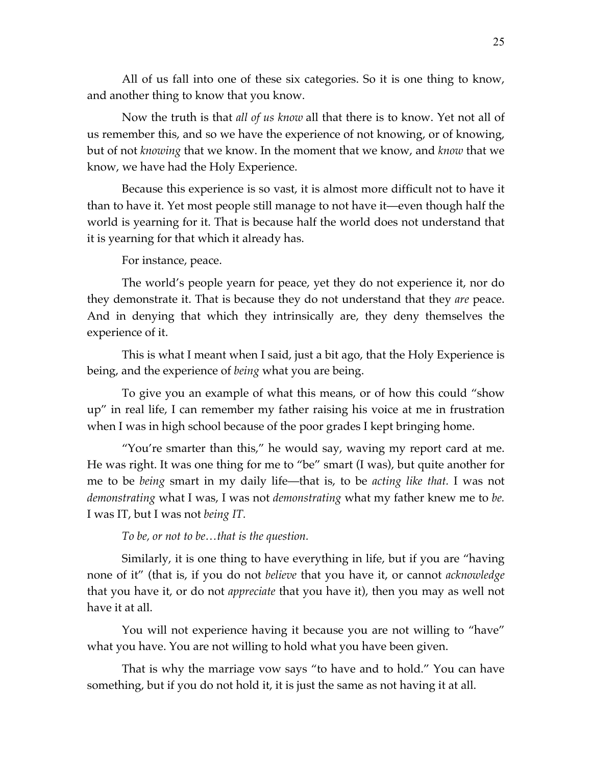All of us fall into one of these six categories. So it is one thing to know, and another thing to know that you know.

Now the truth is that *all of us know* all that there is to know. Yet not all of us remember this, and so we have the experience of not knowing, or of knowing, but of not *knowing* that we know. In the moment that we know, and *know* that we know, we have had the Holy Experience.

Because this experience is so vast, it is almost more difficult not to have it than to have it. Yet most people still manage to not have it—even though half the world is yearning for it. That is because half the world does not understand that it is yearning for that which it already has.

For instance, peace.

The world's people yearn for peace, yet they do not experience it, nor do they demonstrate it. That is because they do not understand that they *are* peace. And in denying that which they intrinsically are, they deny themselves the experience of it.

This is what I meant when I said, just a bit ago, that the Holy Experience is being, and the experience of *being* what you are being.

To give you an example of what this means, or of how this could "show up" in real life, I can remember my father raising his voice at me in frustration when I was in high school because of the poor grades I kept bringing home.

"You're smarter than this," he would say, waving my report card at me. He was right. It was one thing for me to "be" smart (I was), but quite another for me to be *being* smart in my daily life—that is, to be *acting like that.* I was not *demonstrating* what I was, I was not *demonstrating* what my father knew me to *be.* I was IT, but I was not *being IT.*

*To be, or not to be…that is the question.*

Similarly, it is one thing to have everything in life, but if you are "having none of it" (that is, if you do not *believe* that you have it, or cannot *acknowledge* that you have it, or do not *appreciate* that you have it), then you may as well not have it at all.

You will not experience having it because you are not willing to "have" what you have. You are not willing to hold what you have been given.

That is why the marriage vow says "to have and to hold." You can have something, but if you do not hold it, it is just the same as not having it at all.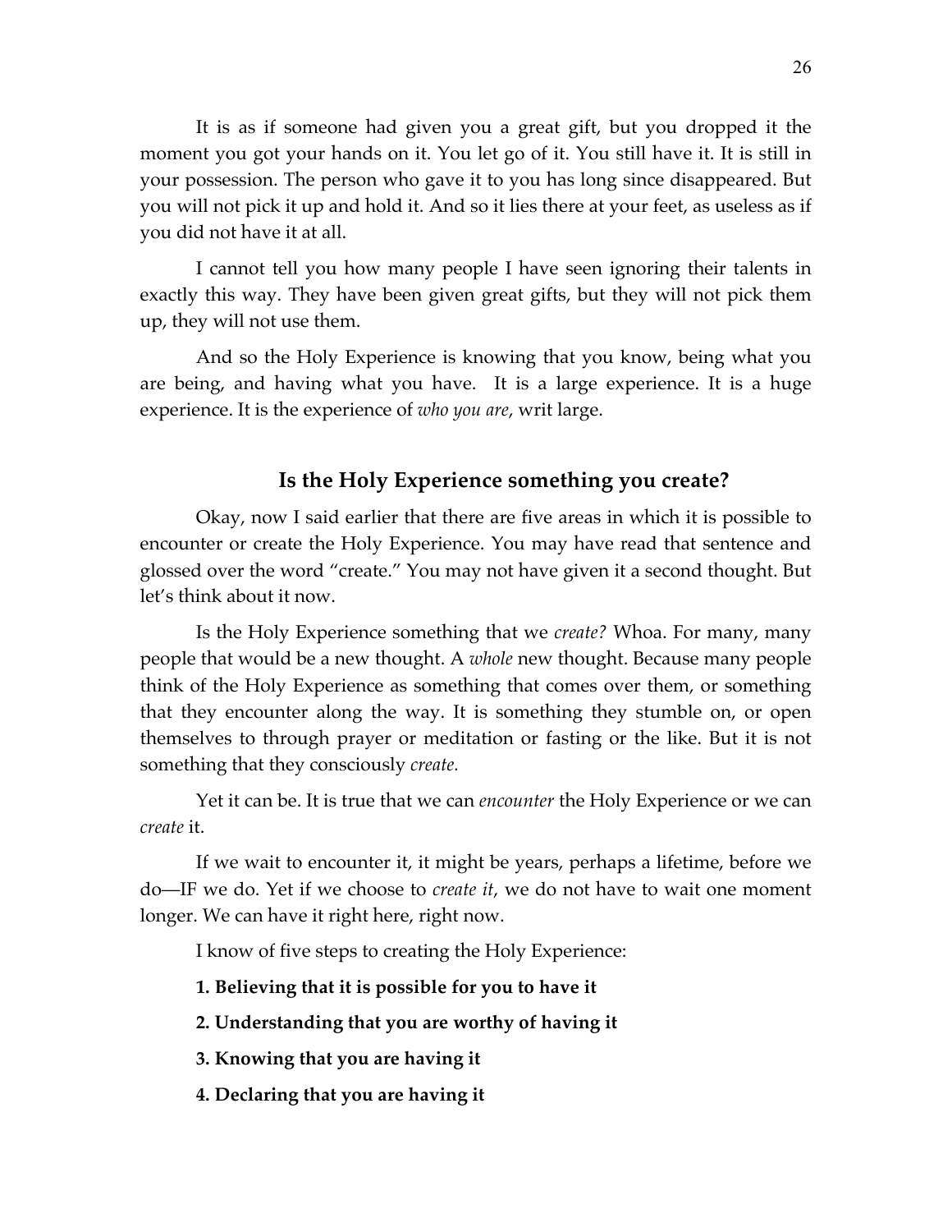It is as if someone had given you a great gift, but you dropped it the moment you got your hands on it. You let go of it. You still have it. It is still in your possession. The person who gave it to you has long since disappeared. But you will not pick it up and hold it. And so it lies there at your feet, as useless as if you did not have it at all.

I cannot tell you how many people I have seen ignoring their talents in exactly this way. They have been given great gifts, but they will not pick them up, they will not use them.

And so the Holy Experience is knowing that you know, being what you are being, and having what you have. It is a large experience. It is a huge experience. It is the experience of *who you are*, writ large.

## Is the Holy Experience something you create?

Okay, now I said earlier that there are five areas in which it is possible to encounter or create the Holy Experience. You may have read that sentence and glossed over the word "create." You may not have given it a second thought. But let's think about it now.

Is the Holy Experience something that we *create?* Whoa. For many, many people that would be a new thought. A *whole* new thought. Because many people think of the Holy Experience as something that comes over them, or something that they encounter along the way. It is something they stumble on, or open themselves to through prayer or meditation or fasting or the like. But it is not something that they consciously *create.*

Yet it can be. It is true that we can *encounter* the Holy Experience or we can *create* it.

If we wait to encounter it, it might be years, perhaps a lifetime, before we do—IF we do. Yet if we choose to *create it*, we do not have to wait one moment longer. We can have it right here, right now.

I know of five steps to creating the Holy Experience:

**1. Believing that it is possible for you to have it**

**2. Understanding that you are worthy of having it**

**3. Knowing that you are having it**

**4. Declaring that you are having it**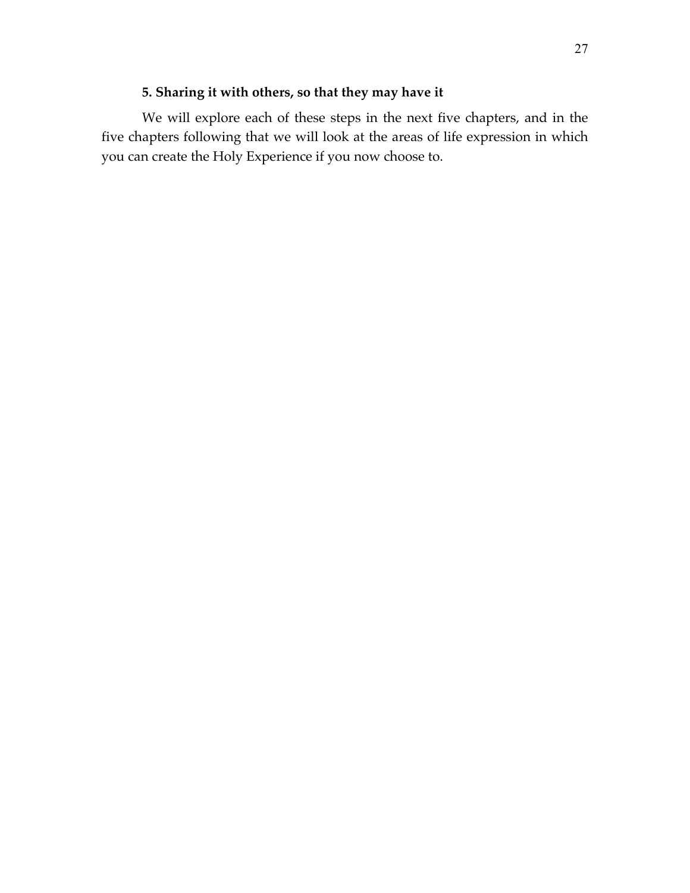**5. Sharing it with others, so that they may have it**

We will explore each of these steps in the next five chapters, and in the five chapters following that we will look at the areas of life expression in which you can create the Holy Experience if you now choose to.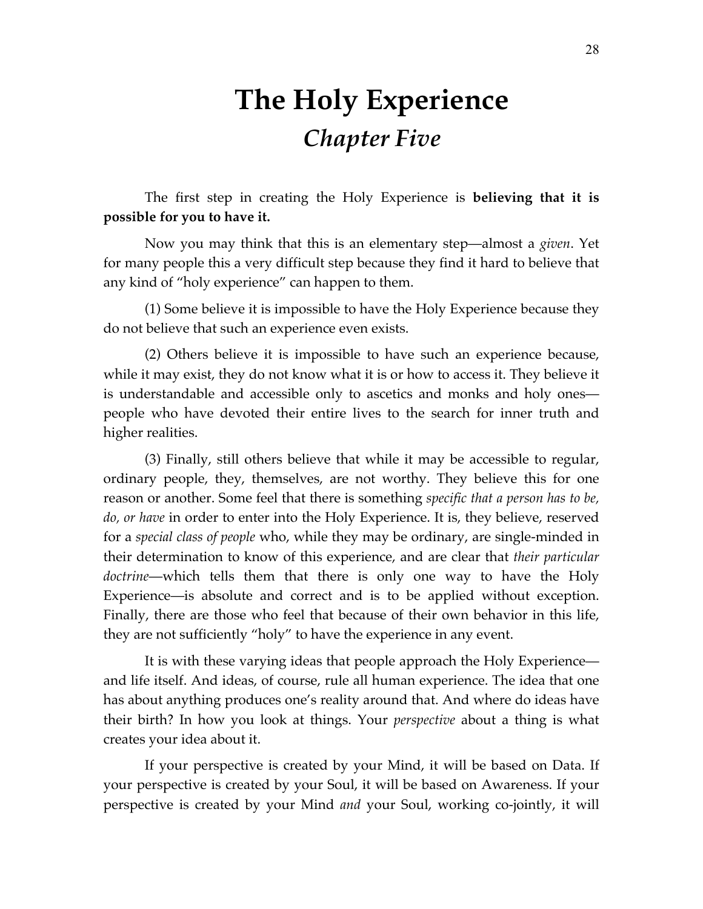# The Holy Experience
## *Chapter Five*

The first step in creating the Holy Experience is **believing that it is possible for you to have it.**

Now you may think that this is an elementary step—almost a *given*. Yet for many people this a very difficult step because they find it hard to believe that any kind of "holy experience" can happen to them.

(1) Some believe it is impossible to have the Holy Experience because they do not believe that such an experience even exists.

(2) Others believe it is impossible to have such an experience because, while it may exist, they do not know what it is or how to access it. They believe it is understandable and accessible only to ascetics and monks and holy ones—people who have devoted their entire lives to the search for inner truth and higher realities.

(3) Finally, still others believe that while it may be accessible to regular, ordinary people, they, themselves, are not worthy. They believe this for one reason or another. Some feel that there is something *specific that a person has to be, do, or have* in order to enter into the Holy Experience. It is, they believe, reserved for a *special class of people* who, while they may be ordinary, are single-minded in their determination to know of this experience, and are clear that *their particular doctrine*—which tells them that there is only one way to have the Holy Experience—is absolute and correct and is to be applied without exception. Finally, there are those who feel that because of their own behavior in this life, they are not sufficiently "holy" to have the experience in any event.

It is with these varying ideas that people approach the Holy Experience—and life itself. And ideas, of course, rule all human experience. The idea that one has about anything produces one's reality around that. And where do ideas have their birth? In how you look at things. Your *perspective* about a thing is what creates your idea about it.

If your perspective is created by your Mind, it will be based on Data. If your perspective is created by your Soul, it will be based on Awareness. If your perspective is created by your Mind *and* your Soul, working co-jointly, it will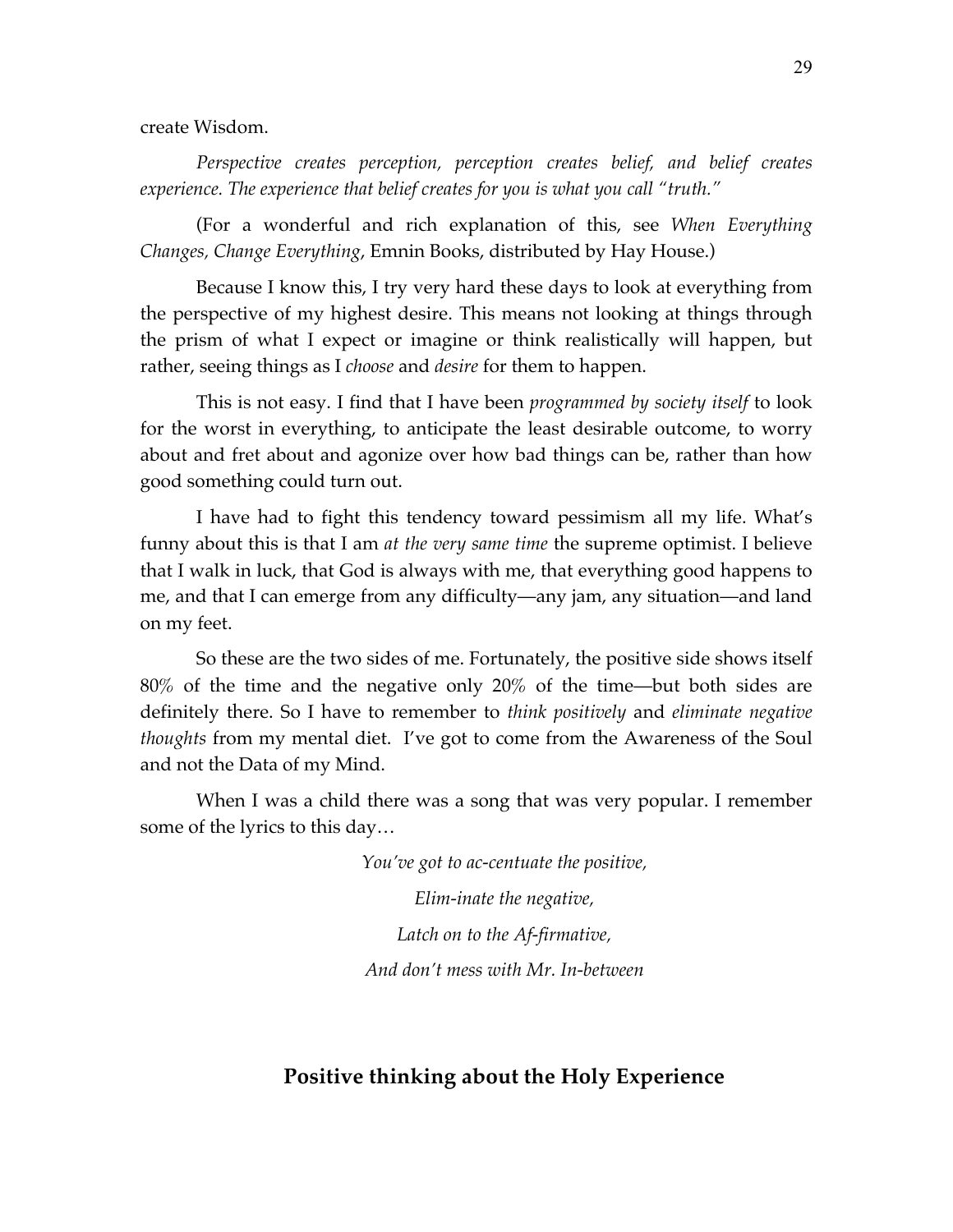create Wisdom.

*Perspective creates perception, perception creates belief, and belief creates experience. The experience that belief creates for you is what you call "truth."*

(For a wonderful and rich explanation of this, see *When Everything Changes, Change Everything*, Emnin Books, distributed by Hay House.)

Because I know this, I try very hard these days to look at everything from the perspective of my highest desire. This means not looking at things through the prism of what I expect or imagine or think realistically will happen, but rather, seeing things as I *choose* and *desire* for them to happen.

This is not easy. I find that I have been *programmed by society itself* to look for the worst in everything, to anticipate the least desirable outcome, to worry about and fret about and agonize over how bad things can be, rather than how good something could turn out.

I have had to fight this tendency toward pessimism all my life. What's funny about this is that I am *at the very same time* the supreme optimist. I believe that I walk in luck, that God is always with me, that everything good happens to me, and that I can emerge from any difficulty—any jam, any situation—and land on my feet.

So these are the two sides of me. Fortunately, the positive side shows itself 80% of the time and the negative only 20% of the time—but both sides are definitely there. So I have to remember to *think positively* and *eliminate negative thoughts* from my mental diet. I've got to come from the Awareness of the Soul and not the Data of my Mind.

When I was a child there was a song that was very popular. I remember some of the lyrics to this day…

*You've got to ac-centuate the positive,*

*Elim-inate the negative,*

*Latch on to the Af-firmative,*

*And don't mess with Mr. In-between*

## Positive thinking about the Holy Experience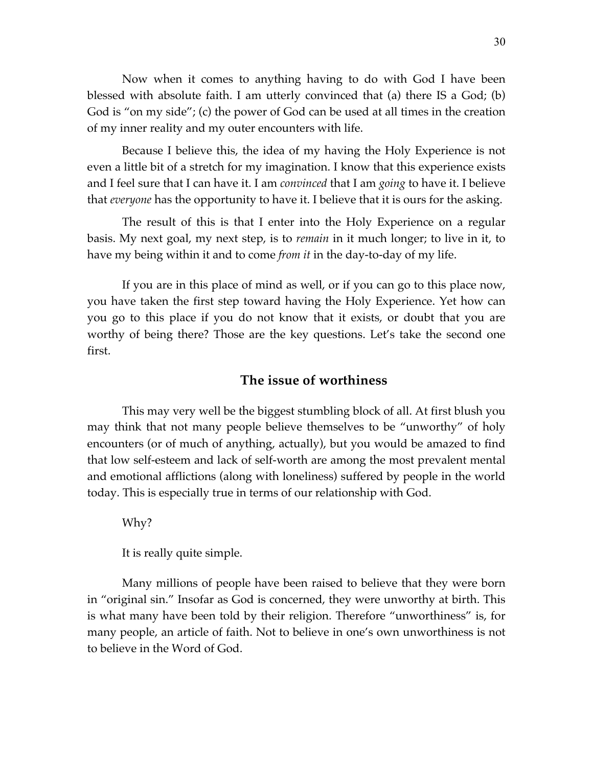Now when it comes to anything having to do with God I have been blessed with absolute faith. I am utterly convinced that (a) there IS a God; (b) God is "on my side"; (c) the power of God can be used at all times in the creation of my inner reality and my outer encounters with life.

Because I believe this, the idea of my having the Holy Experience is not even a little bit of a stretch for my imagination. I know that this experience exists and I feel sure that I can have it. I am *convinced* that I am *going* to have it. I believe that *everyone* has the opportunity to have it. I believe that it is ours for the asking.

The result of this is that I enter into the Holy Experience on a regular basis. My next goal, my next step, is to *remain* in it much longer; to live in it, to have my being within it and to come *from it* in the day-to-day of my life.

If you are in this place of mind as well, or if you can go to this place now, you have taken the first step toward having the Holy Experience. Yet how can you go to this place if you do not know that it exists, or doubt that you are worthy of being there? Those are the key questions. Let's take the second one first.

## The issue of worthiness

This may very well be the biggest stumbling block of all. At first blush you may think that not many people believe themselves to be "unworthy" of holy encounters (or of much of anything, actually), but you would be amazed to find that low self-esteem and lack of self-worth are among the most prevalent mental and emotional afflictions (along with loneliness) suffered by people in the world today. This is especially true in terms of our relationship with God.

Why?

It is really quite simple.

Many millions of people have been raised to believe that they were born in "original sin." Insofar as God is concerned, they were unworthy at birth. This is what many have been told by their religion. Therefore "unworthiness" is, for many people, an article of faith. Not to believe in one's own unworthiness is not to believe in the Word of God.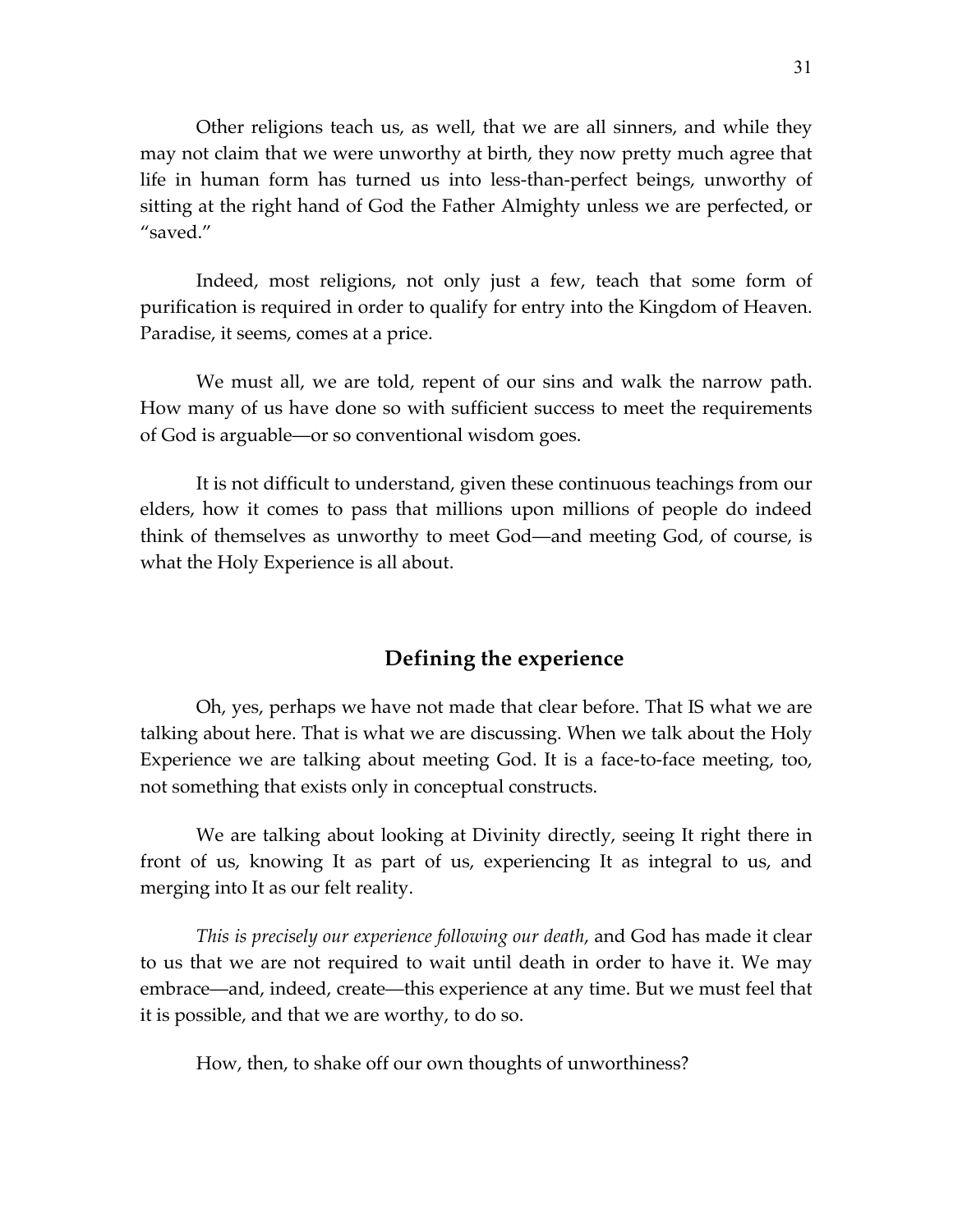Other religions teach us, as well, that we are all sinners, and while they may not claim that we were unworthy at birth, they now pretty much agree that life in human form has turned us into less-than-perfect beings, unworthy of sitting at the right hand of God the Father Almighty unless we are perfected, or "saved."

Indeed, most religions, not only just a few, teach that some form of purification is required in order to qualify for entry into the Kingdom of Heaven. Paradise, it seems, comes at a price.

We must all, we are told, repent of our sins and walk the narrow path. How many of us have done so with sufficient success to meet the requirements of God is arguable—or so conventional wisdom goes.

It is not difficult to understand, given these continuous teachings from our elders, how it comes to pass that millions upon millions of people do indeed think of themselves as unworthy to meet God—and meeting God, of course, is what the Holy Experience is all about.

## Defining the experience

Oh, yes, perhaps we have not made that clear before. That IS what we are talking about here. That is what we are discussing. When we talk about the Holy Experience we are talking about meeting God. It is a face-to-face meeting, too, not something that exists only in conceptual constructs.

We are talking about looking at Divinity directly, seeing It right there in front of us, knowing It as part of us, experiencing It as integral to us, and merging into It as our felt reality.

*This is precisely our experience following our death*, and God has made it clear to us that we are not required to wait until death in order to have it. We may embrace—and, indeed, create—this experience at any time. But we must feel that it is possible, and that we are worthy, to do so.

How, then, to shake off our own thoughts of unworthiness?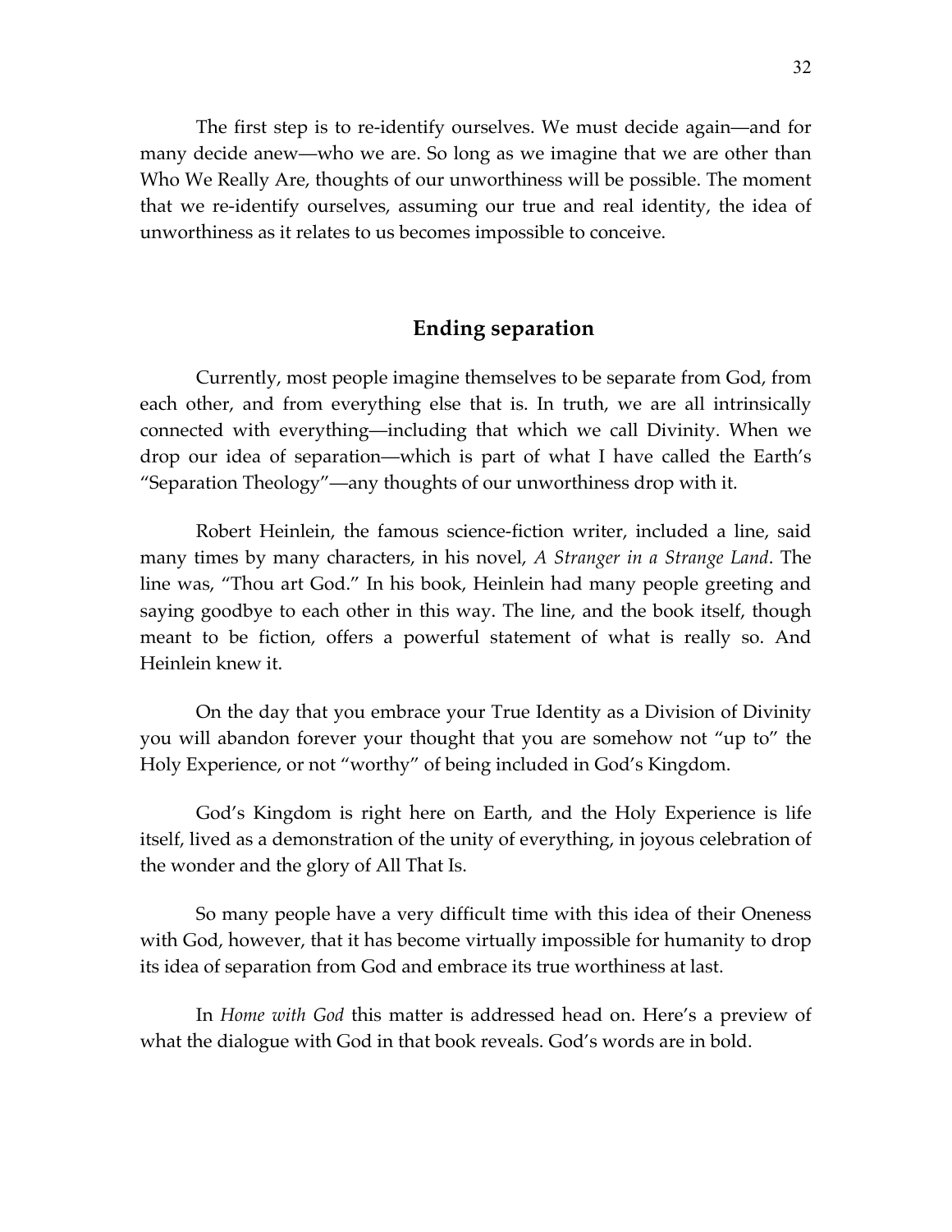The first step is to re-identify ourselves. We must decide again—and for many decide anew—who we are. So long as we imagine that we are other than Who We Really Are, thoughts of our unworthiness will be possible. The moment that we re-identify ourselves, assuming our true and real identity, the idea of unworthiness as it relates to us becomes impossible to conceive.

## Ending separation

Currently, most people imagine themselves to be separate from God, from each other, and from everything else that is. In truth, we are all intrinsically connected with everything—including that which we call Divinity. When we drop our idea of separation—which is part of what I have called the Earth's "Separation Theology"—any thoughts of our unworthiness drop with it.

Robert Heinlein, the famous science-fiction writer, included a line, said many times by many characters, in his novel, *A Stranger in a Strange Land*. The line was, "Thou art God." In his book, Heinlein had many people greeting and saying goodbye to each other in this way. The line, and the book itself, though meant to be fiction, offers a powerful statement of what is really so. And Heinlein knew it.

On the day that you embrace your True Identity as a Division of Divinity you will abandon forever your thought that you are somehow not "up to" the Holy Experience, or not "worthy" of being included in God's Kingdom.

God's Kingdom is right here on Earth, and the Holy Experience is life itself, lived as a demonstration of the unity of everything, in joyous celebration of the wonder and the glory of All That Is.

So many people have a very difficult time with this idea of their Oneness with God, however, that it has become virtually impossible for humanity to drop its idea of separation from God and embrace its true worthiness at last.

In *Home with God* this matter is addressed head on. Here's a preview of what the dialogue with God in that book reveals. God's words are in bold.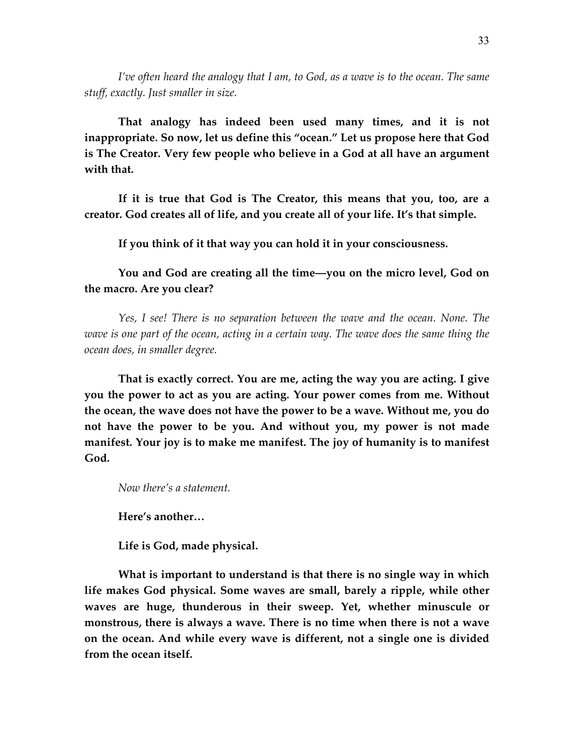*I've often heard the analogy that I am, to God, as a wave is to the ocean. The same stuff, exactly. Just smaller in size.*

**That analogy has indeed been used many times, and it is not inappropriate. So now, let us define this "ocean." Let us propose here that God is The Creator. Very few people who believe in a God at all have an argument with that.**

**If it is true that God is The Creator, this means that you, too, are a creator. God creates all of life, and you create all of your life. It's that simple.**

**If you think of it that way you can hold it in your consciousness.**

**You and God are creating all the time—you on the micro level, God on the macro. Are you clear?**

*Yes, I see! There is no separation between the wave and the ocean. None. The wave is one part of the ocean, acting in a certain way. The wave does the same thing the ocean does, in smaller degree.*

**That is exactly correct. You are me, acting the way you are acting. I give you the power to act as you are acting. Your power comes from me. Without the ocean, the wave does not have the power to be a wave. Without me, you do not have the power to be you. And without you, my power is not made manifest. Your joy is to make me manifest. The joy of humanity is to manifest God.**

*Now there's a statement.*

**Here's another…**

**Life is God, made physical.**

**What is important to understand is that there is no single way in which life makes God physical. Some waves are small, barely a ripple, while other waves are huge, thunderous in their sweep. Yet, whether minuscule or monstrous, there is always a wave. There is no time when there is not a wave on the ocean. And while every wave is different, not a single one is divided from the ocean itself.**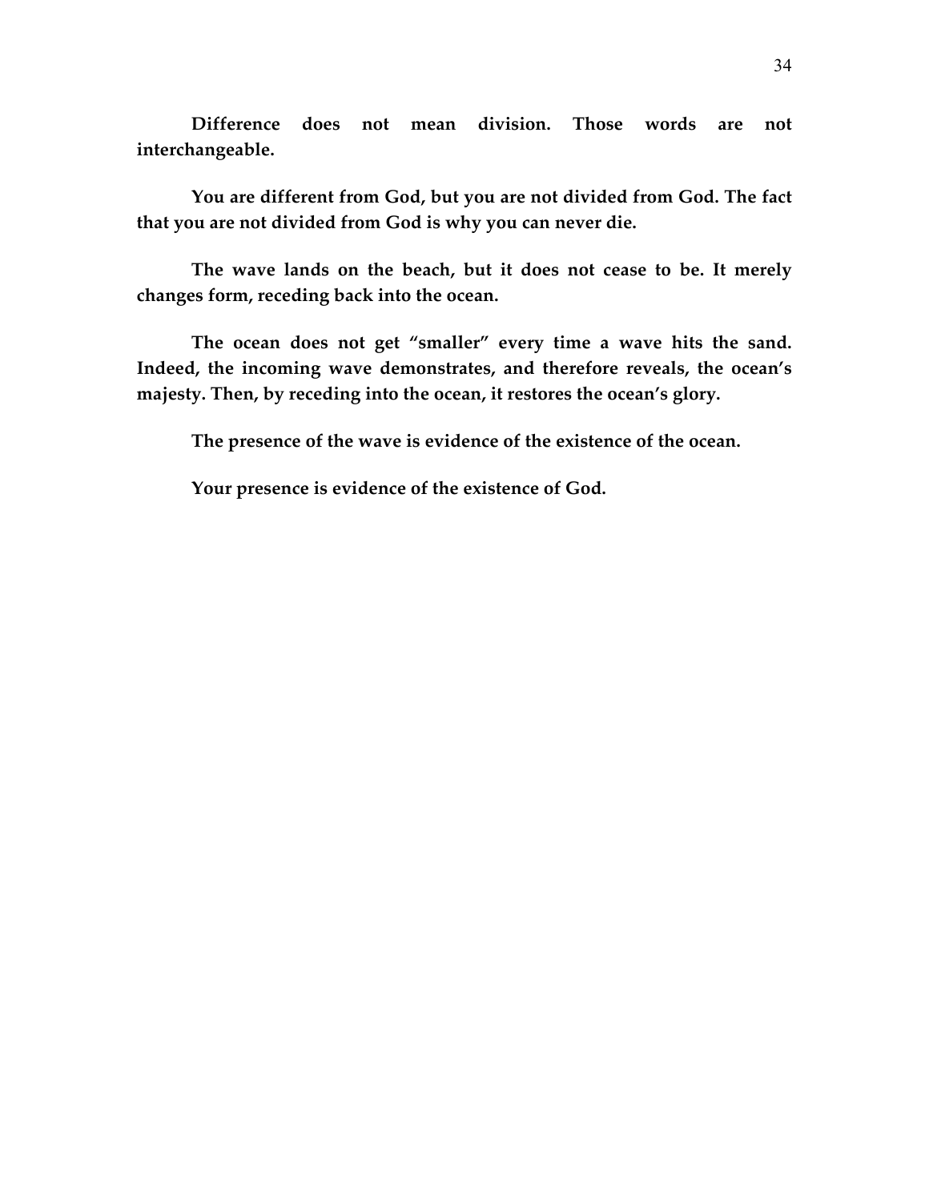**Difference does not mean division. Those words are not interchangeable.**

**You are different from God, but you are not divided from God. The fact that you are not divided from God is why you can never die.**

**The wave lands on the beach, but it does not cease to be. It merely changes form, receding back into the ocean.**

**The ocean does not get "smaller" every time a wave hits the sand. Indeed, the incoming wave demonstrates, and therefore reveals, the ocean's majesty. Then, by receding into the ocean, it restores the ocean's glory.**

**The presence of the wave is evidence of the existence of the ocean.**

**Your presence is evidence of the existence of God.**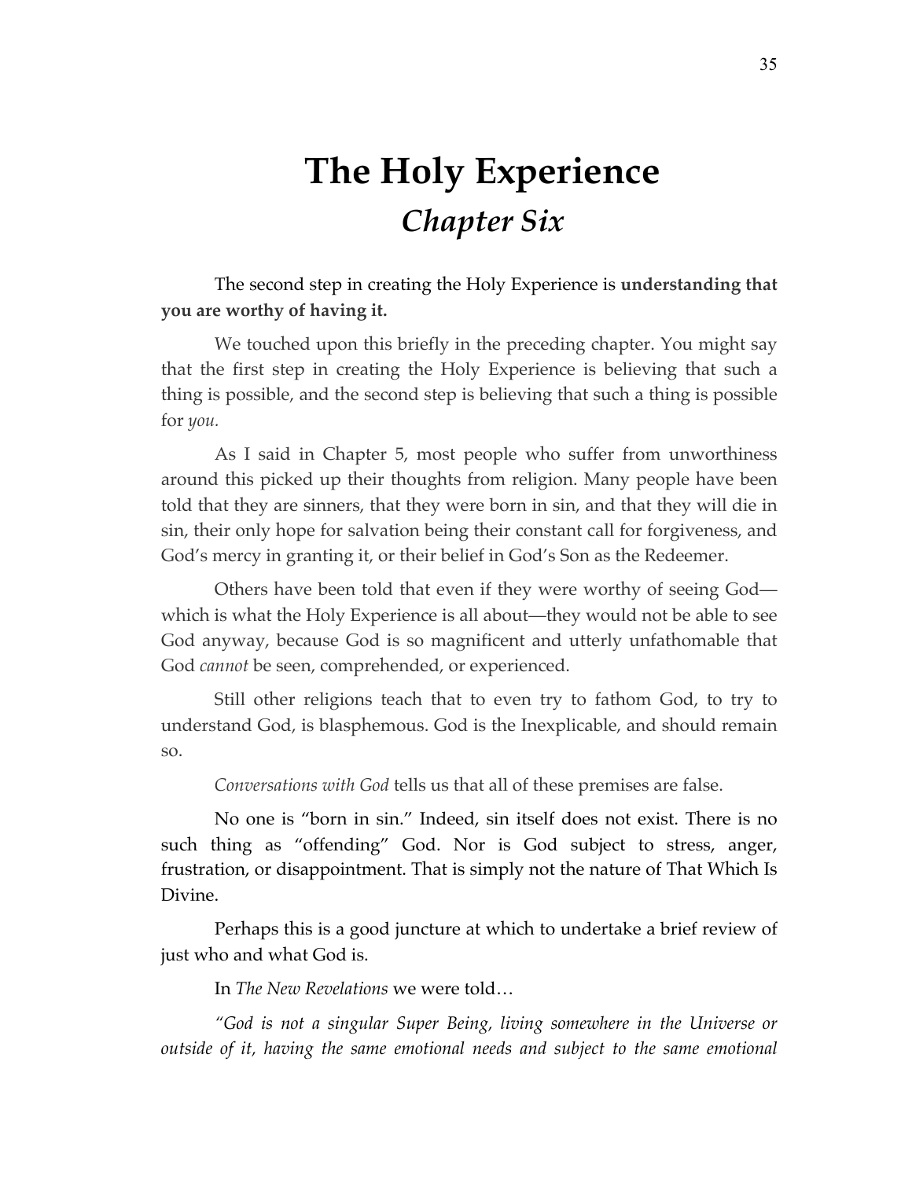# The Holy Experience
## *Chapter Six*

The second step in creating the Holy Experience is **understanding that you are worthy of having it.**

We touched upon this briefly in the preceding chapter. You might say that the first step in creating the Holy Experience is believing that such a thing is possible, and the second step is believing that such a thing is possible for *you.*

As I said in Chapter 5, most people who suffer from unworthiness around this picked up their thoughts from religion. Many people have been told that they are sinners, that they were born in sin, and that they will die in sin, their only hope for salvation being their constant call for forgiveness, and God's mercy in granting it, or their belief in God's Son as the Redeemer.

Others have been told that even if they were worthy of seeing God—which is what the Holy Experience is all about—they would not be able to see God anyway, because God is so magnificent and utterly unfathomable that God *cannot* be seen, comprehended, or experienced.

Still other religions teach that to even try to fathom God, to try to understand God, is blasphemous. God is the Inexplicable, and should remain so.

*Conversations with God* tells us that all of these premises are false.

No one is "born in sin." Indeed, sin itself does not exist. There is no such thing as "offending" God. Nor is God subject to stress, anger, frustration, or disappointment. That is simply not the nature of That Which Is Divine.

Perhaps this is a good juncture at which to undertake a brief review of just who and what God is.

In *The New Revelations* we were told…

*"God is not a singular Super Being, living somewhere in the Universe or outside of it, having the same emotional needs and subject to the same emotional*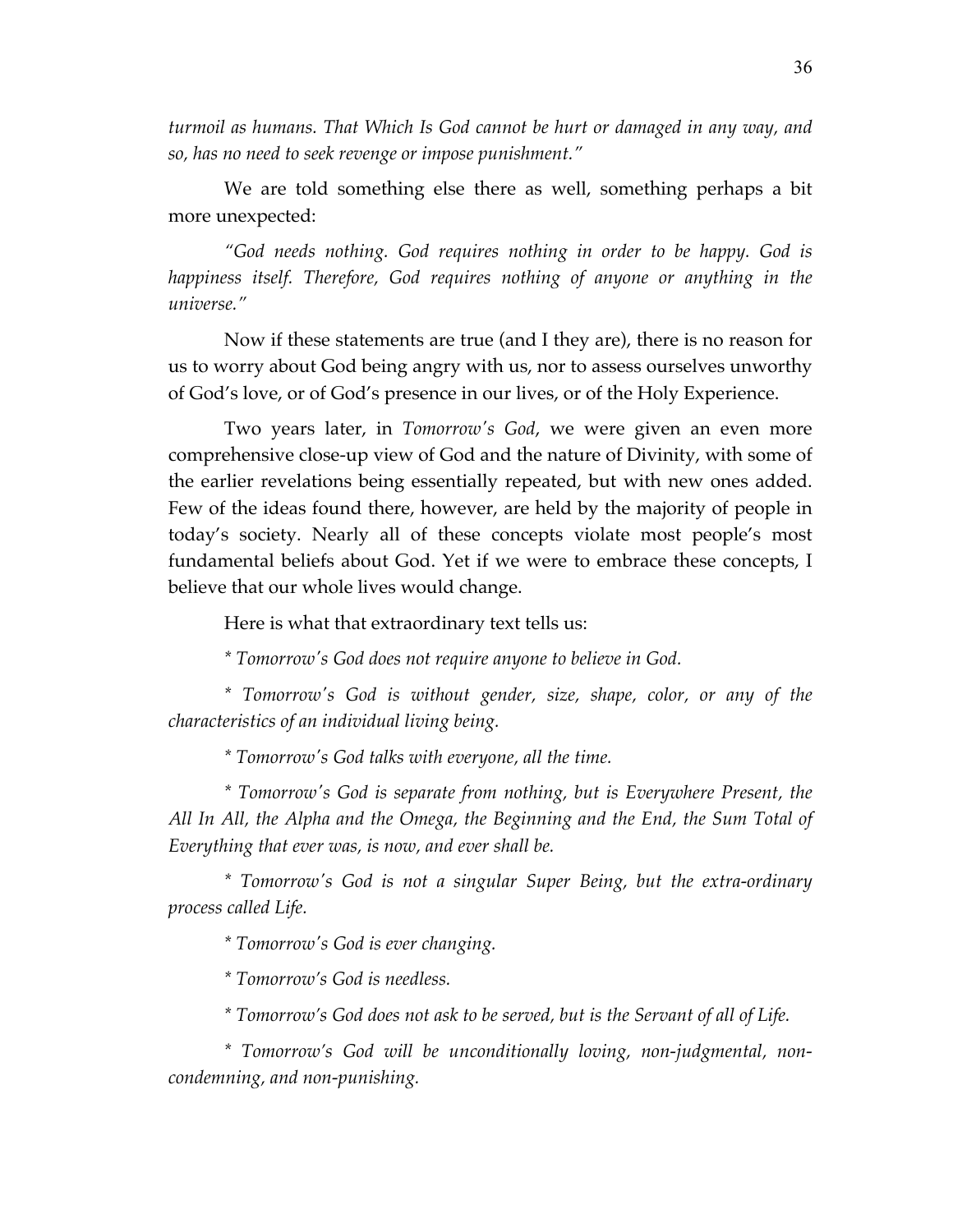*turmoil as humans. That Which Is God cannot be hurt or damaged in any way, and so, has no need to seek revenge or impose punishment."*

We are told something else there as well, something perhaps a bit more unexpected:

*"God needs nothing. God requires nothing in order to be happy. God is happiness itself. Therefore, God requires nothing of anyone or anything in the universe."*

Now if these statements are true (and I they are), there is no reason for us to worry about God being angry with us, nor to assess ourselves unworthy of God's love, or of God's presence in our lives, or of the Holy Experience.

Two years later, in *Tomorrow's God*, we were given an even more comprehensive close-up view of God and the nature of Divinity, with some of the earlier revelations being essentially repeated, but with new ones added. Few of the ideas found there, however, are held by the majority of people in today's society. Nearly all of these concepts violate most people's most fundamental beliefs about God. Yet if we were to embrace these concepts, I believe that our whole lives would change.

Here is what that extraordinary text tells us:

*\* Tomorrow's God does not require anyone to believe in God.*

*\* Tomorrow's God is without gender, size, shape, color, or any of the characteristics of an individual living being.*

*\* Tomorrow's God talks with everyone, all the time.*

*\* Tomorrow's God is separate from nothing, but is Everywhere Present, the All In All, the Alpha and the Omega, the Beginning and the End, the Sum Total of Everything that ever was, is now, and ever shall be.*

*\* Tomorrow's God is not a singular Super Being, but the extra-ordinary process called Life.*

*\* Tomorrow's God is ever changing.*

*\* Tomorrow's God is needless.*

*\* Tomorrow's God does not ask to be served, but is the Servant of all of Life.*

*\* Tomorrow's God will be unconditionally loving, non-judgmental, non-condemning, and non-punishing.*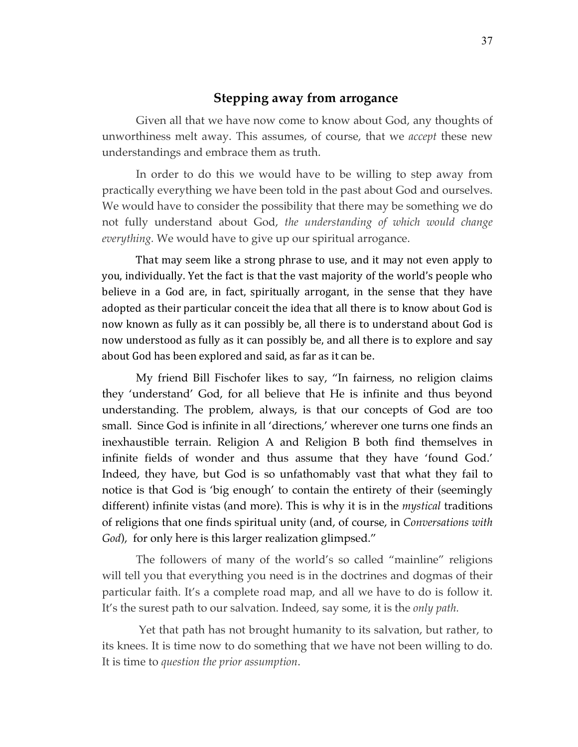## Stepping away from arrogance

Given all that we have now come to know about God, any thoughts of unworthiness melt away. This assumes, of course, that we *accept* these new understandings and embrace them as truth.

In order to do this we would have to be willing to step away from practically everything we have been told in the past about God and ourselves. We would have to consider the possibility that there may be something we do not fully understand about God, *the understanding of which would change everything.* We would have to give up our spiritual arrogance.

That may seem like a strong phrase to use, and it may not even apply to you, individually. Yet the fact is that the vast majority of the world's people who believe in a God are, in fact, spiritually arrogant, in the sense that they have adopted as their particular conceit the idea that all there is to know about God is now known as fully as it can possibly be, all there is to understand about God is now understood as fully as it can possibly be, and all there is to explore and say about God has been explored and said, as far as it can be.

My friend Bill Fischofer likes to say, "In fairness, no religion claims they 'understand' God, for all believe that He is infinite and thus beyond understanding. The problem, always, is that our concepts of God are too small. Since God is infinite in all 'directions,' wherever one turns one finds an inexhaustible terrain. Religion A and Religion B both find themselves in infinite fields of wonder and thus assume that they have 'found God.' Indeed, they have, but God is so unfathomably vast that what they fail to notice is that God is 'big enough' to contain the entirety of their (seemingly different) infinite vistas (and more). This is why it is in the *mystical* traditions of religions that one finds spiritual unity (and, of course, in *Conversations with God*), for only here is this larger realization glimpsed."

The followers of many of the world's so called "mainline" religions will tell you that everything you need is in the doctrines and dogmas of their particular faith. It's a complete road map, and all we have to do is follow it. It's the surest path to our salvation. Indeed, say some, it is the *only path.*

Yet that path has not brought humanity to its salvation, but rather, to its knees. It is time now to do something that we have not been willing to do. It is time to *question the prior assumption*.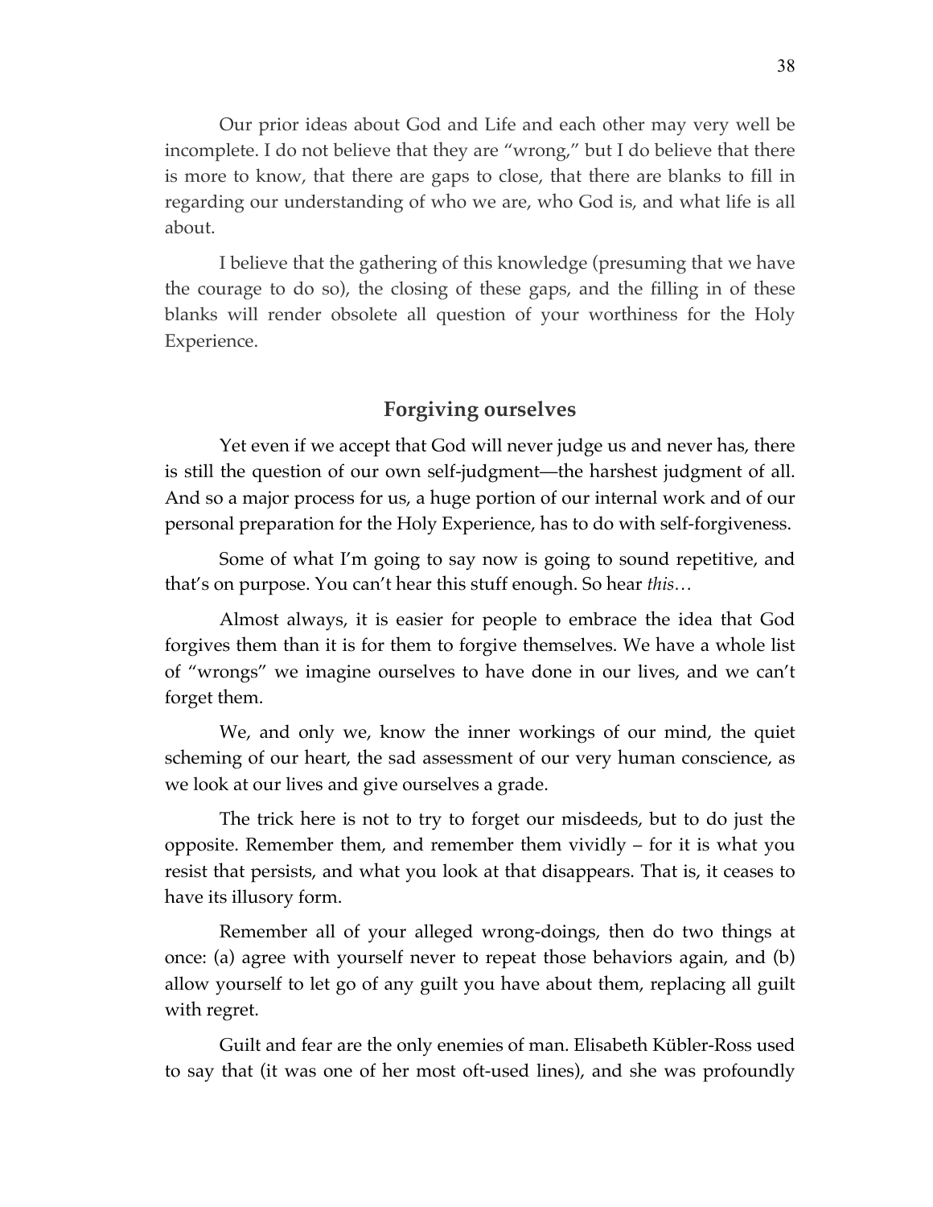Our prior ideas about God and Life and each other may very well be incomplete. I do not believe that they are "wrong," but I do believe that there is more to know, that there are gaps to close, that there are blanks to fill in regarding our understanding of who we are, who God is, and what life is all about.

I believe that the gathering of this knowledge (presuming that we have the courage to do so), the closing of these gaps, and the filling in of these blanks will render obsolete all question of your worthiness for the Holy Experience.

## Forgiving ourselves

Yet even if we accept that God will never judge us and never has, there is still the question of our own self-judgment—the harshest judgment of all. And so a major process for us, a huge portion of our internal work and of our personal preparation for the Holy Experience, has to do with self-forgiveness.

Some of what I'm going to say now is going to sound repetitive, and that's on purpose. You can't hear this stuff enough. So hear *this…*

Almost always, it is easier for people to embrace the idea that God forgives them than it is for them to forgive themselves. We have a whole list of "wrongs" we imagine ourselves to have done in our lives, and we can't forget them.

We, and only we, know the inner workings of our mind, the quiet scheming of our heart, the sad assessment of our very human conscience, as we look at our lives and give ourselves a grade.

The trick here is not to try to forget our misdeeds, but to do just the opposite. Remember them, and remember them vividly – for it is what you resist that persists, and what you look at that disappears. That is, it ceases to have its illusory form.

Remember all of your alleged wrong-doings, then do two things at once: (a) agree with yourself never to repeat those behaviors again, and (b) allow yourself to let go of any guilt you have about them, replacing all guilt with regret.

Guilt and fear are the only enemies of man. Elisabeth Kübler-Ross used to say that (it was one of her most oft-used lines), and she was profoundly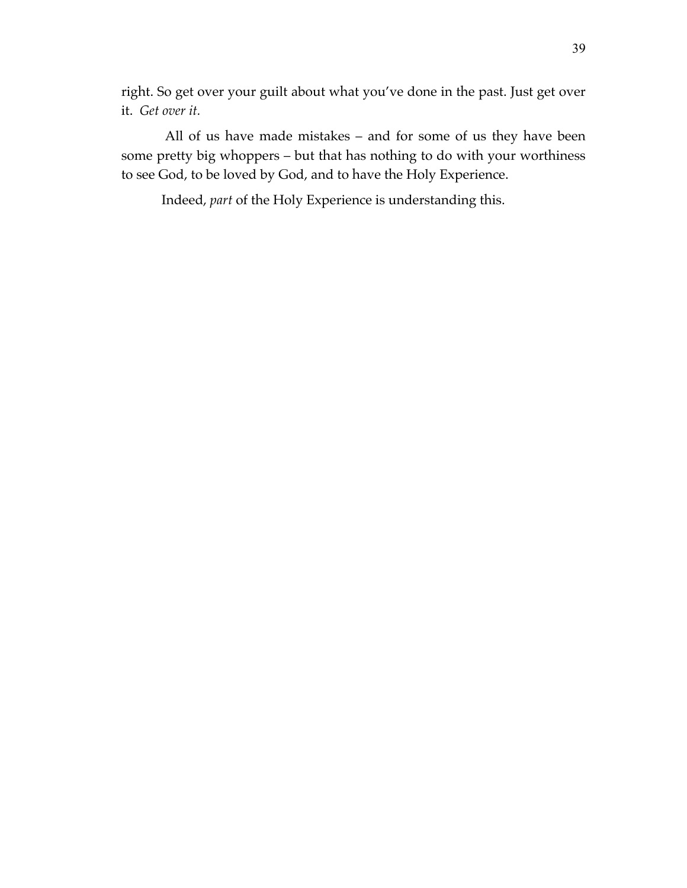right. So get over your guilt about what you've done in the past. Just get over it. *Get over it*.

All of us have made mistakes – and for some of us they have been some pretty big whoppers – but that has nothing to do with your worthiness to see God, to be loved by God, and to have the Holy Experience.

Indeed, *part* of the Holy Experience is understanding this.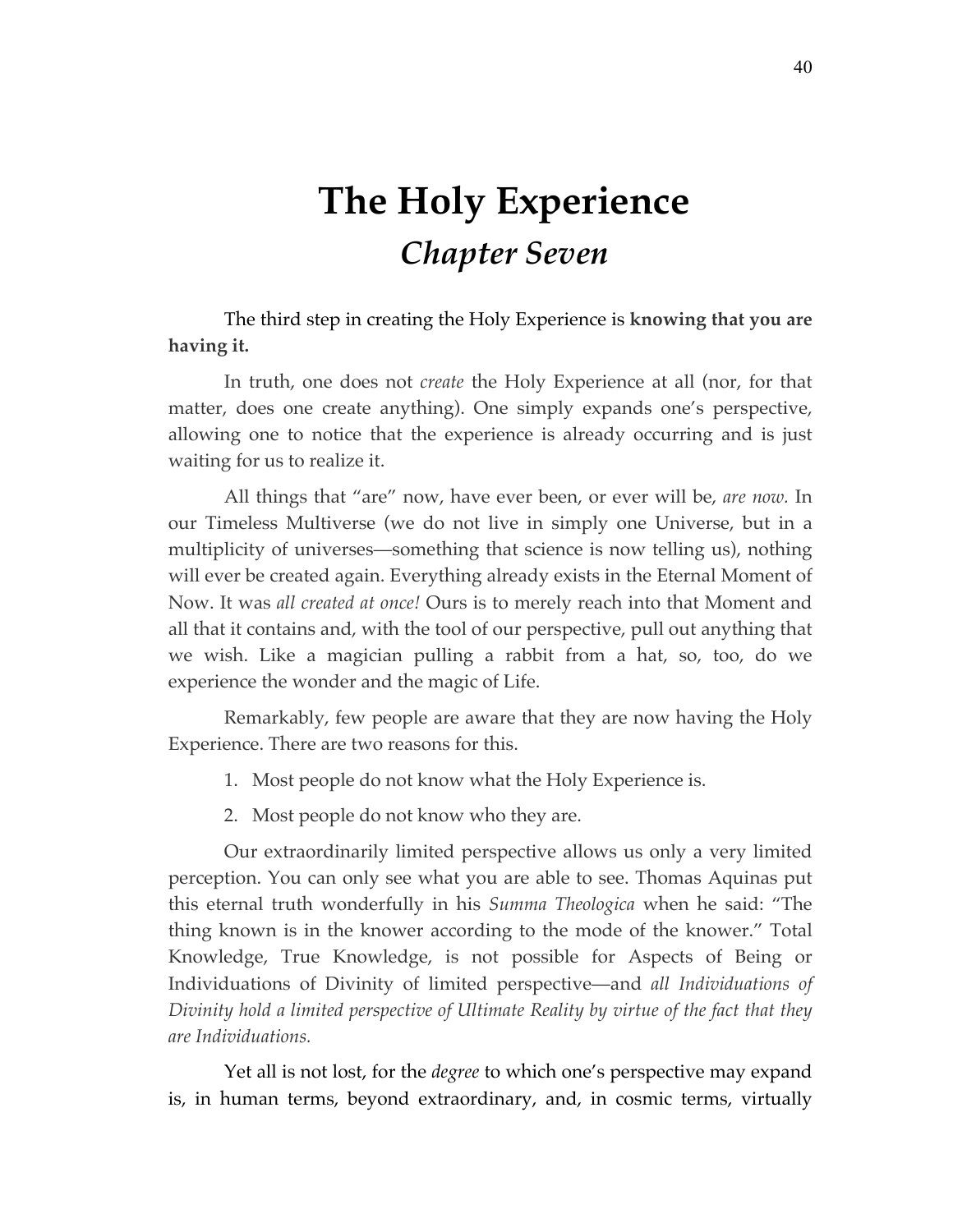# The Holy Experience

## *Chapter Seven*

The third step in creating the Holy Experience is **knowing that you are having it.**

In truth, one does not *create* the Holy Experience at all (nor, for that matter, does one create anything). One simply expands one's perspective, allowing one to notice that the experience is already occurring and is just waiting for us to realize it.

All things that "are" now, have ever been, or ever will be, *are now.* In our Timeless Multiverse (we do not live in simply one Universe, but in a multiplicity of universes—something that science is now telling us), nothing will ever be created again. Everything already exists in the Eternal Moment of Now. It was *all created at once!* Ours is to merely reach into that Moment and all that it contains and, with the tool of our perspective, pull out anything that we wish. Like a magician pulling a rabbit from a hat, so, too, do we experience the wonder and the magic of Life.

Remarkably, few people are aware that they are now having the Holy Experience. There are two reasons for this.

1. Most people do not know what the Holy Experience is.
2. Most people do not know who they are.

Our extraordinarily limited perspective allows us only a very limited perception. You can only see what you are able to see. Thomas Aquinas put this eternal truth wonderfully in his *Summa Theologica* when he said: "The thing known is in the knower according to the mode of the knower." Total Knowledge, True Knowledge, is not possible for Aspects of Being or Individuations of Divinity of limited perspective—and *all Individuations of Divinity hold a limited perspective of Ultimate Reality by virtue of the fact that they are Individuations.*

Yet all is not lost, for the *degree* to which one's perspective may expand is, in human terms, beyond extraordinary, and, in cosmic terms, virtually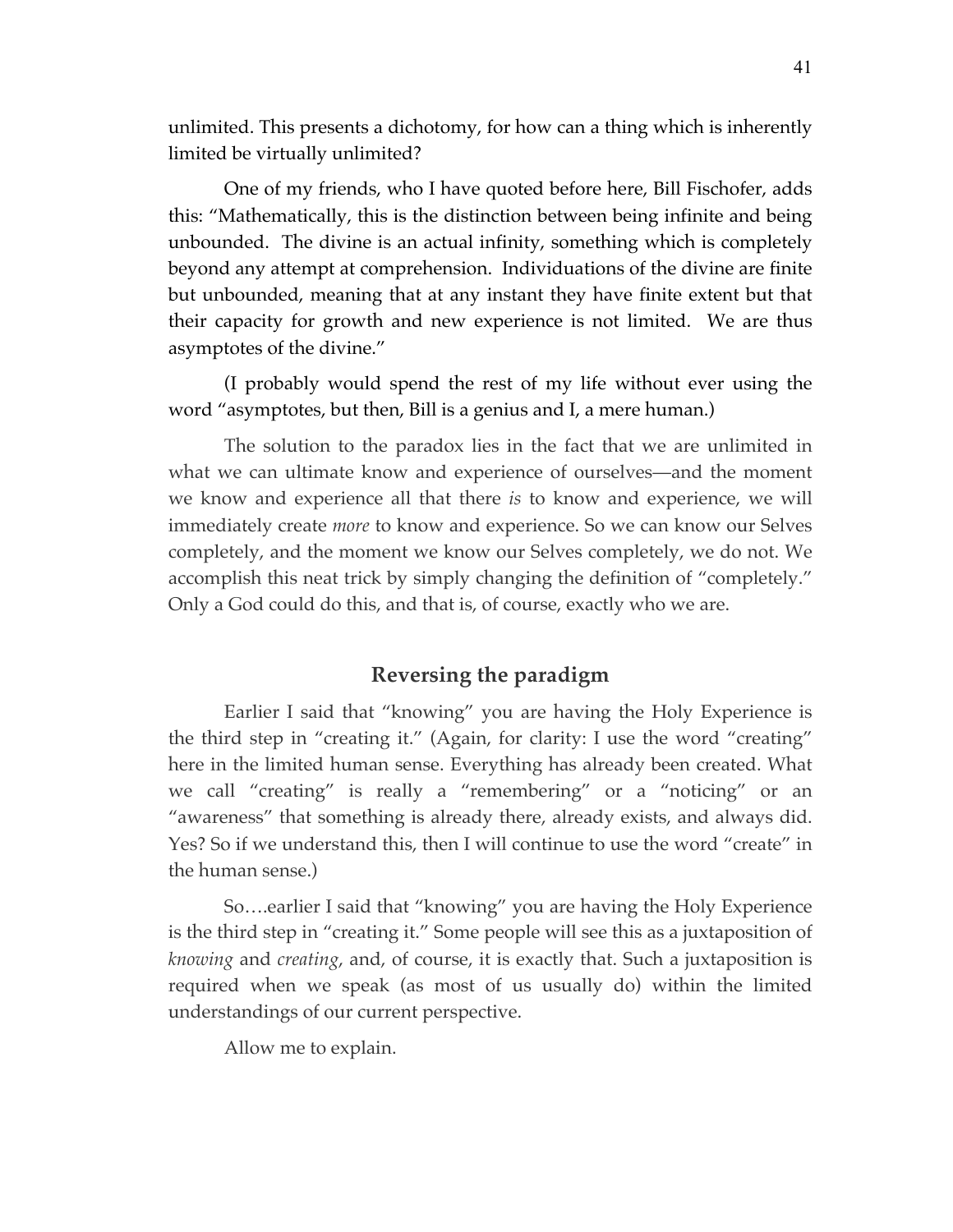unlimited. This presents a dichotomy, for how can a thing which is inherently limited be virtually unlimited?

One of my friends, who I have quoted before here, Bill Fischofer, adds this: "Mathematically, this is the distinction between being infinite and being unbounded. The divine is an actual infinity, something which is completely beyond any attempt at comprehension. Individuations of the divine are finite but unbounded, meaning that at any instant they have finite extent but that their capacity for growth and new experience is not limited. We are thus asymptotes of the divine."

(I probably would spend the rest of my life without ever using the word "asymptotes, but then, Bill is a genius and I, a mere human.)

The solution to the paradox lies in the fact that we are unlimited in what we can ultimate know and experience of ourselves—and the moment we know and experience all that there *is* to know and experience, we will immediately create *more* to know and experience. So we can know our Selves completely, and the moment we know our Selves completely, we do not. We accomplish this neat trick by simply changing the definition of "completely." Only a God could do this, and that is, of course, exactly who we are.

## Reversing the paradigm

Earlier I said that "knowing" you are having the Holy Experience is the third step in "creating it." (Again, for clarity: I use the word "creating" here in the limited human sense. Everything has already been created. What we call "creating" is really a "remembering" or a "noticing" or an "awareness" that something is already there, already exists, and always did. Yes? So if we understand this, then I will continue to use the word "create" in the human sense.)

So….earlier I said that "knowing" you are having the Holy Experience is the third step in "creating it." Some people will see this as a juxtaposition of *knowing* and *creating*, and, of course, it is exactly that. Such a juxtaposition is required when we speak (as most of us usually do) within the limited understandings of our current perspective.

Allow me to explain.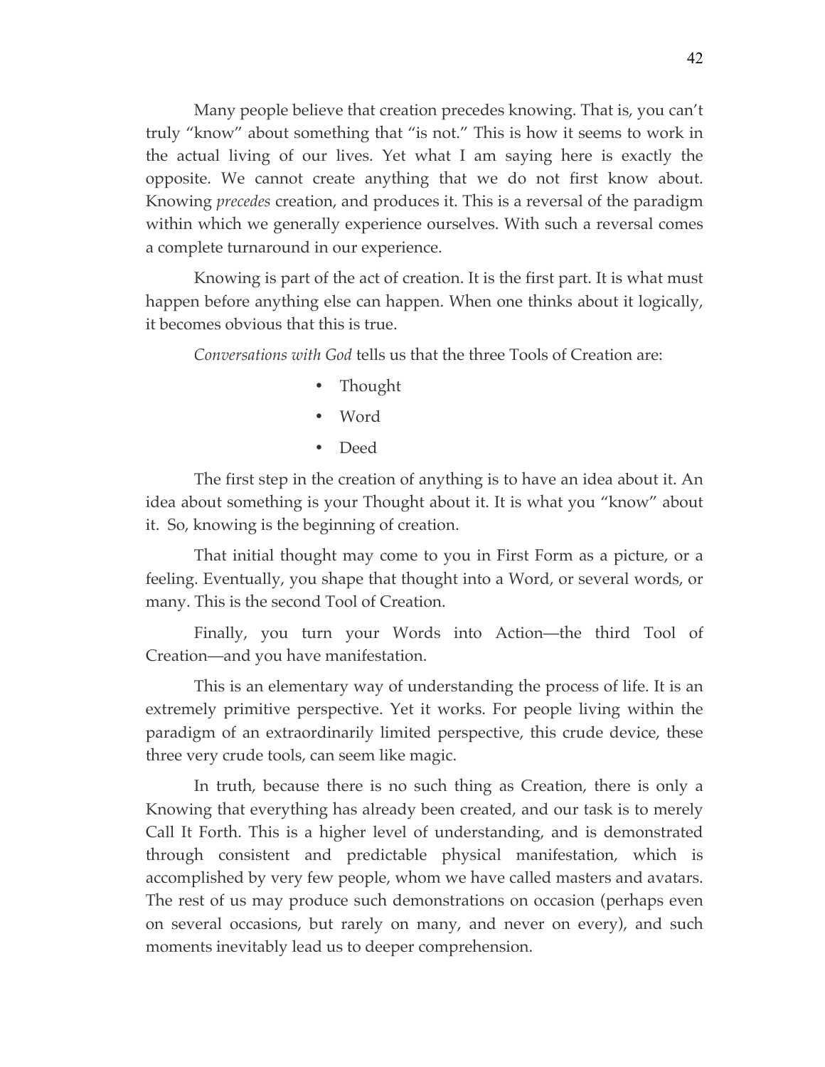Many people believe that creation precedes knowing. That is, you can't truly "know" about something that "is not." This is how it seems to work in the actual living of our lives. Yet what I am saying here is exactly the opposite. We cannot create anything that we do not first know about. Knowing *precedes* creation, and produces it. This is a reversal of the paradigm within which we generally experience ourselves. With such a reversal comes a complete turnaround in our experience.

Knowing is part of the act of creation. It is the first part. It is what must happen before anything else can happen. When one thinks about it logically, it becomes obvious that this is true.

*Conversations with God* tells us that the three Tools of Creation are:

- Thought
- Word
- Deed

The first step in the creation of anything is to have an idea about it. An idea about something is your Thought about it. It is what you "know" about it. So, knowing is the beginning of creation.

That initial thought may come to you in First Form as a picture, or a feeling. Eventually, you shape that thought into a Word, or several words, or many. This is the second Tool of Creation.

Finally, you turn your Words into Action—the third Tool of Creation—and you have manifestation.

This is an elementary way of understanding the process of life. It is an extremely primitive perspective. Yet it works. For people living within the paradigm of an extraordinarily limited perspective, this crude device, these three very crude tools, can seem like magic.

In truth, because there is no such thing as Creation, there is only a Knowing that everything has already been created, and our task is to merely Call It Forth. This is a higher level of understanding, and is demonstrated through consistent and predictable physical manifestation, which is accomplished by very few people, whom we have called masters and avatars. The rest of us may produce such demonstrations on occasion (perhaps even on several occasions, but rarely on many, and never on every), and such moments inevitably lead us to deeper comprehension.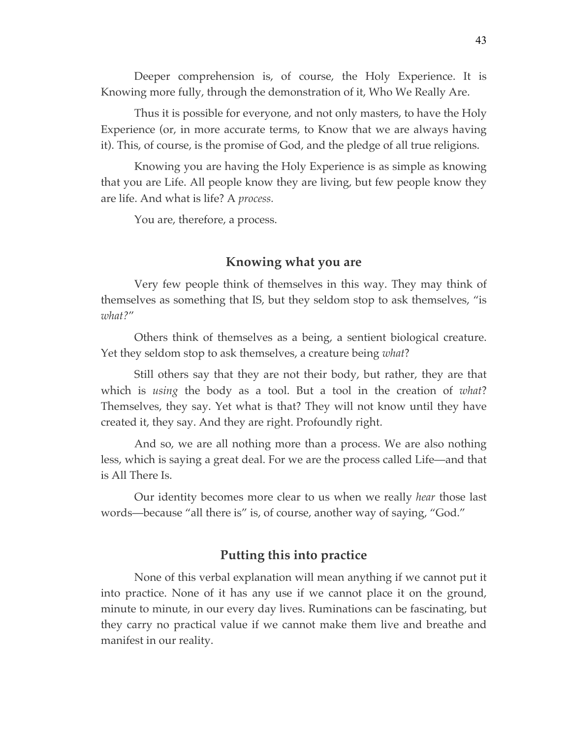Deeper comprehension is, of course, the Holy Experience. It is Knowing more fully, through the demonstration of it, Who We Really Are.

Thus it is possible for everyone, and not only masters, to have the Holy Experience (or, in more accurate terms, to Know that we are always having it). This, of course, is the promise of God, and the pledge of all true religions.

Knowing you are having the Holy Experience is as simple as knowing that you are Life. All people know they are living, but few people know they are life. And what is life? A *process.*

You are, therefore, a process.

## Knowing what you are

Very few people think of themselves in this way. They may think of themselves as something that IS, but they seldom stop to ask themselves, "is *what?*"

Others think of themselves as a being, a sentient biological creature. Yet they seldom stop to ask themselves, a creature being *what*?

Still others say that they are not their body, but rather, they are that which is *using* the body as a tool. But a tool in the creation of *what*? Themselves, they say. Yet what is that? They will not know until they have created it, they say. And they are right. Profoundly right.

And so, we are all nothing more than a process. We are also nothing less, which is saying a great deal. For we are the process called Life—and that is All There Is.

Our identity becomes more clear to us when we really *hear* those last words—because "all there is" is, of course, another way of saying, "God."

## Putting this into practice

None of this verbal explanation will mean anything if we cannot put it into practice. None of it has any use if we cannot place it on the ground, minute to minute, in our every day lives. Ruminations can be fascinating, but they carry no practical value if we cannot make them live and breathe and manifest in our reality.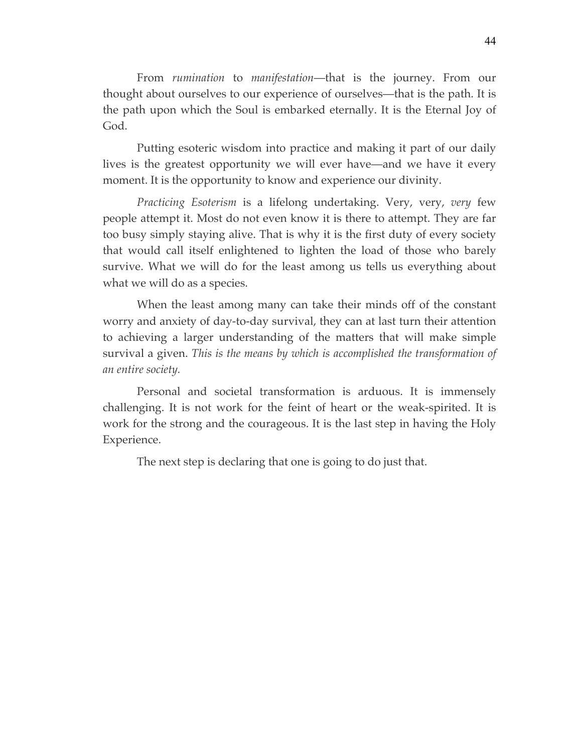From *rumination* to *manifestation*—that is the journey. From our thought about ourselves to our experience of ourselves—that is the path. It is the path upon which the Soul is embarked eternally. It is the Eternal Joy of God.

Putting esoteric wisdom into practice and making it part of our daily lives is the greatest opportunity we will ever have—and we have it every moment. It is the opportunity to know and experience our divinity.

*Practicing Esoterism* is a lifelong undertaking. Very, very, *very* few people attempt it. Most do not even know it is there to attempt. They are far too busy simply staying alive. That is why it is the first duty of every society that would call itself enlightened to lighten the load of those who barely survive. What we will do for the least among us tells us everything about what we will do as a species.

When the least among many can take their minds off of the constant worry and anxiety of day-to-day survival, they can at last turn their attention to achieving a larger understanding of the matters that will make simple survival a given. *This is the means by which is accomplished the transformation of an entire society.*

Personal and societal transformation is arduous. It is immensely challenging. It is not work for the feint of heart or the weak-spirited. It is work for the strong and the courageous. It is the last step in having the Holy Experience.

The next step is declaring that one is going to do just that.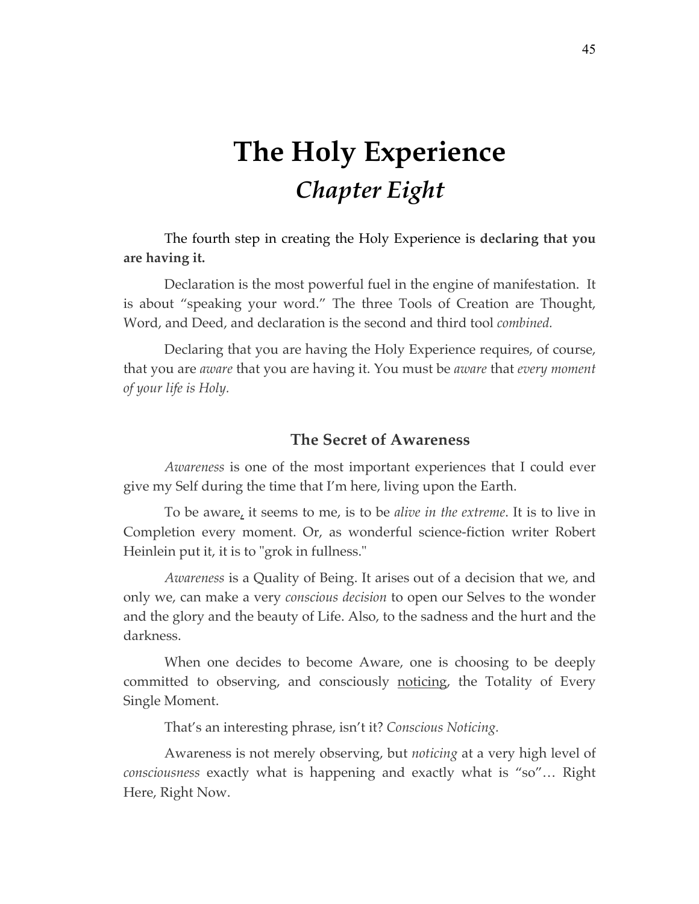# The Holy Experience
## *Chapter Eight*

The fourth step in creating the Holy Experience is **declaring that you are having it.**

Declaration is the most powerful fuel in the engine of manifestation. It is about "speaking your word." The three Tools of Creation are Thought, Word, and Deed, and declaration is the second and third tool *combined.*

Declaring that you are having the Holy Experience requires, of course, that you are *aware* that you are having it. You must be *aware* that *every moment of your life is Holy.*

### The Secret of Awareness

*Awareness* is one of the most important experiences that I could ever give my Self during the time that I'm here, living upon the Earth.

To be aware, it seems to me, is to be *alive in the extreme*. It is to live in Completion every moment. Or, as wonderful science-fiction writer Robert Heinlein put it, it is to "grok in fullness."

*Awareness* is a Quality of Being. It arises out of a decision that we, and only we, can make a very *conscious decision* to open our Selves to the wonder and the glory and the beauty of Life. Also, to the sadness and the hurt and the darkness.

When one decides to become Aware, one is choosing to be deeply committed to observing, and consciously noticing, the Totality of Every Single Moment.

That's an interesting phrase, isn't it? *Conscious Noticing.*

Awareness is not merely observing, but *noticing* at a very high level of *consciousness* exactly what is happening and exactly what is "so"… Right Here, Right Now.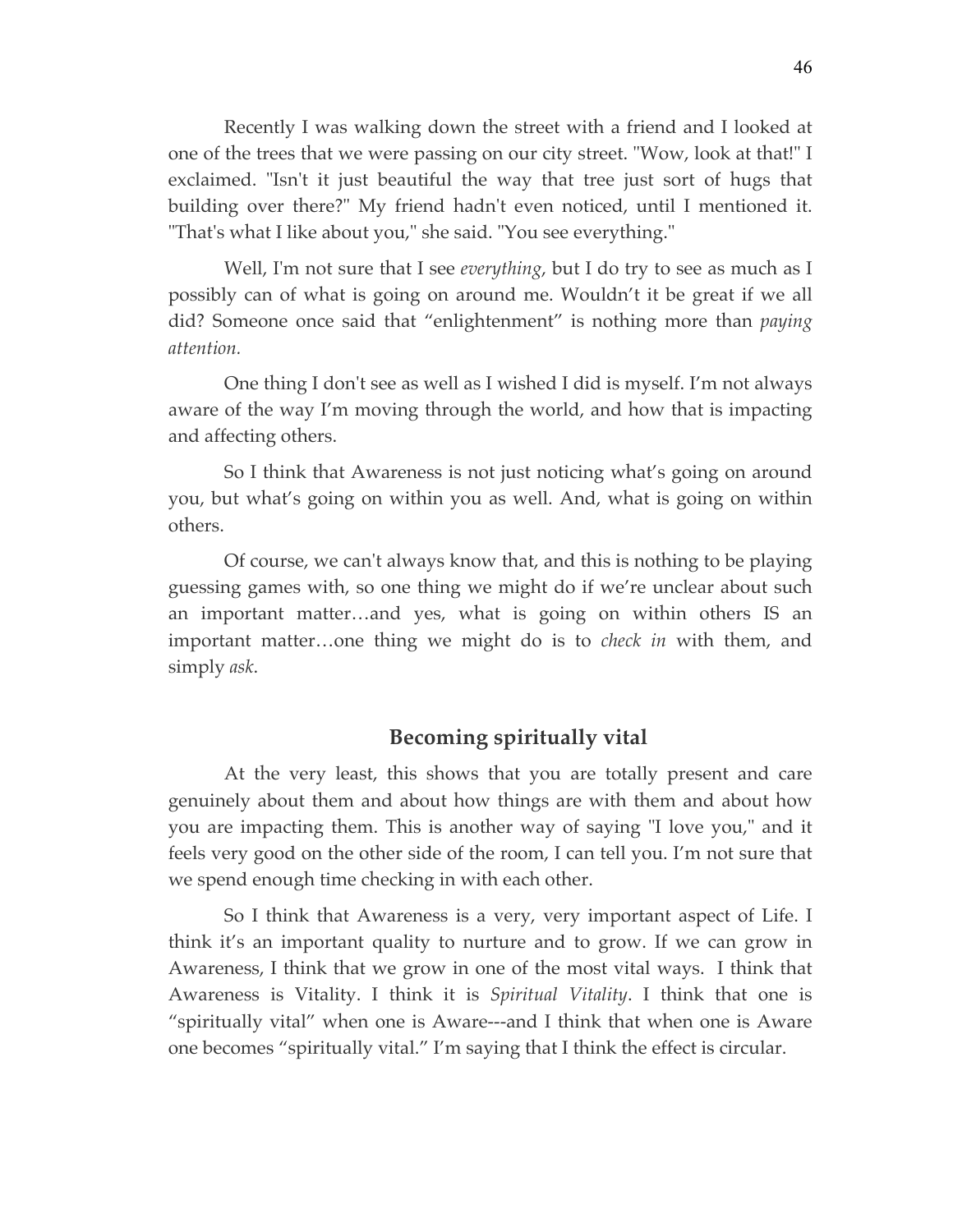Recently I was walking down the street with a friend and I looked at one of the trees that we were passing on our city street. "Wow, look at that!" I exclaimed. "Isn't it just beautiful the way that tree just sort of hugs that building over there?" My friend hadn't even noticed, until I mentioned it. "That's what I like about you," she said. "You see everything."

Well, I'm not sure that I see *everything*, but I do try to see as much as I possibly can of what is going on around me. Wouldn't it be great if we all did? Someone once said that "enlightenment" is nothing more than *paying attention.*

One thing I don't see as well as I wished I did is myself. I'm not always aware of the way I'm moving through the world, and how that is impacting and affecting others.

So I think that Awareness is not just noticing what's going on around you, but what's going on within you as well. And, what is going on within others.

Of course, we can't always know that, and this is nothing to be playing guessing games with, so one thing we might do if we're unclear about such an important matter…and yes, what is going on within others IS an important matter…one thing we might do is to *check in* with them, and simply *ask*.

## Becoming spiritually vital

At the very least, this shows that you are totally present and care genuinely about them and about how things are with them and about how you are impacting them. This is another way of saying "I love you," and it feels very good on the other side of the room, I can tell you. I'm not sure that we spend enough time checking in with each other.

So I think that Awareness is a very, very important aspect of Life. I think it's an important quality to nurture and to grow. If we can grow in Awareness, I think that we grow in one of the most vital ways. I think that Awareness is Vitality. I think it is *Spiritual Vitality*. I think that one is "spiritually vital" when one is Aware---and I think that when one is Aware one becomes "spiritually vital." I'm saying that I think the effect is circular.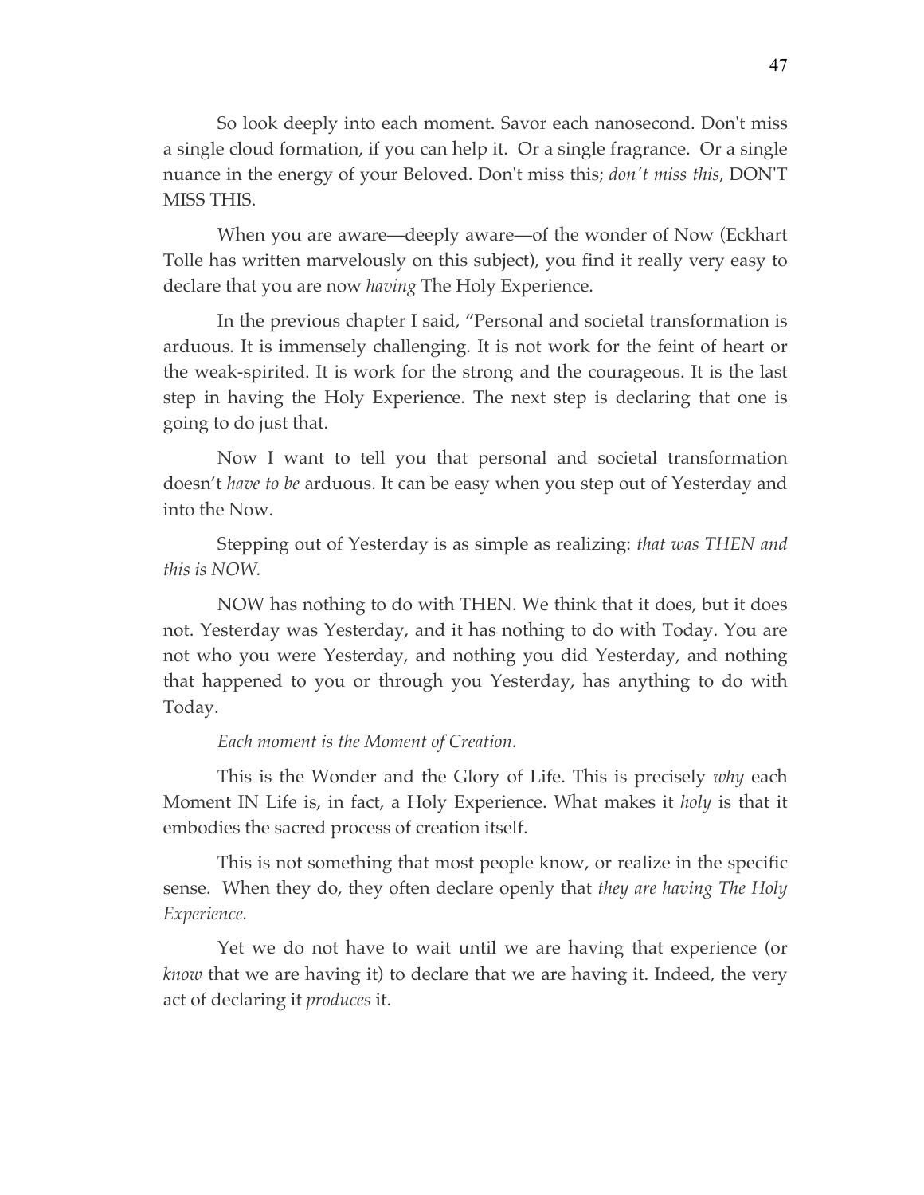So look deeply into each moment. Savor each nanosecond. Don't miss a single cloud formation, if you can help it. Or a single fragrance. Or a single nuance in the energy of your Beloved. Don't miss this; *don't miss this*, DON'T MISS THIS.

When you are aware—deeply aware—of the wonder of Now (Eckhart Tolle has written marvelously on this subject), you find it really very easy to declare that you are now *having* The Holy Experience.

In the previous chapter I said, "Personal and societal transformation is arduous. It is immensely challenging. It is not work for the feint of heart or the weak-spirited. It is work for the strong and the courageous. It is the last step in having the Holy Experience. The next step is declaring that one is going to do just that.

Now I want to tell you that personal and societal transformation doesn't *have to be* arduous. It can be easy when you step out of Yesterday and into the Now.

Stepping out of Yesterday is as simple as realizing: *that was THEN and this is NOW.*

NOW has nothing to do with THEN. We think that it does, but it does not. Yesterday was Yesterday, and it has nothing to do with Today. You are not who you were Yesterday, and nothing you did Yesterday, and nothing that happened to you or through you Yesterday, has anything to do with Today.

*Each moment is the Moment of Creation.*

This is the Wonder and the Glory of Life. This is precisely *why* each Moment IN Life is, in fact, a Holy Experience. What makes it *holy* is that it embodies the sacred process of creation itself.

This is not something that most people know, or realize in the specific sense. When they do, they often declare openly that *they are having The Holy Experience.*

Yet we do not have to wait until we are having that experience (or *know* that we are having it) to declare that we are having it. Indeed, the very act of declaring it *produces* it.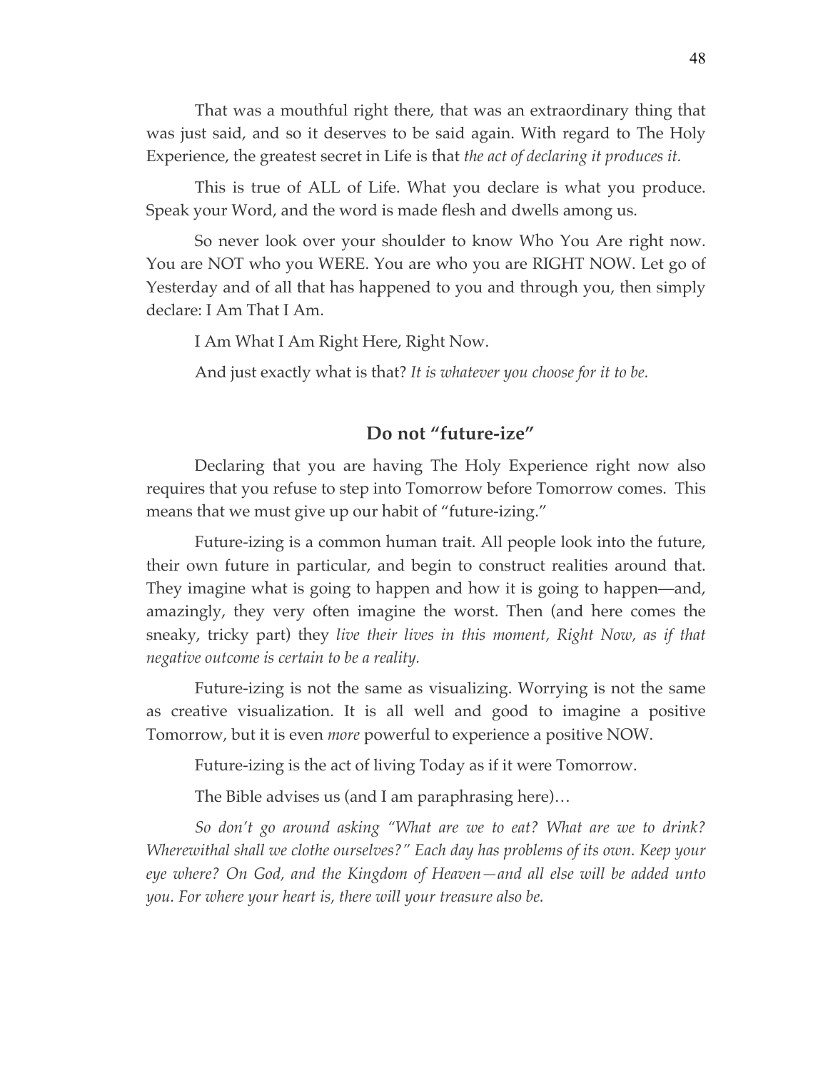That was a mouthful right there, that was an extraordinary thing that was just said, and so it deserves to be said again. With regard to The Holy Experience, the greatest secret in Life is that *the act of declaring it produces it.*

This is true of ALL of Life. What you declare is what you produce. Speak your Word, and the word is made flesh and dwells among us.

So never look over your shoulder to know Who You Are right now. You are NOT who you WERE. You are who you are RIGHT NOW. Let go of Yesterday and of all that has happened to you and through you, then simply declare: I Am That I Am.

I Am What I Am Right Here, Right Now.

And just exactly what is that? *It is whatever you choose for it to be.*

## Do not "future-ize"

Declaring that you are having The Holy Experience right now also requires that you refuse to step into Tomorrow before Tomorrow comes. This means that we must give up our habit of "future-izing."

Future-izing is a common human trait. All people look into the future, their own future in particular, and begin to construct realities around that. They imagine what is going to happen and how it is going to happen—and, amazingly, they very often imagine the worst. Then (and here comes the sneaky, tricky part) they *live their lives in this moment, Right Now, as if that negative outcome is certain to be a reality.*

Future-izing is not the same as visualizing. Worrying is not the same as creative visualization. It is all well and good to imagine a positive Tomorrow, but it is even *more* powerful to experience a positive NOW.

Future-izing is the act of living Today as if it were Tomorrow.

The Bible advises us (and I am paraphrasing here)…

*So don't go around asking "What are we to eat? What are we to drink? Wherewithal shall we clothe ourselves?" Each day has problems of its own. Keep your eye where? On God, and the Kingdom of Heaven—and all else will be added unto you. For where your heart is, there will your treasure also be.*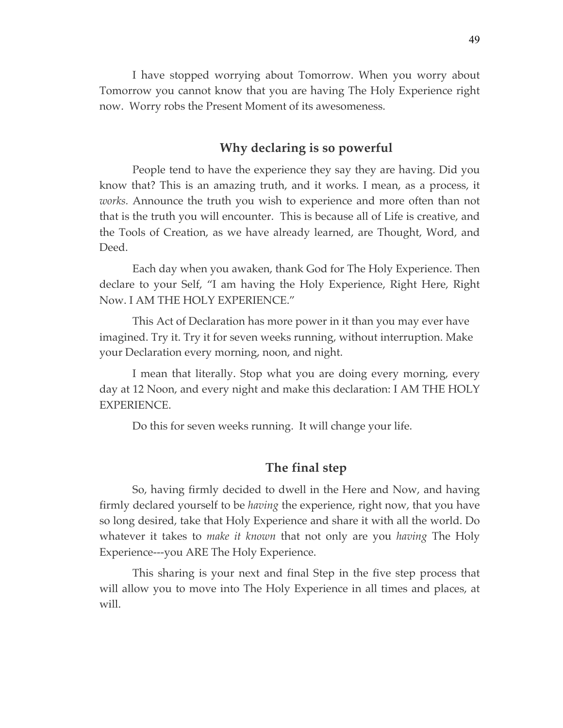I have stopped worrying about Tomorrow. When you worry about Tomorrow you cannot know that you are having The Holy Experience right now. Worry robs the Present Moment of its awesomeness.

### Why declaring is so powerful

People tend to have the experience they say they are having. Did you know that? This is an amazing truth, and it works. I mean, as a process, it *works.* Announce the truth you wish to experience and more often than not that is the truth you will encounter. This is because all of Life is creative, and the Tools of Creation, as we have already learned, are Thought, Word, and Deed.

Each day when you awaken, thank God for The Holy Experience. Then declare to your Self, "I am having the Holy Experience, Right Here, Right Now. I AM THE HOLY EXPERIENCE."

This Act of Declaration has more power in it than you may ever have imagined. Try it. Try it for seven weeks running, without interruption. Make your Declaration every morning, noon, and night.

I mean that literally. Stop what you are doing every morning, every day at 12 Noon, and every night and make this declaration: I AM THE HOLY EXPERIENCE.

Do this for seven weeks running. It will change your life.

### The final step

So, having firmly decided to dwell in the Here and Now, and having firmly declared yourself to be *having* the experience, right now, that you have so long desired, take that Holy Experience and share it with all the world. Do whatever it takes to *make it known* that not only are you *having* The Holy Experience---you ARE The Holy Experience.

This sharing is your next and final Step in the five step process that will allow you to move into The Holy Experience in all times and places, at will.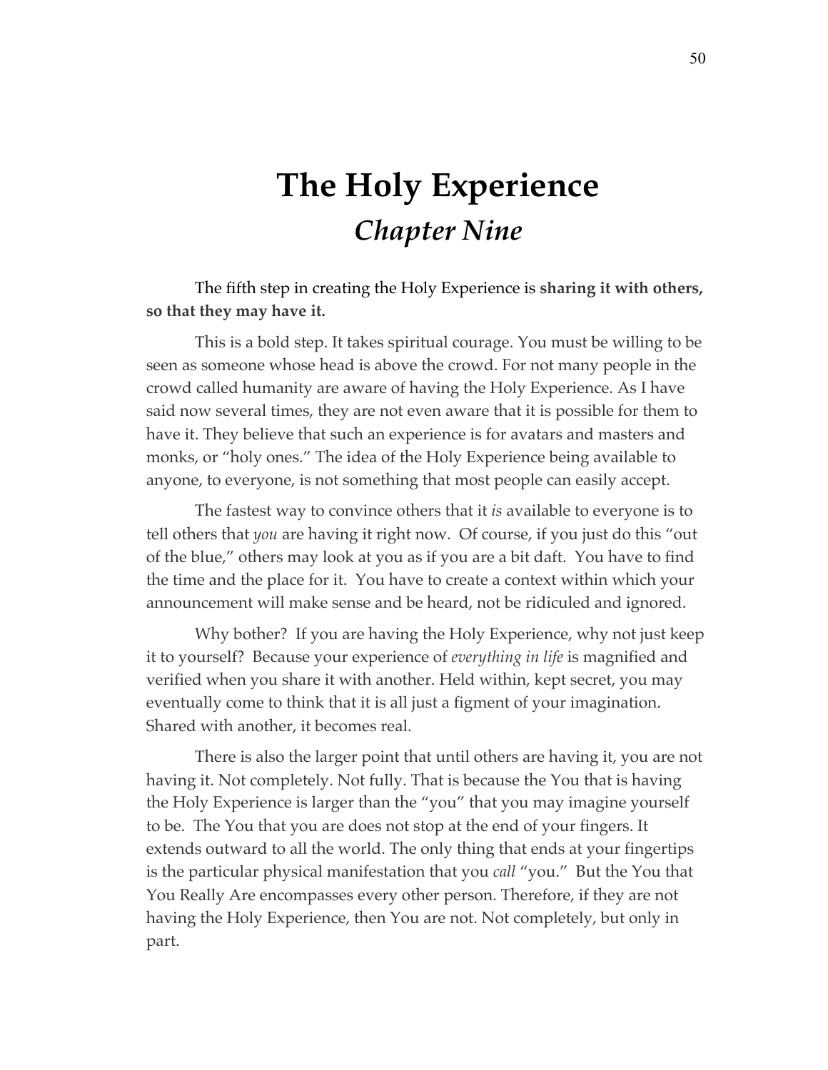# The Holy Experience
## *Chapter Nine*

The fifth step in creating the Holy Experience is **sharing it with others, so that they may have it.**

This is a bold step. It takes spiritual courage. You must be willing to be seen as someone whose head is above the crowd. For not many people in the crowd called humanity are aware of having the Holy Experience. As I have said now several times, they are not even aware that it is possible for them to have it. They believe that such an experience is for avatars and masters and monks, or "holy ones." The idea of the Holy Experience being available to anyone, to everyone, is not something that most people can easily accept.

The fastest way to convince others that it *is* available to everyone is to tell others that *you* are having it right now. Of course, if you just do this "out of the blue," others may look at you as if you are a bit daft. You have to find the time and the place for it. You have to create a context within which your announcement will make sense and be heard, not be ridiculed and ignored.

Why bother? If you are having the Holy Experience, why not just keep it to yourself? Because your experience of *everything in life* is magnified and verified when you share it with another. Held within, kept secret, you may eventually come to think that it is all just a figment of your imagination. Shared with another, it becomes real.

There is also the larger point that until others are having it, you are not having it. Not completely. Not fully. That is because the You that is having the Holy Experience is larger than the "you" that you may imagine yourself to be. The You that you are does not stop at the end of your fingers. It extends outward to all the world. The only thing that ends at your fingertips is the particular physical manifestation that you *call* "you." But the You that You Really Are encompasses every other person. Therefore, if they are not having the Holy Experience, then You are not. Not completely, but only in part.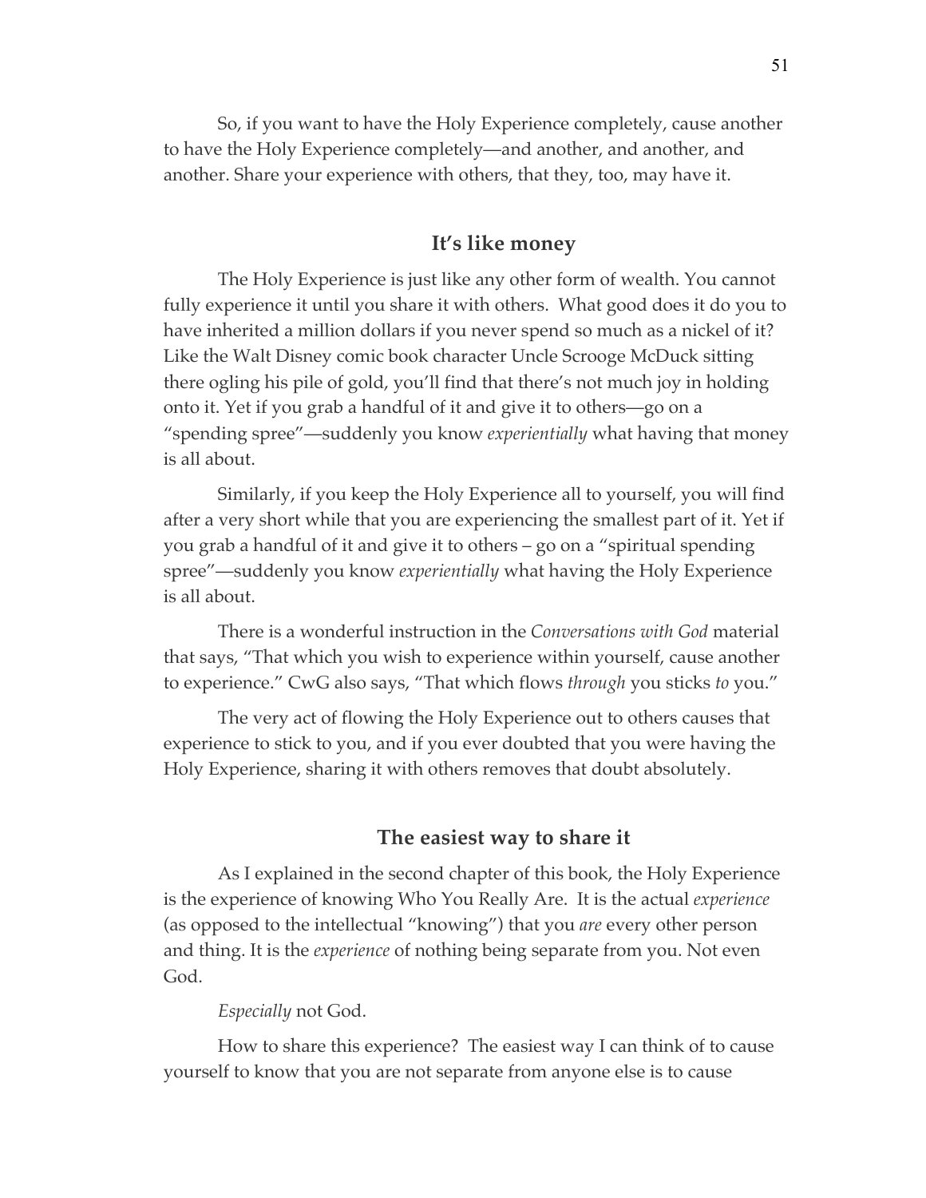So, if you want to have the Holy Experience completely, cause another to have the Holy Experience completely—and another, and another, and another. Share your experience with others, that they, too, may have it.

## It's like money

The Holy Experience is just like any other form of wealth. You cannot fully experience it until you share it with others. What good does it do you to have inherited a million dollars if you never spend so much as a nickel of it? Like the Walt Disney comic book character Uncle Scrooge McDuck sitting there ogling his pile of gold, you'll find that there's not much joy in holding onto it. Yet if you grab a handful of it and give it to others—go on a "spending spree"—suddenly you know *experientially* what having that money is all about.

Similarly, if you keep the Holy Experience all to yourself, you will find after a very short while that you are experiencing the smallest part of it. Yet if you grab a handful of it and give it to others – go on a "spiritual spending spree"—suddenly you know *experientially* what having the Holy Experience is all about.

There is a wonderful instruction in the *Conversations with God* material that says, "That which you wish to experience within yourself, cause another to experience." CwG also says, "That which flows *through* you sticks *to* you."

The very act of flowing the Holy Experience out to others causes that experience to stick to you, and if you ever doubted that you were having the Holy Experience, sharing it with others removes that doubt absolutely.

## The easiest way to share it

As I explained in the second chapter of this book, the Holy Experience is the experience of knowing Who You Really Are. It is the actual *experience* (as opposed to the intellectual "knowing") that you *are* every other person and thing. It is the *experience* of nothing being separate from you. Not even God.

*Especially* not God.

How to share this experience? The easiest way I can think of to cause yourself to know that you are not separate from anyone else is to cause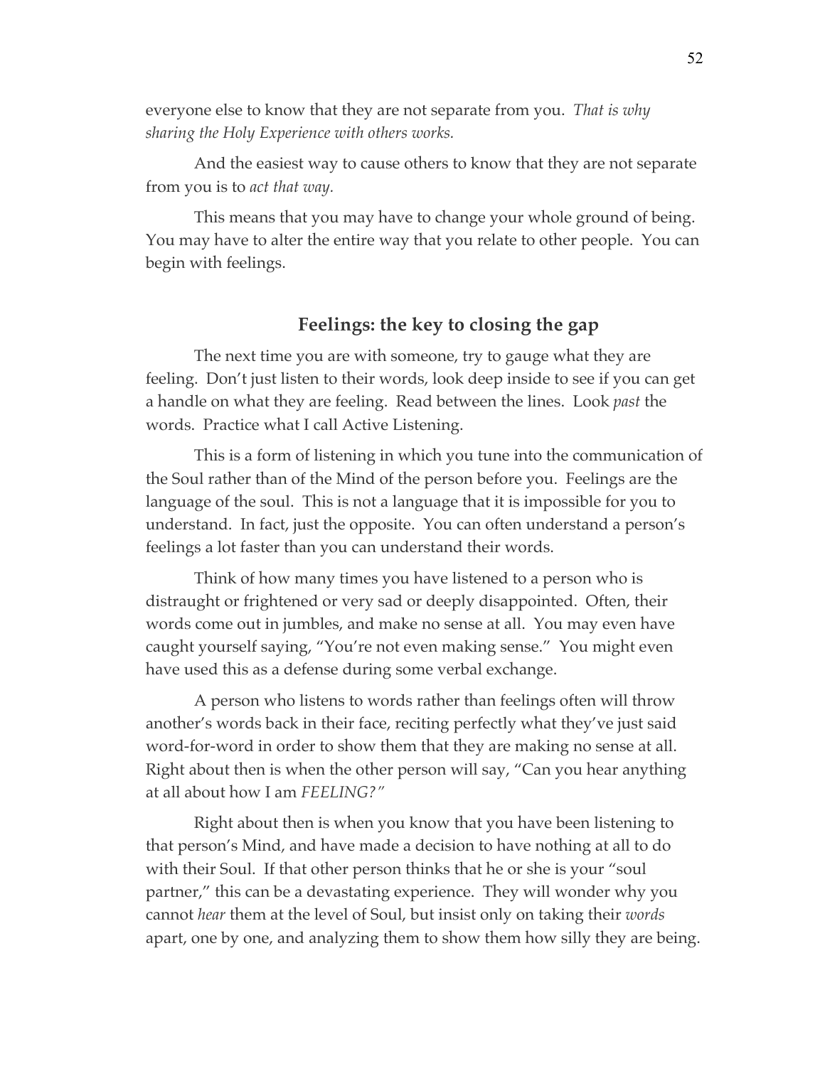everyone else to know that they are not separate from you. *That is why sharing the Holy Experience with others works.*

And the easiest way to cause others to know that they are not separate from you is to *act that way.*

This means that you may have to change your whole ground of being. You may have to alter the entire way that you relate to other people. You can begin with feelings.

## Feelings: the key to closing the gap

The next time you are with someone, try to gauge what they are feeling. Don't just listen to their words, look deep inside to see if you can get a handle on what they are feeling. Read between the lines. Look *past* the words. Practice what I call Active Listening.

This is a form of listening in which you tune into the communication of the Soul rather than of the Mind of the person before you. Feelings are the language of the soul. This is not a language that it is impossible for you to understand. In fact, just the opposite. You can often understand a person's feelings a lot faster than you can understand their words.

Think of how many times you have listened to a person who is distraught or frightened or very sad or deeply disappointed. Often, their words come out in jumbles, and make no sense at all. You may even have caught yourself saying, "You're not even making sense." You might even have used this as a defense during some verbal exchange.

A person who listens to words rather than feelings often will throw another's words back in their face, reciting perfectly what they've just said word-for-word in order to show them that they are making no sense at all. Right about then is when the other person will say, "Can you hear anything at all about how I am *FEELING?"*

Right about then is when you know that you have been listening to that person's Mind, and have made a decision to have nothing at all to do with their Soul. If that other person thinks that he or she is your "soul partner," this can be a devastating experience. They will wonder why you cannot *hear* them at the level of Soul, but insist only on taking their *words* apart, one by one, and analyzing them to show them how silly they are being.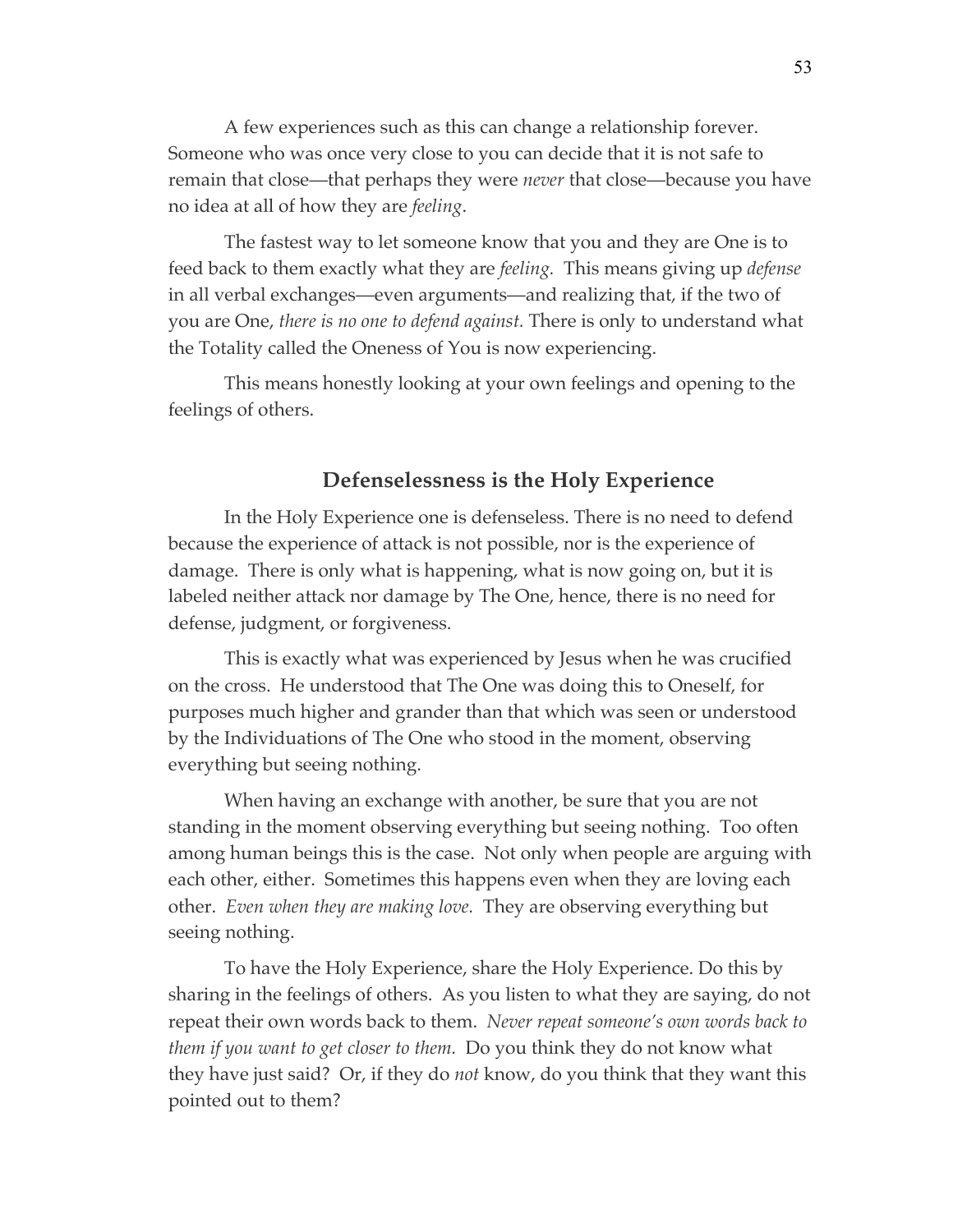A few experiences such as this can change a relationship forever. Someone who was once very close to you can decide that it is not safe to remain that close—that perhaps they were *never* that close—because you have no idea at all of how they are *feeling*.

The fastest way to let someone know that you and they are One is to feed back to them exactly what they are *feeling.* This means giving up *defense* in all verbal exchanges—even arguments—and realizing that, if the two of you are One, *there is no one to defend against.* There is only to understand what the Totality called the Oneness of You is now experiencing.

This means honestly looking at your own feelings and opening to the feelings of others.

### Defenselessness is the Holy Experience

In the Holy Experience one is defenseless. There is no need to defend because the experience of attack is not possible, nor is the experience of damage. There is only what is happening, what is now going on, but it is labeled neither attack nor damage by The One, hence, there is no need for defense, judgment, or forgiveness.

This is exactly what was experienced by Jesus when he was crucified on the cross. He understood that The One was doing this to Oneself, for purposes much higher and grander than that which was seen or understood by the Individuations of The One who stood in the moment, observing everything but seeing nothing.

When having an exchange with another, be sure that you are not standing in the moment observing everything but seeing nothing. Too often among human beings this is the case. Not only when people are arguing with each other, either. Sometimes this happens even when they are loving each other. *Even when they are making love.* They are observing everything but seeing nothing.

To have the Holy Experience, share the Holy Experience. Do this by sharing in the feelings of others. As you listen to what they are saying, do not repeat their own words back to them. *Never repeat someone's own words back to them if you want to get closer to them.* Do you think they do not know what they have just said? Or, if they do *not* know, do you think that they want this pointed out to them?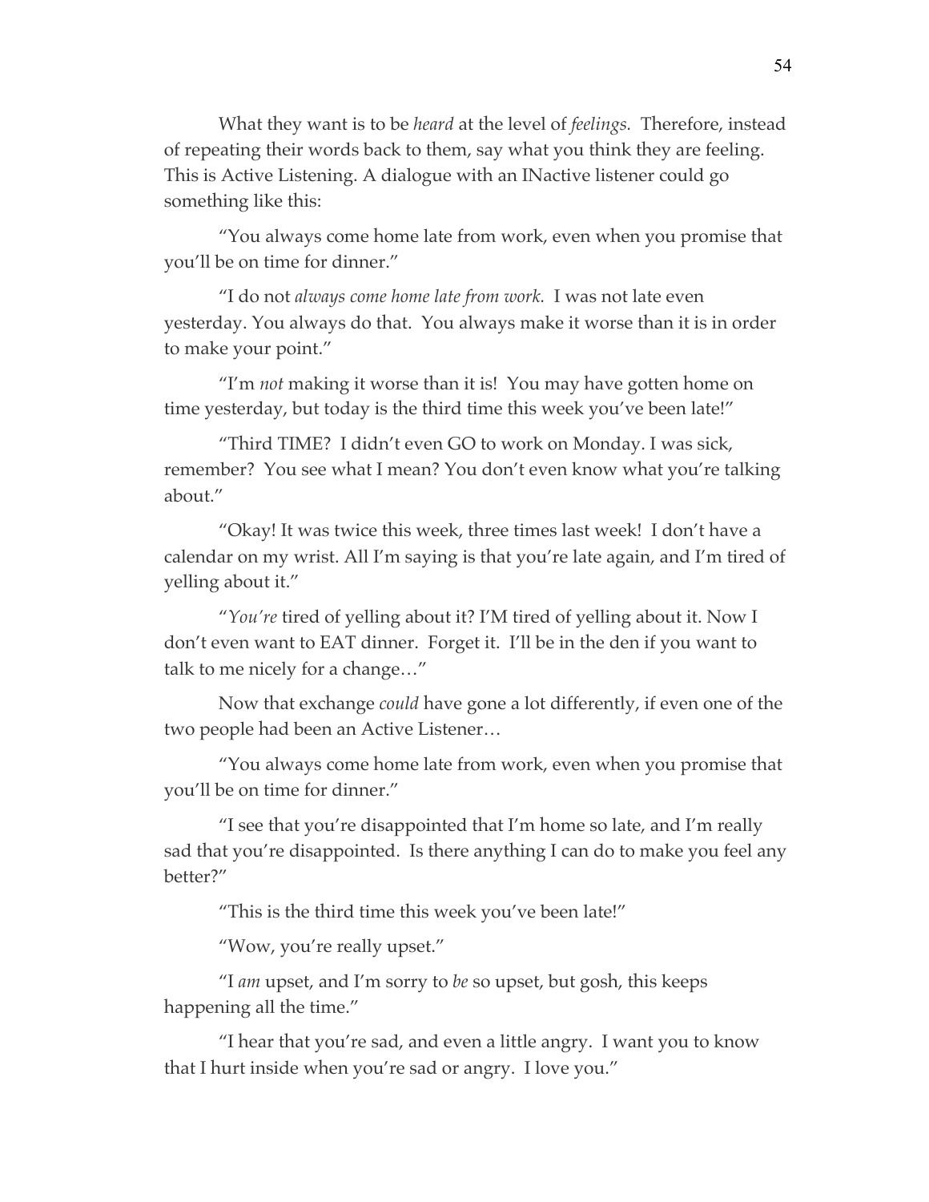What they want is to be *heard* at the level of *feelings*. Therefore, instead of repeating their words back to them, say what you think they are feeling. This is Active Listening. A dialogue with an INactive listener could go something like this:

"You always come home late from work, even when you promise that you'll be on time for dinner."

"I do not *always come home late from work.* I was not late even yesterday. You always do that. You always make it worse than it is in order to make your point."

"I'm *not* making it worse than it is! You may have gotten home on time yesterday, but today is the third time this week you've been late!"

"Third TIME? I didn't even GO to work on Monday. I was sick, remember? You see what I mean? You don't even know what you're talking about."

"Okay! It was twice this week, three times last week! I don't have a calendar on my wrist. All I'm saying is that you're late again, and I'm tired of yelling about it."

"*You're* tired of yelling about it? I'M tired of yelling about it. Now I don't even want to EAT dinner. Forget it. I'll be in the den if you want to talk to me nicely for a change…"

Now that exchange *could* have gone a lot differently, if even one of the two people had been an Active Listener…

"You always come home late from work, even when you promise that you'll be on time for dinner."

"I see that you're disappointed that I'm home so late, and I'm really sad that you're disappointed. Is there anything I can do to make you feel any better?"

"This is the third time this week you've been late!"

"Wow, you're really upset."

"I *am* upset, and I'm sorry to *be* so upset, but gosh, this keeps happening all the time."

"I hear that you're sad, and even a little angry. I want you to know that I hurt inside when you're sad or angry. I love you."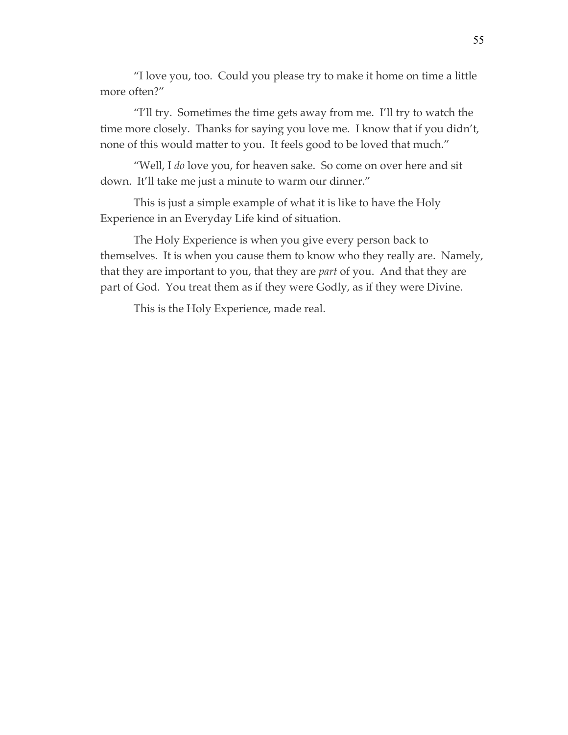"I love you, too. Could you please try to make it home on time a little more often?"

"I'll try. Sometimes the time gets away from me. I'll try to watch the time more closely. Thanks for saying you love me. I know that if you didn't, none of this would matter to you. It feels good to be loved that much."

"Well, I *do* love you, for heaven sake. So come on over here and sit down. It'll take me just a minute to warm our dinner."

This is just a simple example of what it is like to have the Holy Experience in an Everyday Life kind of situation.

The Holy Experience is when you give every person back to themselves. It is when you cause them to know who they really are. Namely, that they are important to you, that they are *part* of you. And that they are part of God. You treat them as if they were Godly, as if they were Divine.

This is the Holy Experience, made real.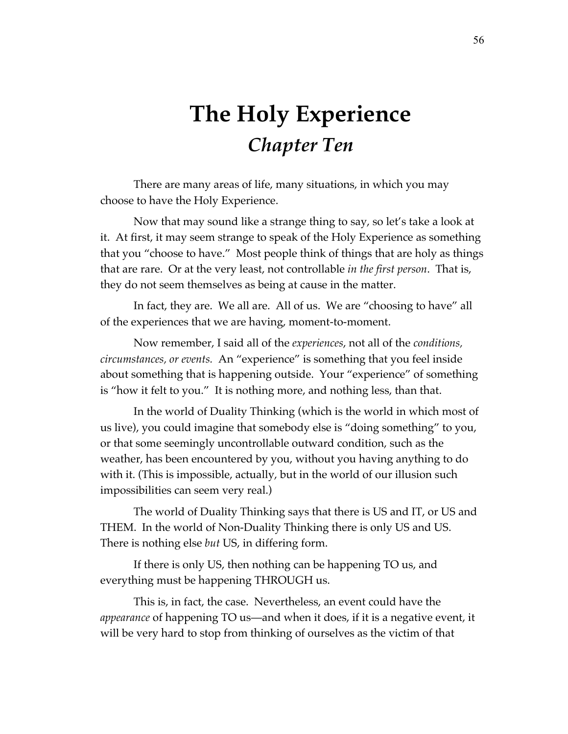# The Holy Experience
## *Chapter Ten*

There are many areas of life, many situations, in which you may choose to have the Holy Experience.

Now that may sound like a strange thing to say, so let's take a look at it. At first, it may seem strange to speak of the Holy Experience as something that you "choose to have." Most people think of things that are holy as things that are rare. Or at the very least, not controllable *in the first person*. That is, they do not seem themselves as being at cause in the matter.

In fact, they are. We all are. All of us. We are "choosing to have" all of the experiences that we are having, moment-to-moment.

Now remember, I said all of the *experiences*, not all of the *conditions, circumstances, or events.* An "experience" is something that you feel inside about something that is happening outside. Your "experience" of something is "how it felt to you." It is nothing more, and nothing less, than that.

In the world of Duality Thinking (which is the world in which most of us live), you could imagine that somebody else is "doing something" to you, or that some seemingly uncontrollable outward condition, such as the weather, has been encountered by you, without you having anything to do with it. (This is impossible, actually, but in the world of our illusion such impossibilities can seem very real.)

The world of Duality Thinking says that there is US and IT, or US and THEM. In the world of Non-Duality Thinking there is only US and US. There is nothing else *but* US, in differing form.

If there is only US, then nothing can be happening TO us, and everything must be happening THROUGH us.

This is, in fact, the case. Nevertheless, an event could have the *appearance* of happening TO us—and when it does, if it is a negative event, it will be very hard to stop from thinking of ourselves as the victim of that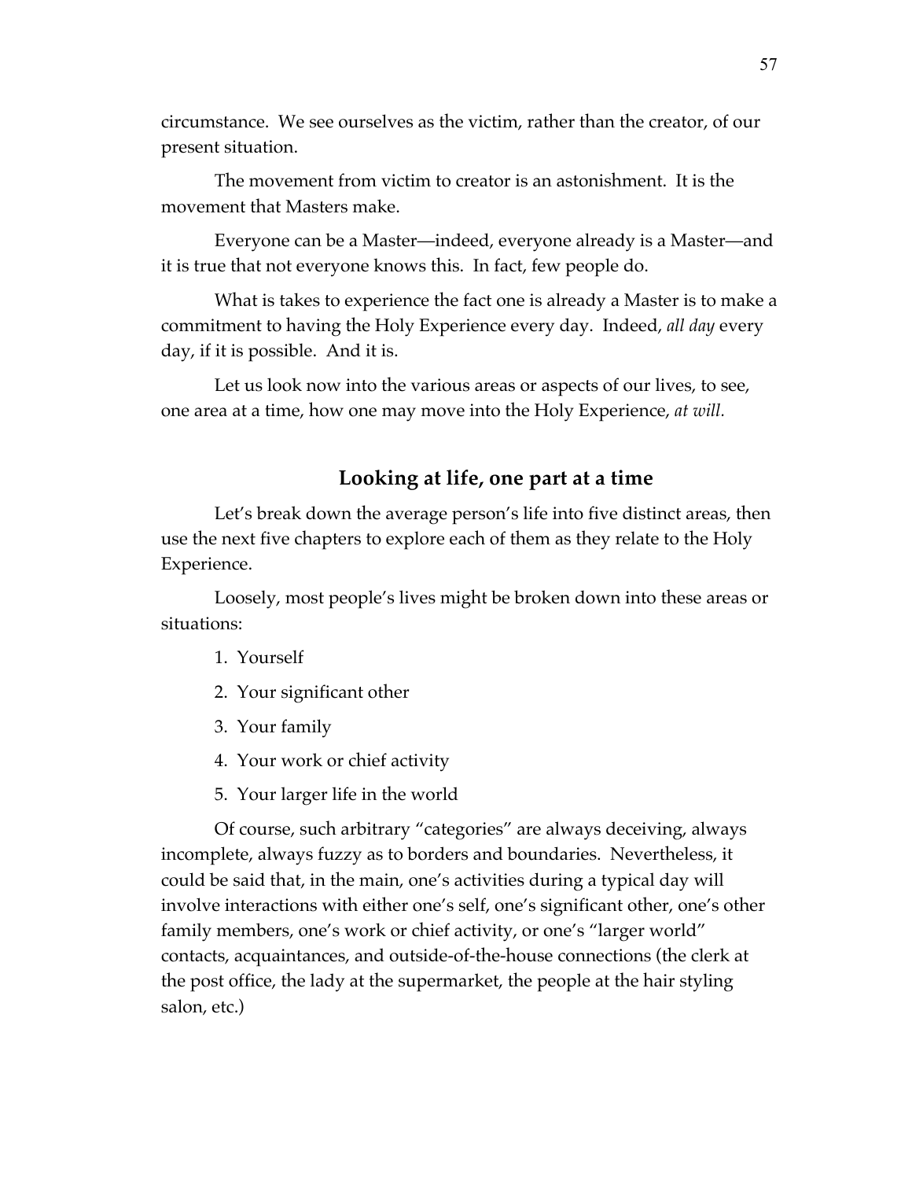circumstance. We see ourselves as the victim, rather than the creator, of our present situation.

The movement from victim to creator is an astonishment. It is the movement that Masters make.

Everyone can be a Master—indeed, everyone already is a Master—and it is true that not everyone knows this. In fact, few people do.

What is takes to experience the fact one is already a Master is to make a commitment to having the Holy Experience every day. Indeed, *all day* every day, if it is possible. And it is.

Let us look now into the various areas or aspects of our lives, to see, one area at a time, how one may move into the Holy Experience, *at will.*

## Looking at life, one part at a time

Let's break down the average person's life into five distinct areas, then use the next five chapters to explore each of them as they relate to the Holy Experience.

Loosely, most people's lives might be broken down into these areas or situations:

1. Yourself
2. Your significant other
3. Your family
4. Your work or chief activity
5. Your larger life in the world

Of course, such arbitrary "categories" are always deceiving, always incomplete, always fuzzy as to borders and boundaries. Nevertheless, it could be said that, in the main, one's activities during a typical day will involve interactions with either one's self, one's significant other, one's other family members, one's work or chief activity, or one's "larger world" contacts, acquaintances, and outside-of-the-house connections (the clerk at the post office, the lady at the supermarket, the people at the hair styling salon, etc.)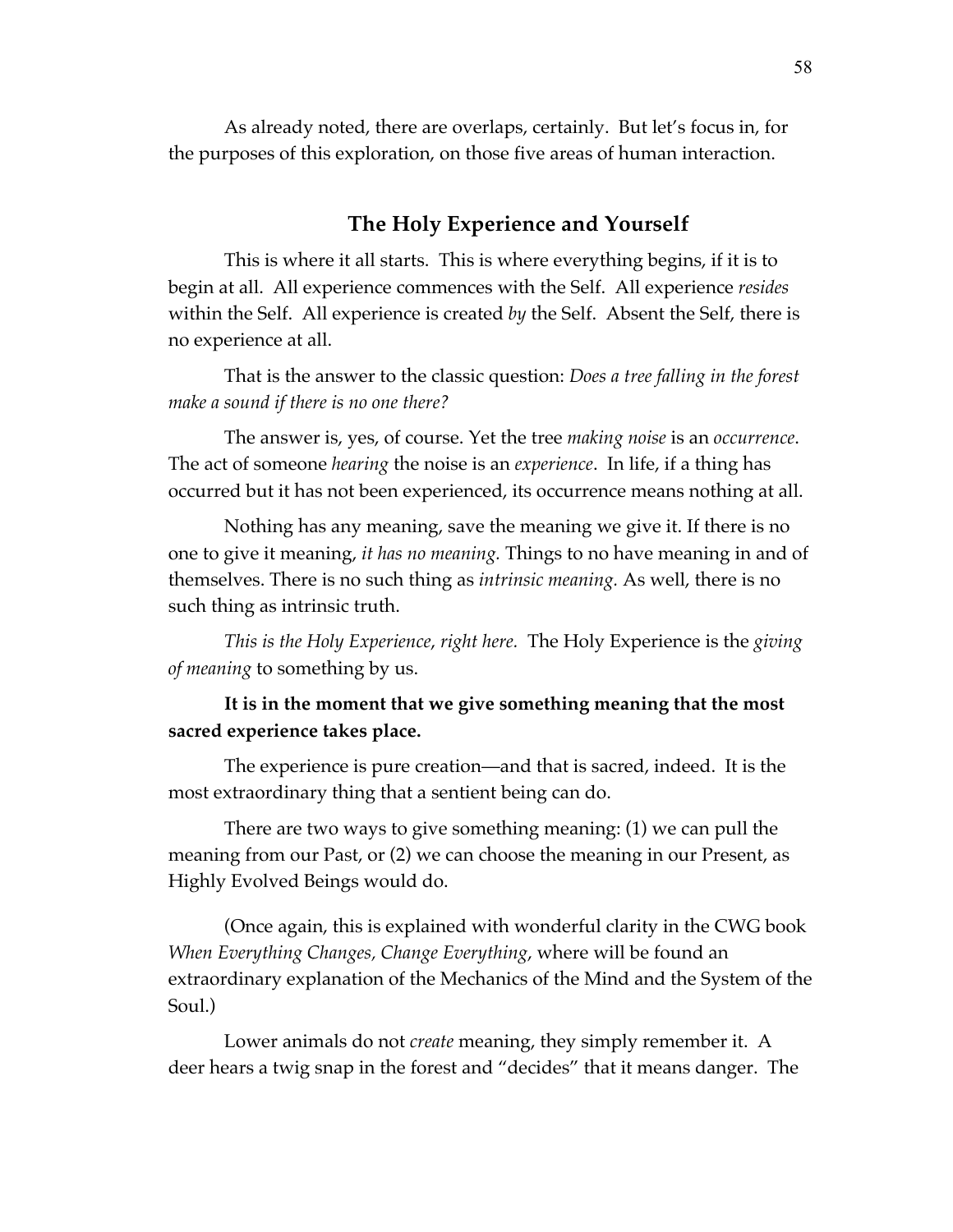As already noted, there are overlaps, certainly. But let's focus in, for the purposes of this exploration, on those five areas of human interaction.

## The Holy Experience and Yourself

This is where it all starts. This is where everything begins, if it is to begin at all. All experience commences with the Self. All experience *resides* within the Self. All experience is created *by* the Self. Absent the Self, there is no experience at all.

That is the answer to the classic question: *Does a tree falling in the forest make a sound if there is no one there?*

The answer is, yes, of course. Yet the tree *making noise* is an *occurrence*. The act of someone *hearing* the noise is an *experience*. In life, if a thing has occurred but it has not been experienced, its occurrence means nothing at all.

Nothing has any meaning, save the meaning we give it. If there is no one to give it meaning, *it has no meaning.* Things to no have meaning in and of themselves. There is no such thing as *intrinsic meaning.* As well, there is no such thing as intrinsic truth.

*This is the Holy Experience, right here.* The Holy Experience is the *giving of meaning* to something by us.

**It is in the moment that we give something meaning that the most sacred experience takes place.**

The experience is pure creation—and that is sacred, indeed. It is the most extraordinary thing that a sentient being can do.

There are two ways to give something meaning: (1) we can pull the meaning from our Past, or (2) we can choose the meaning in our Present, as Highly Evolved Beings would do.

(Once again, this is explained with wonderful clarity in the CWG book *When Everything Changes, Change Everything*, where will be found an extraordinary explanation of the Mechanics of the Mind and the System of the Soul.)

Lower animals do not *create* meaning, they simply remember it. A deer hears a twig snap in the forest and "decides" that it means danger. The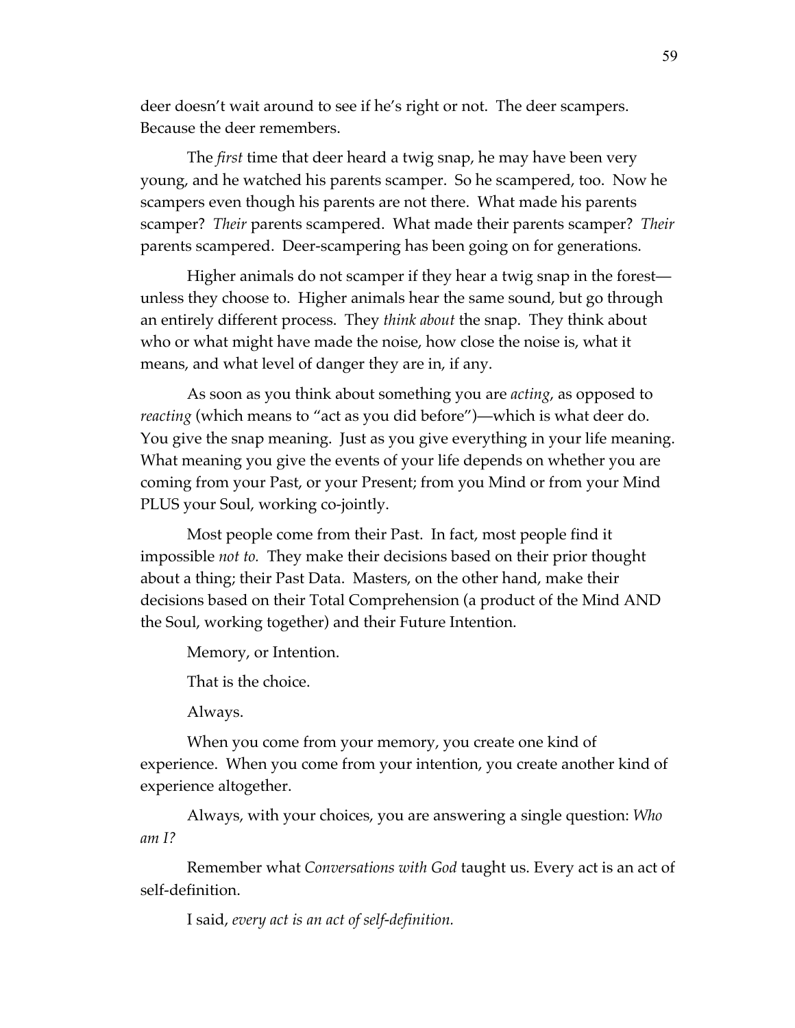deer doesn't wait around to see if he's right or not. The deer scampers. Because the deer remembers.

The *first* time that deer heard a twig snap, he may have been very young, and he watched his parents scamper. So he scampered, too. Now he scampers even though his parents are not there. What made his parents scamper? *Their* parents scampered. What made their parents scamper? *Their* parents scampered. Deer-scampering has been going on for generations.

Higher animals do not scamper if they hear a twig snap in the forest—unless they choose to. Higher animals hear the same sound, but go through an entirely different process. They *think about* the snap. They think about who or what might have made the noise, how close the noise is, what it means, and what level of danger they are in, if any.

As soon as you think about something you are *acting,* as opposed to *reacting* (which means to "act as you did before")—which is what deer do. You give the snap meaning. Just as you give everything in your life meaning. What meaning you give the events of your life depends on whether you are coming from your Past, or your Present; from you Mind or from your Mind PLUS your Soul, working co-jointly.

Most people come from their Past. In fact, most people find it impossible *not to.* They make their decisions based on their prior thought about a thing; their Past Data. Masters, on the other hand, make their decisions based on their Total Comprehension (a product of the Mind AND the Soul, working together) and their Future Intention.

Memory, or Intention.

That is the choice.

Always.

When you come from your memory, you create one kind of experience. When you come from your intention, you create another kind of experience altogether.

Always, with your choices, you are answering a single question: *Who am I?*

Remember what *Conversations with God* taught us. Every act is an act of self-definition.

I said, *every act is an act of self-definition.*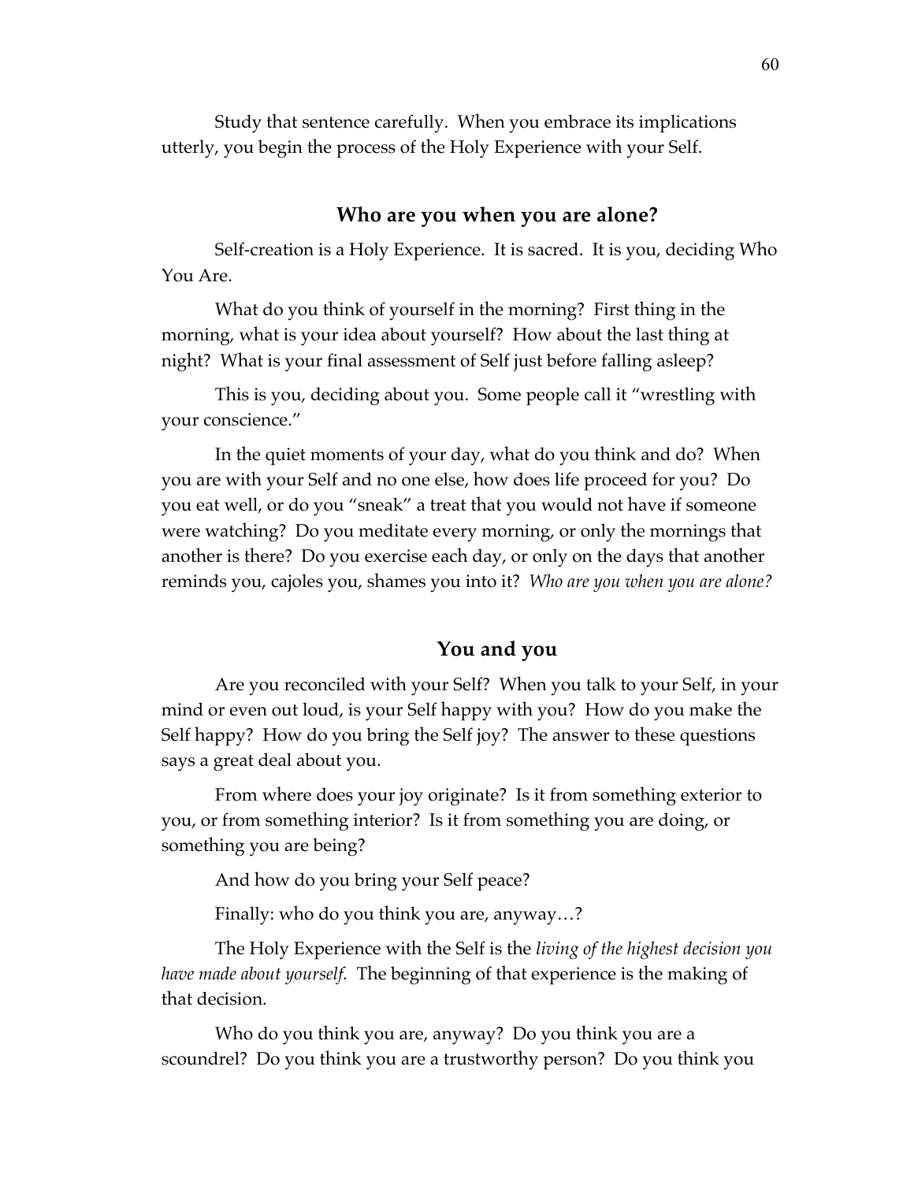Study that sentence carefully. When you embrace its implications utterly, you begin the process of the Holy Experience with your Self.

## Who are you when you are alone?

Self-creation is a Holy Experience. It is sacred. It is you, deciding Who You Are.

What do you think of yourself in the morning? First thing in the morning, what is your idea about yourself? How about the last thing at night? What is your final assessment of Self just before falling asleep?

This is you, deciding about you. Some people call it "wrestling with your conscience."

In the quiet moments of your day, what do you think and do? When you are with your Self and no one else, how does life proceed for you? Do you eat well, or do you "sneak" a treat that you would not have if someone were watching? Do you meditate every morning, or only the mornings that another is there? Do you exercise each day, or only on the days that another reminds you, cajoles you, shames you into it? *Who are you when you are alone?*

## You and you

Are you reconciled with your Self? When you talk to your Self, in your mind or even out loud, is your Self happy with you? How do you make the Self happy? How do you bring the Self joy? The answer to these questions says a great deal about you.

From where does your joy originate? Is it from something exterior to you, or from something interior? Is it from something you are doing, or something you are being?

And how do you bring your Self peace?

Finally: who do you think you are, anyway…?

The Holy Experience with the Self is the *living of the highest decision you have made about yourself.* The beginning of that experience is the making of that decision.

Who do you think you are, anyway? Do you think you are a scoundrel? Do you think you are a trustworthy person? Do you think you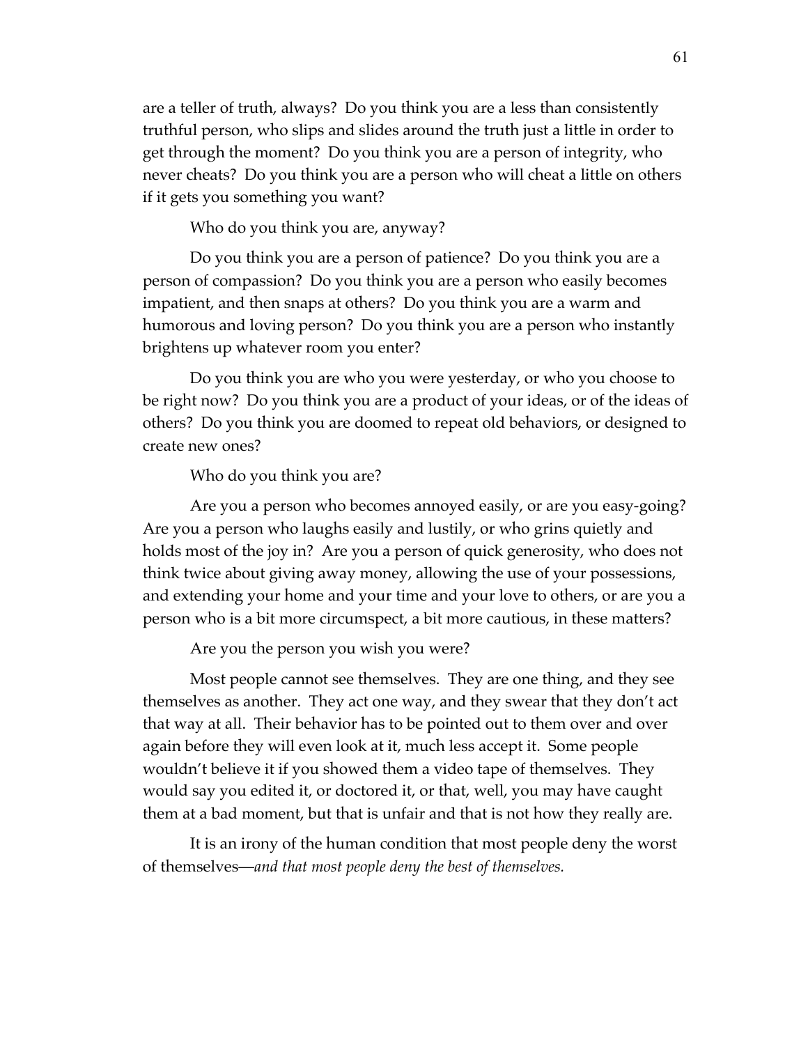are a teller of truth, always? Do you think you are a less than consistently truthful person, who slips and slides around the truth just a little in order to get through the moment? Do you think you are a person of integrity, who never cheats? Do you think you are a person who will cheat a little on others if it gets you something you want?

Who do you think you are, anyway?

Do you think you are a person of patience? Do you think you are a person of compassion? Do you think you are a person who easily becomes impatient, and then snaps at others? Do you think you are a warm and humorous and loving person? Do you think you are a person who instantly brightens up whatever room you enter?

Do you think you are who you were yesterday, or who you choose to be right now? Do you think you are a product of your ideas, or of the ideas of others? Do you think you are doomed to repeat old behaviors, or designed to create new ones?

Who do you think you are?

Are you a person who becomes annoyed easily, or are you easy-going? Are you a person who laughs easily and lustily, or who grins quietly and holds most of the joy in? Are you a person of quick generosity, who does not think twice about giving away money, allowing the use of your possessions, and extending your home and your time and your love to others, or are you a person who is a bit more circumspect, a bit more cautious, in these matters?

Are you the person you wish you were?

Most people cannot see themselves. They are one thing, and they see themselves as another. They act one way, and they swear that they don't act that way at all. Their behavior has to be pointed out to them over and over again before they will even look at it, much less accept it. Some people wouldn't believe it if you showed them a video tape of themselves. They would say you edited it, or doctored it, or that, well, you may have caught them at a bad moment, but that is unfair and that is not how they really are.

It is an irony of the human condition that most people deny the worst of themselves—*and that most people deny the best of themselves.*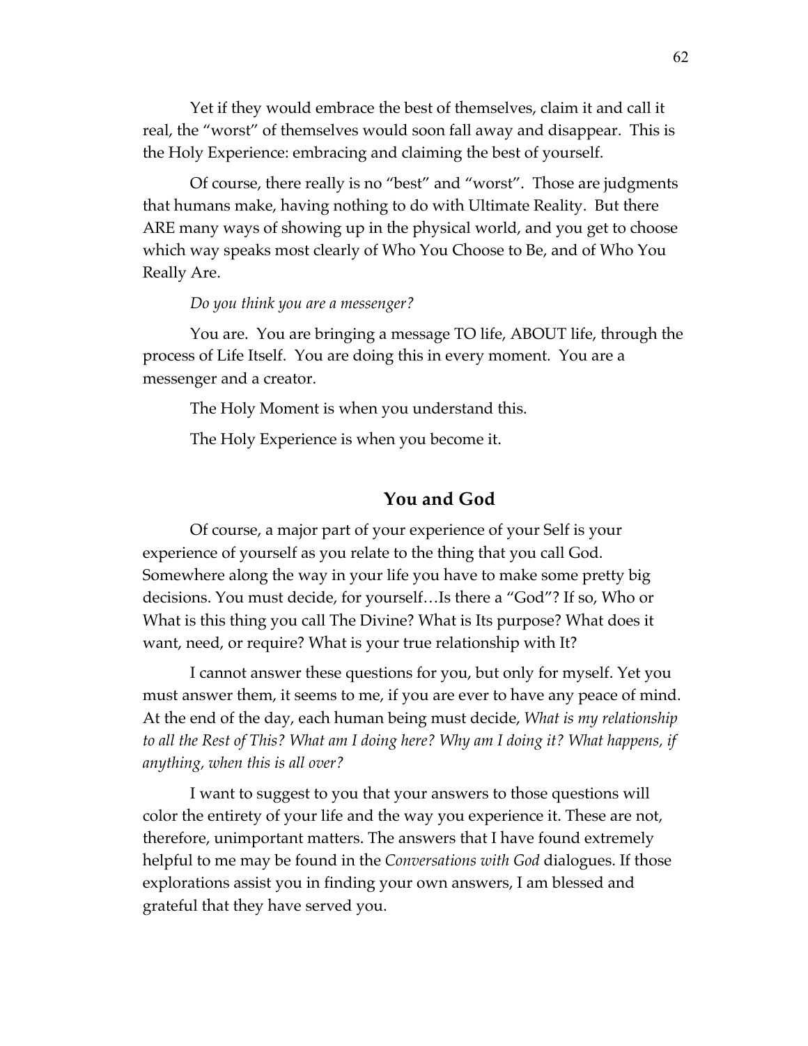Yet if they would embrace the best of themselves, claim it and call it real, the "worst" of themselves would soon fall away and disappear. This is the Holy Experience: embracing and claiming the best of yourself.

Of course, there really is no "best" and "worst". Those are judgments that humans make, having nothing to do with Ultimate Reality. But there ARE many ways of showing up in the physical world, and you get to choose which way speaks most clearly of Who You Choose to Be, and of Who You Really Are.

*Do you think you are a messenger?*

You are. You are bringing a message TO life, ABOUT life, through the process of Life Itself. You are doing this in every moment. You are a messenger and a creator.

The Holy Moment is when you understand this.

The Holy Experience is when you become it.

## You and God

Of course, a major part of your experience of your Self is your experience of yourself as you relate to the thing that you call God. Somewhere along the way in your life you have to make some pretty big decisions. You must decide, for yourself…Is there a "God"? If so, Who or What is this thing you call The Divine? What is Its purpose? What does it want, need, or require? What is your true relationship with It?

I cannot answer these questions for you, but only for myself. Yet you must answer them, it seems to me, if you are ever to have any peace of mind. At the end of the day, each human being must decide, *What is my relationship to all the Rest of This? What am I doing here? Why am I doing it? What happens, if anything, when this is all over?*

I want to suggest to you that your answers to those questions will color the entirety of your life and the way you experience it. These are not, therefore, unimportant matters. The answers that I have found extremely helpful to me may be found in the *Conversations with God* dialogues. If those explorations assist you in finding your own answers, I am blessed and grateful that they have served you.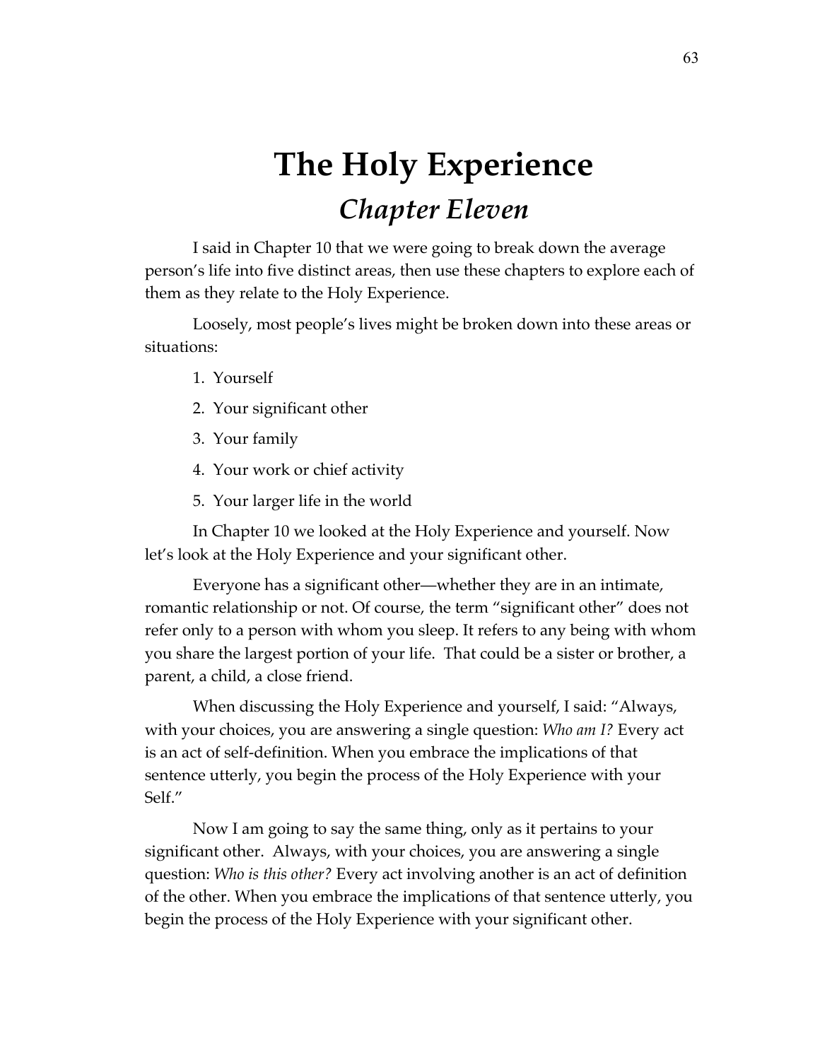# The Holy Experience

## *Chapter Eleven*

I said in Chapter 10 that we were going to break down the average person's life into five distinct areas, then use these chapters to explore each of them as they relate to the Holy Experience.

Loosely, most people's lives might be broken down into these areas or situations:

1. Yourself
2. Your significant other
3. Your family
4. Your work or chief activity
5. Your larger life in the world

In Chapter 10 we looked at the Holy Experience and yourself. Now let's look at the Holy Experience and your significant other.

Everyone has a significant other—whether they are in an intimate, romantic relationship or not. Of course, the term "significant other" does not refer only to a person with whom you sleep. It refers to any being with whom you share the largest portion of your life. That could be a sister or brother, a parent, a child, a close friend.

When discussing the Holy Experience and yourself, I said: "Always, with your choices, you are answering a single question: *Who am I?* Every act is an act of self-definition. When you embrace the implications of that sentence utterly, you begin the process of the Holy Experience with your Self."

Now I am going to say the same thing, only as it pertains to your significant other. Always, with your choices, you are answering a single question: *Who is this other?* Every act involving another is an act of definition of the other. When you embrace the implications of that sentence utterly, you begin the process of the Holy Experience with your significant other.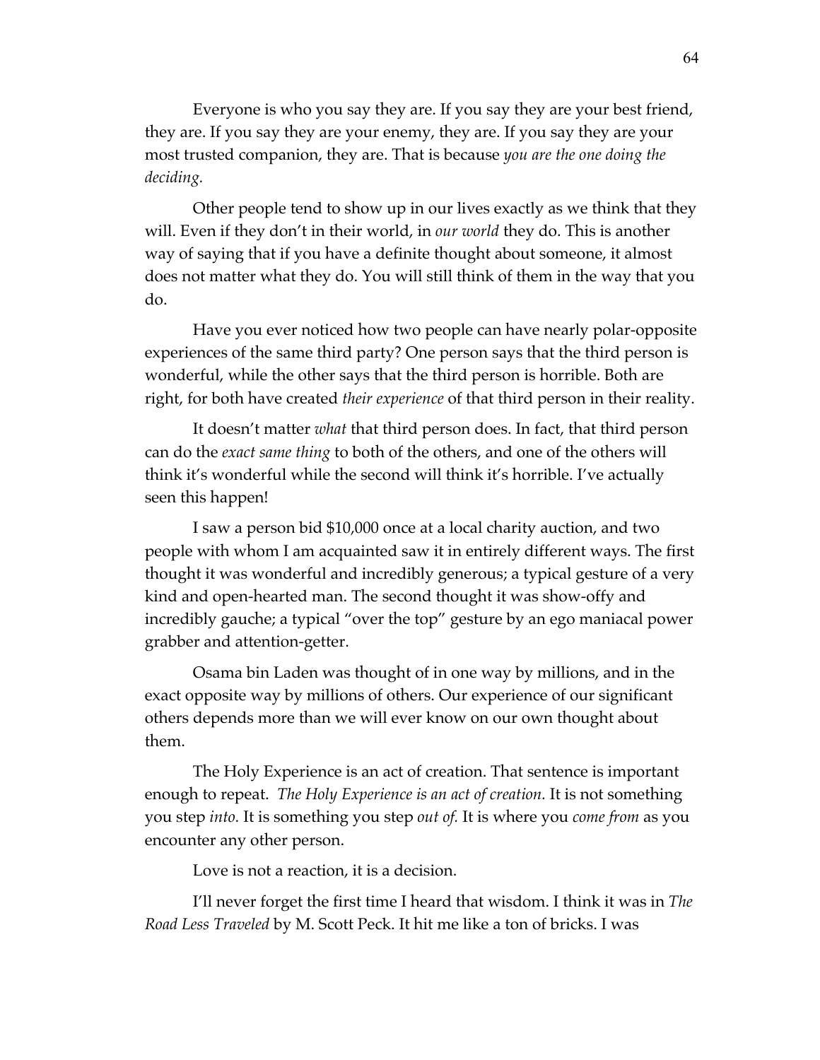Everyone is who you say they are. If you say they are your best friend, they are. If you say they are your enemy, they are. If you say they are your most trusted companion, they are. That is because *you are the one doing the deciding.*

Other people tend to show up in our lives exactly as we think that they will. Even if they don't in their world, in *our world* they do. This is another way of saying that if you have a definite thought about someone, it almost does not matter what they do. You will still think of them in the way that you do.

Have you ever noticed how two people can have nearly polar-opposite experiences of the same third party? One person says that the third person is wonderful, while the other says that the third person is horrible. Both are right, for both have created *their experience* of that third person in their reality.

It doesn't matter *what* that third person does. In fact, that third person can do the *exact same thing* to both of the others, and one of the others will think it's wonderful while the second will think it's horrible. I've actually seen this happen!

I saw a person bid $10,000 once at a local charity auction, and two people with whom I am acquainted saw it in entirely different ways. The first thought it was wonderful and incredibly generous; a typical gesture of a very kind and open-hearted man. The second thought it was show-offy and incredibly gauche; a typical "over the top" gesture by an ego maniacal power grabber and attention-getter.

Osama bin Laden was thought of in one way by millions, and in the exact opposite way by millions of others. Our experience of our significant others depends more than we will ever know on our own thought about them.

The Holy Experience is an act of creation. That sentence is important enough to repeat. *The Holy Experience is an act of creation.* It is not something you step *into.* It is something you step *out of.* It is where you *come from* as you encounter any other person.

Love is not a reaction, it is a decision.

I'll never forget the first time I heard that wisdom. I think it was in *The Road Less Traveled* by M. Scott Peck. It hit me like a ton of bricks. I was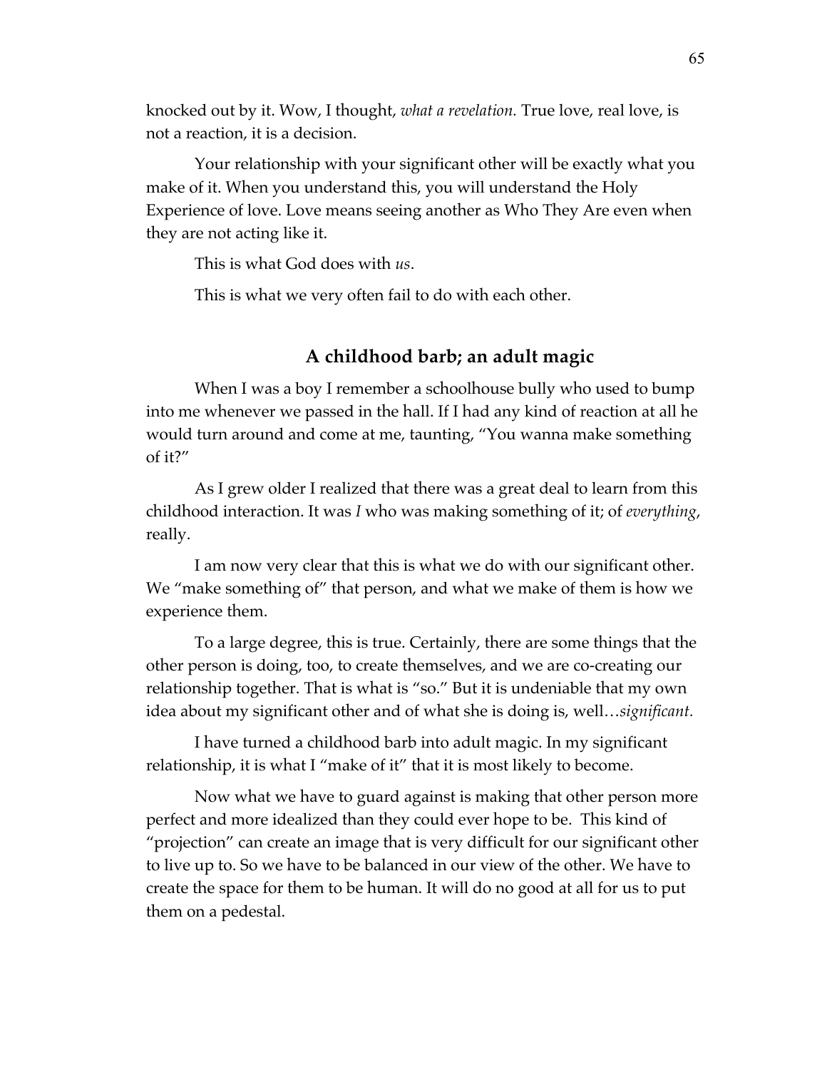knocked out by it. Wow, I thought, *what a revelation.* True love, real love, is not a reaction, it is a decision.

Your relationship with your significant other will be exactly what you make of it. When you understand this, you will understand the Holy Experience of love. Love means seeing another as Who They Are even when they are not acting like it.

This is what God does with *us*.

This is what we very often fail to do with each other.

## A childhood barb; an adult magic

When I was a boy I remember a schoolhouse bully who used to bump into me whenever we passed in the hall. If I had any kind of reaction at all he would turn around and come at me, taunting, "You wanna make something of it?"

As I grew older I realized that there was a great deal to learn from this childhood interaction. It was *I* who was making something of it; of *everything*, really.

I am now very clear that this is what we do with our significant other. We "make something of" that person, and what we make of them is how we experience them.

To a large degree, this is true. Certainly, there are some things that the other person is doing, too, to create themselves, and we are co-creating our relationship together. That is what is "so." But it is undeniable that my own idea about my significant other and of what she is doing is, well…*significant.*

I have turned a childhood barb into adult magic. In my significant relationship, it is what I "make of it" that it is most likely to become.

Now what we have to guard against is making that other person more perfect and more idealized than they could ever hope to be. This kind of "projection" can create an image that is very difficult for our significant other to live up to. So we have to be balanced in our view of the other. We have to create the space for them to be human. It will do no good at all for us to put them on a pedestal.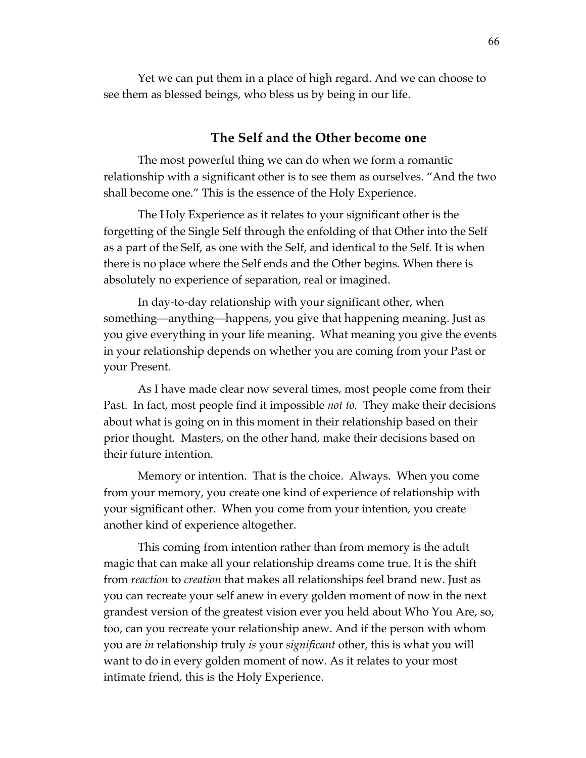Yet we can put them in a place of high regard. And we can choose to see them as blessed beings, who bless us by being in our life.

## The Self and the Other become one

The most powerful thing we can do when we form a romantic relationship with a significant other is to see them as ourselves. "And the two shall become one." This is the essence of the Holy Experience.

The Holy Experience as it relates to your significant other is the forgetting of the Single Self through the enfolding of that Other into the Self as a part of the Self, as one with the Self, and identical to the Self. It is when there is no place where the Self ends and the Other begins. When there is absolutely no experience of separation, real or imagined.

In day-to-day relationship with your significant other, when something—anything—happens, you give that happening meaning. Just as you give everything in your life meaning. What meaning you give the events in your relationship depends on whether you are coming from your Past or your Present.

As I have made clear now several times, most people come from their Past. In fact, most people find it impossible *not to.* They make their decisions about what is going on in this moment in their relationship based on their prior thought. Masters, on the other hand, make their decisions based on their future intention.

Memory or intention. That is the choice. Always. When you come from your memory, you create one kind of experience of relationship with your significant other. When you come from your intention, you create another kind of experience altogether.

This coming from intention rather than from memory is the adult magic that can make all your relationship dreams come true. It is the shift from *reaction* to *creation* that makes all relationships feel brand new. Just as you can recreate your self anew in every golden moment of now in the next grandest version of the greatest vision ever you held about Who You Are, so, too, can you recreate your relationship anew. And if the person with whom you are *in* relationship truly *is* your *significant* other, this is what you will want to do in every golden moment of now. As it relates to your most intimate friend, this is the Holy Experience.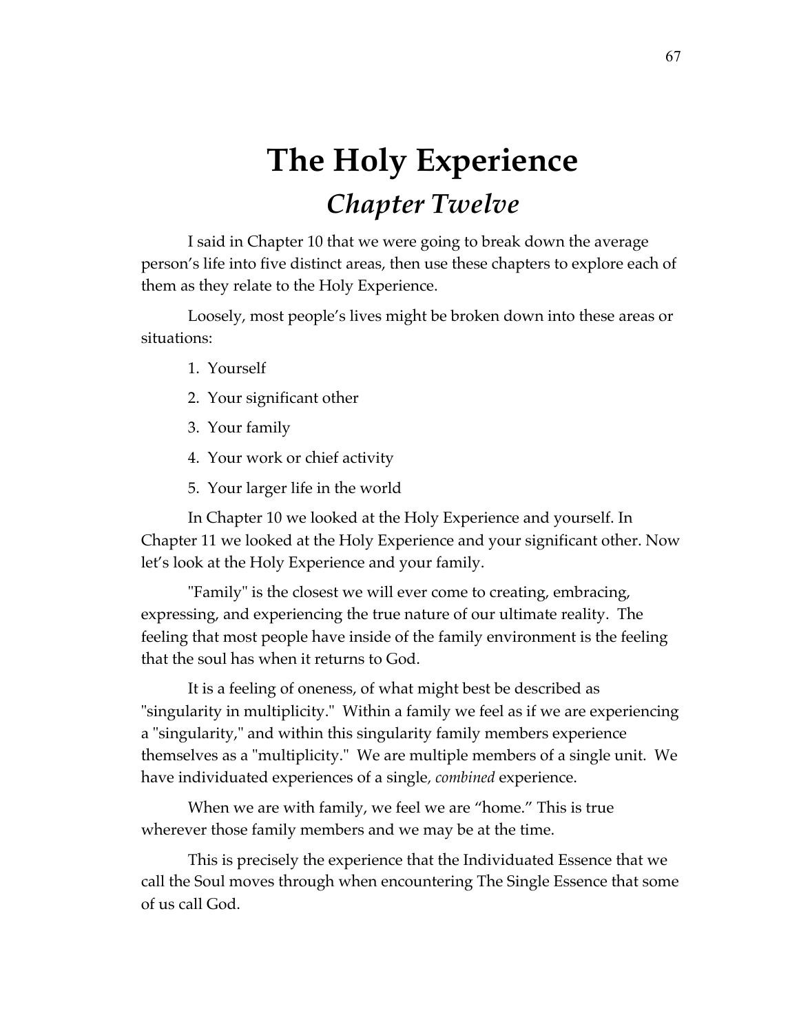# The Holy Experience

## *Chapter Twelve*

I said in Chapter 10 that we were going to break down the average person's life into five distinct areas, then use these chapters to explore each of them as they relate to the Holy Experience.

Loosely, most people's lives might be broken down into these areas or situations:

1. Yourself
2. Your significant other
3. Your family
4. Your work or chief activity
5. Your larger life in the world

In Chapter 10 we looked at the Holy Experience and yourself. In Chapter 11 we looked at the Holy Experience and your significant other. Now let's look at the Holy Experience and your family.

"Family" is the closest we will ever come to creating, embracing, expressing, and experiencing the true nature of our ultimate reality. The feeling that most people have inside of the family environment is the feeling that the soul has when it returns to God.

It is a feeling of oneness, of what might best be described as "singularity in multiplicity." Within a family we feel as if we are experiencing a "singularity," and within this singularity family members experience themselves as a "multiplicity." We are multiple members of a single unit. We have individuated experiences of a single, *combined* experience.

When we are with family, we feel we are "home." This is true wherever those family members and we may be at the time.

This is precisely the experience that the Individuated Essence that we call the Soul moves through when encountering The Single Essence that some of us call God.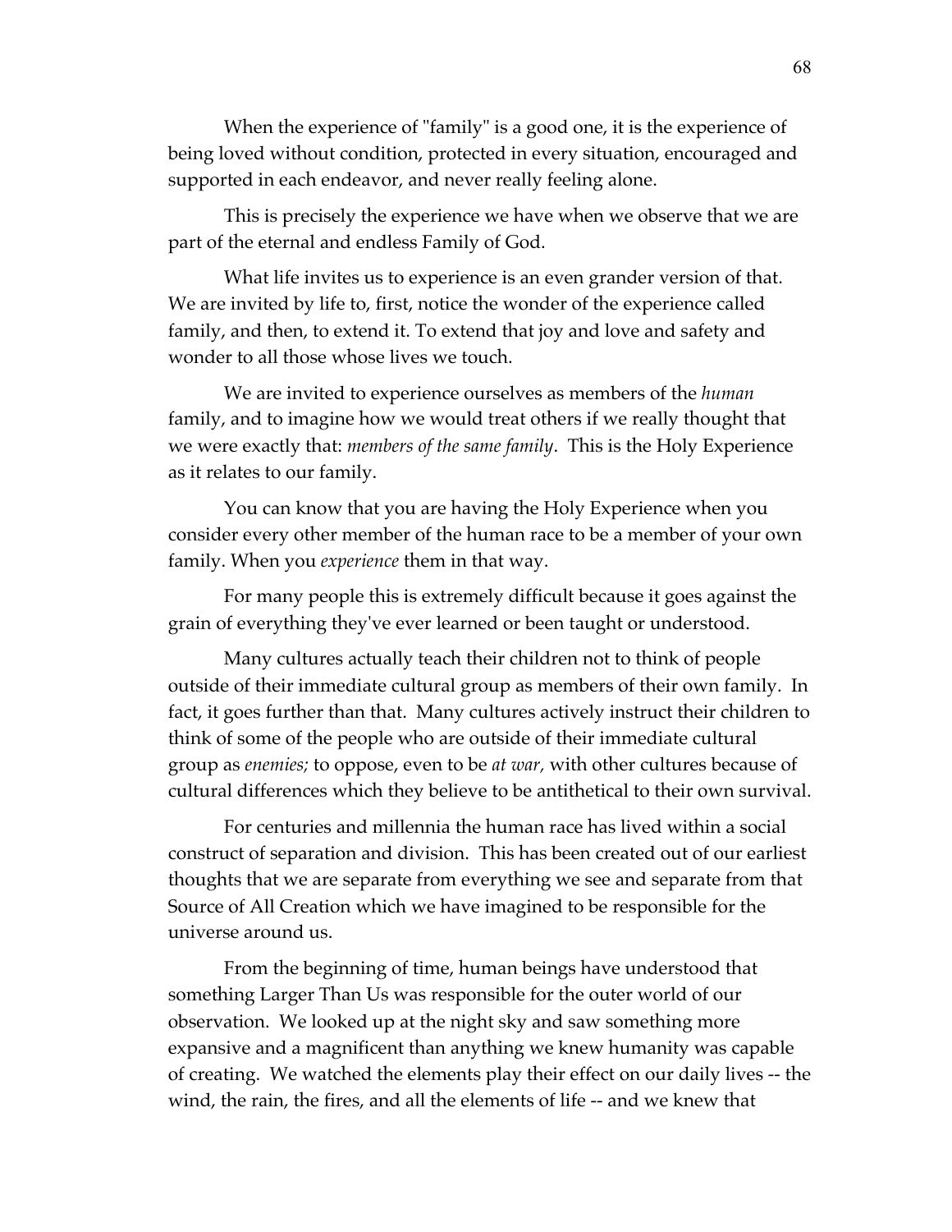When the experience of "family" is a good one, it is the experience of being loved without condition, protected in every situation, encouraged and supported in each endeavor, and never really feeling alone.

This is precisely the experience we have when we observe that we are part of the eternal and endless Family of God.

What life invites us to experience is an even grander version of that. We are invited by life to, first, notice the wonder of the experience called family, and then, to extend it. To extend that joy and love and safety and wonder to all those whose lives we touch.

We are invited to experience ourselves as members of the *human* family, and to imagine how we would treat others if we really thought that we were exactly that: *members of the same family*. This is the Holy Experience as it relates to our family.

You can know that you are having the Holy Experience when you consider every other member of the human race to be a member of your own family. When you *experience* them in that way.

For many people this is extremely difficult because it goes against the grain of everything they've ever learned or been taught or understood.

Many cultures actually teach their children not to think of people outside of their immediate cultural group as members of their own family. In fact, it goes further than that. Many cultures actively instruct their children to think of some of the people who are outside of their immediate cultural group as *enemies;* to oppose, even to be *at war,* with other cultures because of cultural differences which they believe to be antithetical to their own survival.

For centuries and millennia the human race has lived within a social construct of separation and division. This has been created out of our earliest thoughts that we are separate from everything we see and separate from that Source of All Creation which we have imagined to be responsible for the universe around us.

From the beginning of time, human beings have understood that something Larger Than Us was responsible for the outer world of our observation. We looked up at the night sky and saw something more expansive and a magnificent than anything we knew humanity was capable of creating. We watched the elements play their effect on our daily lives -- the wind, the rain, the fires, and all the elements of life -- and we knew that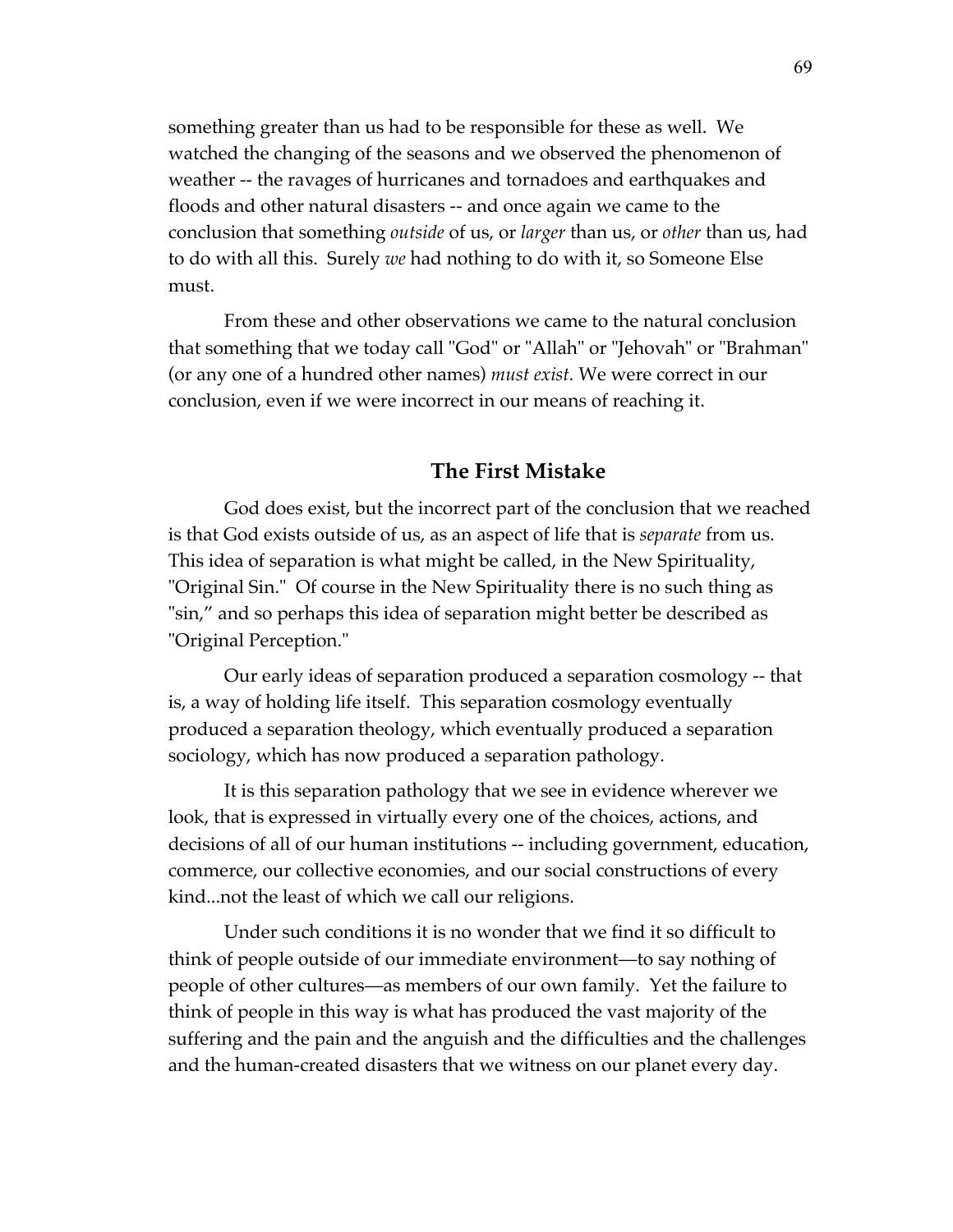something greater than us had to be responsible for these as well. We watched the changing of the seasons and we observed the phenomenon of weather -- the ravages of hurricanes and tornadoes and earthquakes and floods and other natural disasters -- and once again we came to the conclusion that something *outside* of us, or *larger* than us, or *other* than us, had to do with all this. Surely *we* had nothing to do with it, so Someone Else must.

From these and other observations we came to the natural conclusion that something that we today call "God" or "Allah" or "Jehovah" or "Brahman" (or any one of a hundred other names) *must exist.* We were correct in our conclusion, even if we were incorrect in our means of reaching it.

## The First Mistake

God does exist, but the incorrect part of the conclusion that we reached is that God exists outside of us, as an aspect of life that is *separate* from us. This idea of separation is what might be called, in the New Spirituality, "Original Sin." Of course in the New Spirituality there is no such thing as "sin," and so perhaps this idea of separation might better be described as "Original Perception."

Our early ideas of separation produced a separation cosmology -- that is, a way of holding life itself. This separation cosmology eventually produced a separation theology, which eventually produced a separation sociology, which has now produced a separation pathology.

It is this separation pathology that we see in evidence wherever we look, that is expressed in virtually every one of the choices, actions, and decisions of all of our human institutions -- including government, education, commerce, our collective economies, and our social constructions of every kind...not the least of which we call our religions.

Under such conditions it is no wonder that we find it so difficult to think of people outside of our immediate environment—to say nothing of people of other cultures—as members of our own family. Yet the failure to think of people in this way is what has produced the vast majority of the suffering and the pain and the anguish and the difficulties and the challenges and the human-created disasters that we witness on our planet every day.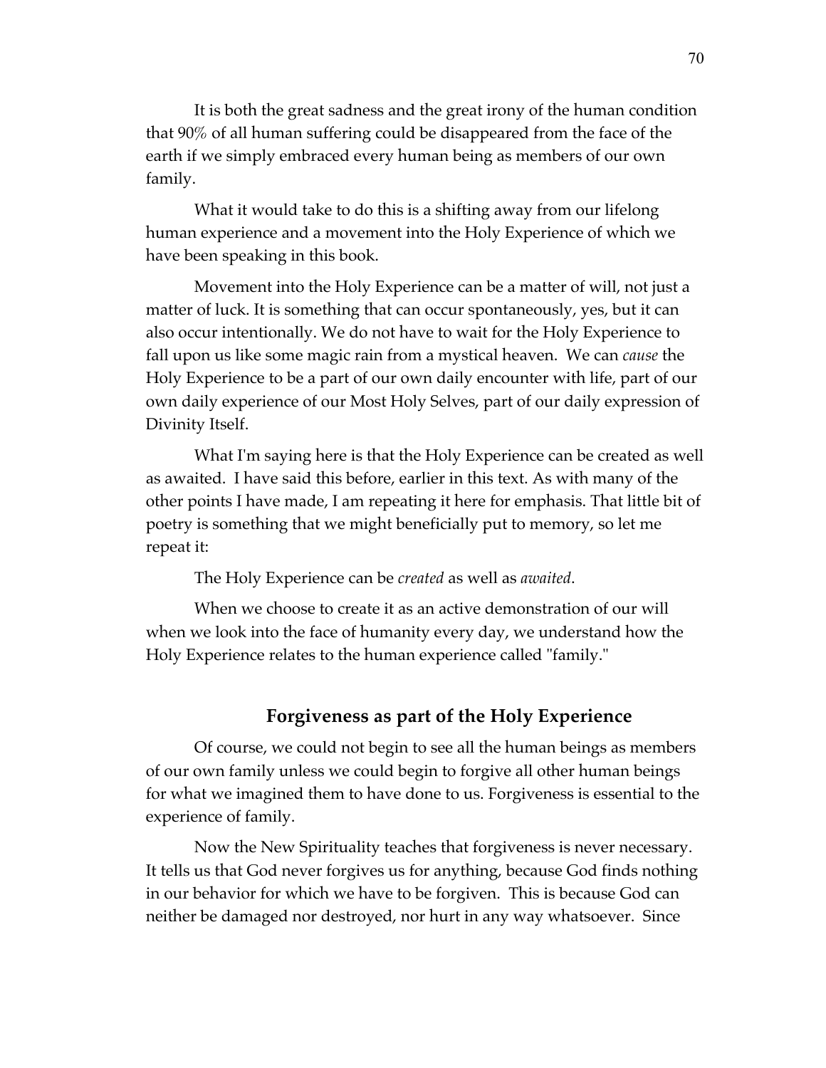It is both the great sadness and the great irony of the human condition that 90% of all human suffering could be disappeared from the face of the earth if we simply embraced every human being as members of our own family.

What it would take to do this is a shifting away from our lifelong human experience and a movement into the Holy Experience of which we have been speaking in this book.

Movement into the Holy Experience can be a matter of will, not just a matter of luck. It is something that can occur spontaneously, yes, but it can also occur intentionally. We do not have to wait for the Holy Experience to fall upon us like some magic rain from a mystical heaven. We can *cause* the Holy Experience to be a part of our own daily encounter with life, part of our own daily experience of our Most Holy Selves, part of our daily expression of Divinity Itself.

What I'm saying here is that the Holy Experience can be created as well as awaited. I have said this before, earlier in this text. As with many of the other points I have made, I am repeating it here for emphasis. That little bit of poetry is something that we might beneficially put to memory, so let me repeat it:

The Holy Experience can be *created* as well as *awaited*.

When we choose to create it as an active demonstration of our will when we look into the face of humanity every day, we understand how the Holy Experience relates to the human experience called "family."

## Forgiveness as part of the Holy Experience

Of course, we could not begin to see all the human beings as members of our own family unless we could begin to forgive all other human beings for what we imagined them to have done to us. Forgiveness is essential to the experience of family.

Now the New Spirituality teaches that forgiveness is never necessary. It tells us that God never forgives us for anything, because God finds nothing in our behavior for which we have to be forgiven. This is because God can neither be damaged nor destroyed, nor hurt in any way whatsoever. Since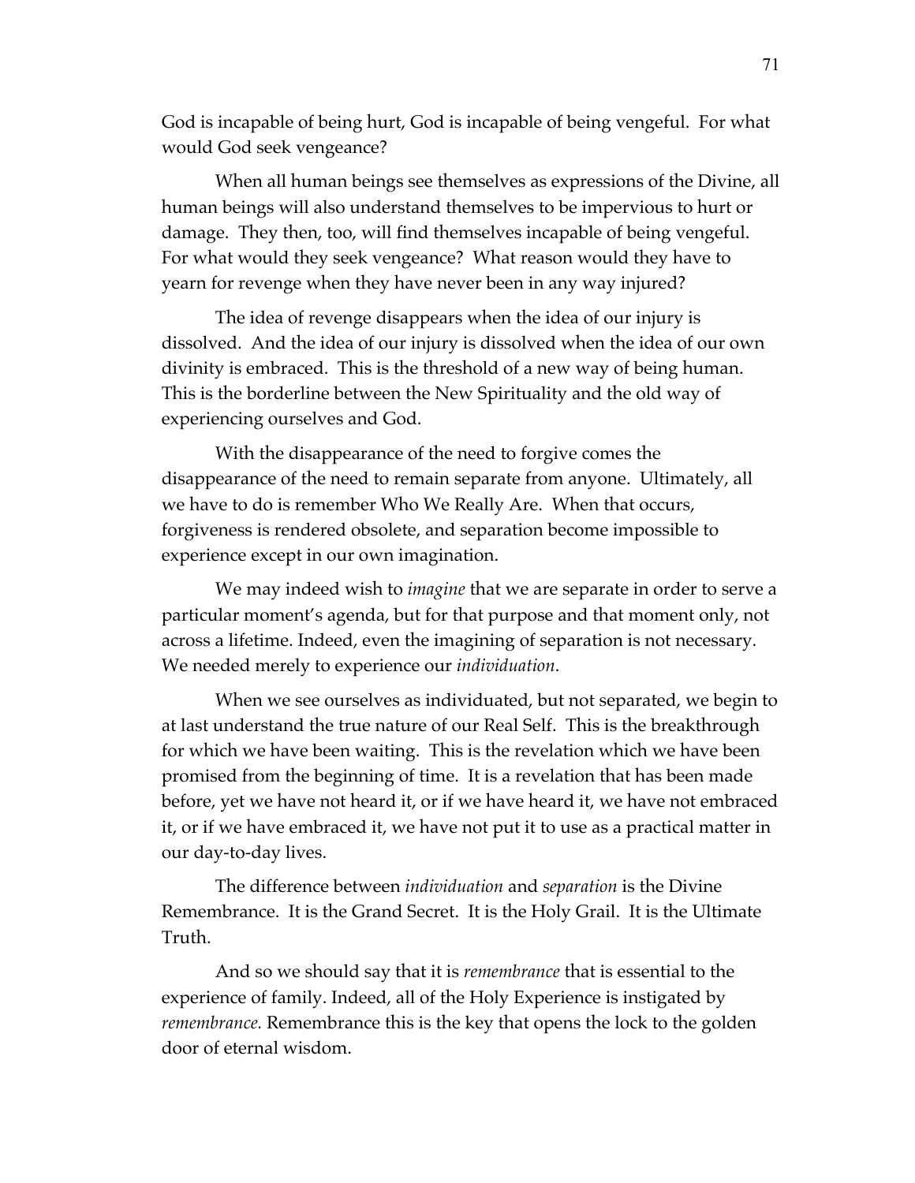God is incapable of being hurt, God is incapable of being vengeful. For what would God seek vengeance?

When all human beings see themselves as expressions of the Divine, all human beings will also understand themselves to be impervious to hurt or damage. They then, too, will find themselves incapable of being vengeful. For what would they seek vengeance? What reason would they have to yearn for revenge when they have never been in any way injured?

The idea of revenge disappears when the idea of our injury is dissolved. And the idea of our injury is dissolved when the idea of our own divinity is embraced. This is the threshold of a new way of being human. This is the borderline between the New Spirituality and the old way of experiencing ourselves and God.

With the disappearance of the need to forgive comes the disappearance of the need to remain separate from anyone. Ultimately, all we have to do is remember Who We Really Are. When that occurs, forgiveness is rendered obsolete, and separation become impossible to experience except in our own imagination.

We may indeed wish to *imagine* that we are separate in order to serve a particular moment's agenda, but for that purpose and that moment only, not across a lifetime. Indeed, even the imagining of separation is not necessary. We needed merely to experience our *individuation*.

When we see ourselves as individuated, but not separated, we begin to at last understand the true nature of our Real Self. This is the breakthrough for which we have been waiting. This is the revelation which we have been promised from the beginning of time. It is a revelation that has been made before, yet we have not heard it, or if we have heard it, we have not embraced it, or if we have embraced it, we have not put it to use as a practical matter in our day-to-day lives.

The difference between *individuation* and *separation* is the Divine Remembrance. It is the Grand Secret. It is the Holy Grail. It is the Ultimate Truth.

And so we should say that it is *remembrance* that is essential to the experience of family. Indeed, all of the Holy Experience is instigated by *remembrance.* Remembrance this is the key that opens the lock to the golden door of eternal wisdom.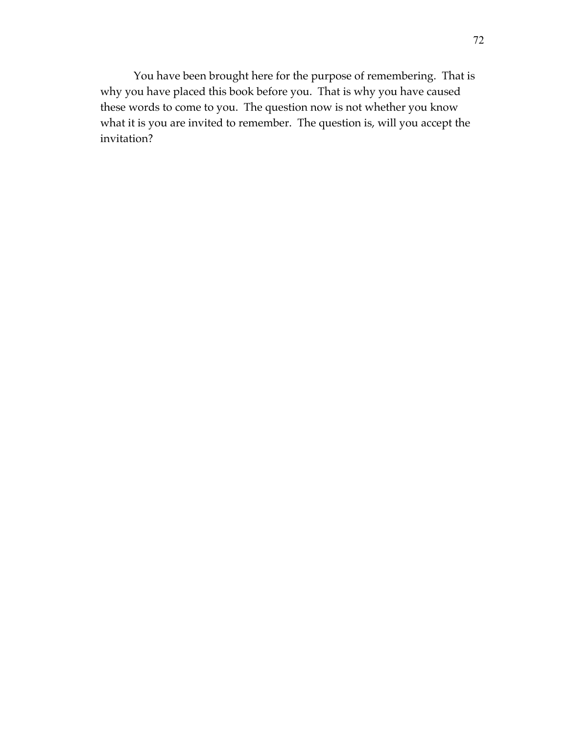You have been brought here for the purpose of remembering. That is why you have placed this book before you. That is why you have caused these words to come to you. The question now is not whether you know what it is you are invited to remember. The question is, will you accept the invitation?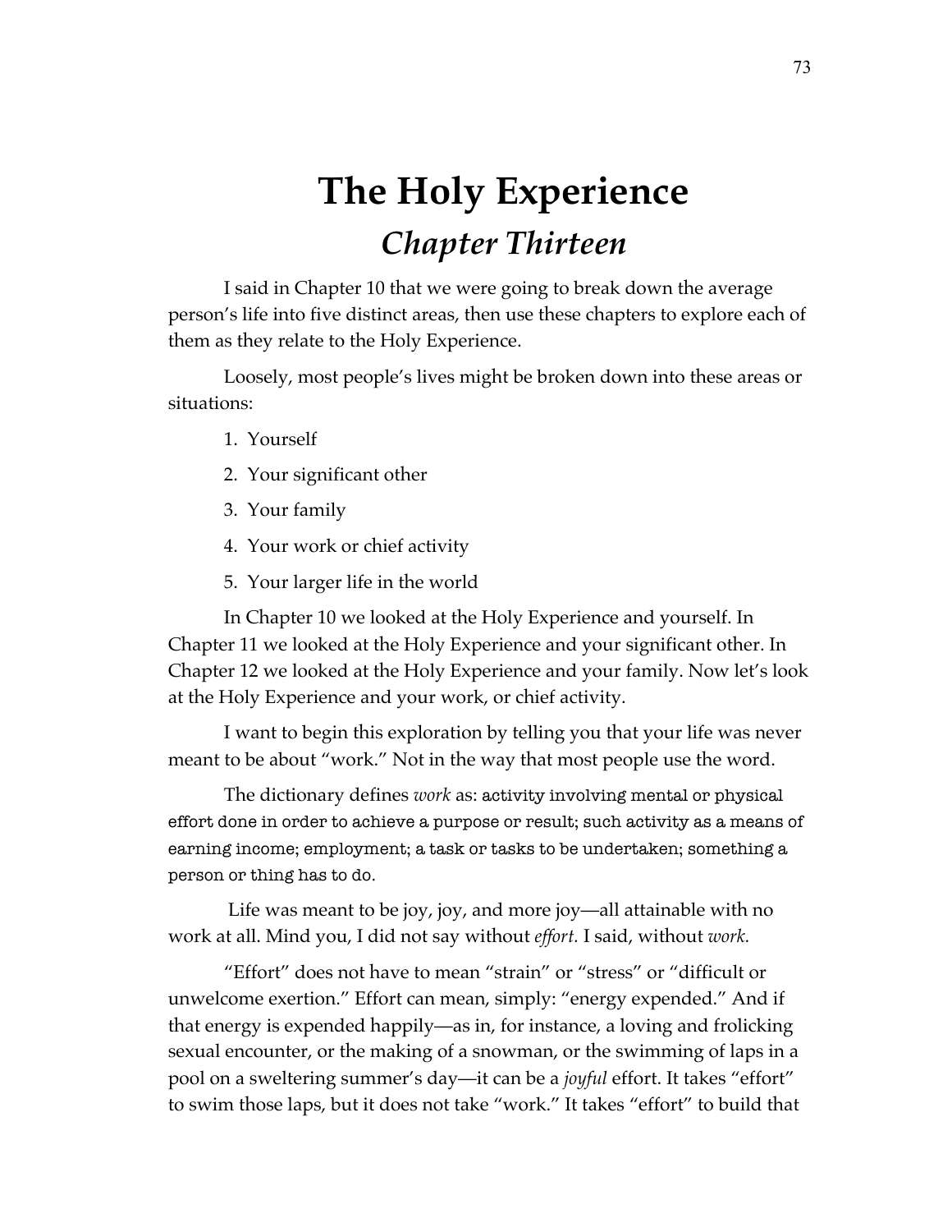# The Holy Experience

## *Chapter Thirteen*

I said in Chapter 10 that we were going to break down the average person's life into five distinct areas, then use these chapters to explore each of them as they relate to the Holy Experience.

Loosely, most people's lives might be broken down into these areas or situations:

1. Yourself
2. Your significant other
3. Your family
4. Your work or chief activity
5. Your larger life in the world

In Chapter 10 we looked at the Holy Experience and yourself. In Chapter 11 we looked at the Holy Experience and your significant other. In Chapter 12 we looked at the Holy Experience and your family. Now let's look at the Holy Experience and your work, or chief activity.

I want to begin this exploration by telling you that your life was never meant to be about "work." Not in the way that most people use the word.

The dictionary defines *work* as: activity involving mental or physical effort done in order to achieve a purpose or result; such activity as a means of earning income; employment; a task or tasks to be undertaken; something a person or thing has to do.

Life was meant to be joy, joy, and more joy—all attainable with no work at all. Mind you, I did not say without *effort.* I said, without *work.*

"Effort" does not have to mean "strain" or "stress" or "difficult or unwelcome exertion." Effort can mean, simply: "energy expended." And if that energy is expended happily—as in, for instance, a loving and frolicking sexual encounter, or the making of a snowman, or the swimming of laps in a pool on a sweltering summer's day—it can be a *joyful* effort. It takes "effort" to swim those laps, but it does not take "work." It takes "effort" to build that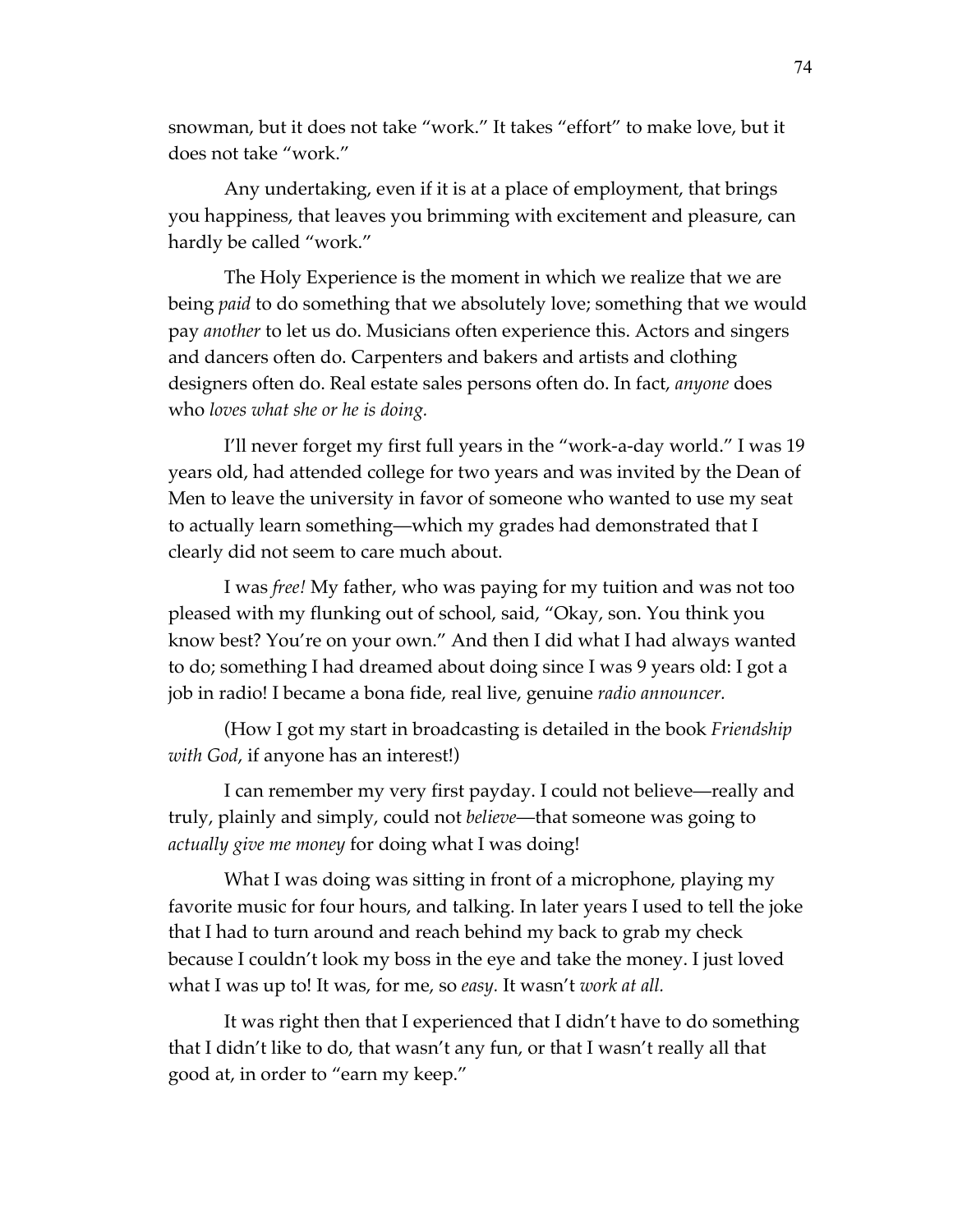snowman, but it does not take "work." It takes "effort" to make love, but it does not take "work."

Any undertaking, even if it is at a place of employment, that brings you happiness, that leaves you brimming with excitement and pleasure, can hardly be called "work."

The Holy Experience is the moment in which we realize that we are being *paid* to do something that we absolutely love; something that we would pay *another* to let us do. Musicians often experience this. Actors and singers and dancers often do. Carpenters and bakers and artists and clothing designers often do. Real estate sales persons often do. In fact, *anyone* does who *loves what she or he is doing*.

I'll never forget my first full years in the "work-a-day world." I was 19 years old, had attended college for two years and was invited by the Dean of Men to leave the university in favor of someone who wanted to use my seat to actually learn something—which my grades had demonstrated that I clearly did not seem to care much about.

I was *free!* My father, who was paying for my tuition and was not too pleased with my flunking out of school, said, "Okay, son. You think you know best? You're on your own." And then I did what I had always wanted to do; something I had dreamed about doing since I was 9 years old: I got a job in radio! I became a bona fide, real live, genuine *radio announcer.*

(How I got my start in broadcasting is detailed in the book *Friendship with God*, if anyone has an interest!)

I can remember my very first payday. I could not believe—really and truly, plainly and simply, could not *believe*—that someone was going to *actually give me money* for doing what I was doing!

What I was doing was sitting in front of a microphone, playing my favorite music for four hours, and talking. In later years I used to tell the joke that I had to turn around and reach behind my back to grab my check because I couldn't look my boss in the eye and take the money. I just loved what I was up to! It was, for me, so *easy.* It wasn't *work at all.*

It was right then that I experienced that I didn't have to do something that I didn't like to do, that wasn't any fun, or that I wasn't really all that good at, in order to "earn my keep."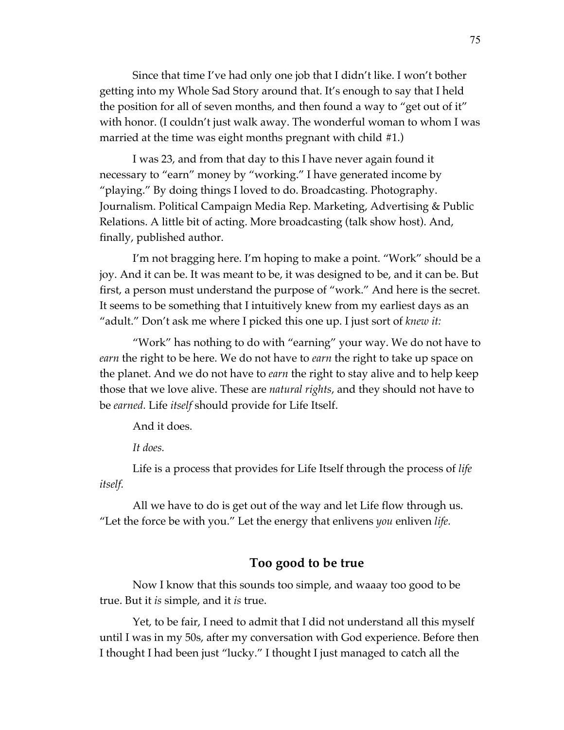Since that time I've had only one job that I didn't like. I won't bother getting into my Whole Sad Story around that. It's enough to say that I held the position for all of seven months, and then found a way to "get out of it" with honor. (I couldn't just walk away. The wonderful woman to whom I was married at the time was eight months pregnant with child #1.)

I was 23, and from that day to this I have never again found it necessary to "earn" money by "working." I have generated income by "playing." By doing things I loved to do. Broadcasting. Photography. Journalism. Political Campaign Media Rep. Marketing, Advertising & Public Relations. A little bit of acting. More broadcasting (talk show host). And, finally, published author.

I'm not bragging here. I'm hoping to make a point. "Work" should be a joy. And it can be. It was meant to be, it was designed to be, and it can be. But first, a person must understand the purpose of "work." And here is the secret. It seems to be something that I intuitively knew from my earliest days as an "adult." Don't ask me where I picked this one up. I just sort of *knew it:*

"Work" has nothing to do with "earning" your way. We do not have to *earn* the right to be here. We do not have to *earn* the right to take up space on the planet. And we do not have to *earn* the right to stay alive and to help keep those that we love alive. These are *natural rights*, and they should not have to be *earned.* Life *itself* should provide for Life Itself.

And it does.

*It does.*

Life is a process that provides for Life Itself through the process of *life itself.*

All we have to do is get out of the way and let Life flow through us. "Let the force be with you." Let the energy that enlivens *you* enliven *life.*

### Too good to be true

Now I know that this sounds too simple, and waaay too good to be true. But it *is* simple, and it *is* true.

Yet, to be fair, I need to admit that I did not understand all this myself until I was in my 50s, after my conversation with God experience. Before then I thought I had been just "lucky." I thought I just managed to catch all the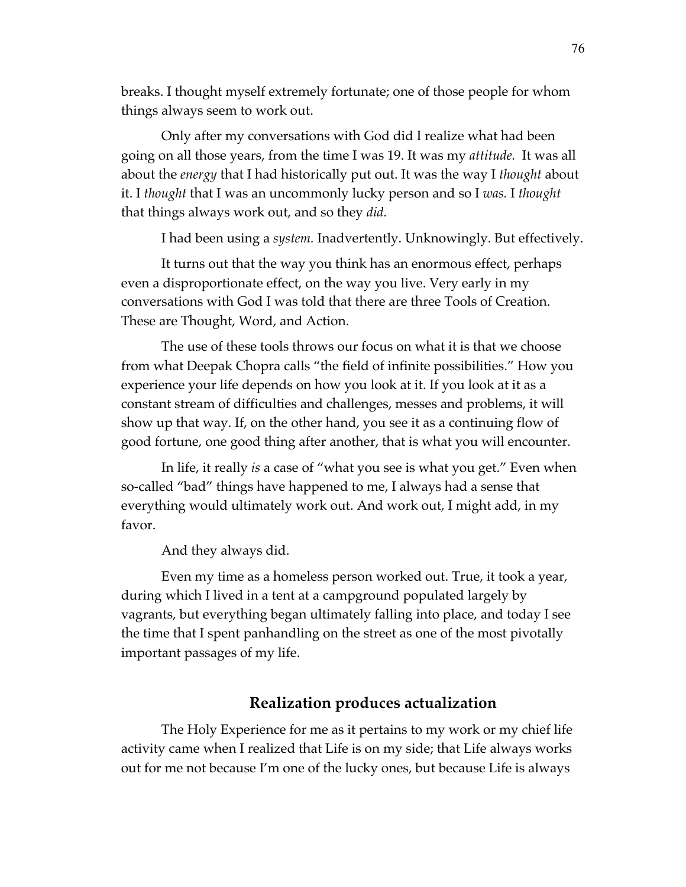breaks. I thought myself extremely fortunate; one of those people for whom things always seem to work out.

Only after my conversations with God did I realize what had been going on all those years, from the time I was 19. It was my *attitude.* It was all about the *energy* that I had historically put out. It was the way I *thought* about it. I *thought* that I was an uncommonly lucky person and so I *was.* I *thought* that things always work out, and so they *did.*

I had been using a *system.* Inadvertently. Unknowingly. But effectively.

It turns out that the way you think has an enormous effect, perhaps even a disproportionate effect, on the way you live. Very early in my conversations with God I was told that there are three Tools of Creation. These are Thought, Word, and Action.

The use of these tools throws our focus on what it is that we choose from what Deepak Chopra calls "the field of infinite possibilities." How you experience your life depends on how you look at it. If you look at it as a constant stream of difficulties and challenges, messes and problems, it will show up that way. If, on the other hand, you see it as a continuing flow of good fortune, one good thing after another, that is what you will encounter.

In life, it really *is* a case of "what you see is what you get." Even when so-called "bad" things have happened to me, I always had a sense that everything would ultimately work out. And work out, I might add, in my favor.

And they always did.

Even my time as a homeless person worked out. True, it took a year, during which I lived in a tent at a campground populated largely by vagrants, but everything began ultimately falling into place, and today I see the time that I spent panhandling on the street as one of the most pivotally important passages of my life.

### Realization produces actualization

The Holy Experience for me as it pertains to my work or my chief life activity came when I realized that Life is on my side; that Life always works out for me not because I'm one of the lucky ones, but because Life is always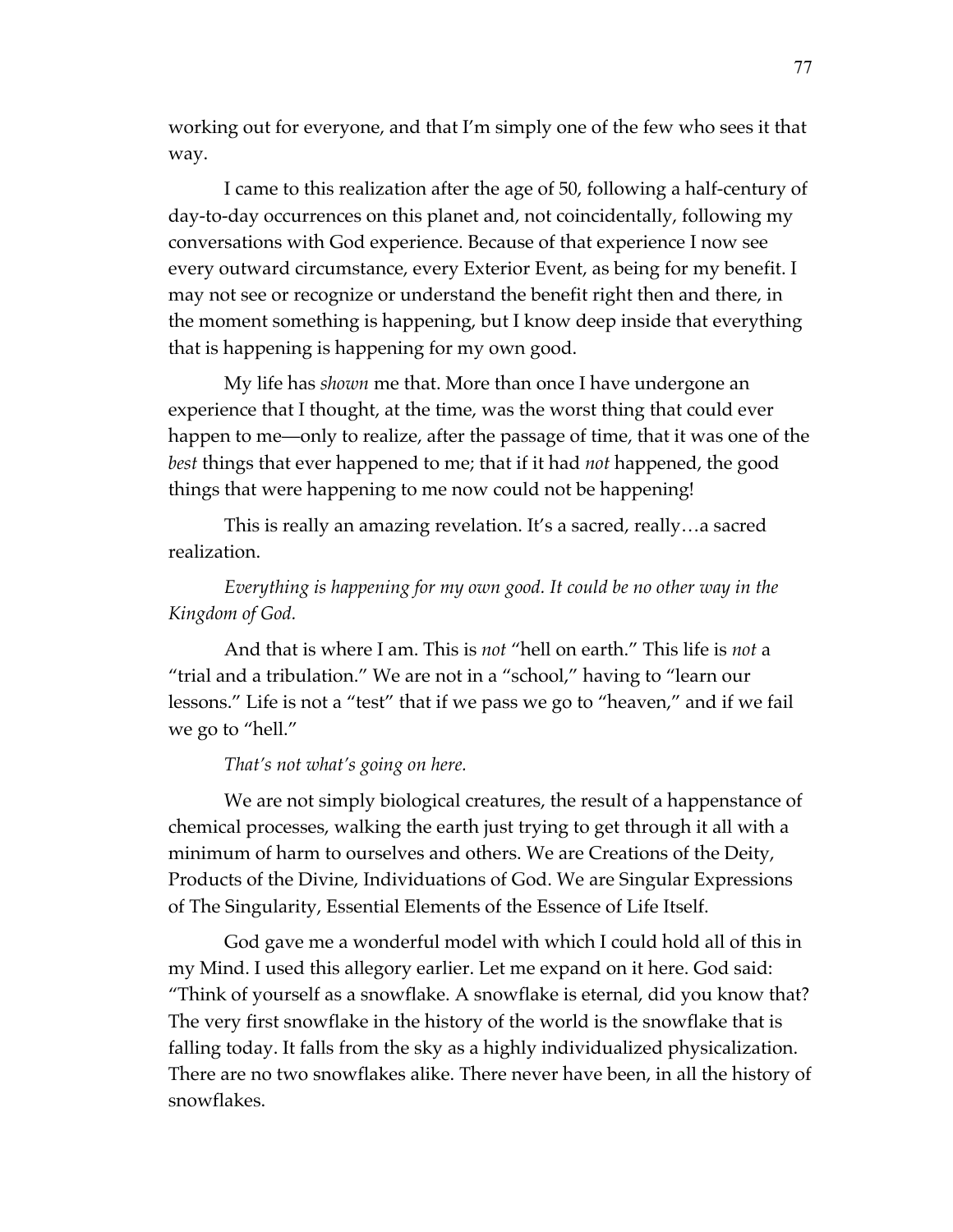working out for everyone, and that I'm simply one of the few who sees it that way.

I came to this realization after the age of 50, following a half-century of day-to-day occurrences on this planet and, not coincidentally, following my conversations with God experience. Because of that experience I now see every outward circumstance, every Exterior Event, as being for my benefit. I may not see or recognize or understand the benefit right then and there, in the moment something is happening, but I know deep inside that everything that is happening is happening for my own good.

My life has *shown* me that. More than once I have undergone an experience that I thought, at the time, was the worst thing that could ever happen to me—only to realize, after the passage of time, that it was one of the *best* things that ever happened to me; that if it had *not* happened, the good things that were happening to me now could not be happening!

This is really an amazing revelation. It's a sacred, really…a sacred realization.

*Everything is happening for my own good. It could be no other way in the Kingdom of God.*

And that is where I am. This is *not* "hell on earth." This life is *not* a "trial and a tribulation." We are not in a "school," having to "learn our lessons." Life is not a "test" that if we pass we go to "heaven," and if we fail we go to "hell."

*That's not what's going on here.*

We are not simply biological creatures, the result of a happenstance of chemical processes, walking the earth just trying to get through it all with a minimum of harm to ourselves and others. We are Creations of the Deity, Products of the Divine, Individuations of God. We are Singular Expressions of The Singularity, Essential Elements of the Essence of Life Itself.

God gave me a wonderful model with which I could hold all of this in my Mind. I used this allegory earlier. Let me expand on it here. God said: "Think of yourself as a snowflake. A snowflake is eternal, did you know that? The very first snowflake in the history of the world is the snowflake that is falling today. It falls from the sky as a highly individualized physicalization. There are no two snowflakes alike. There never have been, in all the history of snowflakes.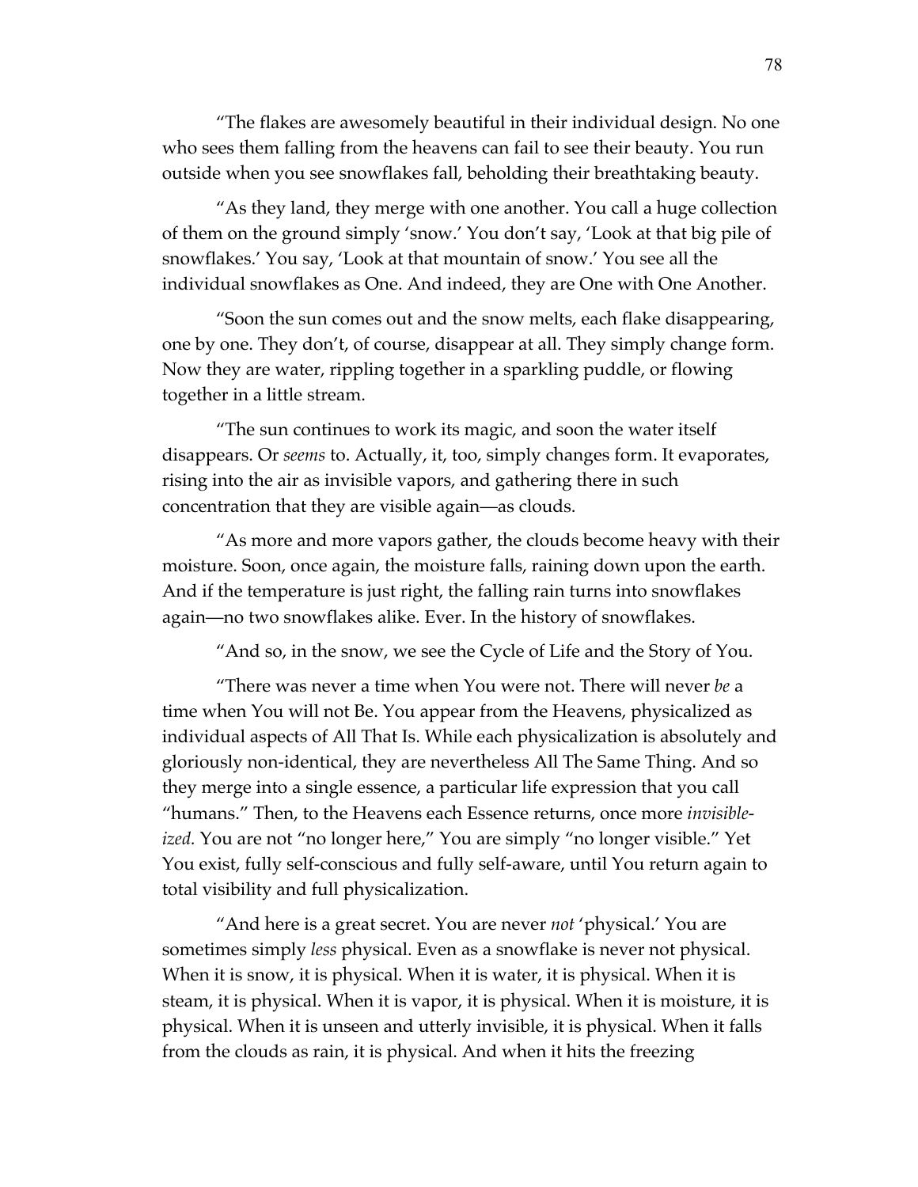"The flakes are awesomely beautiful in their individual design. No one who sees them falling from the heavens can fail to see their beauty. You run outside when you see snowflakes fall, beholding their breathtaking beauty.

"As they land, they merge with one another. You call a huge collection of them on the ground simply 'snow.' You don't say, 'Look at that big pile of snowflakes.' You say, 'Look at that mountain of snow.' You see all the individual snowflakes as One. And indeed, they are One with One Another.

"Soon the sun comes out and the snow melts, each flake disappearing, one by one. They don't, of course, disappear at all. They simply change form. Now they are water, rippling together in a sparkling puddle, or flowing together in a little stream.

"The sun continues to work its magic, and soon the water itself disappears. Or *seems* to. Actually, it, too, simply changes form. It evaporates, rising into the air as invisible vapors, and gathering there in such concentration that they are visible again—as clouds.

"As more and more vapors gather, the clouds become heavy with their moisture. Soon, once again, the moisture falls, raining down upon the earth. And if the temperature is just right, the falling rain turns into snowflakes again—no two snowflakes alike. Ever. In the history of snowflakes.

"And so, in the snow, we see the Cycle of Life and the Story of You.

"There was never a time when You were not. There will never *be* a time when You will not Be. You appear from the Heavens, physicalized as individual aspects of All That Is. While each physicalization is absolutely and gloriously non-identical, they are nevertheless All The Same Thing. And so they merge into a single essence, a particular life expression that you call "humans." Then, to the Heavens each Essence returns, once more *invisible-ized.* You are not "no longer here," You are simply "no longer visible." Yet You exist, fully self-conscious and fully self-aware, until You return again to total visibility and full physicalization.

"And here is a great secret. You are never *not* 'physical.' You are sometimes simply *less* physical. Even as a snowflake is never not physical. When it is snow, it is physical. When it is water, it is physical. When it is steam, it is physical. When it is vapor, it is physical. When it is moisture, it is physical. When it is unseen and utterly invisible, it is physical. When it falls from the clouds as rain, it is physical. And when it hits the freezing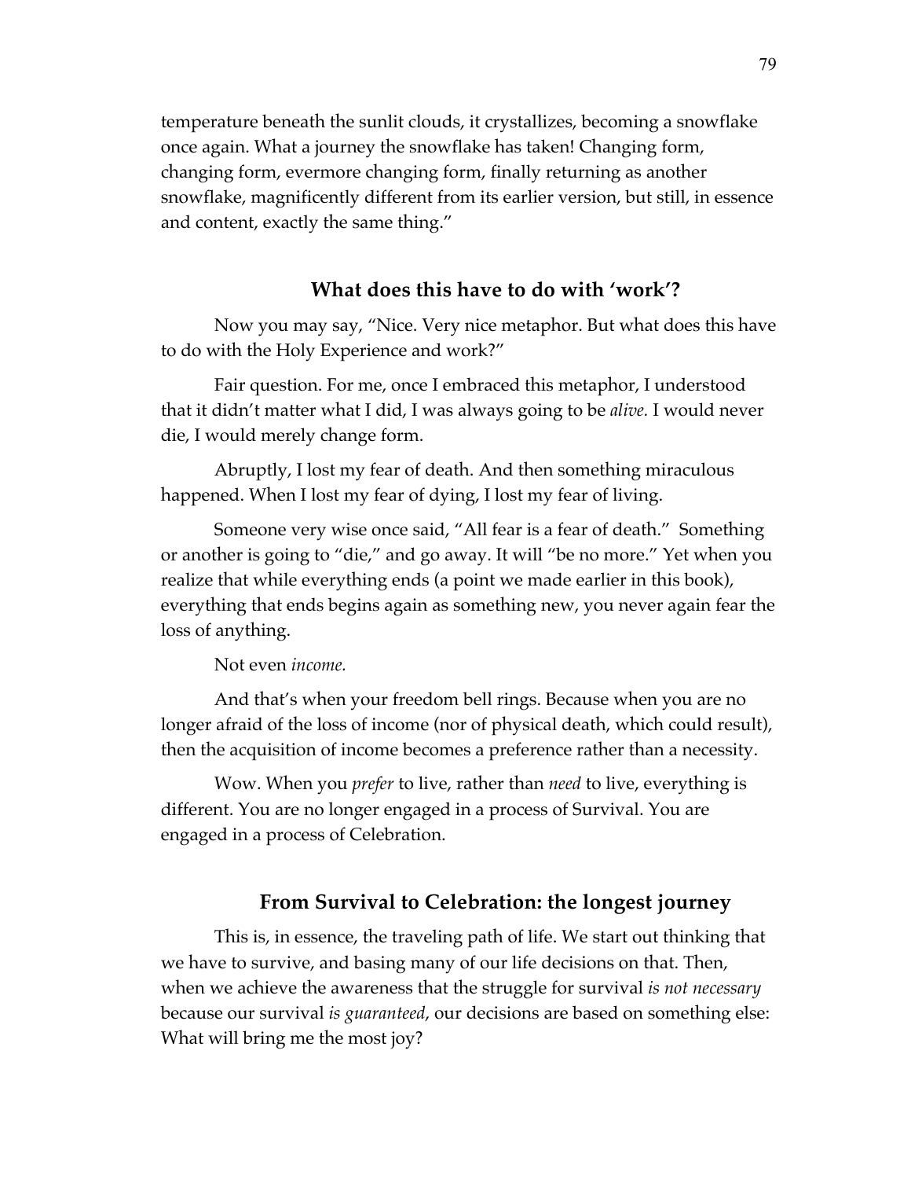temperature beneath the sunlit clouds, it crystallizes, becoming a snowflake once again. What a journey the snowflake has taken! Changing form, changing form, evermore changing form, finally returning as another snowflake, magnificently different from its earlier version, but still, in essence and content, exactly the same thing."

## What does this have to do with 'work'?

Now you may say, "Nice. Very nice metaphor. But what does this have to do with the Holy Experience and work?"

Fair question. For me, once I embraced this metaphor, I understood that it didn't matter what I did, I was always going to be *alive.* I would never die, I would merely change form.

Abruptly, I lost my fear of death. And then something miraculous happened. When I lost my fear of dying, I lost my fear of living.

Someone very wise once said, "All fear is a fear of death." Something or another is going to "die," and go away. It will "be no more." Yet when you realize that while everything ends (a point we made earlier in this book), everything that ends begins again as something new, you never again fear the loss of anything.

Not even *income.*

And that's when your freedom bell rings. Because when you are no longer afraid of the loss of income (nor of physical death, which could result), then the acquisition of income becomes a preference rather than a necessity.

Wow. When you *prefer* to live, rather than *need* to live, everything is different. You are no longer engaged in a process of Survival. You are engaged in a process of Celebration.

## From Survival to Celebration: the longest journey

This is, in essence, the traveling path of life. We start out thinking that we have to survive, and basing many of our life decisions on that. Then, when we achieve the awareness that the struggle for survival *is not necessary* because our survival *is guaranteed*, our decisions are based on something else: What will bring me the most joy?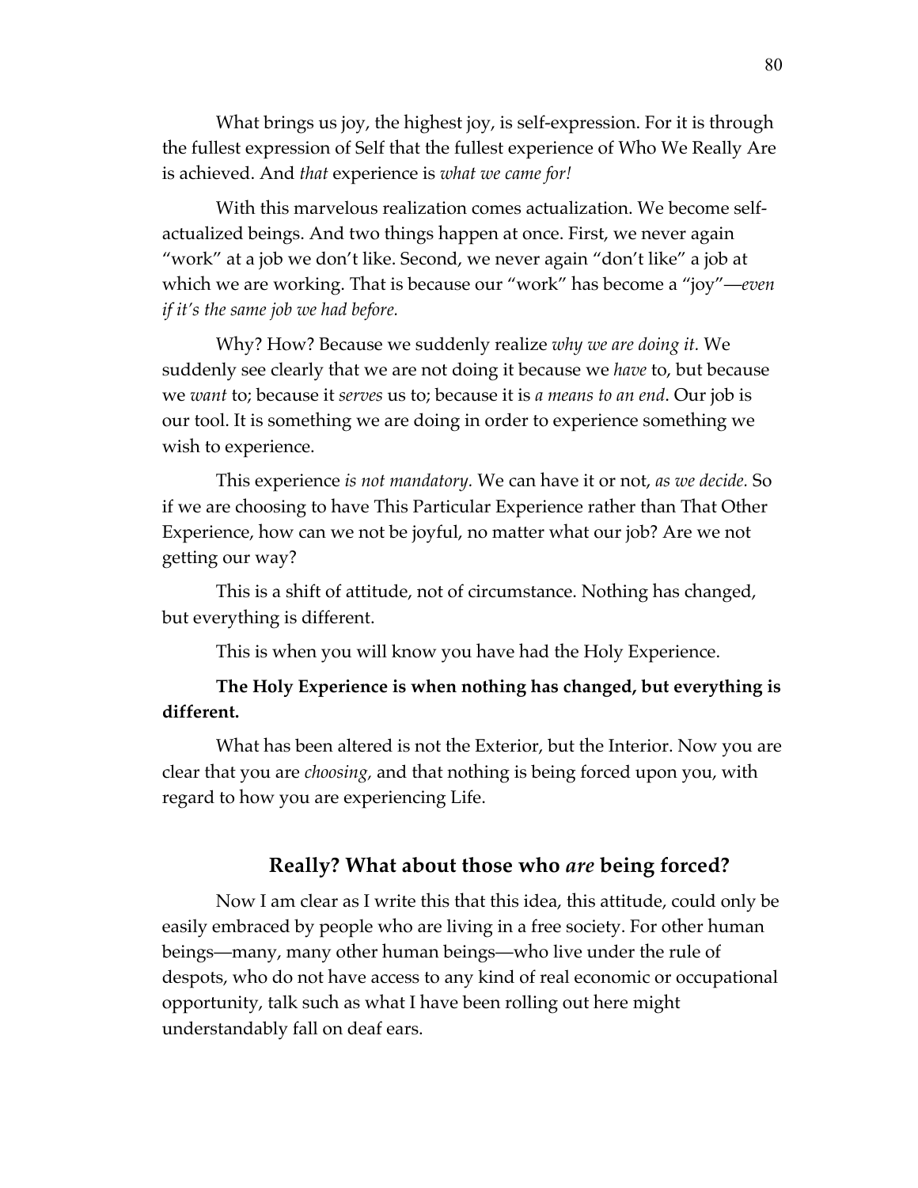What brings us joy, the highest joy, is self-expression. For it is through the fullest expression of Self that the fullest experience of Who We Really Are is achieved. And *that* experience is *what we came for!*

With this marvelous realization comes actualization. We become self-actualized beings. And two things happen at once. First, we never again "work" at a job we don't like. Second, we never again "don't like" a job at which we are working. That is because our "work" has become a "joy"—*even if it's the same job we had before.*

Why? How? Because we suddenly realize *why we are doing it.* We suddenly see clearly that we are not doing it because we *have* to, but because we *want* to; because it *serves* us to; because it is *a means to an end*. Our job is our tool. It is something we are doing in order to experience something we wish to experience.

This experience *is not mandatory.* We can have it or not, *as we decide.* So if we are choosing to have This Particular Experience rather than That Other Experience, how can we not be joyful, no matter what our job? Are we not getting our way?

This is a shift of attitude, not of circumstance. Nothing has changed, but everything is different.

This is when you will know you have had the Holy Experience.

**The Holy Experience is when nothing has changed, but everything is different.**

What has been altered is not the Exterior, but the Interior. Now you are clear that you are *choosing,* and that nothing is being forced upon you, with regard to how you are experiencing Life.

### Really? What about those who *are* being forced?

Now I am clear as I write this that this idea, this attitude, could only be easily embraced by people who are living in a free society. For other human beings—many, many other human beings—who live under the rule of despots, who do not have access to any kind of real economic or occupational opportunity, talk such as what I have been rolling out here might understandably fall on deaf ears.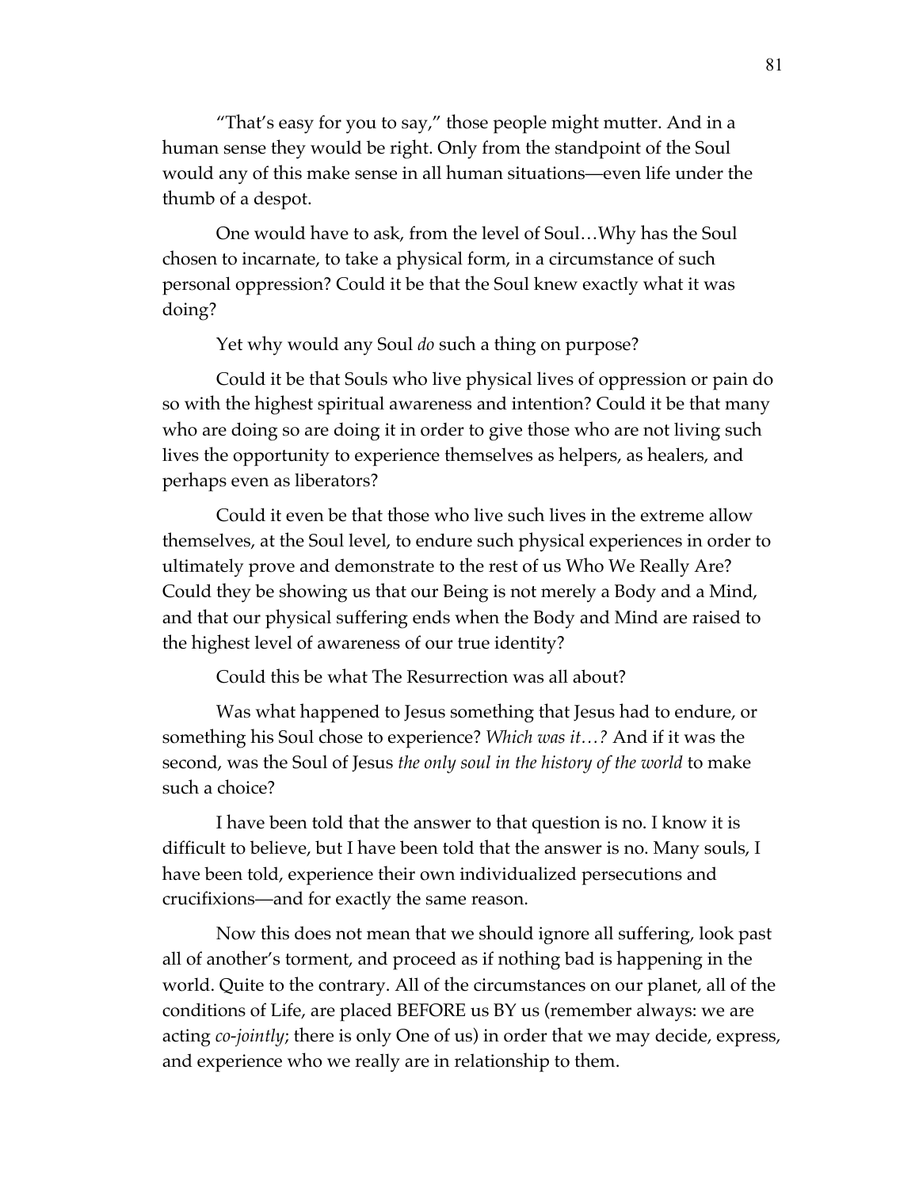"That's easy for you to say," those people might mutter. And in a human sense they would be right. Only from the standpoint of the Soul would any of this make sense in all human situations—even life under the thumb of a despot.

One would have to ask, from the level of Soul…Why has the Soul chosen to incarnate, to take a physical form, in a circumstance of such personal oppression? Could it be that the Soul knew exactly what it was doing?

Yet why would any Soul *do* such a thing on purpose?

Could it be that Souls who live physical lives of oppression or pain do so with the highest spiritual awareness and intention? Could it be that many who are doing so are doing it in order to give those who are not living such lives the opportunity to experience themselves as helpers, as healers, and perhaps even as liberators?

Could it even be that those who live such lives in the extreme allow themselves, at the Soul level, to endure such physical experiences in order to ultimately prove and demonstrate to the rest of us Who We Really Are? Could they be showing us that our Being is not merely a Body and a Mind, and that our physical suffering ends when the Body and Mind are raised to the highest level of awareness of our true identity?

Could this be what The Resurrection was all about?

Was what happened to Jesus something that Jesus had to endure, or something his Soul chose to experience? *Which was it…?* And if it was the second, was the Soul of Jesus *the only soul in the history of the world* to make such a choice?

I have been told that the answer to that question is no. I know it is difficult to believe, but I have been told that the answer is no. Many souls, I have been told, experience their own individualized persecutions and crucifixions—and for exactly the same reason.

Now this does not mean that we should ignore all suffering, look past all of another's torment, and proceed as if nothing bad is happening in the world. Quite to the contrary. All of the circumstances on our planet, all of the conditions of Life, are placed BEFORE us BY us (remember always: we are acting *co-jointly*; there is only One of us) in order that we may decide, express, and experience who we really are in relationship to them.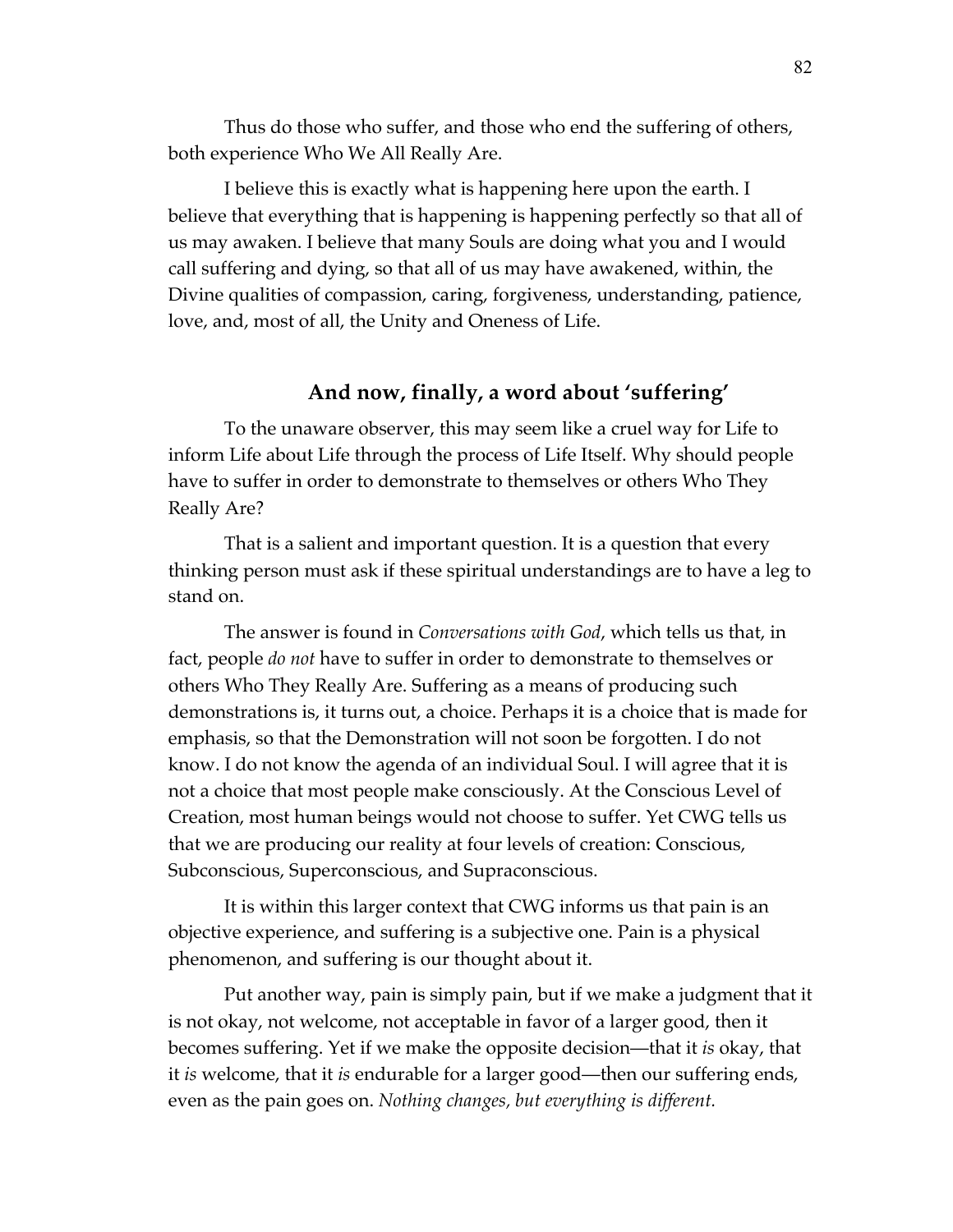Thus do those who suffer, and those who end the suffering of others, both experience Who We All Really Are.

I believe this is exactly what is happening here upon the earth. I believe that everything that is happening is happening perfectly so that all of us may awaken. I believe that many Souls are doing what you and I would call suffering and dying, so that all of us may have awakened, within, the Divine qualities of compassion, caring, forgiveness, understanding, patience, love, and, most of all, the Unity and Oneness of Life.

## And now, finally, a word about 'suffering'

To the unaware observer, this may seem like a cruel way for Life to inform Life about Life through the process of Life Itself. Why should people have to suffer in order to demonstrate to themselves or others Who They Really Are?

That is a salient and important question. It is a question that every thinking person must ask if these spiritual understandings are to have a leg to stand on.

The answer is found in *Conversations with God*, which tells us that, in fact, people *do not* have to suffer in order to demonstrate to themselves or others Who They Really Are. Suffering as a means of producing such demonstrations is, it turns out, a choice. Perhaps it is a choice that is made for emphasis, so that the Demonstration will not soon be forgotten. I do not know. I do not know the agenda of an individual Soul. I will agree that it is not a choice that most people make consciously. At the Conscious Level of Creation, most human beings would not choose to suffer. Yet CWG tells us that we are producing our reality at four levels of creation: Conscious, Subconscious, Superconscious, and Supraconscious.

It is within this larger context that CWG informs us that pain is an objective experience, and suffering is a subjective one. Pain is a physical phenomenon, and suffering is our thought about it.

Put another way, pain is simply pain, but if we make a judgment that it is not okay, not welcome, not acceptable in favor of a larger good, then it becomes suffering. Yet if we make the opposite decision—that it *is* okay, that it *is* welcome, that it *is* endurable for a larger good—then our suffering ends, even as the pain goes on. *Nothing changes, but everything is different.*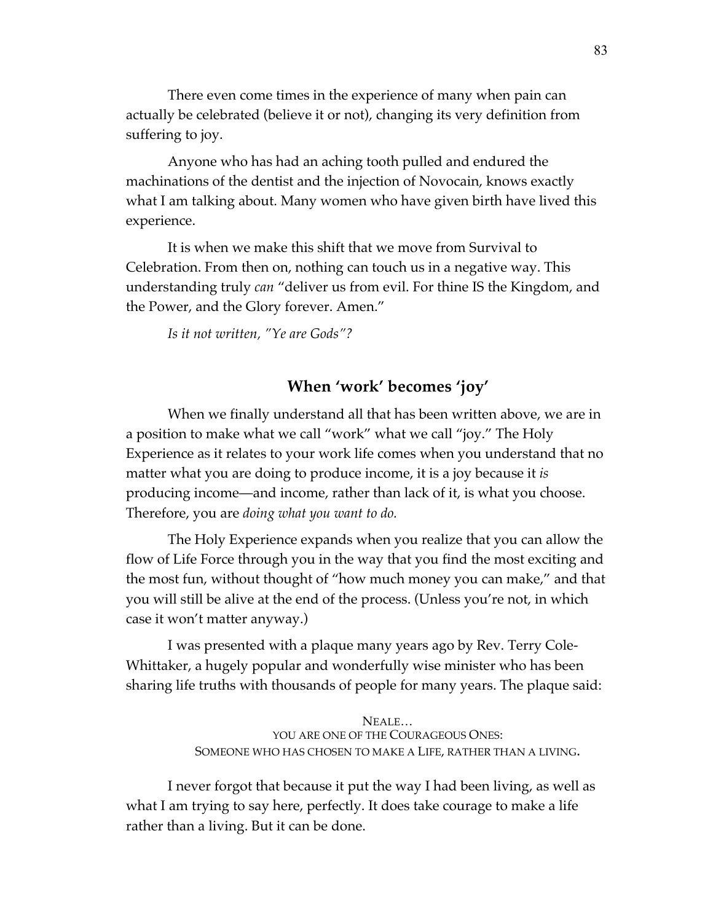There even come times in the experience of many when pain can actually be celebrated (believe it or not), changing its very definition from suffering to joy.

Anyone who has had an aching tooth pulled and endured the machinations of the dentist and the injection of Novocain, knows exactly what I am talking about. Many women who have given birth have lived this experience.

It is when we make this shift that we move from Survival to Celebration. From then on, nothing can touch us in a negative way. This understanding truly *can* "deliver us from evil. For thine IS the Kingdom, and the Power, and the Glory forever. Amen."

*Is it not written, "Ye are Gods"?*

## When 'work' becomes 'joy'

When we finally understand all that has been written above, we are in a position to make what we call "work" what we call "joy." The Holy Experience as it relates to your work life comes when you understand that no matter what you are doing to produce income, it is a joy because it *is* producing income—and income, rather than lack of it, is what you choose. Therefore, you are *doing what you want to do.*

The Holy Experience expands when you realize that you can allow the flow of Life Force through you in the way that you find the most exciting and the most fun, without thought of "how much money you can make," and that you will still be alive at the end of the process. (Unless you're not, in which case it won't matter anyway.)

I was presented with a plaque many years ago by Rev. Terry Cole-Whittaker, a hugely popular and wonderfully wise minister who has been sharing life truths with thousands of people for many years. The plaque said:

NEALE…
YOU ARE ONE OF THE COURAGEOUS ONES:
SOMEONE WHO HAS CHOSEN TO MAKE A LIFE, RATHER THAN A LIVING.

I never forgot that because it put the way I had been living, as well as what I am trying to say here, perfectly. It does take courage to make a life rather than a living. But it can be done.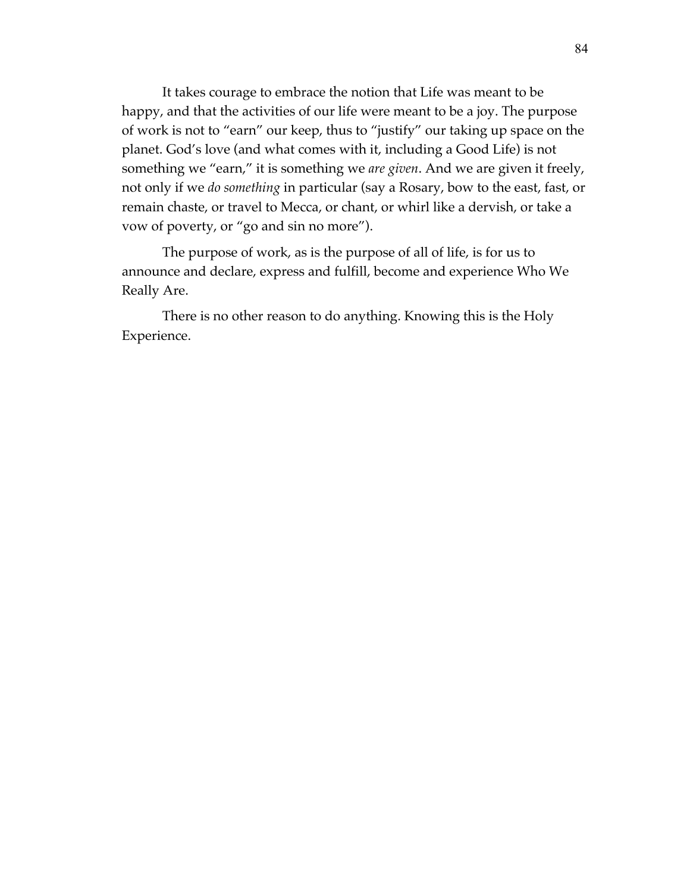It takes courage to embrace the notion that Life was meant to be happy, and that the activities of our life were meant to be a joy. The purpose of work is not to "earn" our keep, thus to "justify" our taking up space on the planet. God's love (and what comes with it, including a Good Life) is not something we "earn," it is something we *are given*. And we are given it freely, not only if we *do something* in particular (say a Rosary, bow to the east, fast, or remain chaste, or travel to Mecca, or chant, or whirl like a dervish, or take a vow of poverty, or "go and sin no more").

The purpose of work, as is the purpose of all of life, is for us to announce and declare, express and fulfill, become and experience Who We Really Are.

There is no other reason to do anything. Knowing this is the Holy Experience.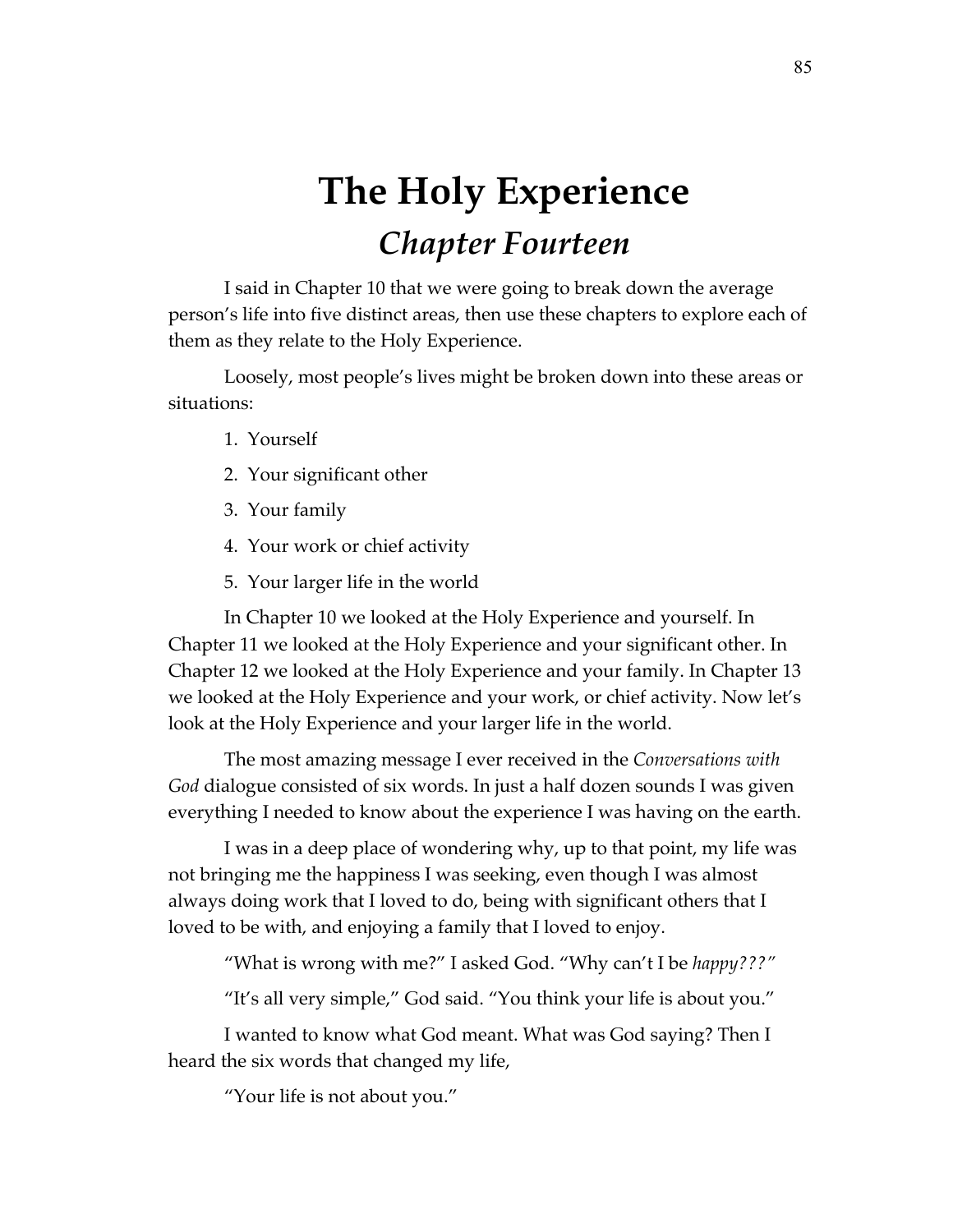# The Holy Experience

## *Chapter Fourteen*

I said in Chapter 10 that we were going to break down the average person's life into five distinct areas, then use these chapters to explore each of them as they relate to the Holy Experience.

Loosely, most people's lives might be broken down into these areas or situations:

1. Yourself
2. Your significant other
3. Your family
4. Your work or chief activity
5. Your larger life in the world

In Chapter 10 we looked at the Holy Experience and yourself. In Chapter 11 we looked at the Holy Experience and your significant other. In Chapter 12 we looked at the Holy Experience and your family. In Chapter 13 we looked at the Holy Experience and your work, or chief activity. Now let's look at the Holy Experience and your larger life in the world.

The most amazing message I ever received in the *Conversations with God* dialogue consisted of six words. In just a half dozen sounds I was given everything I needed to know about the experience I was having on the earth.

I was in a deep place of wondering why, up to that point, my life was not bringing me the happiness I was seeking, even though I was almost always doing work that I loved to do, being with significant others that I loved to be with, and enjoying a family that I loved to enjoy.

"What is wrong with me?" I asked God. "Why can't I be *happy???"*

"It's all very simple," God said. "You think your life is about you."

I wanted to know what God meant. What was God saying? Then I heard the six words that changed my life,

"Your life is not about you."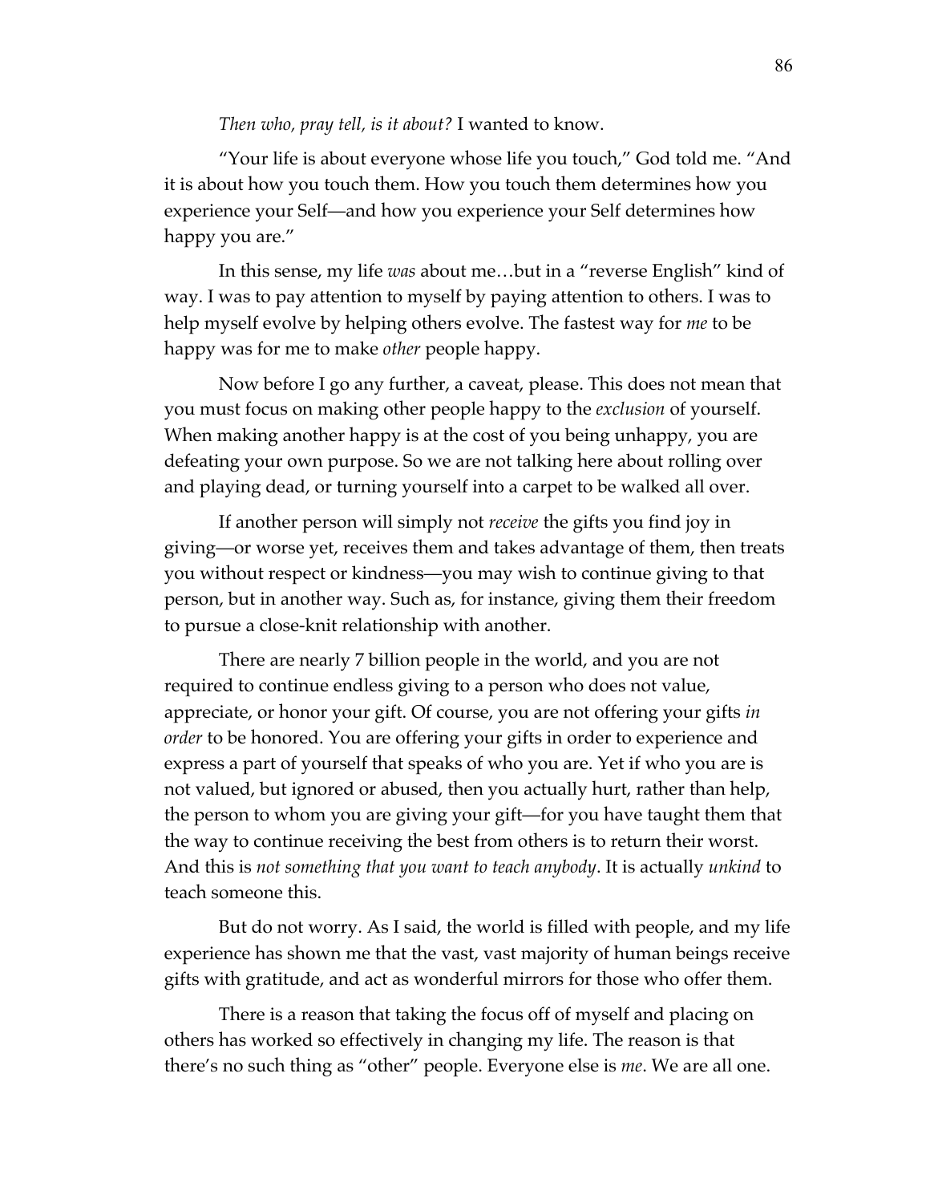*Then who, pray tell, is it about?* I wanted to know.

"Your life is about everyone whose life you touch," God told me. "And it is about how you touch them. How you touch them determines how you experience your Self—and how you experience your Self determines how happy you are."

In this sense, my life *was* about me…but in a "reverse English" kind of way. I was to pay attention to myself by paying attention to others. I was to help myself evolve by helping others evolve. The fastest way for *me* to be happy was for me to make *other* people happy.

Now before I go any further, a caveat, please. This does not mean that you must focus on making other people happy to the *exclusion* of yourself. When making another happy is at the cost of you being unhappy, you are defeating your own purpose. So we are not talking here about rolling over and playing dead, or turning yourself into a carpet to be walked all over.

If another person will simply not *receive* the gifts you find joy in giving—or worse yet, receives them and takes advantage of them, then treats you without respect or kindness—you may wish to continue giving to that person, but in another way. Such as, for instance, giving them their freedom to pursue a close-knit relationship with another.

There are nearly 7 billion people in the world, and you are not required to continue endless giving to a person who does not value, appreciate, or honor your gift. Of course, you are not offering your gifts *in order* to be honored. You are offering your gifts in order to experience and express a part of yourself that speaks of who you are. Yet if who you are is not valued, but ignored or abused, then you actually hurt, rather than help, the person to whom you are giving your gift—for you have taught them that the way to continue receiving the best from others is to return their worst. And this is *not something that you want to teach anybody*. It is actually *unkind* to teach someone this.

But do not worry. As I said, the world is filled with people, and my life experience has shown me that the vast, vast majority of human beings receive gifts with gratitude, and act as wonderful mirrors for those who offer them.

There is a reason that taking the focus off of myself and placing on others has worked so effectively in changing my life. The reason is that there's no such thing as "other" people. Everyone else is *me*. We are all one.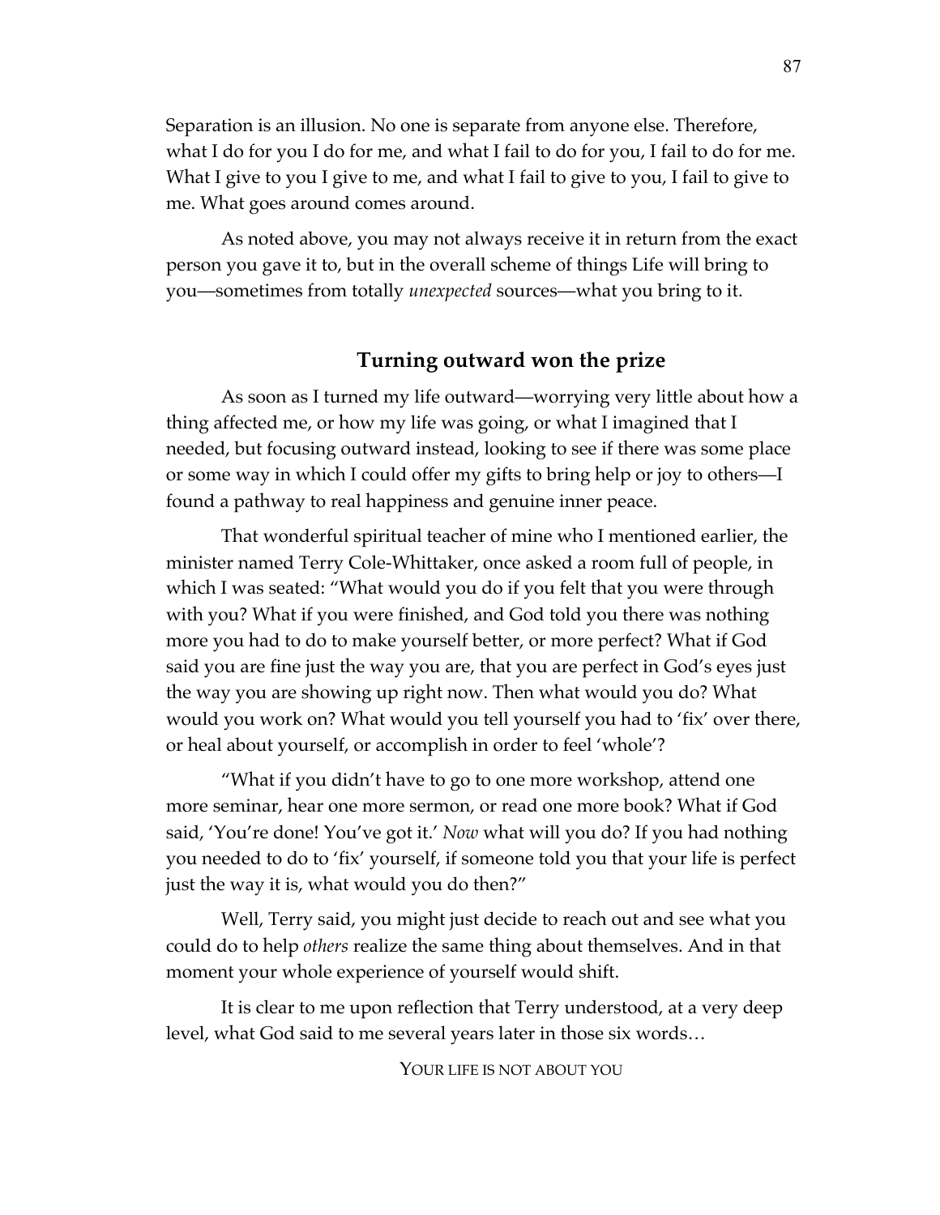Separation is an illusion. No one is separate from anyone else. Therefore, what I do for you I do for me, and what I fail to do for you, I fail to do for me. What I give to you I give to me, and what I fail to give to you, I fail to give to me. What goes around comes around.

As noted above, you may not always receive it in return from the exact person you gave it to, but in the overall scheme of things Life will bring to you—sometimes from totally *unexpected* sources—what you bring to it.

## Turning outward won the prize

As soon as I turned my life outward—worrying very little about how a thing affected me, or how my life was going, or what I imagined that I needed, but focusing outward instead, looking to see if there was some place or some way in which I could offer my gifts to bring help or joy to others—I found a pathway to real happiness and genuine inner peace.

That wonderful spiritual teacher of mine who I mentioned earlier, the minister named Terry Cole-Whittaker, once asked a room full of people, in which I was seated: "What would you do if you felt that you were through with you? What if you were finished, and God told you there was nothing more you had to do to make yourself better, or more perfect? What if God said you are fine just the way you are, that you are perfect in God's eyes just the way you are showing up right now. Then what would you do? What would you work on? What would you tell yourself you had to 'fix' over there, or heal about yourself, or accomplish in order to feel 'whole'?

"What if you didn't have to go to one more workshop, attend one more seminar, hear one more sermon, or read one more book? What if God said, 'You're done! You've got it.' *Now* what will you do? If you had nothing you needed to do to 'fix' yourself, if someone told you that your life is perfect just the way it is, what would you do then?"

Well, Terry said, you might just decide to reach out and see what you could do to help *others* realize the same thing about themselves. And in that moment your whole experience of yourself would shift.

It is clear to me upon reflection that Terry understood, at a very deep level, what God said to me several years later in those six words…

YOUR LIFE IS NOT ABOUT YOU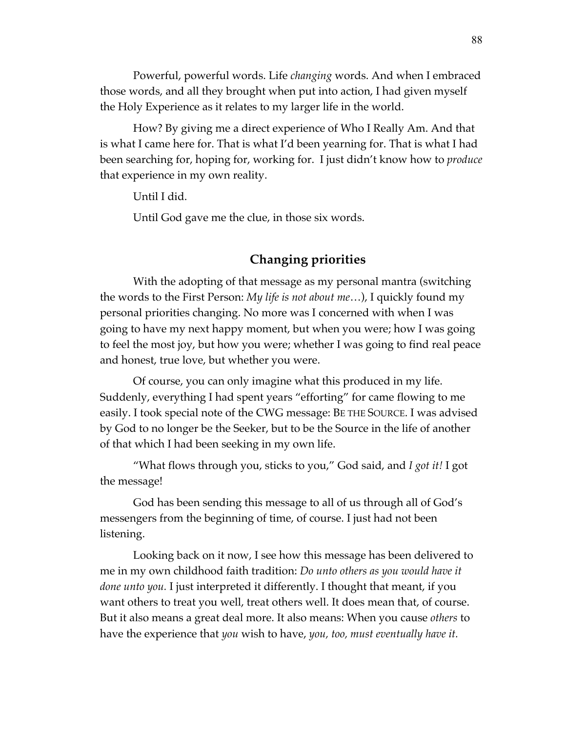Powerful, powerful words. Life *changing* words. And when I embraced those words, and all they brought when put into action, I had given myself the Holy Experience as it relates to my larger life in the world.

How? By giving me a direct experience of Who I Really Am. And that is what I came here for. That is what I'd been yearning for. That is what I had been searching for, hoping for, working for. I just didn't know how to *produce* that experience in my own reality.

Until I did.

Until God gave me the clue, in those six words.

## Changing priorities

With the adopting of that message as my personal mantra (switching the words to the First Person: *My life is not about me*…), I quickly found my personal priorities changing. No more was I concerned with when I was going to have my next happy moment, but when you were; how I was going to feel the most joy, but how you were; whether I was going to find real peace and honest, true love, but whether you were.

Of course, you can only imagine what this produced in my life. Suddenly, everything I had spent years "efforting" for came flowing to me easily. I took special note of the CWG message: BE THE SOURCE. I was advised by God to no longer be the Seeker, but to be the Source in the life of another of that which I had been seeking in my own life.

"What flows through you, sticks to you," God said, and *I got it!* I got the message!

God has been sending this message to all of us through all of God's messengers from the beginning of time, of course. I just had not been listening.

Looking back on it now, I see how this message has been delivered to me in my own childhood faith tradition: *Do unto others as you would have it done unto you.* I just interpreted it differently. I thought that meant, if you want others to treat you well, treat others well. It does mean that, of course. But it also means a great deal more. It also means: When you cause *others* to have the experience that *you* wish to have, *you, too, must eventually have it.*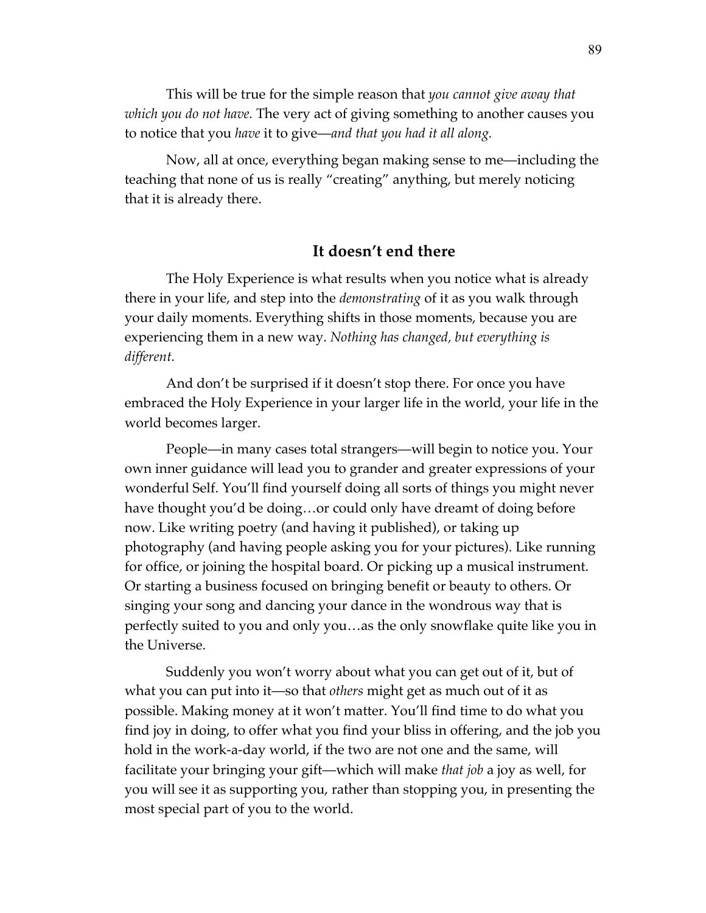This will be true for the simple reason that *you cannot give away that which you do not have.* The very act of giving something to another causes you to notice that you *have* it to give—*and that you had it all along.*

Now, all at once, everything began making sense to me—including the teaching that none of us is really "creating" anything, but merely noticing that it is already there.

## It doesn't end there

The Holy Experience is what results when you notice what is already there in your life, and step into the *demonstrating* of it as you walk through your daily moments. Everything shifts in those moments, because you are experiencing them in a new way. *Nothing has changed, but everything is different.*

And don't be surprised if it doesn't stop there. For once you have embraced the Holy Experience in your larger life in the world, your life in the world becomes larger.

People—in many cases total strangers—will begin to notice you. Your own inner guidance will lead you to grander and greater expressions of your wonderful Self. You'll find yourself doing all sorts of things you might never have thought you'd be doing…or could only have dreamt of doing before now. Like writing poetry (and having it published), or taking up photography (and having people asking you for your pictures). Like running for office, or joining the hospital board. Or picking up a musical instrument. Or starting a business focused on bringing benefit or beauty to others. Or singing your song and dancing your dance in the wondrous way that is perfectly suited to you and only you…as the only snowflake quite like you in the Universe.

Suddenly you won't worry about what you can get out of it, but of what you can put into it—so that *others* might get as much out of it as possible. Making money at it won't matter. You'll find time to do what you find joy in doing, to offer what you find your bliss in offering, and the job you hold in the work-a-day world, if the two are not one and the same, will facilitate your bringing your gift—which will make *that job* a joy as well, for you will see it as supporting you, rather than stopping you, in presenting the most special part of you to the world.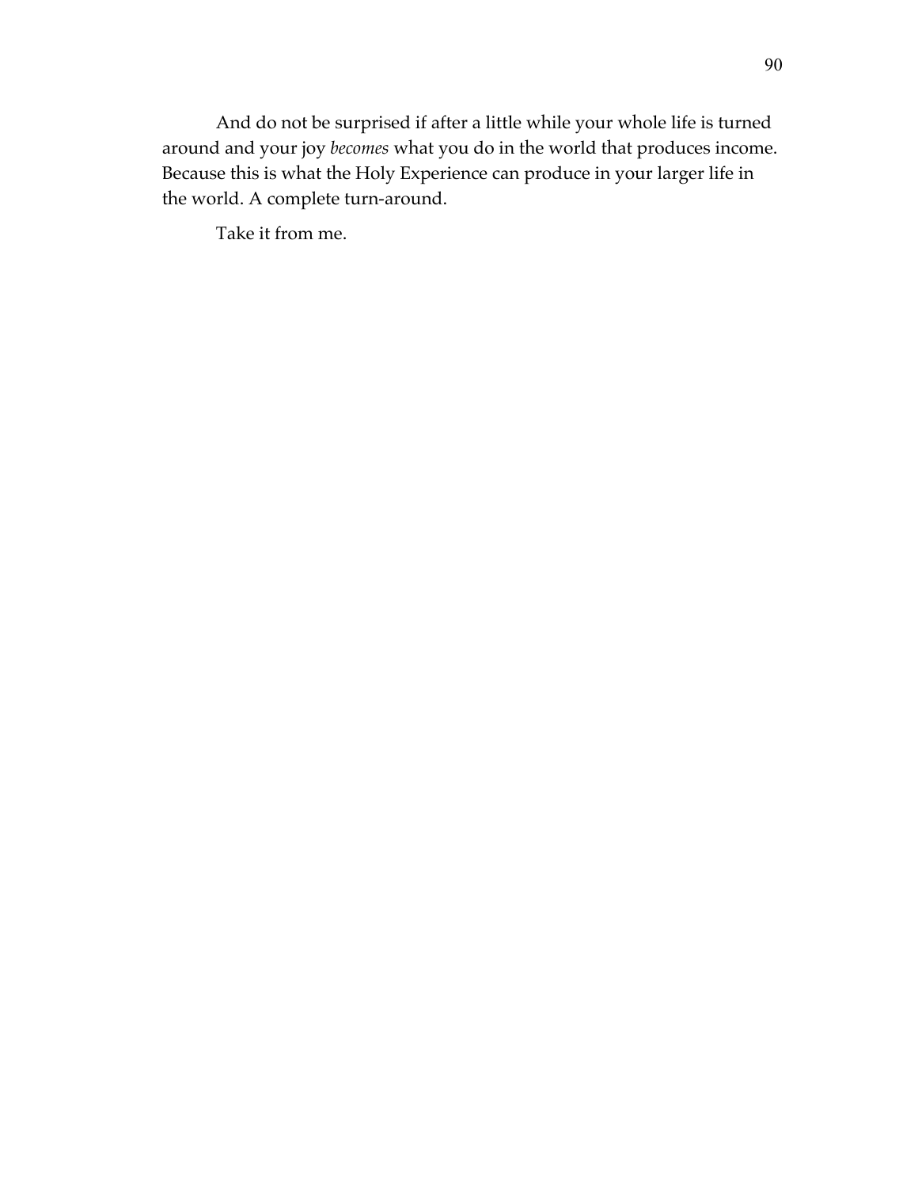And do not be surprised if after a little while your whole life is turned around and your joy *becomes* what you do in the world that produces income. Because this is what the Holy Experience can produce in your larger life in the world. A complete turn-around.

Take it from me.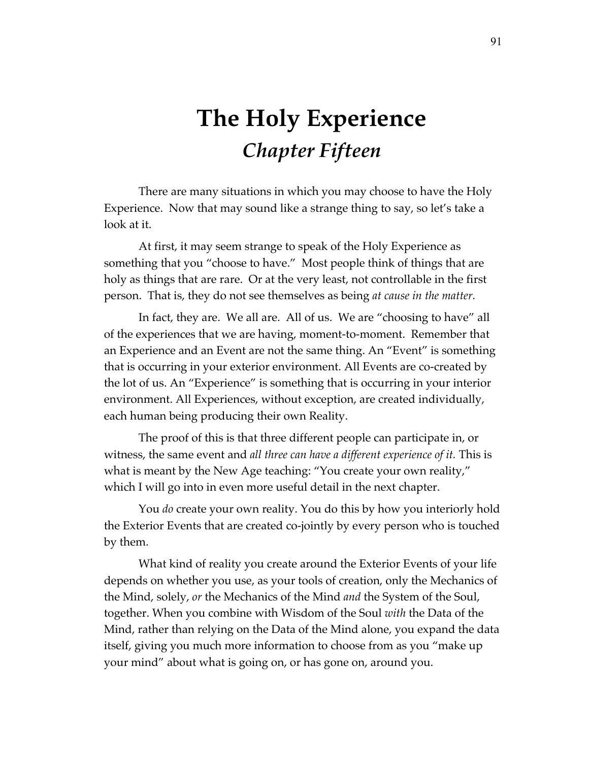# The Holy Experience
## *Chapter Fifteen*

There are many situations in which you may choose to have the Holy Experience. Now that may sound like a strange thing to say, so let's take a look at it.

At first, it may seem strange to speak of the Holy Experience as something that you "choose to have." Most people think of things that are holy as things that are rare. Or at the very least, not controllable in the first person. That is, they do not see themselves as being *at cause in the matter.*

In fact, they are. We all are. All of us. We are "choosing to have" all of the experiences that we are having, moment-to-moment. Remember that an Experience and an Event are not the same thing. An "Event" is something that is occurring in your exterior environment. All Events are co-created by the lot of us. An "Experience" is something that is occurring in your interior environment. All Experiences, without exception, are created individually, each human being producing their own Reality.

The proof of this is that three different people can participate in, or witness, the same event and *all three can have a different experience of it.* This is what is meant by the New Age teaching: "You create your own reality," which I will go into in even more useful detail in the next chapter.

You *do* create your own reality. You do this by how you interiorly hold the Exterior Events that are created co-jointly by every person who is touched by them.

What kind of reality you create around the Exterior Events of your life depends on whether you use, as your tools of creation, only the Mechanics of the Mind, solely, *or* the Mechanics of the Mind *and* the System of the Soul, together. When you combine with Wisdom of the Soul *with* the Data of the Mind, rather than relying on the Data of the Mind alone, you expand the data itself, giving you much more information to choose from as you "make up your mind" about what is going on, or has gone on, around you.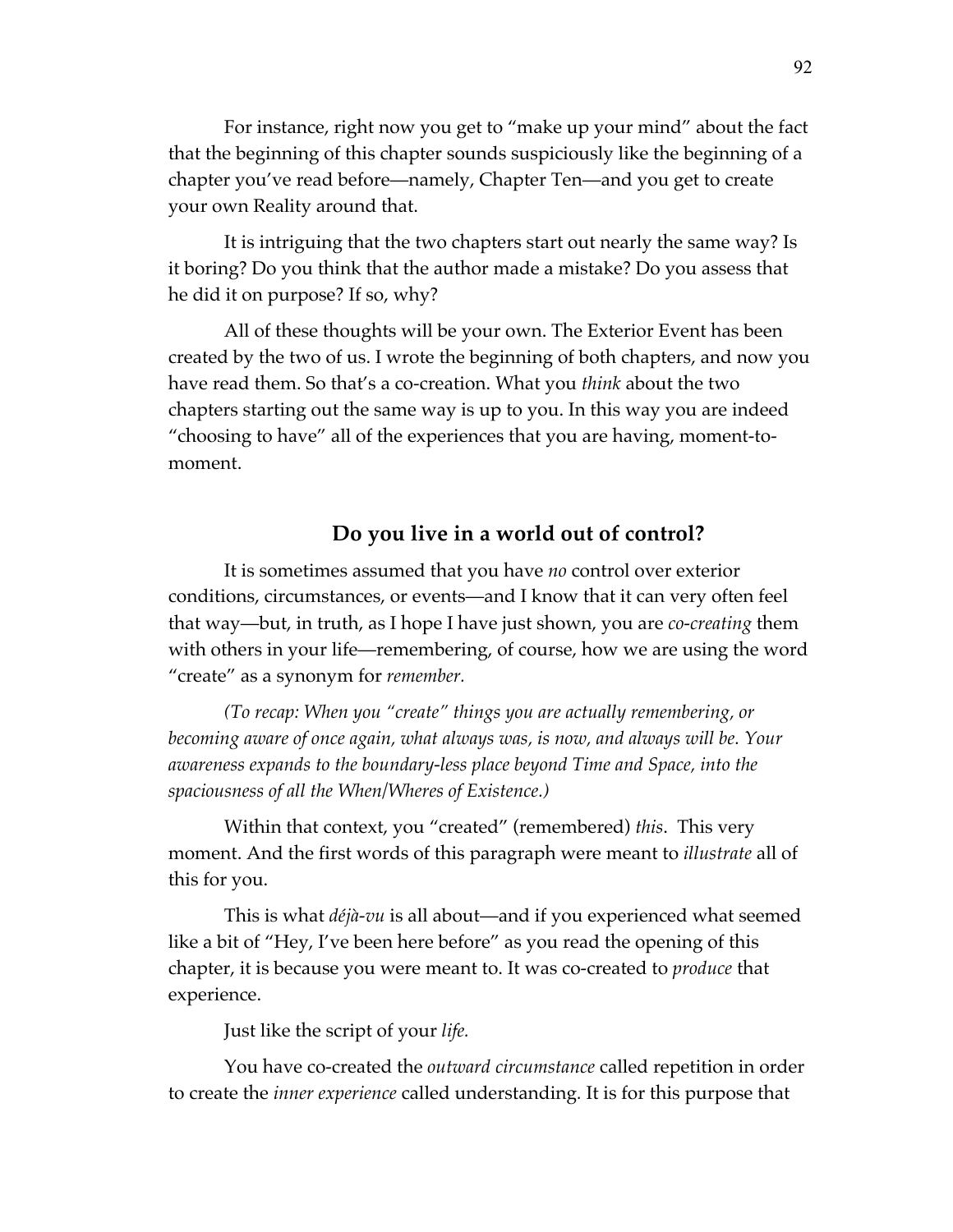For instance, right now you get to "make up your mind" about the fact that the beginning of this chapter sounds suspiciously like the beginning of a chapter you've read before—namely, Chapter Ten—and you get to create your own Reality around that.

It is intriguing that the two chapters start out nearly the same way? Is it boring? Do you think that the author made a mistake? Do you assess that he did it on purpose? If so, why?

All of these thoughts will be your own. The Exterior Event has been created by the two of us. I wrote the beginning of both chapters, and now you have read them. So that's a co-creation. What you *think* about the two chapters starting out the same way is up to you. In this way you are indeed "choosing to have" all of the experiences that you are having, moment-to-moment.

## Do you live in a world out of control?

It is sometimes assumed that you have *no* control over exterior conditions, circumstances, or events—and I know that it can very often feel that way—but, in truth, as I hope I have just shown, you are *co-creating* them with others in your life—remembering, of course, how we are using the word "create" as a synonym for *remember.*

*(To recap: When you "create" things you are actually remembering, or becoming aware of once again, what always was, is now, and always will be. Your awareness expands to the boundary-less place beyond Time and Space, into the spaciousness of all the When/Wheres of Existence.)*

Within that context, you "created" (remembered) *this*. This very moment. And the first words of this paragraph were meant to *illustrate* all of this for you.

This is what *déjà-vu* is all about—and if you experienced what seemed like a bit of "Hey, I've been here before" as you read the opening of this chapter, it is because you were meant to. It was co-created to *produce* that experience.

Just like the script of your *life.*

You have co-created the *outward circumstance* called repetition in order to create the *inner experience* called understanding. It is for this purpose that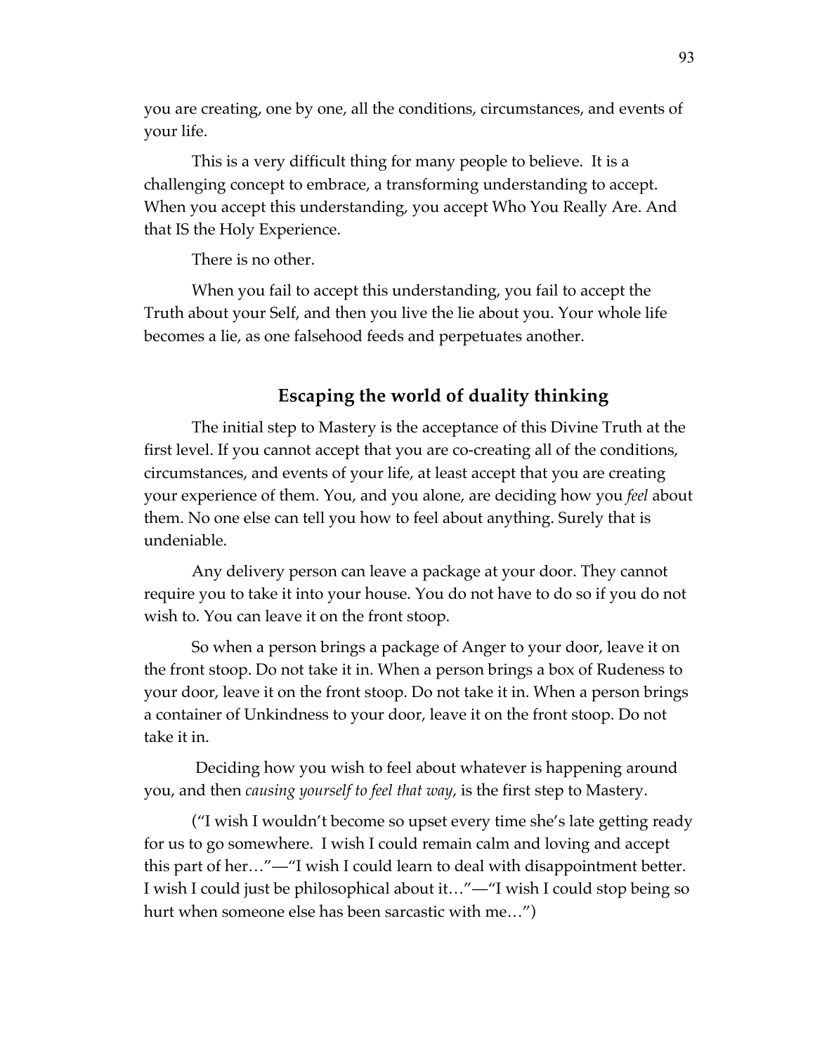you are creating, one by one, all the conditions, circumstances, and events of your life.

This is a very difficult thing for many people to believe. It is a challenging concept to embrace, a transforming understanding to accept. When you accept this understanding, you accept Who You Really Are. And that IS the Holy Experience.

There is no other.

When you fail to accept this understanding, you fail to accept the Truth about your Self, and then you live the lie about you. Your whole life becomes a lie, as one falsehood feeds and perpetuates another.

## Escaping the world of duality thinking

The initial step to Mastery is the acceptance of this Divine Truth at the first level. If you cannot accept that you are co-creating all of the conditions, circumstances, and events of your life, at least accept that you are creating your experience of them. You, and you alone, are deciding how you *feel* about them. No one else can tell you how to feel about anything. Surely that is undeniable.

Any delivery person can leave a package at your door. They cannot require you to take it into your house. You do not have to do so if you do not wish to. You can leave it on the front stoop.

So when a person brings a package of Anger to your door, leave it on the front stoop. Do not take it in. When a person brings a box of Rudeness to your door, leave it on the front stoop. Do not take it in. When a person brings a container of Unkindness to your door, leave it on the front stoop. Do not take it in.

Deciding how you wish to feel about whatever is happening around you, and then *causing yourself to feel that way*, is the first step to Mastery.

("I wish I wouldn't become so upset every time she's late getting ready for us to go somewhere. I wish I could remain calm and loving and accept this part of her…"—"I wish I could learn to deal with disappointment better. I wish I could just be philosophical about it…"—"I wish I could stop being so hurt when someone else has been sarcastic with me…")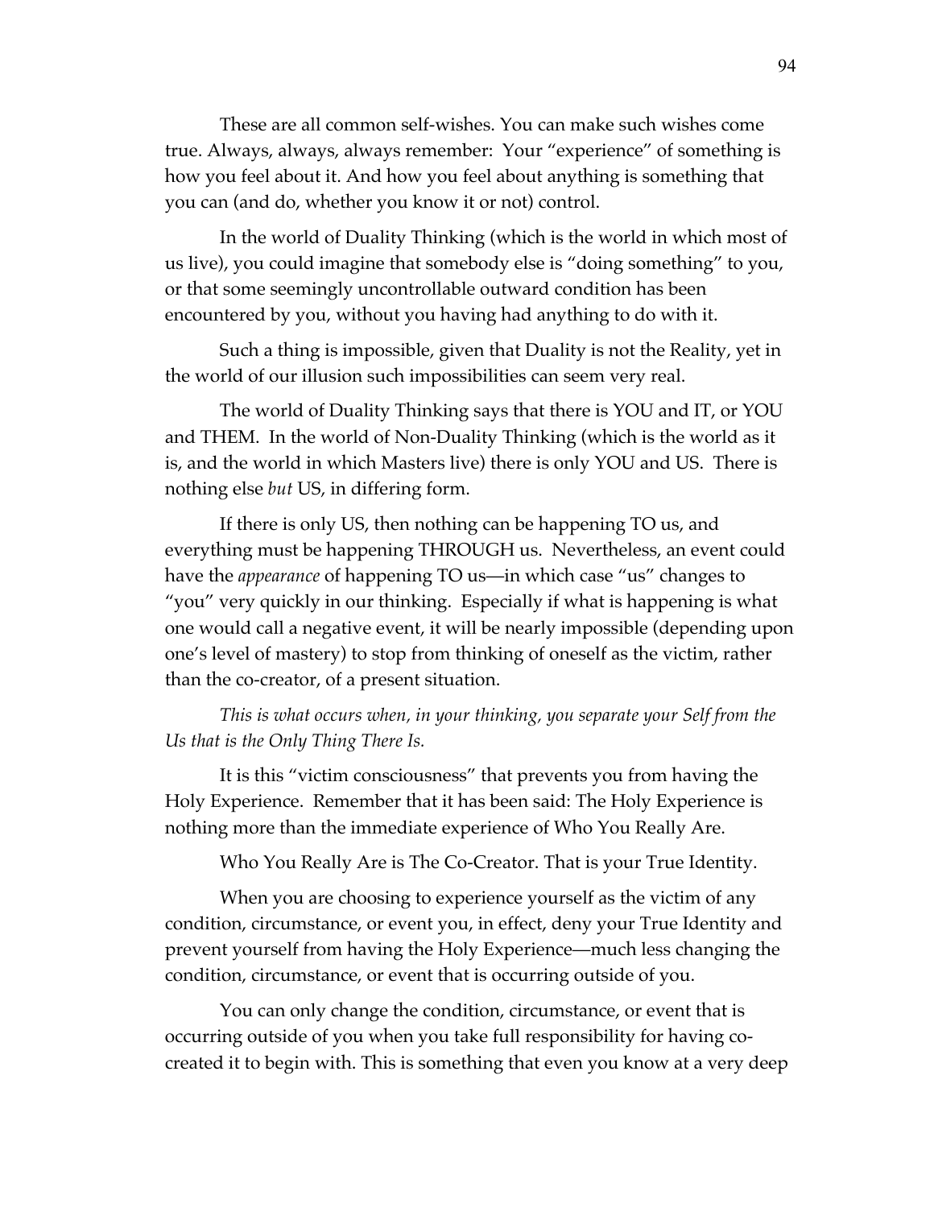These are all common self-wishes. You can make such wishes come true. Always, always, always remember: Your "experience" of something is how you feel about it. And how you feel about anything is something that you can (and do, whether you know it or not) control.

In the world of Duality Thinking (which is the world in which most of us live), you could imagine that somebody else is "doing something" to you, or that some seemingly uncontrollable outward condition has been encountered by you, without you having had anything to do with it.

Such a thing is impossible, given that Duality is not the Reality, yet in the world of our illusion such impossibilities can seem very real.

The world of Duality Thinking says that there is YOU and IT, or YOU and THEM. In the world of Non-Duality Thinking (which is the world as it is, and the world in which Masters live) there is only YOU and US. There is nothing else *but* US, in differing form.

If there is only US, then nothing can be happening TO us, and everything must be happening THROUGH us. Nevertheless, an event could have the *appearance* of happening TO us—in which case "us" changes to "you" very quickly in our thinking. Especially if what is happening is what one would call a negative event, it will be nearly impossible (depending upon one's level of mastery) to stop from thinking of oneself as the victim, rather than the co-creator, of a present situation.

*This is what occurs when, in your thinking, you separate your Self from the Us that is the Only Thing There Is.*

It is this "victim consciousness" that prevents you from having the Holy Experience. Remember that it has been said: The Holy Experience is nothing more than the immediate experience of Who You Really Are.

Who You Really Are is The Co-Creator. That is your True Identity.

When you are choosing to experience yourself as the victim of any condition, circumstance, or event you, in effect, deny your True Identity and prevent yourself from having the Holy Experience—much less changing the condition, circumstance, or event that is occurring outside of you.

You can only change the condition, circumstance, or event that is occurring outside of you when you take full responsibility for having co-created it to begin with. This is something that even you know at a very deep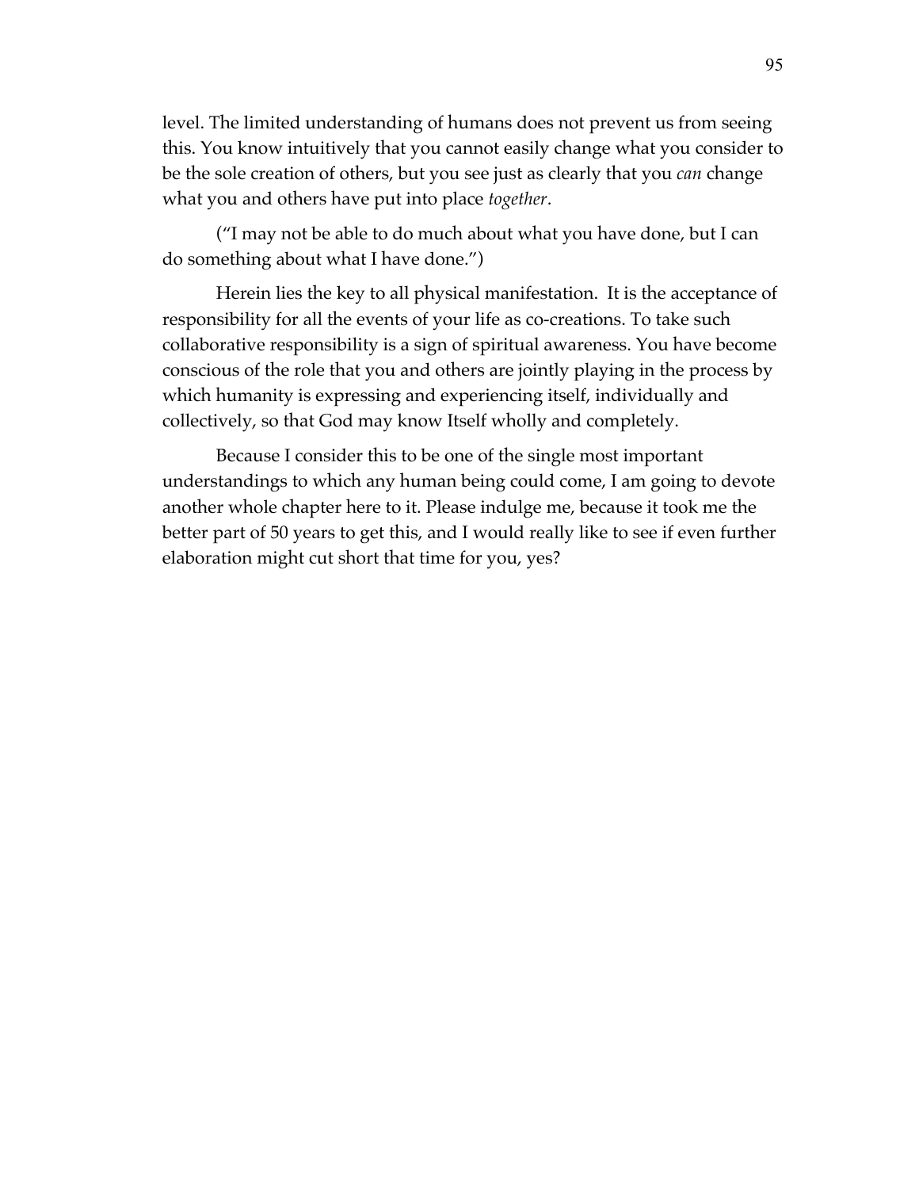level. The limited understanding of humans does not prevent us from seeing this. You know intuitively that you cannot easily change what you consider to be the sole creation of others, but you see just as clearly that you *can* change what you and others have put into place *together*.

("I may not be able to do much about what you have done, but I can do something about what I have done.")

Herein lies the key to all physical manifestation. It is the acceptance of responsibility for all the events of your life as co-creations. To take such collaborative responsibility is a sign of spiritual awareness. You have become conscious of the role that you and others are jointly playing in the process by which humanity is expressing and experiencing itself, individually and collectively, so that God may know Itself wholly and completely.

Because I consider this to be one of the single most important understandings to which any human being could come, I am going to devote another whole chapter here to it. Please indulge me, because it took me the better part of 50 years to get this, and I would really like to see if even further elaboration might cut short that time for you, yes?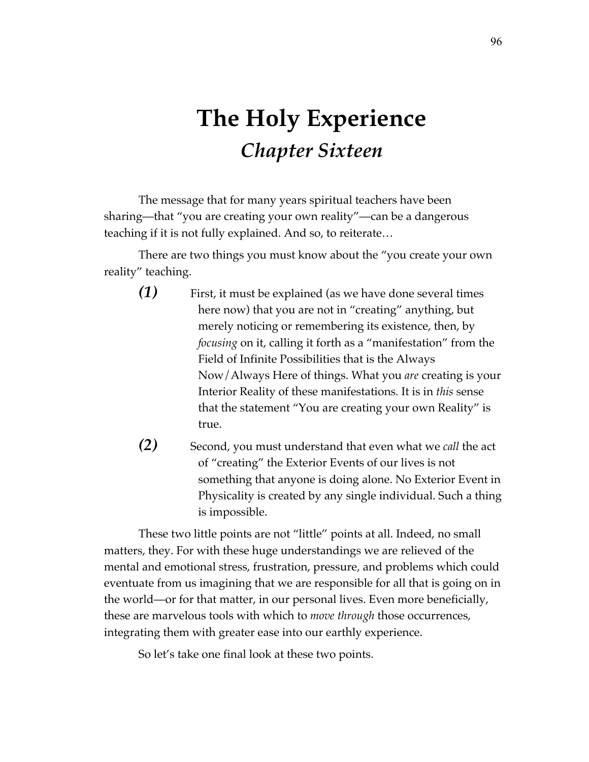# The Holy Experience
## *Chapter Sixteen*

The message that for many years spiritual teachers have been sharing—that "you are creating your own reality"—can be a dangerous teaching if it is not fully explained. And so, to reiterate…

There are two things you must know about the "you create your own reality" teaching.

***(1)*** First, it must be explained (as we have done several times here now) that you are not in "creating" anything, but merely noticing or remembering its existence, then, by *focusing* on it, calling it forth as a "manifestation" from the Field of Infinite Possibilities that is the Always Now/Always Here of things. What you *are* creating is your Interior Reality of these manifestations. It is in *this* sense that the statement "You are creating your own Reality" is true.

***(2)*** Second, you must understand that even what we *call* the act of "creating" the Exterior Events of our lives is not something that anyone is doing alone. No Exterior Event in Physicality is created by any single individual. Such a thing is impossible.

These two little points are not "little" points at all. Indeed, no small matters, they. For with these huge understandings we are relieved of the mental and emotional stress, frustration, pressure, and problems which could eventuate from us imagining that we are responsible for all that is going on in the world—or for that matter, in our personal lives. Even more beneficially, these are marvelous tools with which to *move through* those occurrences, integrating them with greater ease into our earthly experience.

So let's take one final look at these two points.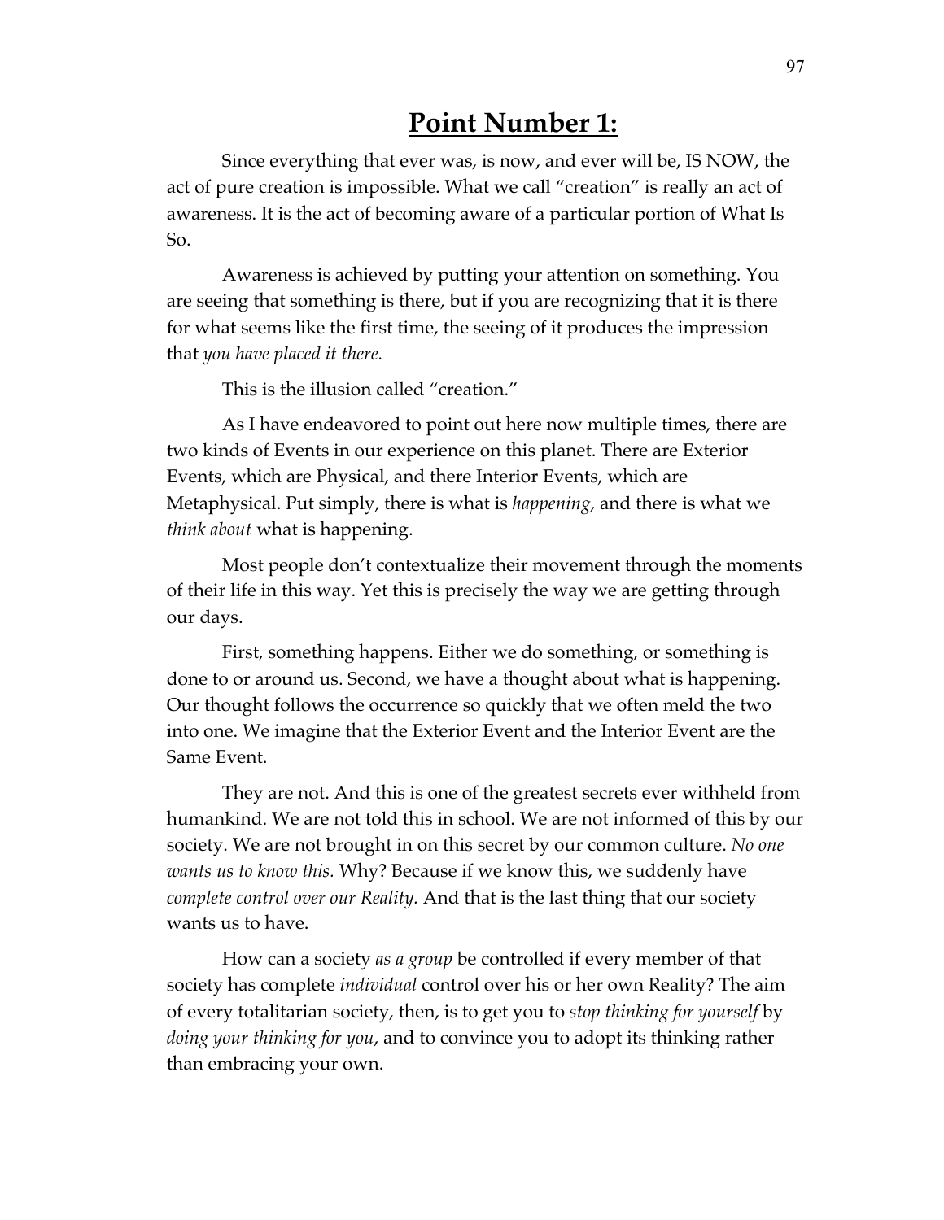# **Point Number 1:**

Since everything that ever was, is now, and ever will be, IS NOW, the act of pure creation is impossible. What we call "creation" is really an act of awareness. It is the act of becoming aware of a particular portion of What Is So.

Awareness is achieved by putting your attention on something. You are seeing that something is there, but if you are recognizing that it is there for what seems like the first time, the seeing of it produces the impression that *you have placed it there.*

This is the illusion called "creation."

As I have endeavored to point out here now multiple times, there are two kinds of Events in our experience on this planet. There are Exterior Events, which are Physical, and there Interior Events, which are Metaphysical. Put simply, there is what is *happening*, and there is what we *think about* what is happening.

Most people don't contextualize their movement through the moments of their life in this way. Yet this is precisely the way we are getting through our days.

First, something happens. Either we do something, or something is done to or around us. Second, we have a thought about what is happening. Our thought follows the occurrence so quickly that we often meld the two into one. We imagine that the Exterior Event and the Interior Event are the Same Event.

They are not. And this is one of the greatest secrets ever withheld from humankind. We are not told this in school. We are not informed of this by our society. We are not brought in on this secret by our common culture. *No one wants us to know this.* Why? Because if we know this, we suddenly have *complete control over our Reality.* And that is the last thing that our society wants us to have.

How can a society *as a group* be controlled if every member of that society has complete *individual* control over his or her own Reality? The aim of every totalitarian society, then, is to get you to *stop thinking for yourself* by *doing your thinking for you*, and to convince you to adopt its thinking rather than embracing your own.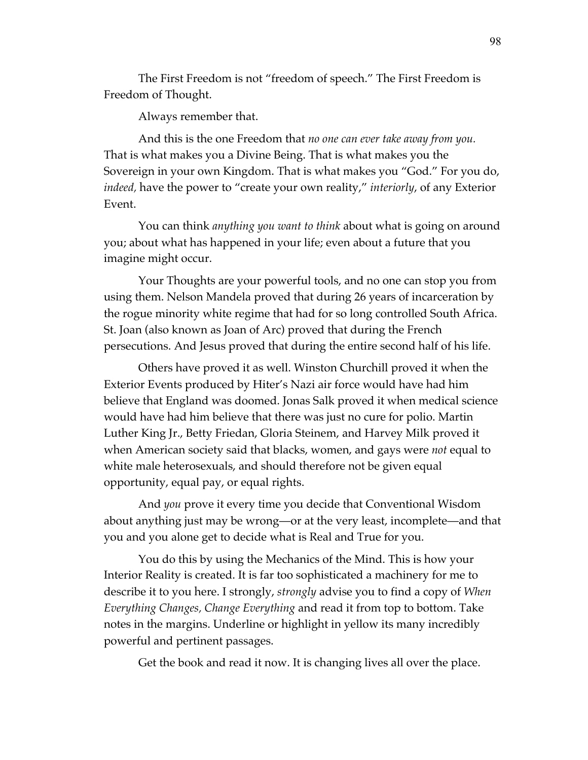The First Freedom is not "freedom of speech." The First Freedom is Freedom of Thought.

Always remember that.

And this is the one Freedom that *no one can ever take away from you.* That is what makes you a Divine Being. That is what makes you the Sovereign in your own Kingdom. That is what makes you "God." For you do, *indeed,* have the power to "create your own reality," *interiorly*, of any Exterior Event.

You can think *anything you want to think* about what is going on around you; about what has happened in your life; even about a future that you imagine might occur.

Your Thoughts are your powerful tools, and no one can stop you from using them. Nelson Mandela proved that during 26 years of incarceration by the rogue minority white regime that had for so long controlled South Africa. St. Joan (also known as Joan of Arc) proved that during the French persecutions. And Jesus proved that during the entire second half of his life.

Others have proved it as well. Winston Churchill proved it when the Exterior Events produced by Hiter's Nazi air force would have had him believe that England was doomed. Jonas Salk proved it when medical science would have had him believe that there was just no cure for polio. Martin Luther King Jr., Betty Friedan, Gloria Steinem, and Harvey Milk proved it when American society said that blacks, women, and gays were *not* equal to white male heterosexuals, and should therefore not be given equal opportunity, equal pay, or equal rights.

And *you* prove it every time you decide that Conventional Wisdom about anything just may be wrong—or at the very least, incomplete—and that you and you alone get to decide what is Real and True for you.

You do this by using the Mechanics of the Mind. This is how your Interior Reality is created. It is far too sophisticated a machinery for me to describe it to you here. I strongly, *strongly* advise you to find a copy of *When Everything Changes, Change Everything* and read it from top to bottom. Take notes in the margins. Underline or highlight in yellow its many incredibly powerful and pertinent passages.

Get the book and read it now. It is changing lives all over the place.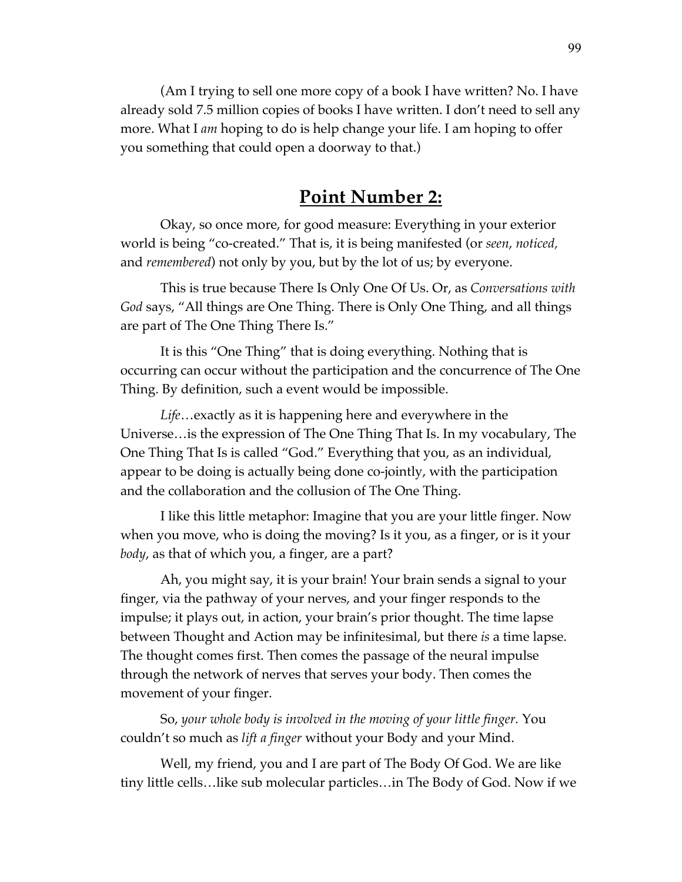(Am I trying to sell one more copy of a book I have written? No. I have already sold 7.5 million copies of books I have written. I don't need to sell any more. What I *am* hoping to do is help change your life. I am hoping to offer you something that could open a doorway to that.)

## **Point Number 2:**

Okay, so once more, for good measure: Everything in your exterior world is being "co-created." That is, it is being manifested (or *seen*, *noticed,* and *remembered*) not only by you, but by the lot of us; by everyone.

This is true because There Is Only One Of Us. Or, as *Conversations with God* says, "All things are One Thing. There is Only One Thing, and all things are part of The One Thing There Is."

It is this "One Thing" that is doing everything. Nothing that is occurring can occur without the participation and the concurrence of The One Thing. By definition, such a event would be impossible.

*Life*…exactly as it is happening here and everywhere in the Universe…is the expression of The One Thing That Is. In my vocabulary, The One Thing That Is is called "God." Everything that you, as an individual, appear to be doing is actually being done co-jointly, with the participation and the collaboration and the collusion of The One Thing.

I like this little metaphor: Imagine that you are your little finger. Now when you move, who is doing the moving? Is it you, as a finger, or is it your *body*, as that of which you, a finger, are a part?

Ah, you might say, it is your brain! Your brain sends a signal to your finger, via the pathway of your nerves, and your finger responds to the impulse; it plays out, in action, your brain's prior thought. The time lapse between Thought and Action may be infinitesimal, but there *is* a time lapse. The thought comes first. Then comes the passage of the neural impulse through the network of nerves that serves your body. Then comes the movement of your finger.

So, *your whole body is involved in the moving of your little finger.* You couldn't so much as *lift a finger* without your Body and your Mind.

Well, my friend, you and I are part of The Body Of God. We are like tiny little cells…like sub molecular particles…in The Body of God. Now if we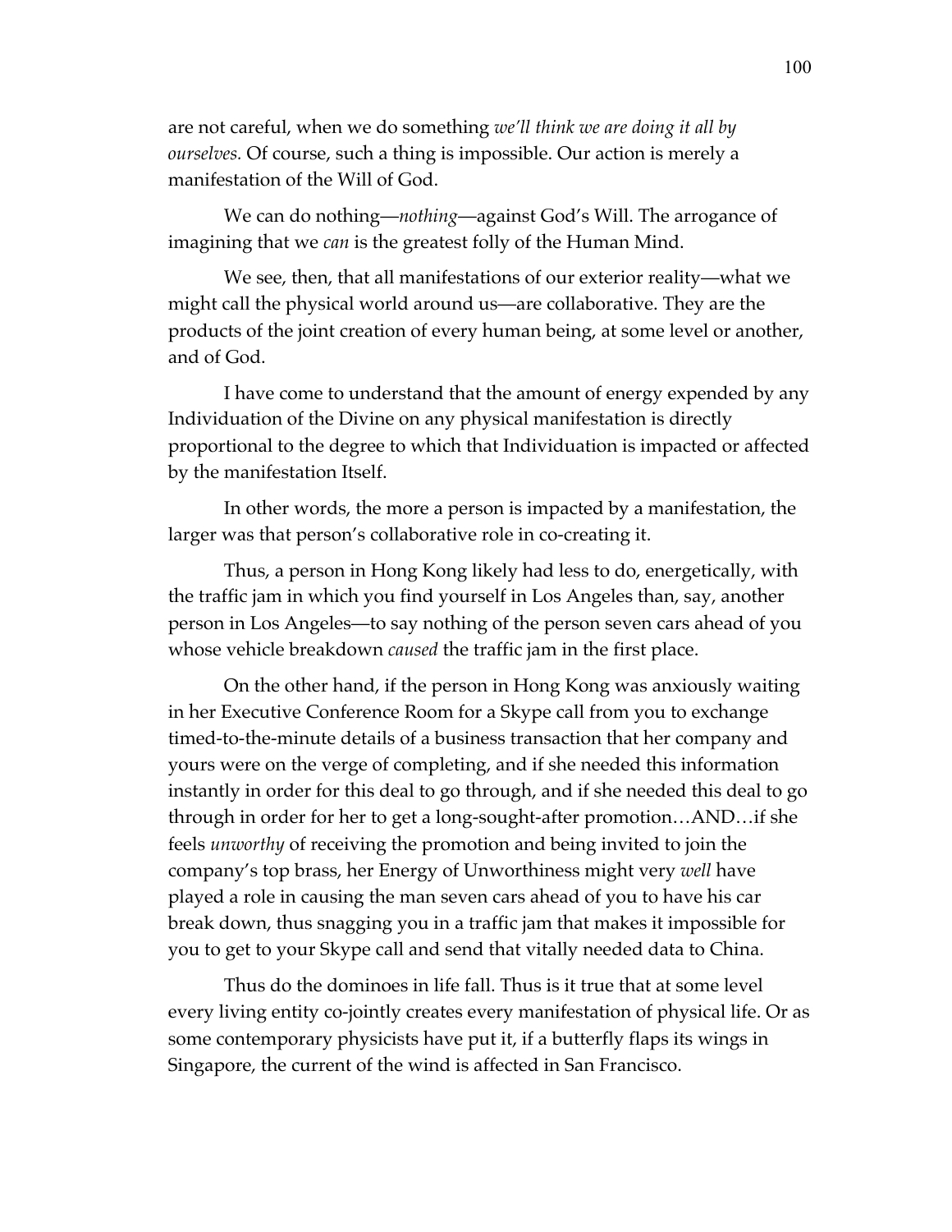are not careful, when we do something *we'll think we are doing it all by ourselves.* Of course, such a thing is impossible. Our action is merely a manifestation of the Will of God.

We can do nothing—*nothing*—against God's Will. The arrogance of imagining that we *can* is the greatest folly of the Human Mind.

We see, then, that all manifestations of our exterior reality—what we might call the physical world around us—are collaborative. They are the products of the joint creation of every human being, at some level or another, and of God.

I have come to understand that the amount of energy expended by any Individuation of the Divine on any physical manifestation is directly proportional to the degree to which that Individuation is impacted or affected by the manifestation Itself.

In other words, the more a person is impacted by a manifestation, the larger was that person's collaborative role in co-creating it.

Thus, a person in Hong Kong likely had less to do, energetically, with the traffic jam in which you find yourself in Los Angeles than, say, another person in Los Angeles—to say nothing of the person seven cars ahead of you whose vehicle breakdown *caused* the traffic jam in the first place.

On the other hand, if the person in Hong Kong was anxiously waiting in her Executive Conference Room for a Skype call from you to exchange timed-to-the-minute details of a business transaction that her company and yours were on the verge of completing, and if she needed this information instantly in order for this deal to go through, and if she needed this deal to go through in order for her to get a long-sought-after promotion…AND…if she feels *unworthy* of receiving the promotion and being invited to join the company's top brass, her Energy of Unworthiness might very *well* have played a role in causing the man seven cars ahead of you to have his car break down, thus snagging you in a traffic jam that makes it impossible for you to get to your Skype call and send that vitally needed data to China.

Thus do the dominoes in life fall. Thus is it true that at some level every living entity co-jointly creates every manifestation of physical life. Or as some contemporary physicists have put it, if a butterfly flaps its wings in Singapore, the current of the wind is affected in San Francisco.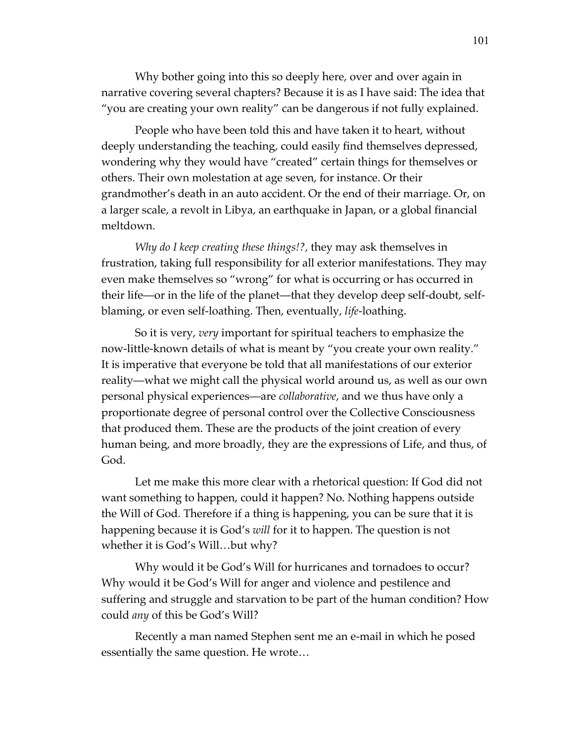Why bother going into this so deeply here, over and over again in narrative covering several chapters? Because it is as I have said: The idea that "you are creating your own reality" can be dangerous if not fully explained.

People who have been told this and have taken it to heart, without deeply understanding the teaching, could easily find themselves depressed, wondering why they would have "created" certain things for themselves or others. Their own molestation at age seven, for instance. Or their grandmother's death in an auto accident. Or the end of their marriage. Or, on a larger scale, a revolt in Libya, an earthquake in Japan, or a global financial meltdown.

*Why do I keep creating these things!?*, they may ask themselves in frustration, taking full responsibility for all exterior manifestations. They may even make themselves so "wrong" for what is occurring or has occurred in their life—or in the life of the planet—that they develop deep self-doubt, self-blaming, or even self-loathing. Then, eventually, *life*-loathing.

So it is very, *very* important for spiritual teachers to emphasize the now-little-known details of what is meant by "you create your own reality." It is imperative that everyone be told that all manifestations of our exterior reality—what we might call the physical world around us, as well as our own personal physical experiences—are *collaborative*, and we thus have only a proportionate degree of personal control over the Collective Consciousness that produced them. These are the products of the joint creation of every human being, and more broadly, they are the expressions of Life, and thus, of God.

Let me make this more clear with a rhetorical question: If God did not want something to happen, could it happen? No. Nothing happens outside the Will of God. Therefore if a thing is happening, you can be sure that it is happening because it is God's *will* for it to happen. The question is not whether it is God's Will…but why?

Why would it be God's Will for hurricanes and tornadoes to occur? Why would it be God's Will for anger and violence and pestilence and suffering and struggle and starvation to be part of the human condition? How could *any* of this be God's Will?

Recently a man named Stephen sent me an e-mail in which he posed essentially the same question. He wrote…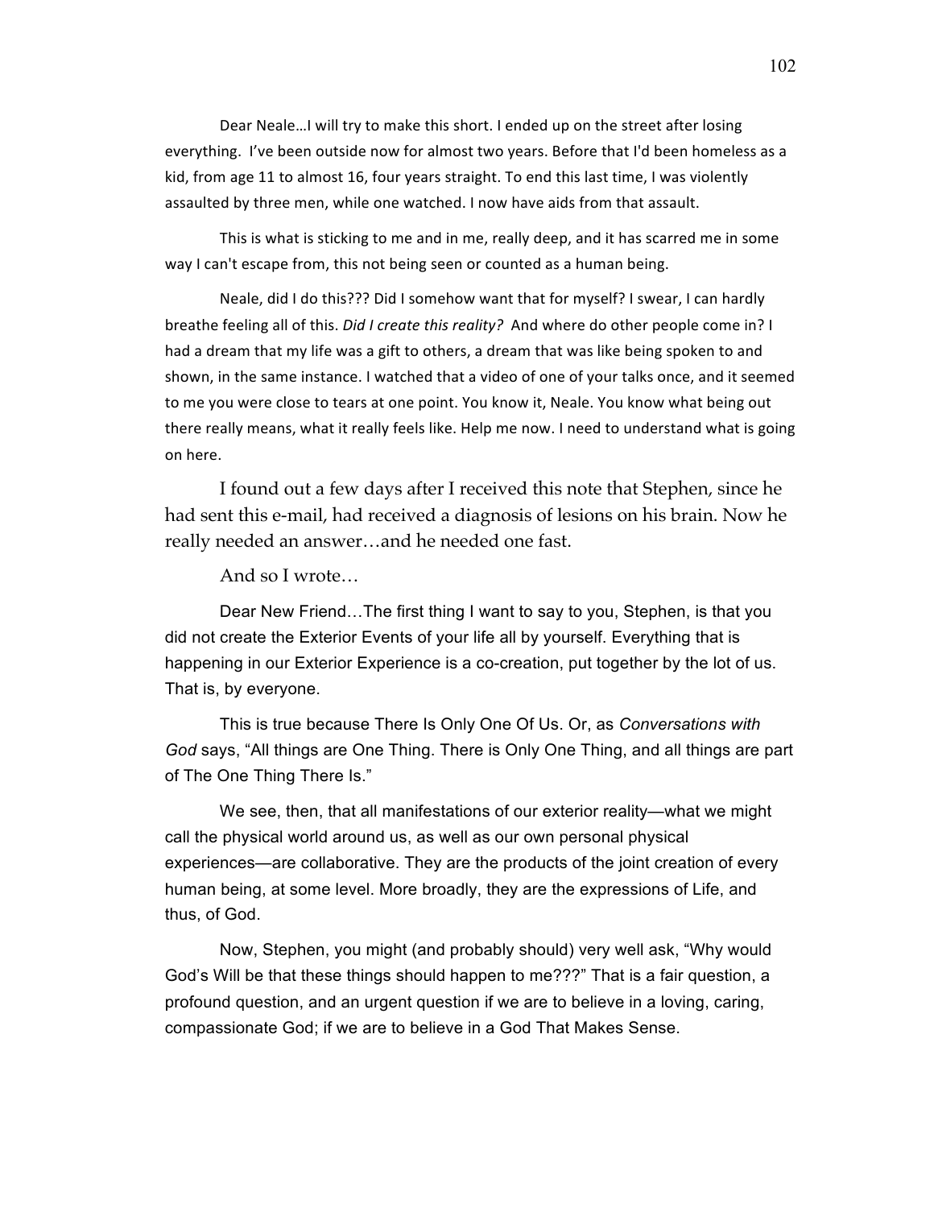Dear Neale…I will try to make this short. I ended up on the street after losing everything. I've been outside now for almost two years. Before that I'd been homeless as a kid, from age 11 to almost 16, four years straight. To end this last time, I was violently assaulted by three men, while one watched. I now have aids from that assault.

This is what is sticking to me and in me, really deep, and it has scarred me in some way I can't escape from, this not being seen or counted as a human being.

Neale, did I do this??? Did I somehow want that for myself? I swear, I can hardly breathe feeling all of this. *Did I create this reality?* And where do other people come in? I had a dream that my life was a gift to others, a dream that was like being spoken to and shown, in the same instance. I watched that a video of one of your talks once, and it seemed to me you were close to tears at one point. You know it, Neale. You know what being out there really means, what it really feels like. Help me now. I need to understand what is going on here.

I found out a few days after I received this note that Stephen, since he had sent this e-mail, had received a diagnosis of lesions on his brain. Now he really needed an answer…and he needed one fast.

And so I wrote…

Dear New Friend…The first thing I want to say to you, Stephen, is that you did not create the Exterior Events of your life all by yourself. Everything that is happening in our Exterior Experience is a co-creation, put together by the lot of us. That is, by everyone.

This is true because There Is Only One Of Us. Or, as *Conversations with God* says, "All things are One Thing. There is Only One Thing, and all things are part of The One Thing There Is."

We see, then, that all manifestations of our exterior reality—what we might call the physical world around us, as well as our own personal physical experiences—are collaborative. They are the products of the joint creation of every human being, at some level. More broadly, they are the expressions of Life, and thus, of God.

Now, Stephen, you might (and probably should) very well ask, "Why would God's Will be that these things should happen to me???" That is a fair question, a profound question, and an urgent question if we are to believe in a loving, caring, compassionate God; if we are to believe in a God That Makes Sense.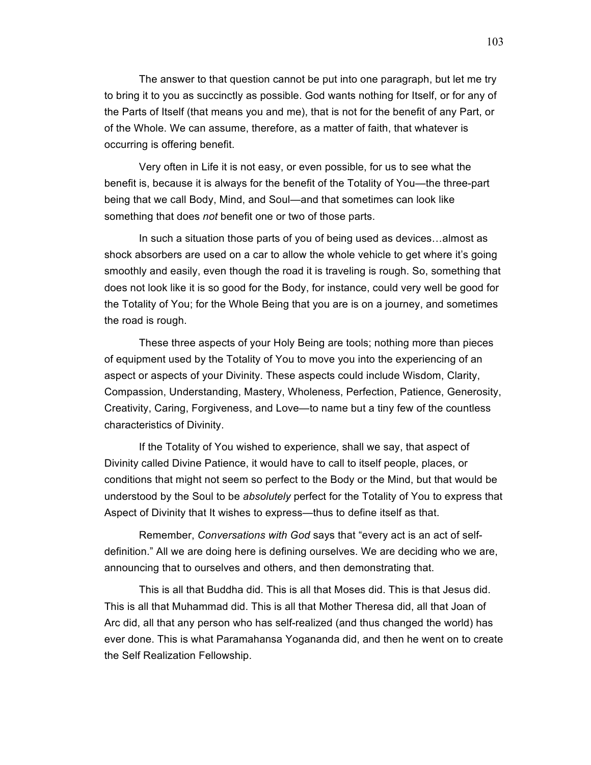The answer to that question cannot be put into one paragraph, but let me try to bring it to you as succinctly as possible. God wants nothing for Itself, or for any of the Parts of Itself (that means you and me), that is not for the benefit of any Part, or of the Whole. We can assume, therefore, as a matter of faith, that whatever is occurring is offering benefit.

Very often in Life it is not easy, or even possible, for us to see what the benefit is, because it is always for the benefit of the Totality of You—the three-part being that we call Body, Mind, and Soul—and that sometimes can look like something that does *not* benefit one or two of those parts.

In such a situation those parts of you of being used as devices…almost as shock absorbers are used on a car to allow the whole vehicle to get where it's going smoothly and easily, even though the road it is traveling is rough. So, something that does not look like it is so good for the Body, for instance, could very well be good for the Totality of You; for the Whole Being that you are is on a journey, and sometimes the road is rough.

These three aspects of your Holy Being are tools; nothing more than pieces of equipment used by the Totality of You to move you into the experiencing of an aspect or aspects of your Divinity. These aspects could include Wisdom, Clarity, Compassion, Understanding, Mastery, Wholeness, Perfection, Patience, Generosity, Creativity, Caring, Forgiveness, and Love—to name but a tiny few of the countless characteristics of Divinity.

If the Totality of You wished to experience, shall we say, that aspect of Divinity called Divine Patience, it would have to call to itself people, places, or conditions that might not seem so perfect to the Body or the Mind, but that would be understood by the Soul to be *absolutely* perfect for the Totality of You to express that Aspect of Divinity that It wishes to express—thus to define itself as that.

Remember, *Conversations with God* says that "every act is an act of self-definition." All we are doing here is defining ourselves. We are deciding who we are, announcing that to ourselves and others, and then demonstrating that.

This is all that Buddha did. This is all that Moses did. This is that Jesus did. This is all that Muhammad did. This is all that Mother Theresa did, all that Joan of Arc did, all that any person who has self-realized (and thus changed the world) has ever done. This is what Paramahansa Yogananda did, and then he went on to create the Self Realization Fellowship.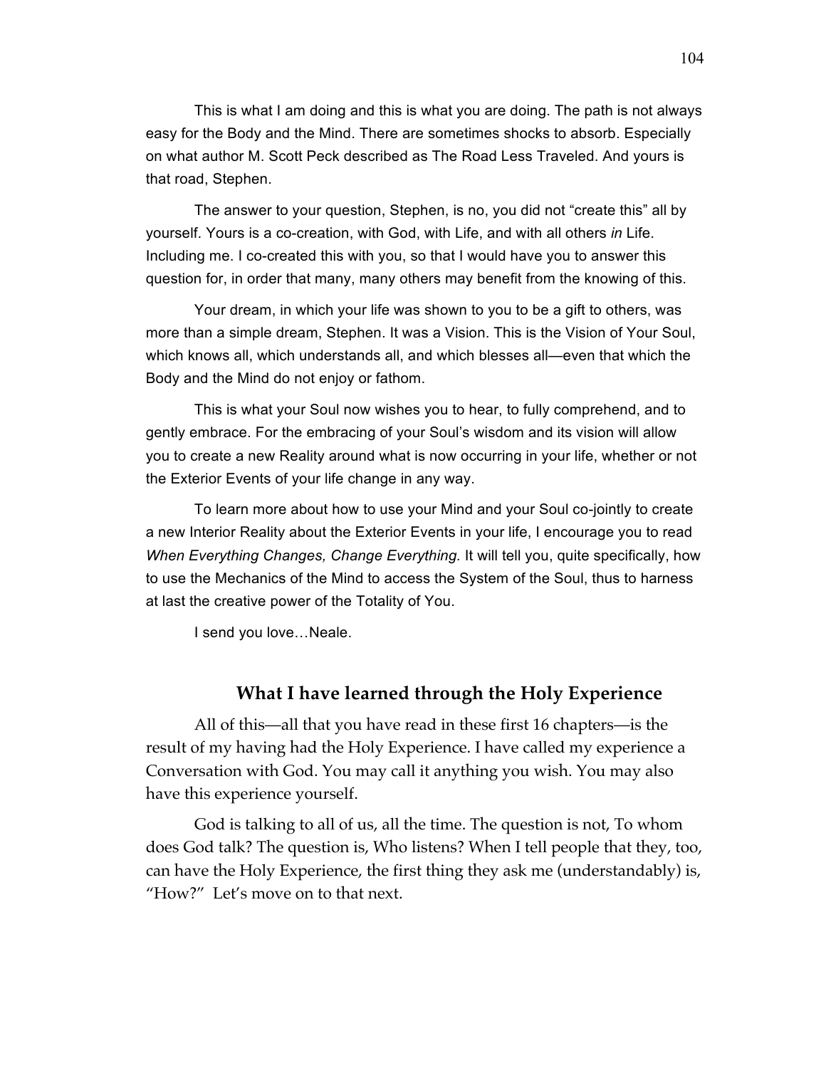This is what I am doing and this is what you are doing. The path is not always easy for the Body and the Mind. There are sometimes shocks to absorb. Especially on what author M. Scott Peck described as The Road Less Traveled. And yours is that road, Stephen.

The answer to your question, Stephen, is no, you did not "create this" all by yourself. Yours is a co-creation, with God, with Life, and with all others *in* Life. Including me. I co-created this with you, so that I would have you to answer this question for, in order that many, many others may benefit from the knowing of this.

Your dream, in which your life was shown to you to be a gift to others, was more than a simple dream, Stephen. It was a Vision. This is the Vision of Your Soul, which knows all, which understands all, and which blesses all—even that which the Body and the Mind do not enjoy or fathom.

This is what your Soul now wishes you to hear, to fully comprehend, and to gently embrace. For the embracing of your Soul's wisdom and its vision will allow you to create a new Reality around what is now occurring in your life, whether or not the Exterior Events of your life change in any way.

To learn more about how to use your Mind and your Soul co-jointly to create a new Interior Reality about the Exterior Events in your life, I encourage you to read *When Everything Changes, Change Everything.* It will tell you, quite specifically, how to use the Mechanics of the Mind to access the System of the Soul, thus to harness at last the creative power of the Totality of You.

I send you love…Neale.

## What I have learned through the Holy Experience

All of this—all that you have read in these first 16 chapters—is the result of my having had the Holy Experience. I have called my experience a Conversation with God. You may call it anything you wish. You may also have this experience yourself.

God is talking to all of us, all the time. The question is not, To whom does God talk? The question is, Who listens? When I tell people that they, too, can have the Holy Experience, the first thing they ask me (understandably) is, "How?"  Let's move on to that next.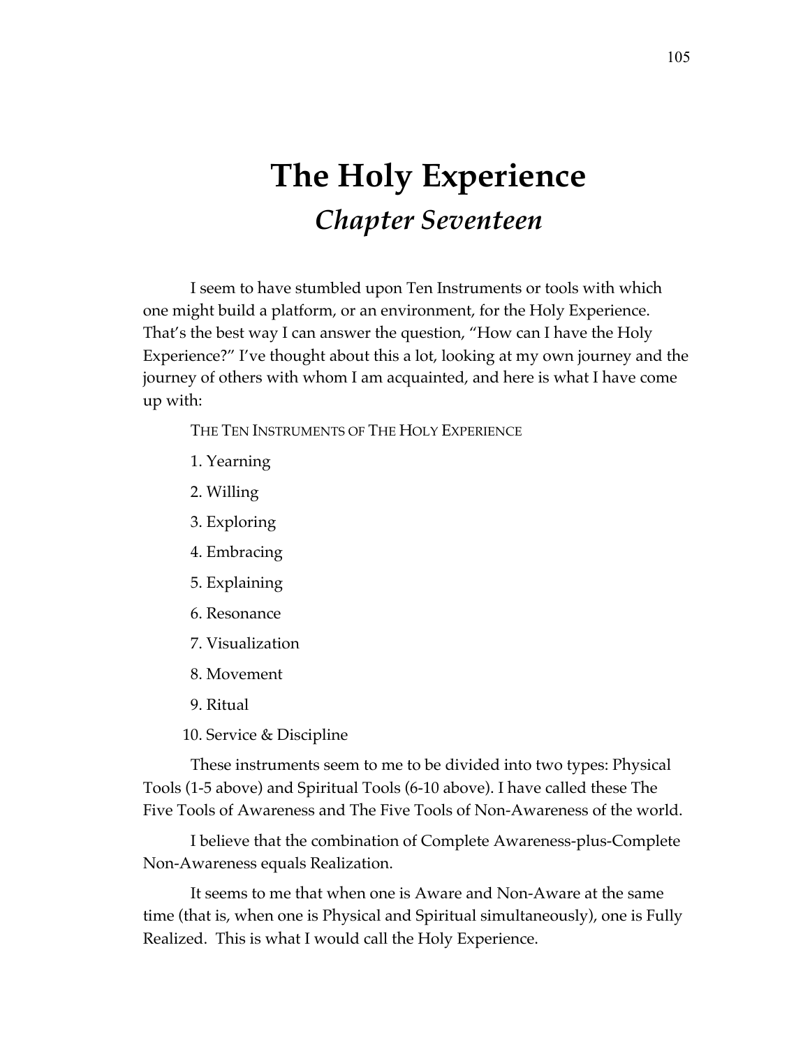# The Holy Experience

## *Chapter Seventeen*

I seem to have stumbled upon Ten Instruments or tools with which one might build a platform, or an environment, for the Holy Experience. That's the best way I can answer the question, "How can I have the Holy Experience?" I've thought about this a lot, looking at my own journey and the journey of others with whom I am acquainted, and here is what I have come up with:

THE TEN INSTRUMENTS OF THE HOLY EXPERIENCE

1. Yearning
2. Willing
3. Exploring
4. Embracing
5. Explaining
6. Resonance
7. Visualization
8. Movement
9. Ritual
10. Service & Discipline

These instruments seem to me to be divided into two types: Physical Tools (1-5 above) and Spiritual Tools (6-10 above). I have called these The Five Tools of Awareness and The Five Tools of Non-Awareness of the world.

I believe that the combination of Complete Awareness-plus-Complete Non-Awareness equals Realization.

It seems to me that when one is Aware and Non-Aware at the same time (that is, when one is Physical and Spiritual simultaneously), one is Fully Realized. This is what I would call the Holy Experience.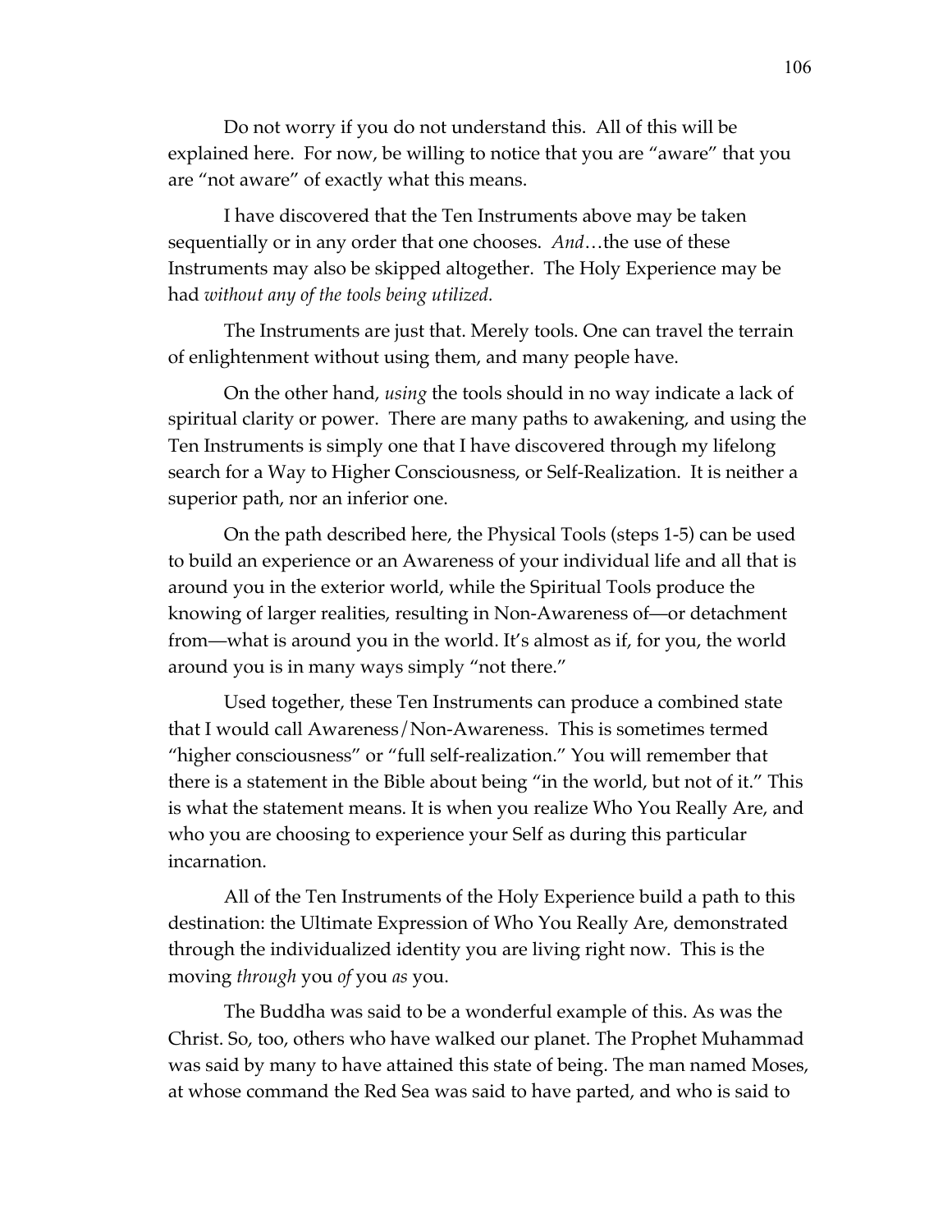Do not worry if you do not understand this. All of this will be explained here. For now, be willing to notice that you are "aware" that you are "not aware" of exactly what this means.

I have discovered that the Ten Instruments above may be taken sequentially or in any order that one chooses. *And*…the use of these Instruments may also be skipped altogether. The Holy Experience may be had *without any of the tools being utilized.*

The Instruments are just that. Merely tools. One can travel the terrain of enlightenment without using them, and many people have.

On the other hand, *using* the tools should in no way indicate a lack of spiritual clarity or power. There are many paths to awakening, and using the Ten Instruments is simply one that I have discovered through my lifelong search for a Way to Higher Consciousness, or Self-Realization. It is neither a superior path, nor an inferior one.

On the path described here, the Physical Tools (steps 1-5) can be used to build an experience or an Awareness of your individual life and all that is around you in the exterior world, while the Spiritual Tools produce the knowing of larger realities, resulting in Non-Awareness of—or detachment from—what is around you in the world. It's almost as if, for you, the world around you is in many ways simply "not there."

Used together, these Ten Instruments can produce a combined state that I would call Awareness/Non-Awareness. This is sometimes termed "higher consciousness" or "full self-realization." You will remember that there is a statement in the Bible about being "in the world, but not of it." This is what the statement means. It is when you realize Who You Really Are, and who you are choosing to experience your Self as during this particular incarnation.

All of the Ten Instruments of the Holy Experience build a path to this destination: the Ultimate Expression of Who You Really Are, demonstrated through the individualized identity you are living right now. This is the moving *through* you *of* you *as* you.

The Buddha was said to be a wonderful example of this. As was the Christ. So, too, others who have walked our planet. The Prophet Muhammad was said by many to have attained this state of being. The man named Moses, at whose command the Red Sea was said to have parted, and who is said to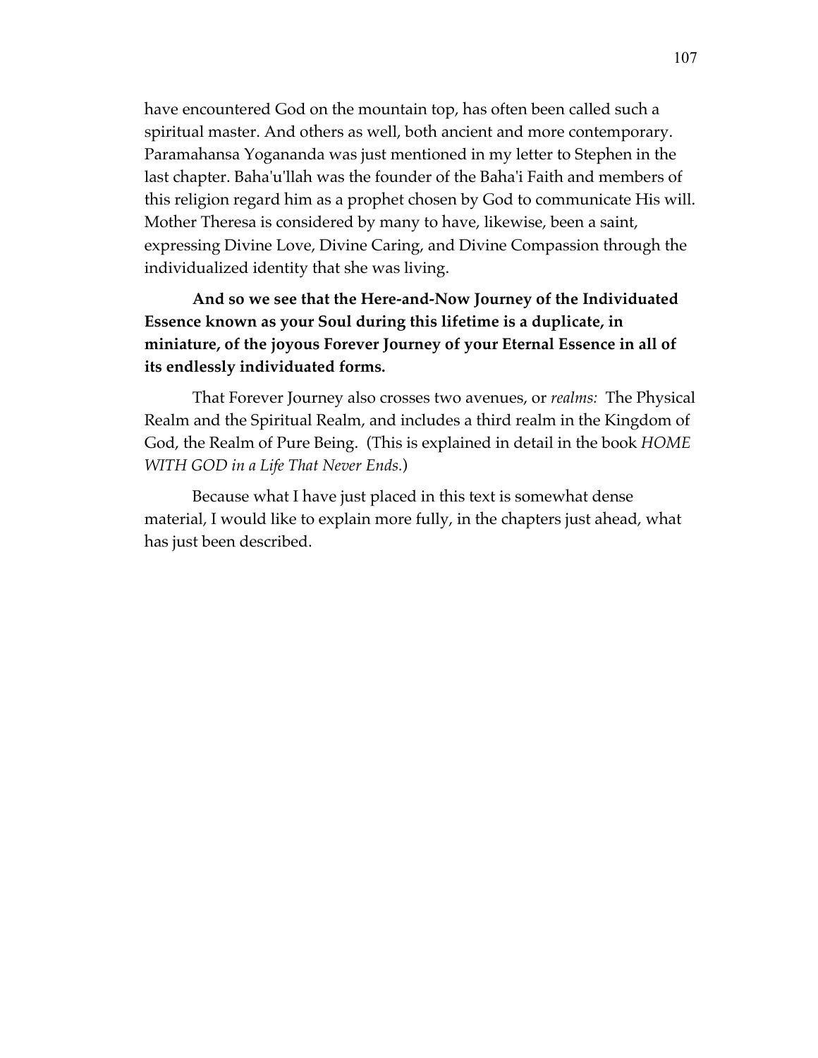have encountered God on the mountain top, has often been called such a spiritual master. And others as well, both ancient and more contemporary. Paramahansa Yogananda was just mentioned in my letter to Stephen in the last chapter. Baha'u'llah was the founder of the Baha'i Faith and members of this religion regard him as a prophet chosen by God to communicate His will. Mother Theresa is considered by many to have, likewise, been a saint, expressing Divine Love, Divine Caring, and Divine Compassion through the individualized identity that she was living.

**And so we see that the Here-and-Now Journey of the Individuated Essence known as your Soul during this lifetime is a duplicate, in miniature, of the joyous Forever Journey of your Eternal Essence in all of its endlessly individuated forms.**

That Forever Journey also crosses two avenues, or *realms:* The Physical Realm and the Spiritual Realm, and includes a third realm in the Kingdom of God, the Realm of Pure Being. (This is explained in detail in the book *HOME WITH GOD in a Life That Never Ends.*)

Because what I have just placed in this text is somewhat dense material, I would like to explain more fully, in the chapters just ahead, what has just been described.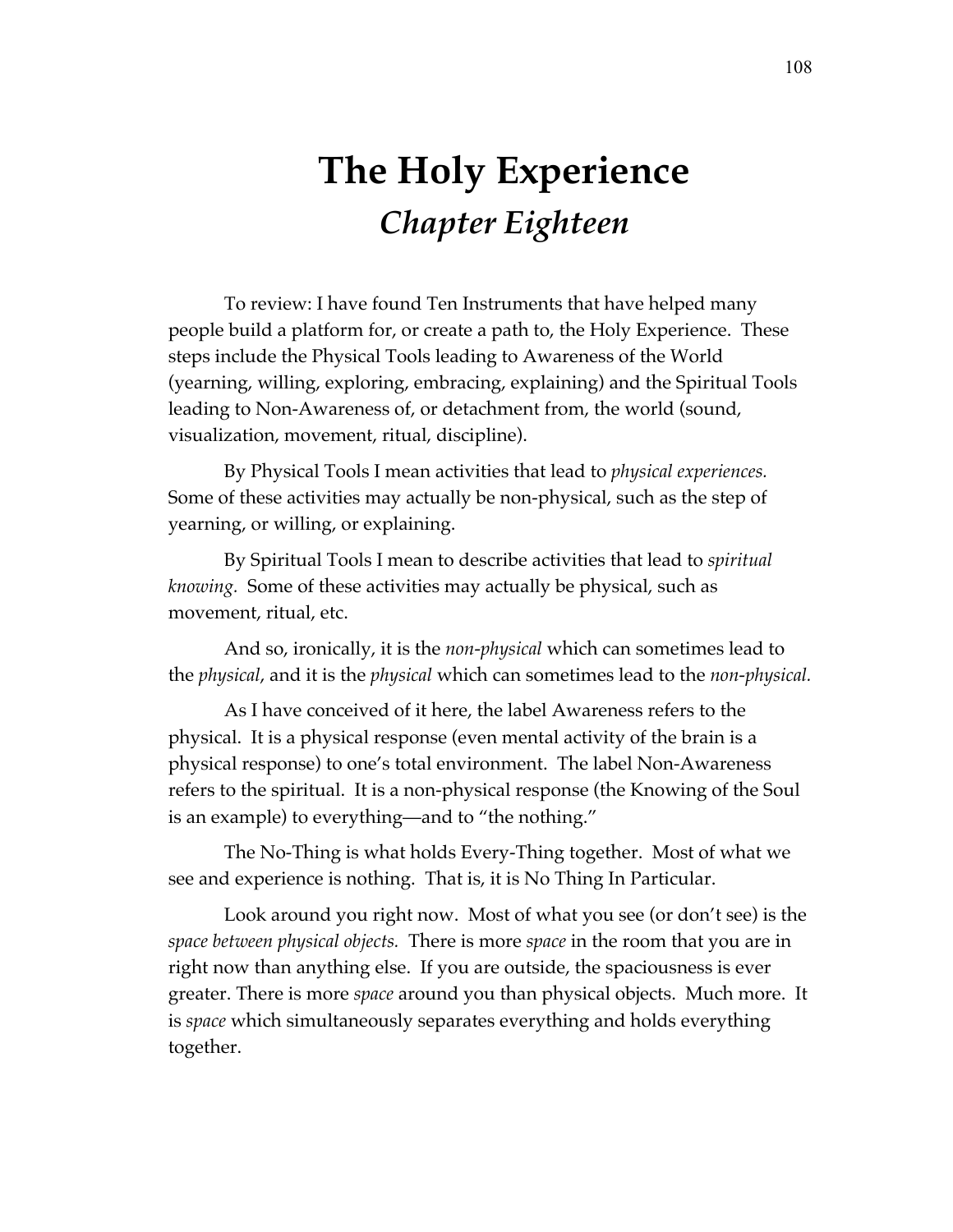# The Holy Experience
## *Chapter Eighteen*

To review: I have found Ten Instruments that have helped many people build a platform for, or create a path to, the Holy Experience. These steps include the Physical Tools leading to Awareness of the World (yearning, willing, exploring, embracing, explaining) and the Spiritual Tools leading to Non-Awareness of, or detachment from, the world (sound, visualization, movement, ritual, discipline).

By Physical Tools I mean activities that lead to *physical experiences.* Some of these activities may actually be non-physical, such as the step of yearning, or willing, or explaining.

By Spiritual Tools I mean to describe activities that lead to *spiritual knowing.* Some of these activities may actually be physical, such as movement, ritual, etc.

And so, ironically, it is the *non-physical* which can sometimes lead to the *physical*, and it is the *physical* which can sometimes lead to the *non-physical.*

As I have conceived of it here, the label Awareness refers to the physical. It is a physical response (even mental activity of the brain is a physical response) to one's total environment. The label Non-Awareness refers to the spiritual. It is a non-physical response (the Knowing of the Soul is an example) to everything—and to "the nothing."

The No-Thing is what holds Every-Thing together. Most of what we see and experience is nothing. That is, it is No Thing In Particular.

Look around you right now. Most of what you see (or don't see) is the *space between physical objects.* There is more *space* in the room that you are in right now than anything else. If you are outside, the spaciousness is ever greater. There is more *space* around you than physical objects. Much more. It is *space* which simultaneously separates everything and holds everything together.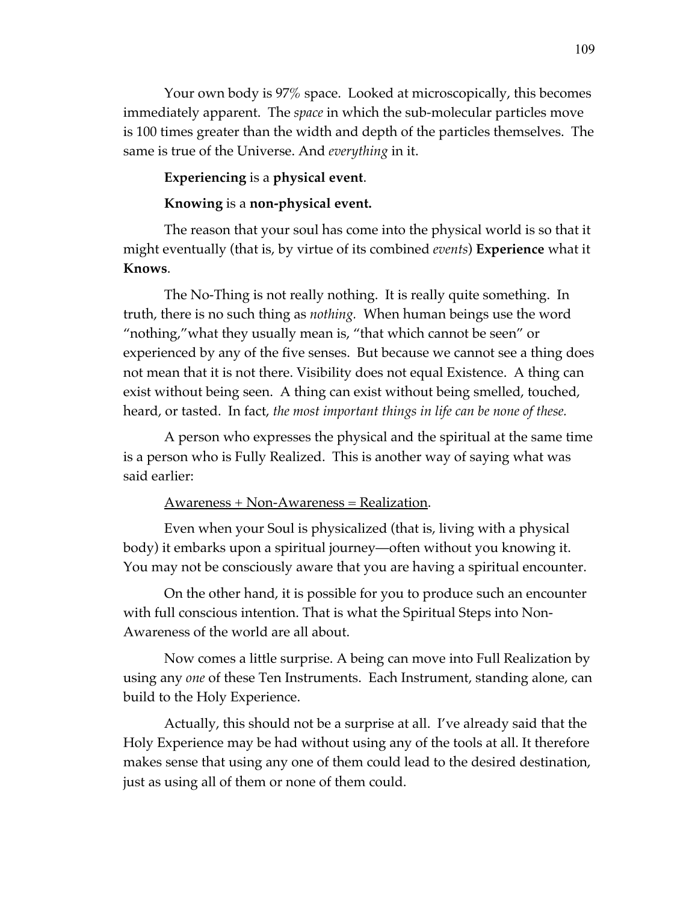Your own body is 97% space. Looked at microscopically, this becomes immediately apparent. The *space* in which the sub-molecular particles move is 100 times greater than the width and depth of the particles themselves. The same is true of the Universe. And *everything* in it.

**Experiencing** is a **physical event**.

**Knowing** is a **non-physical event.**

The reason that your soul has come into the physical world is so that it might eventually (that is, by virtue of its combined *events*) **Experience** what it **Knows**.

The No-Thing is not really nothing. It is really quite something. In truth, there is no such thing as *nothing.* When human beings use the word "nothing,"what they usually mean is, "that which cannot be seen" or experienced by any of the five senses. But because we cannot see a thing does not mean that it is not there. Visibility does not equal Existence. A thing can exist without being seen. A thing can exist without being smelled, touched, heard, or tasted. In fact, *the most important things in life can be none of these.*

A person who expresses the physical and the spiritual at the same time is a person who is Fully Realized. This is another way of saying what was said earlier:

<u>Awareness + Non-Awareness = Realization</u>.

Even when your Soul is physicalized (that is, living with a physical body) it embarks upon a spiritual journey—often without you knowing it. You may not be consciously aware that you are having a spiritual encounter.

On the other hand, it is possible for you to produce such an encounter with full conscious intention. That is what the Spiritual Steps into Non-Awareness of the world are all about.

Now comes a little surprise. A being can move into Full Realization by using any *one* of these Ten Instruments. Each Instrument, standing alone, can build to the Holy Experience.

Actually, this should not be a surprise at all. I've already said that the Holy Experience may be had without using any of the tools at all. It therefore makes sense that using any one of them could lead to the desired destination, just as using all of them or none of them could.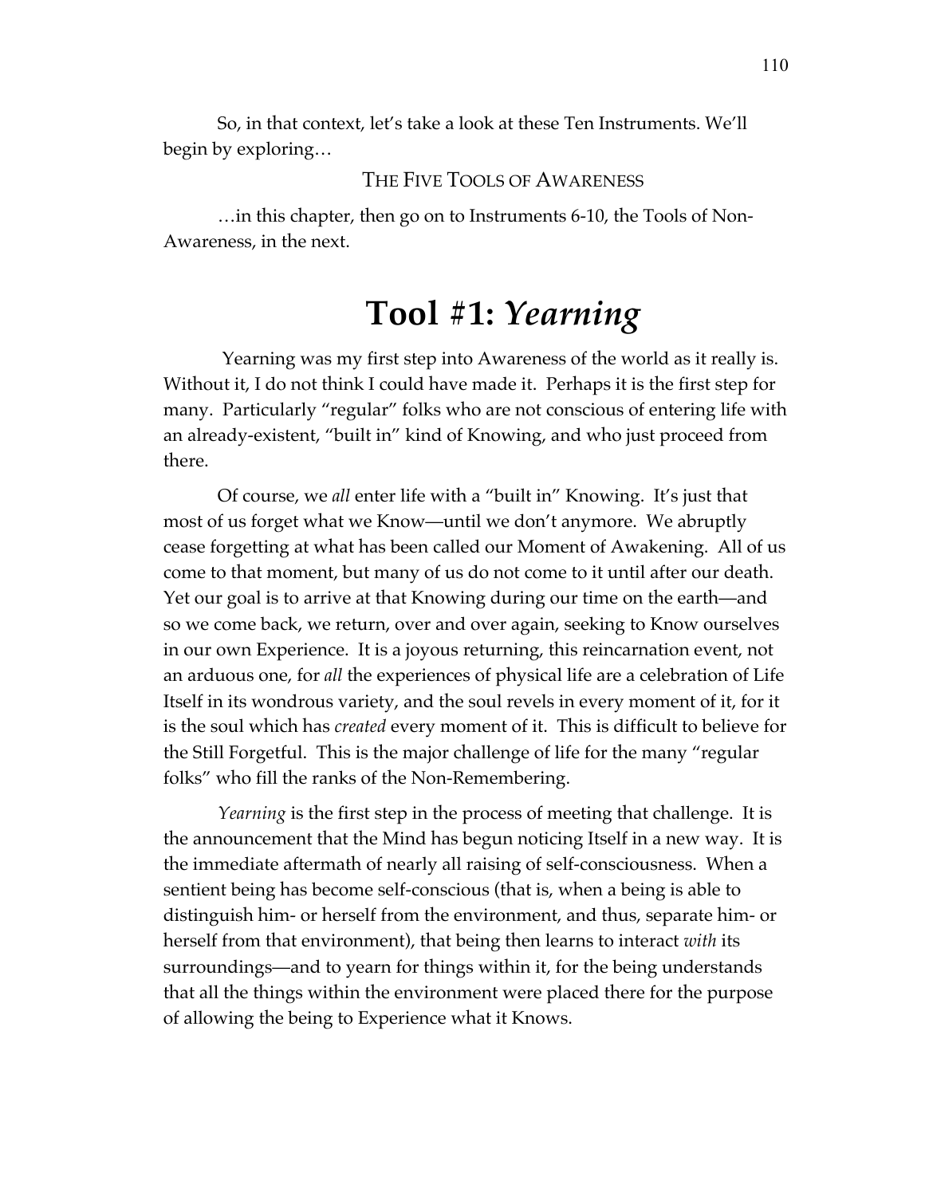So, in that context, let's take a look at these Ten Instruments. We'll begin by exploring…

THE FIVE TOOLS OF AWARENESS

…in this chapter, then go on to Instruments 6-10, the Tools of Non-Awareness, in the next.

# Tool #1: *Yearning*

Yearning was my first step into Awareness of the world as it really is. Without it, I do not think I could have made it. Perhaps it is the first step for many. Particularly "regular" folks who are not conscious of entering life with an already-existent, "built in" kind of Knowing, and who just proceed from there.

Of course, we *all* enter life with a "built in" Knowing. It's just that most of us forget what we Know—until we don't anymore. We abruptly cease forgetting at what has been called our Moment of Awakening. All of us come to that moment, but many of us do not come to it until after our death. Yet our goal is to arrive at that Knowing during our time on the earth—and so we come back, we return, over and over again, seeking to Know ourselves in our own Experience. It is a joyous returning, this reincarnation event, not an arduous one, for *all* the experiences of physical life are a celebration of Life Itself in its wondrous variety, and the soul revels in every moment of it, for it is the soul which has *created* every moment of it. This is difficult to believe for the Still Forgetful. This is the major challenge of life for the many "regular folks" who fill the ranks of the Non-Remembering.

*Yearning* is the first step in the process of meeting that challenge. It is the announcement that the Mind has begun noticing Itself in a new way. It is the immediate aftermath of nearly all raising of self-consciousness. When a sentient being has become self-conscious (that is, when a being is able to distinguish him- or herself from the environment, and thus, separate him- or herself from that environment), that being then learns to interact *with* its surroundings—and to yearn for things within it, for the being understands that all the things within the environment were placed there for the purpose of allowing the being to Experience what it Knows.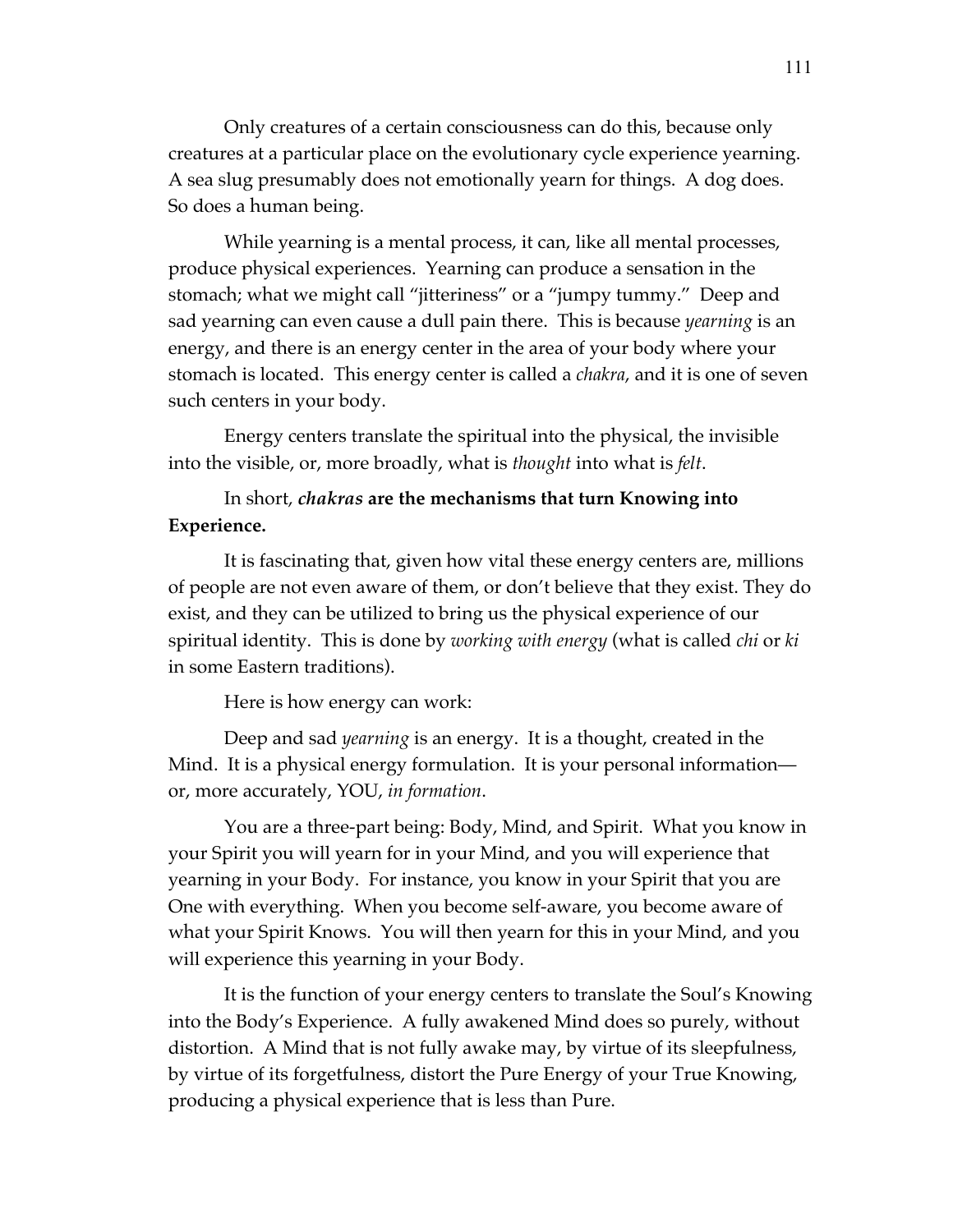Only creatures of a certain consciousness can do this, because only creatures at a particular place on the evolutionary cycle experience yearning. A sea slug presumably does not emotionally yearn for things. A dog does. So does a human being.

While yearning is a mental process, it can, like all mental processes, produce physical experiences. Yearning can produce a sensation in the stomach; what we might call "jitteriness" or a "jumpy tummy." Deep and sad yearning can even cause a dull pain there. This is because *yearning* is an energy, and there is an energy center in the area of your body where your stomach is located. This energy center is called a *chakra*, and it is one of seven such centers in your body.

Energy centers translate the spiritual into the physical, the invisible into the visible, or, more broadly, what is *thought* into what is *felt*.

In short, ***chakras* are the mechanisms that turn Knowing into Experience.**

It is fascinating that, given how vital these energy centers are, millions of people are not even aware of them, or don't believe that they exist. They do exist, and they can be utilized to bring us the physical experience of our spiritual identity. This is done by *working with energy* (what is called *chi* or *ki* in some Eastern traditions).

Here is how energy can work:

Deep and sad *yearning* is an energy. It is a thought, created in the Mind. It is a physical energy formulation. It is your personal information—or, more accurately, YOU, *in formation*.

You are a three-part being: Body, Mind, and Spirit. What you know in your Spirit you will yearn for in your Mind, and you will experience that yearning in your Body. For instance, you know in your Spirit that you are One with everything. When you become self-aware, you become aware of what your Spirit Knows. You will then yearn for this in your Mind, and you will experience this yearning in your Body.

It is the function of your energy centers to translate the Soul's Knowing into the Body's Experience. A fully awakened Mind does so purely, without distortion. A Mind that is not fully awake may, by virtue of its sleepfulness, by virtue of its forgetfulness, distort the Pure Energy of your True Knowing, producing a physical experience that is less than Pure.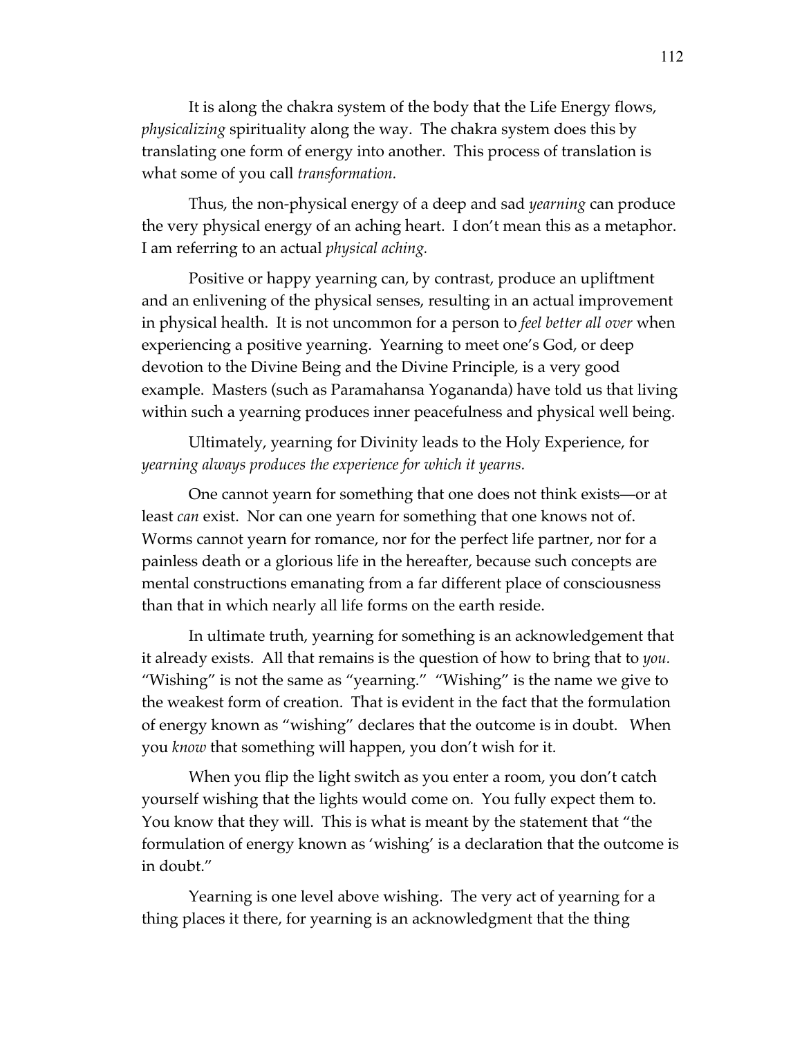It is along the chakra system of the body that the Life Energy flows, *physicalizing* spirituality along the way. The chakra system does this by translating one form of energy into another. This process of translation is what some of you call *transformation.*

Thus, the non-physical energy of a deep and sad *yearning* can produce the very physical energy of an aching heart. I don't mean this as a metaphor. I am referring to an actual *physical aching.*

Positive or happy yearning can, by contrast, produce an upliftment and an enlivening of the physical senses, resulting in an actual improvement in physical health. It is not uncommon for a person to *feel better all over* when experiencing a positive yearning. Yearning to meet one's God, or deep devotion to the Divine Being and the Divine Principle, is a very good example. Masters (such as Paramahansa Yogananda) have told us that living within such a yearning produces inner peacefulness and physical well being.

Ultimately, yearning for Divinity leads to the Holy Experience, for *yearning always produces the experience for which it yearns.*

One cannot yearn for something that one does not think exists—or at least *can* exist. Nor can one yearn for something that one knows not of. Worms cannot yearn for romance, nor for the perfect life partner, nor for a painless death or a glorious life in the hereafter, because such concepts are mental constructions emanating from a far different place of consciousness than that in which nearly all life forms on the earth reside.

In ultimate truth, yearning for something is an acknowledgement that it already exists. All that remains is the question of how to bring that to *you.* "Wishing" is not the same as "yearning." "Wishing" is the name we give to the weakest form of creation. That is evident in the fact that the formulation of energy known as "wishing" declares that the outcome is in doubt. When you *know* that something will happen, you don't wish for it.

When you flip the light switch as you enter a room, you don't catch yourself wishing that the lights would come on. You fully expect them to. You know that they will. This is what is meant by the statement that "the formulation of energy known as 'wishing' is a declaration that the outcome is in doubt."

Yearning is one level above wishing. The very act of yearning for a thing places it there, for yearning is an acknowledgment that the thing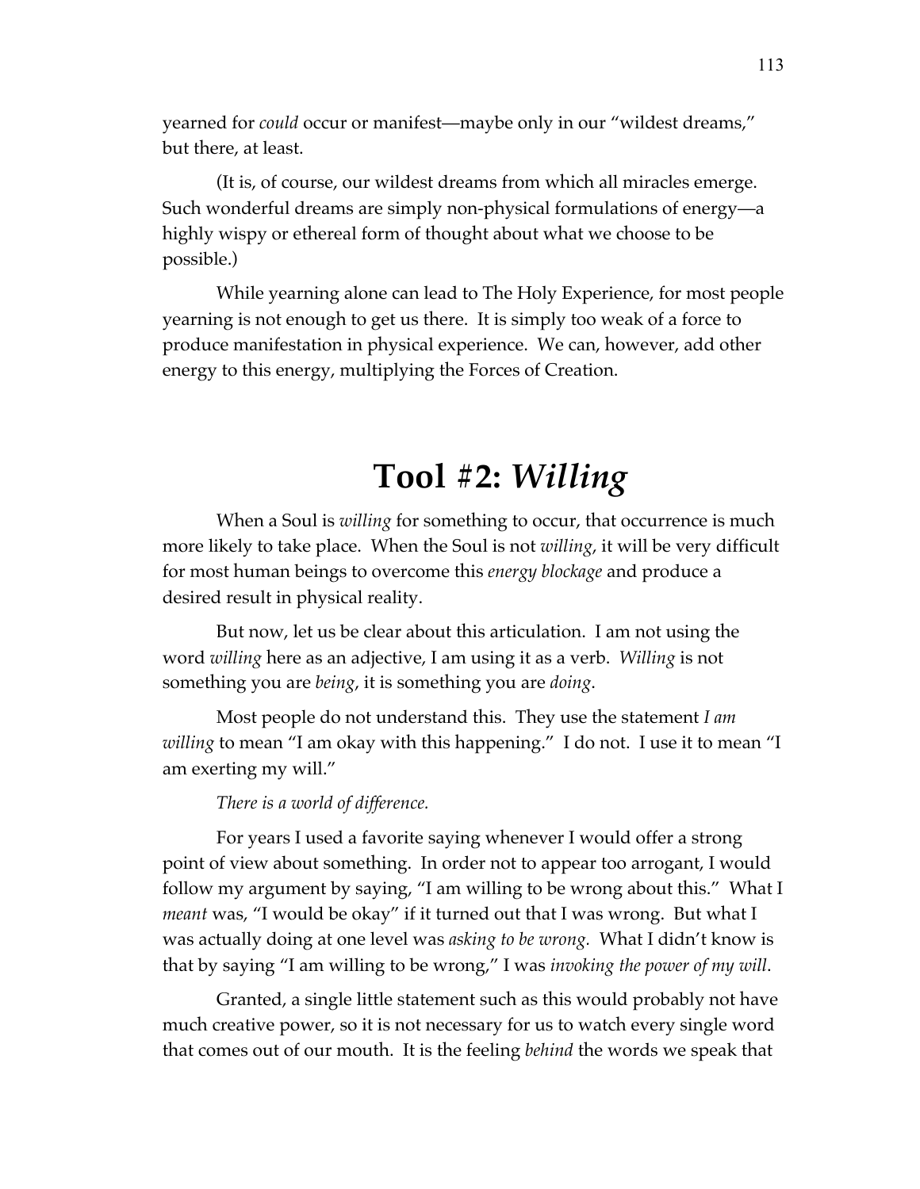yearned for *could* occur or manifest—maybe only in our "wildest dreams," but there, at least.

(It is, of course, our wildest dreams from which all miracles emerge. Such wonderful dreams are simply non-physical formulations of energy—a highly wispy or ethereal form of thought about what we choose to be possible.)

While yearning alone can lead to The Holy Experience, for most people yearning is not enough to get us there. It is simply too weak of a force to produce manifestation in physical experience. We can, however, add other energy to this energy, multiplying the Forces of Creation.

## Tool #2: *Willing*

When a Soul is *willing* for something to occur, that occurrence is much more likely to take place. When the Soul is not *willing*, it will be very difficult for most human beings to overcome this *energy blockage* and produce a desired result in physical reality.

But now, let us be clear about this articulation. I am not using the word *willing* here as an adjective, I am using it as a verb. *Willing* is not something you are *being*, it is something you are *doing*.

Most people do not understand this. They use the statement *I am willing* to mean "I am okay with this happening." I do not. I use it to mean "I am exerting my will."

*There is a world of difference.*

For years I used a favorite saying whenever I would offer a strong point of view about something. In order not to appear too arrogant, I would follow my argument by saying, "I am willing to be wrong about this." What I *meant* was, "I would be okay" if it turned out that I was wrong. But what I was actually doing at one level was *asking to be wrong*. What I didn't know is that by saying "I am willing to be wrong," I was *invoking the power of my will*.

Granted, a single little statement such as this would probably not have much creative power, so it is not necessary for us to watch every single word that comes out of our mouth. It is the feeling *behind* the words we speak that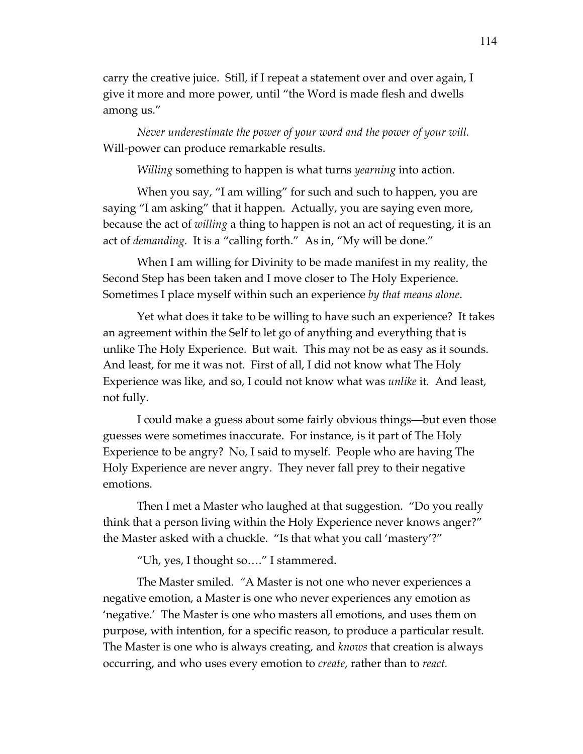carry the creative juice. Still, if I repeat a statement over and over again, I give it more and more power, until "the Word is made flesh and dwells among us."

*Never underestimate the power of your word and the power of your will.* Will-power can produce remarkable results.

*Willing* something to happen is what turns *yearning* into action.

When you say, "I am willing" for such and such to happen, you are saying "I am asking" that it happen. Actually, you are saying even more, because the act of *willing* a thing to happen is not an act of requesting, it is an act of *demanding.* It is a "calling forth." As in, "My will be done."

When I am willing for Divinity to be made manifest in my reality, the Second Step has been taken and I move closer to The Holy Experience. Sometimes I place myself within such an experience *by that means alone*.

Yet what does it take to be willing to have such an experience? It takes an agreement within the Self to let go of anything and everything that is unlike The Holy Experience. But wait. This may not be as easy as it sounds. And least, for me it was not. First of all, I did not know what The Holy Experience was like, and so, I could not know what was *unlike* it. And least, not fully.

I could make a guess about some fairly obvious things—but even those guesses were sometimes inaccurate. For instance, is it part of The Holy Experience to be angry? No, I said to myself. People who are having The Holy Experience are never angry. They never fall prey to their negative emotions.

Then I met a Master who laughed at that suggestion. "Do you really think that a person living within the Holy Experience never knows anger?" the Master asked with a chuckle. "Is that what you call 'mastery'?"

"Uh, yes, I thought so…." I stammered.

The Master smiled. "A Master is not one who never experiences a negative emotion, a Master is one who never experiences any emotion as 'negative.' The Master is one who masters all emotions, and uses them on purpose, with intention, for a specific reason, to produce a particular result. The Master is one who is always creating, and *knows* that creation is always occurring, and who uses every emotion to *create*, rather than to *react.*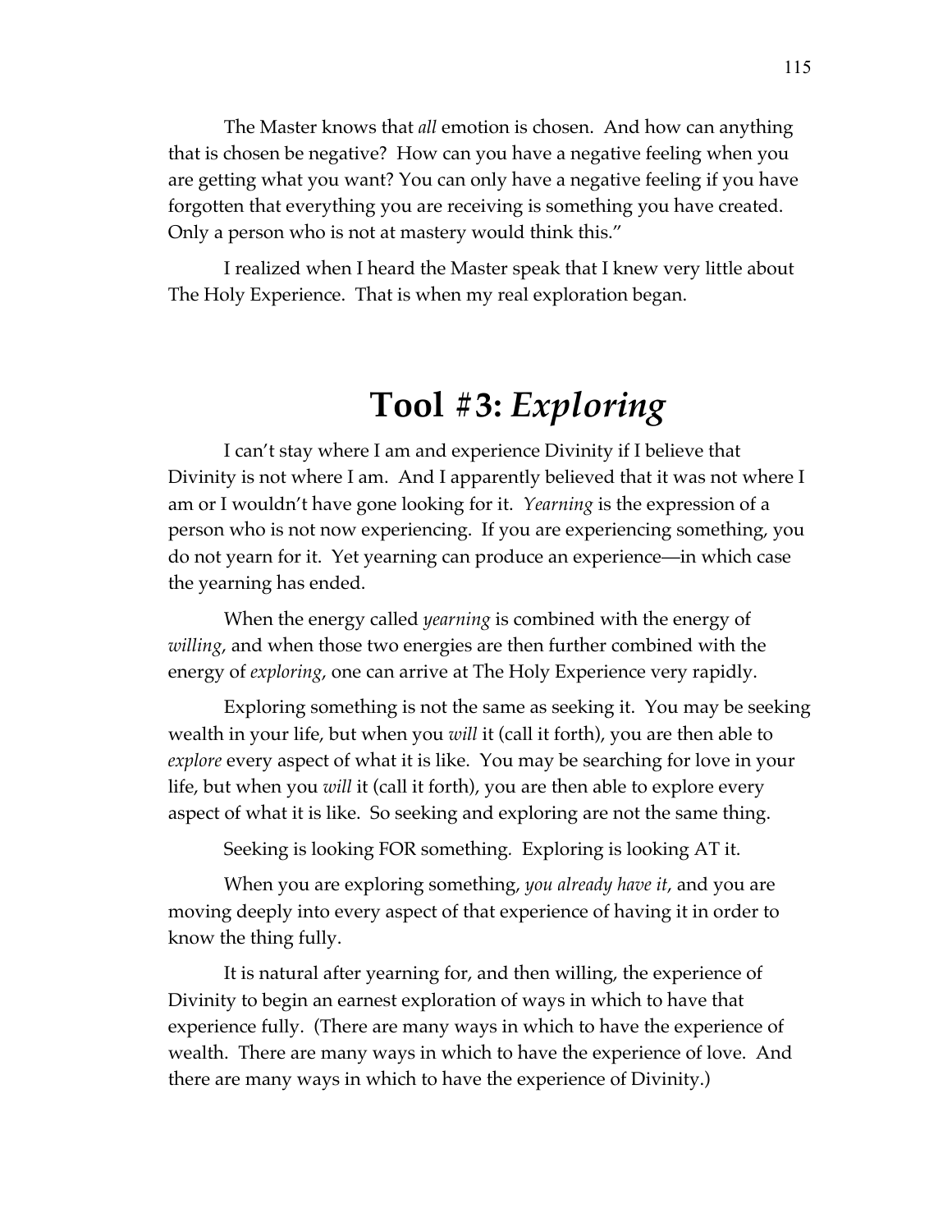The Master knows that *all* emotion is chosen. And how can anything that is chosen be negative? How can you have a negative feeling when you are getting what you want? You can only have a negative feeling if you have forgotten that everything you are receiving is something you have created. Only a person who is not at mastery would think this."

I realized when I heard the Master speak that I knew very little about The Holy Experience. That is when my real exploration began.

# Tool #3: *Exploring*

I can't stay where I am and experience Divinity if I believe that Divinity is not where I am. And I apparently believed that it was not where I am or I wouldn't have gone looking for it. *Yearning* is the expression of a person who is not now experiencing. If you are experiencing something, you do not yearn for it. Yet yearning can produce an experience—in which case the yearning has ended.

When the energy called *yearning* is combined with the energy of *willing*, and when those two energies are then further combined with the energy of *exploring*, one can arrive at The Holy Experience very rapidly.

Exploring something is not the same as seeking it. You may be seeking wealth in your life, but when you *will* it (call it forth), you are then able to *explore* every aspect of what it is like. You may be searching for love in your life, but when you *will* it (call it forth), you are then able to explore every aspect of what it is like. So seeking and exploring are not the same thing.

Seeking is looking FOR something. Exploring is looking AT it.

When you are exploring something, *you already have it*, and you are moving deeply into every aspect of that experience of having it in order to know the thing fully.

It is natural after yearning for, and then willing, the experience of Divinity to begin an earnest exploration of ways in which to have that experience fully. (There are many ways in which to have the experience of wealth. There are many ways in which to have the experience of love. And there are many ways in which to have the experience of Divinity.)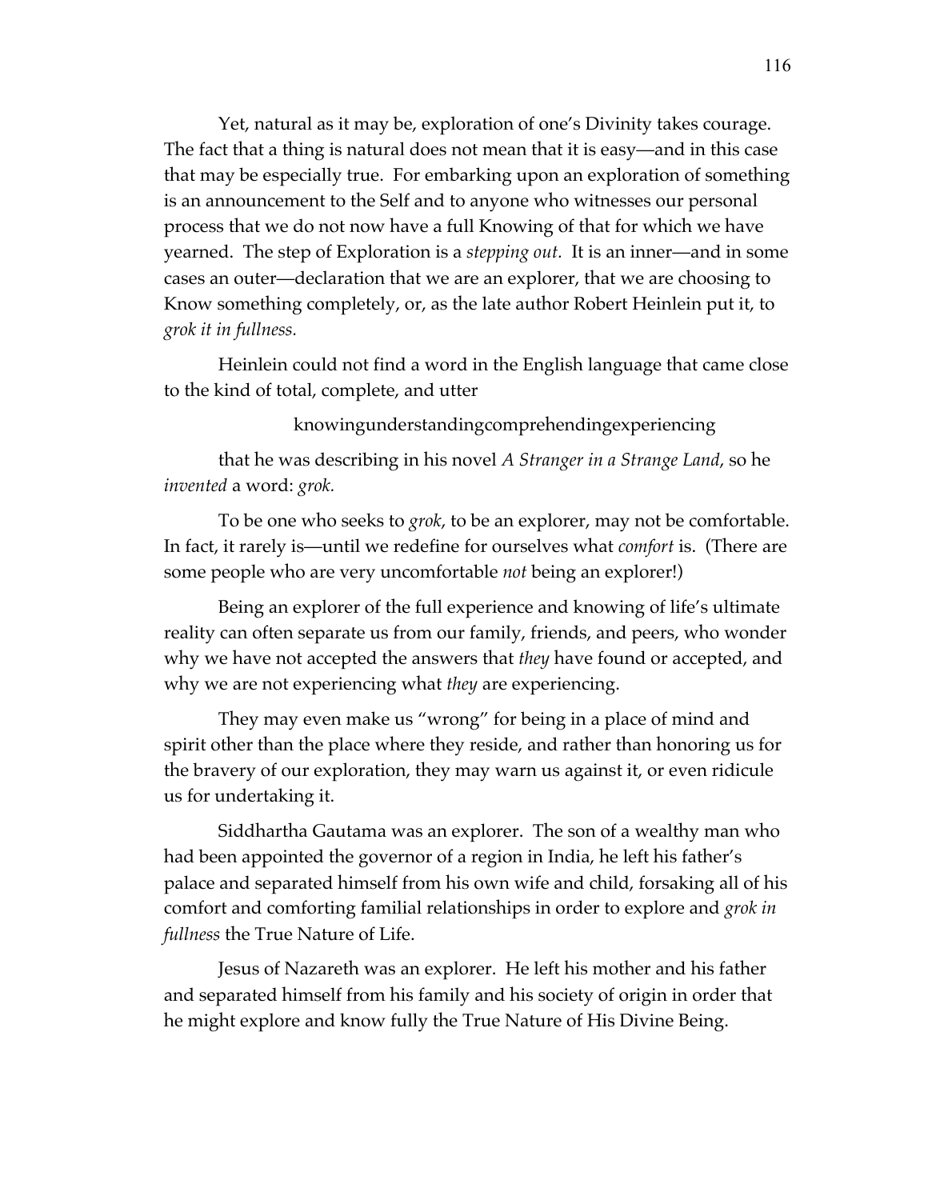Yet, natural as it may be, exploration of one's Divinity takes courage. The fact that a thing is natural does not mean that it is easy—and in this case that may be especially true. For embarking upon an exploration of something is an announcement to the Self and to anyone who witnesses our personal process that we do not now have a full Knowing of that for which we have yearned. The step of Exploration is a *stepping out.* It is an inner—and in some cases an outer—declaration that we are an explorer, that we are choosing to Know something completely, or, as the late author Robert Heinlein put it, to *grok it in fullness.*

Heinlein could not find a word in the English language that came close to the kind of total, complete, and utter

knowingunderstandingcomprehendingexperiencing

that he was describing in his novel *A Stranger in a Strange Land*, so he *invented* a word: *grok.*

To be one who seeks to *grok*, to be an explorer, may not be comfortable. In fact, it rarely is—until we redefine for ourselves what *comfort* is. (There are some people who are very uncomfortable *not* being an explorer!)

Being an explorer of the full experience and knowing of life's ultimate reality can often separate us from our family, friends, and peers, who wonder why we have not accepted the answers that *they* have found or accepted, and why we are not experiencing what *they* are experiencing.

They may even make us "wrong" for being in a place of mind and spirit other than the place where they reside, and rather than honoring us for the bravery of our exploration, they may warn us against it, or even ridicule us for undertaking it.

Siddhartha Gautama was an explorer. The son of a wealthy man who had been appointed the governor of a region in India, he left his father's palace and separated himself from his own wife and child, forsaking all of his comfort and comforting familial relationships in order to explore and *grok in fullness* the True Nature of Life.

Jesus of Nazareth was an explorer. He left his mother and his father and separated himself from his family and his society of origin in order that he might explore and know fully the True Nature of His Divine Being.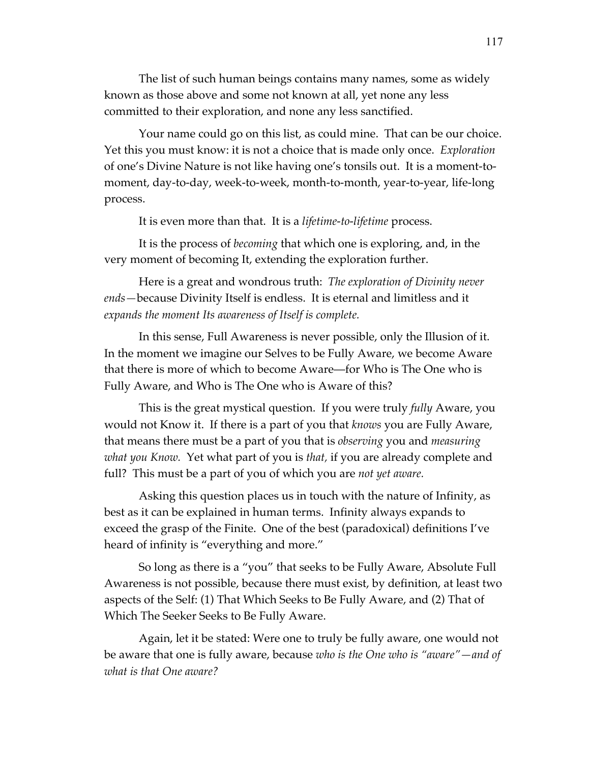The list of such human beings contains many names, some as widely known as those above and some not known at all, yet none any less committed to their exploration, and none any less sanctified.

Your name could go on this list, as could mine. That can be our choice. Yet this you must know: it is not a choice that is made only once. *Exploration* of one's Divine Nature is not like having one's tonsils out. It is a moment-to-moment, day-to-day, week-to-week, month-to-month, year-to-year, life-long process.

It is even more than that. It is a *lifetime-to-lifetime* process.

It is the process of *becoming* that which one is exploring, and, in the very moment of becoming It, extending the exploration further.

Here is a great and wondrous truth: *The exploration of Divinity never ends*—because Divinity Itself is endless. It is eternal and limitless and it *expands the moment Its awareness of Itself is complete.*

In this sense, Full Awareness is never possible, only the Illusion of it. In the moment we imagine our Selves to be Fully Aware, we become Aware that there is more of which to become Aware—for Who is The One who is Fully Aware, and Who is The One who is Aware of this?

This is the great mystical question. If you were truly *fully* Aware, you would not Know it. If there is a part of you that *knows* you are Fully Aware, that means there must be a part of you that is *observing* you and *measuring what you Know.* Yet what part of you is *that,* if you are already complete and full? This must be a part of you of which you are *not yet aware.*

Asking this question places us in touch with the nature of Infinity, as best as it can be explained in human terms. Infinity always expands to exceed the grasp of the Finite. One of the best (paradoxical) definitions I've heard of infinity is "everything and more."

So long as there is a "you" that seeks to be Fully Aware, Absolute Full Awareness is not possible, because there must exist, by definition, at least two aspects of the Self: (1) That Which Seeks to Be Fully Aware, and (2) That of Which The Seeker Seeks to Be Fully Aware.

Again, let it be stated: Were one to truly be fully aware, one would not be aware that one is fully aware, because *who is the One who is "aware"—and of what is that One aware?*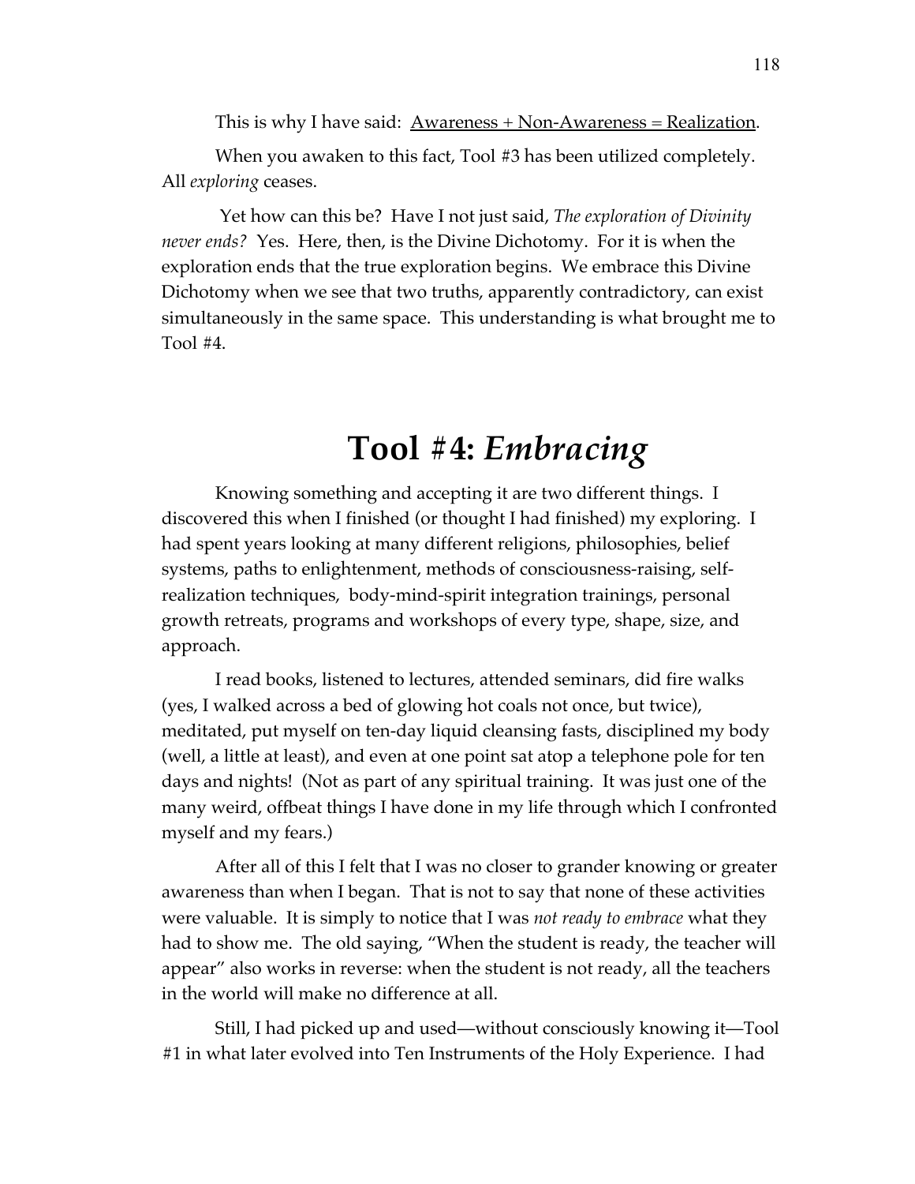This is why I have said: <u>Awareness + Non-Awareness = Realization</u>.

When you awaken to this fact, Tool #3 has been utilized completely. All *exploring* ceases.

Yet how can this be? Have I not just said, *The exploration of Divinity never ends?* Yes. Here, then, is the Divine Dichotomy. For it is when the exploration ends that the true exploration begins. We embrace this Divine Dichotomy when we see that two truths, apparently contradictory, can exist simultaneously in the same space. This understanding is what brought me to Tool #4.

# Tool #4: *Embracing*

Knowing something and accepting it are two different things. I discovered this when I finished (or thought I had finished) my exploring. I had spent years looking at many different religions, philosophies, belief systems, paths to enlightenment, methods of consciousness-raising, self-realization techniques, body-mind-spirit integration trainings, personal growth retreats, programs and workshops of every type, shape, size, and approach.

I read books, listened to lectures, attended seminars, did fire walks (yes, I walked across a bed of glowing hot coals not once, but twice), meditated, put myself on ten-day liquid cleansing fasts, disciplined my body (well, a little at least), and even at one point sat atop a telephone pole for ten days and nights! (Not as part of any spiritual training. It was just one of the many weird, offbeat things I have done in my life through which I confronted myself and my fears.)

After all of this I felt that I was no closer to grander knowing or greater awareness than when I began. That is not to say that none of these activities were valuable. It is simply to notice that I was *not ready to embrace* what they had to show me. The old saying, "When the student is ready, the teacher will appear" also works in reverse: when the student is not ready, all the teachers in the world will make no difference at all.

Still, I had picked up and used—without consciously knowing it—Tool #1 in what later evolved into Ten Instruments of the Holy Experience. I had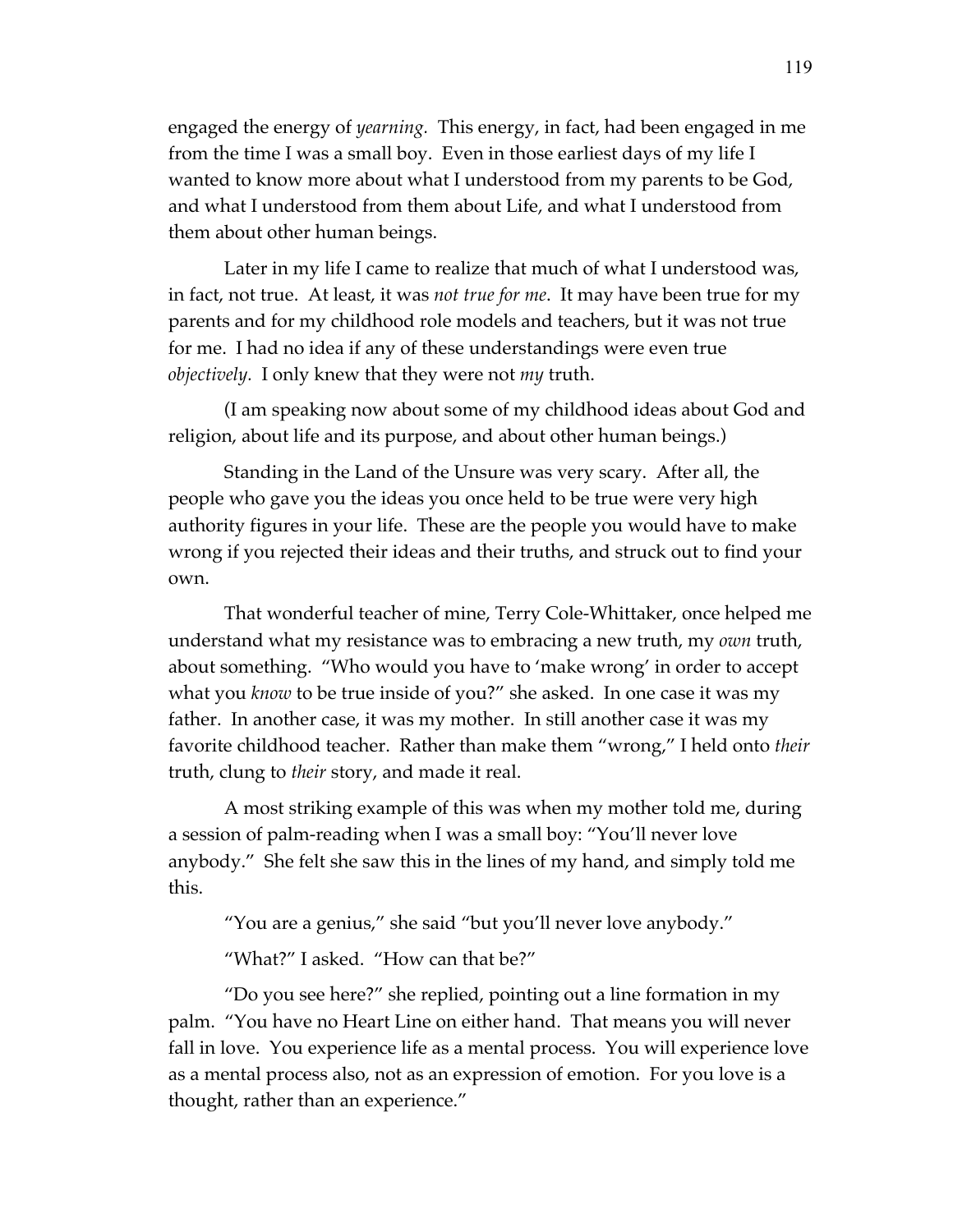engaged the energy of *yearning.* This energy, in fact, had been engaged in me from the time I was a small boy. Even in those earliest days of my life I wanted to know more about what I understood from my parents to be God, and what I understood from them about Life, and what I understood from them about other human beings.

Later in my life I came to realize that much of what I understood was, in fact, not true. At least, it was *not true for me*. It may have been true for my parents and for my childhood role models and teachers, but it was not true for me. I had no idea if any of these understandings were even true *objectively*. I only knew that they were not *my* truth.

(I am speaking now about some of my childhood ideas about God and religion, about life and its purpose, and about other human beings.)

Standing in the Land of the Unsure was very scary. After all, the people who gave you the ideas you once held to be true were very high authority figures in your life. These are the people you would have to make wrong if you rejected their ideas and their truths, and struck out to find your own.

That wonderful teacher of mine, Terry Cole-Whittaker, once helped me understand what my resistance was to embracing a new truth, my *own* truth, about something. "Who would you have to 'make wrong' in order to accept what you *know* to be true inside of you?" she asked. In one case it was my father. In another case, it was my mother. In still another case it was my favorite childhood teacher. Rather than make them "wrong," I held onto *their* truth, clung to *their* story, and made it real.

A most striking example of this was when my mother told me, during a session of palm-reading when I was a small boy: "You'll never love anybody." She felt she saw this in the lines of my hand, and simply told me this.

"You are a genius," she said "but you'll never love anybody."

"What?" I asked. "How can that be?"

"Do you see here?" she replied, pointing out a line formation in my palm. "You have no Heart Line on either hand. That means you will never fall in love. You experience life as a mental process. You will experience love as a mental process also, not as an expression of emotion. For you love is a thought, rather than an experience."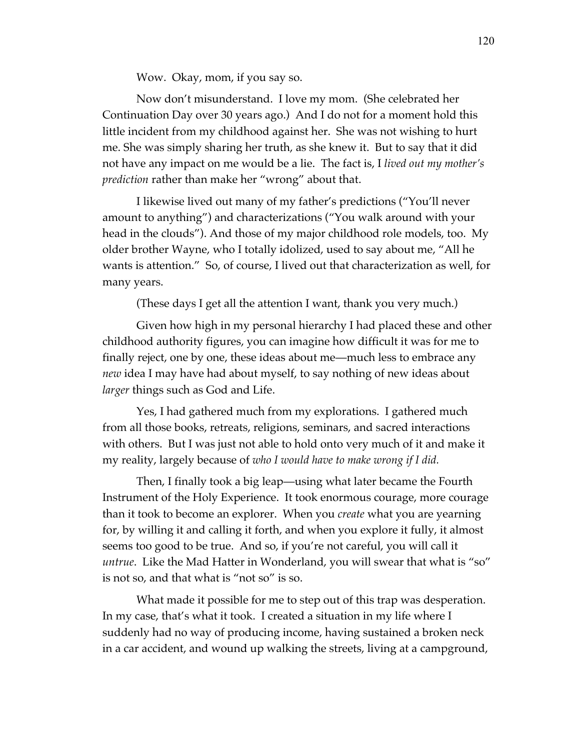Wow. Okay, mom, if you say so.

Now don't misunderstand. I love my mom. (She celebrated her Continuation Day over 30 years ago.) And I do not for a moment hold this little incident from my childhood against her. She was not wishing to hurt me. She was simply sharing her truth, as she knew it. But to say that it did not have any impact on me would be a lie. The fact is, I *lived out my mother's prediction* rather than make her "wrong" about that.

I likewise lived out many of my father's predictions ("You'll never amount to anything") and characterizations ("You walk around with your head in the clouds"). And those of my major childhood role models, too. My older brother Wayne, who I totally idolized, used to say about me, "All he wants is attention." So, of course, I lived out that characterization as well, for many years.

(These days I get all the attention I want, thank you very much.)

Given how high in my personal hierarchy I had placed these and other childhood authority figures, you can imagine how difficult it was for me to finally reject, one by one, these ideas about me—much less to embrace any *new* idea I may have had about myself, to say nothing of new ideas about *larger* things such as God and Life.

Yes, I had gathered much from my explorations. I gathered much from all those books, retreats, religions, seminars, and sacred interactions with others. But I was just not able to hold onto very much of it and make it my reality, largely because of *who I would have to make wrong if I did.*

Then, I finally took a big leap—using what later became the Fourth Instrument of the Holy Experience. It took enormous courage, more courage than it took to become an explorer. When you *create* what you are yearning for, by willing it and calling it forth, and when you explore it fully, it almost seems too good to be true. And so, if you're not careful, you will call it *untrue*. Like the Mad Hatter in Wonderland, you will swear that what is "so" is not so, and that what is "not so" is so.

What made it possible for me to step out of this trap was desperation. In my case, that's what it took. I created a situation in my life where I suddenly had no way of producing income, having sustained a broken neck in a car accident, and wound up walking the streets, living at a campground,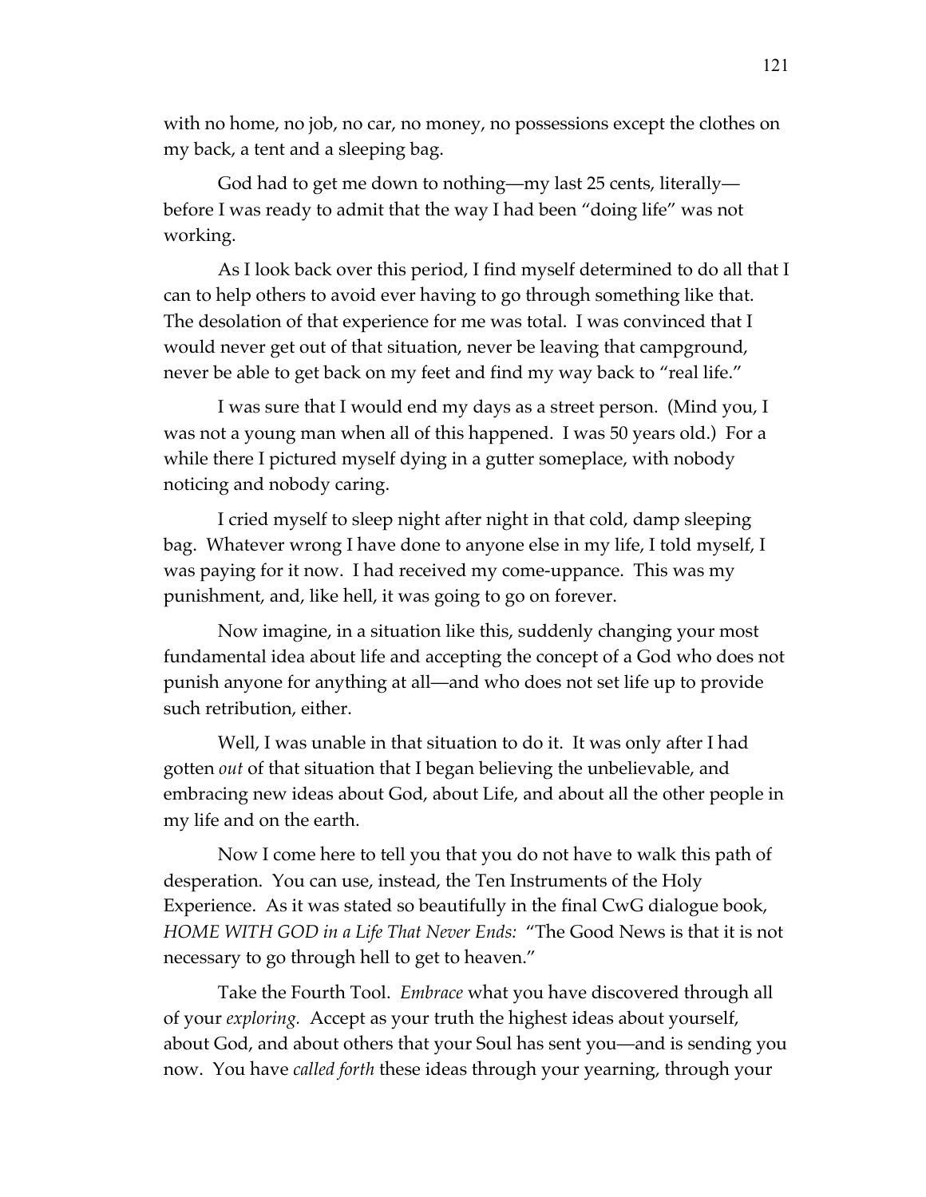with no home, no job, no car, no money, no possessions except the clothes on my back, a tent and a sleeping bag.

God had to get me down to nothing—my last 25 cents, literally—before I was ready to admit that the way I had been "doing life" was not working.

As I look back over this period, I find myself determined to do all that I can to help others to avoid ever having to go through something like that. The desolation of that experience for me was total. I was convinced that I would never get out of that situation, never be leaving that campground, never be able to get back on my feet and find my way back to "real life."

I was sure that I would end my days as a street person. (Mind you, I was not a young man when all of this happened. I was 50 years old.) For a while there I pictured myself dying in a gutter someplace, with nobody noticing and nobody caring.

I cried myself to sleep night after night in that cold, damp sleeping bag. Whatever wrong I have done to anyone else in my life, I told myself, I was paying for it now. I had received my come-uppance. This was my punishment, and, like hell, it was going to go on forever.

Now imagine, in a situation like this, suddenly changing your most fundamental idea about life and accepting the concept of a God who does not punish anyone for anything at all—and who does not set life up to provide such retribution, either.

Well, I was unable in that situation to do it. It was only after I had gotten *out* of that situation that I began believing the unbelievable, and embracing new ideas about God, about Life, and about all the other people in my life and on the earth.

Now I come here to tell you that you do not have to walk this path of desperation. You can use, instead, the Ten Instruments of the Holy Experience. As it was stated so beautifully in the final CwG dialogue book, *HOME WITH GOD in a Life That Never Ends:* "The Good News is that it is not necessary to go through hell to get to heaven."

Take the Fourth Tool. *Embrace* what you have discovered through all of your *exploring.* Accept as your truth the highest ideas about yourself, about God, and about others that your Soul has sent you—and is sending you now. You have *called forth* these ideas through your yearning, through your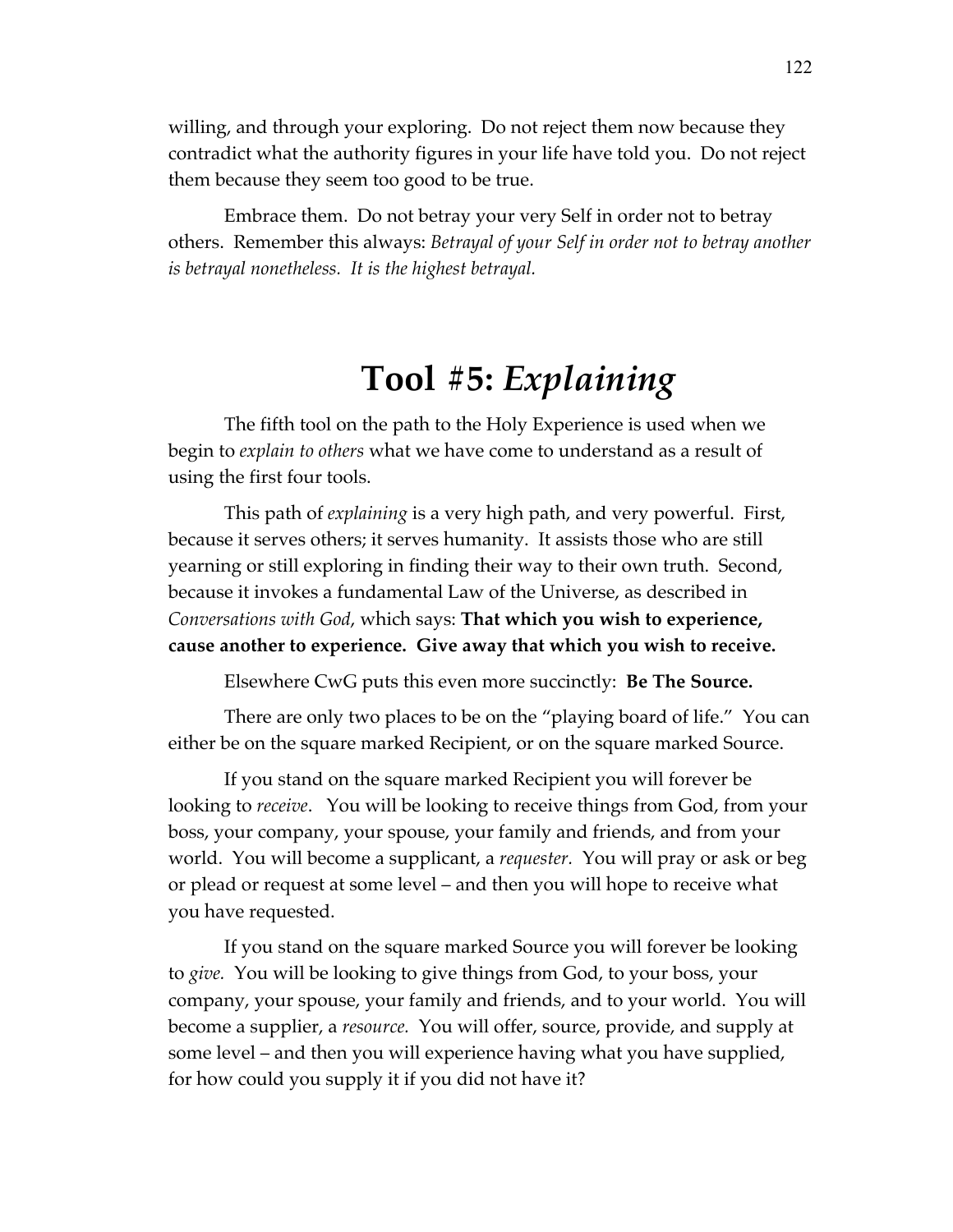willing, and through your exploring. Do not reject them now because they contradict what the authority figures in your life have told you. Do not reject them because they seem too good to be true.

Embrace them. Do not betray your very Self in order not to betray others. Remember this always: *Betrayal of your Self in order not to betray another is betrayal nonetheless. It is the highest betrayal.*

# Tool #5: *Explaining*

The fifth tool on the path to the Holy Experience is used when we begin to *explain to others* what we have come to understand as a result of using the first four tools.

This path of *explaining* is a very high path, and very powerful. First, because it serves others; it serves humanity. It assists those who are still yearning or still exploring in finding their way to their own truth. Second, because it invokes a fundamental Law of the Universe, as described in *Conversations with God*, which says: **That which you wish to experience, cause another to experience. Give away that which you wish to receive.**

Elsewhere CwG puts this even more succinctly: **Be The Source.**

There are only two places to be on the "playing board of life." You can either be on the square marked Recipient, or on the square marked Source.

If you stand on the square marked Recipient you will forever be looking to *receive*. You will be looking to receive things from God, from your boss, your company, your spouse, your family and friends, and from your world. You will become a supplicant, a *requester.* You will pray or ask or beg or plead or request at some level – and then you will hope to receive what you have requested.

If you stand on the square marked Source you will forever be looking to *give.* You will be looking to give things from God, to your boss, your company, your spouse, your family and friends, and to your world. You will become a supplier, a *resource.* You will offer, source, provide, and supply at some level – and then you will experience having what you have supplied, for how could you supply it if you did not have it?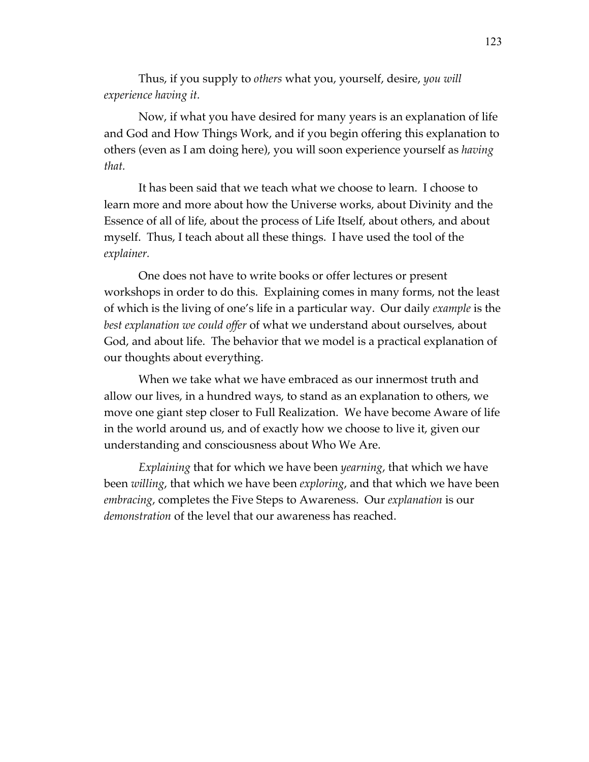Thus, if you supply to *others* what you, yourself, desire, *you will experience having it.*

Now, if what you have desired for many years is an explanation of life and God and How Things Work, and if you begin offering this explanation to others (even as I am doing here), you will soon experience yourself as *having that.*

It has been said that we teach what we choose to learn. I choose to learn more and more about how the Universe works, about Divinity and the Essence of all of life, about the process of Life Itself, about others, and about myself. Thus, I teach about all these things. I have used the tool of the *explainer.*

One does not have to write books or offer lectures or present workshops in order to do this. Explaining comes in many forms, not the least of which is the living of one's life in a particular way. Our daily *example* is the *best explanation we could offer* of what we understand about ourselves, about God, and about life. The behavior that we model is a practical explanation of our thoughts about everything.

When we take what we have embraced as our innermost truth and allow our lives, in a hundred ways, to stand as an explanation to others, we move one giant step closer to Full Realization. We have become Aware of life in the world around us, and of exactly how we choose to live it, given our understanding and consciousness about Who We Are.

*Explaining* that for which we have been *yearning*, that which we have been *willing*, that which we have been *exploring*, and that which we have been *embracing*, completes the Five Steps to Awareness. Our *explanation* is our *demonstration* of the level that our awareness has reached.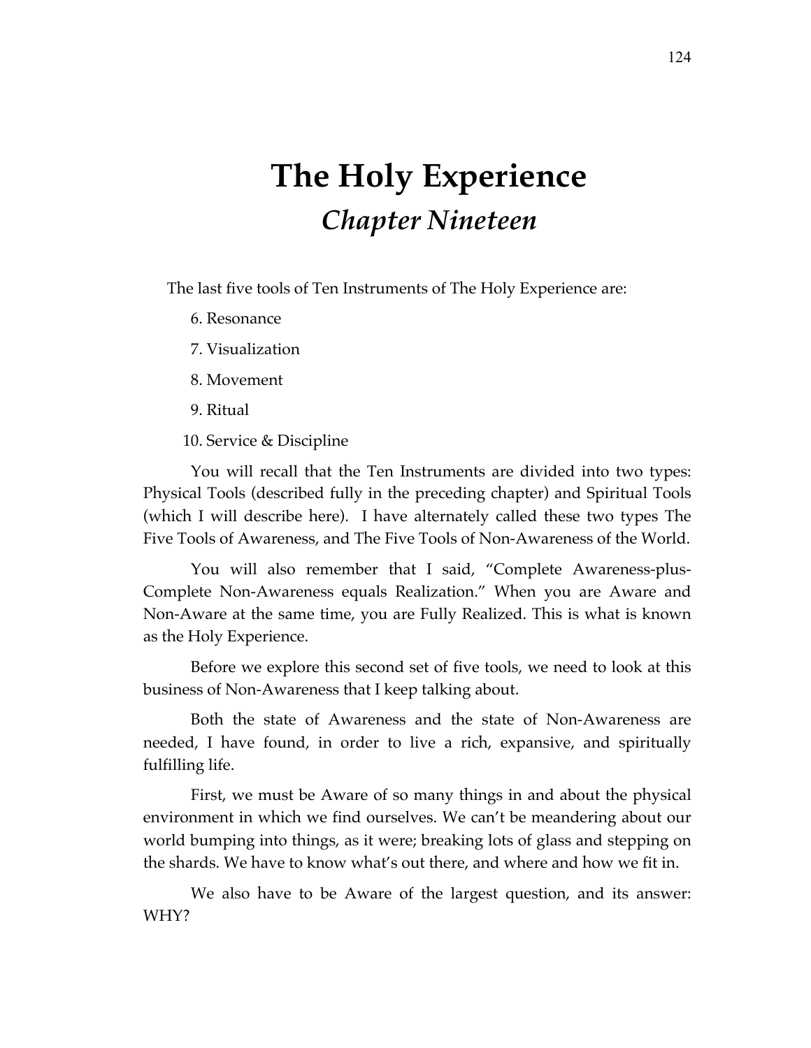# The Holy Experience
## *Chapter Nineteen*

The last five tools of Ten Instruments of The Holy Experience are:

6. Resonance
7. Visualization
8. Movement
9. Ritual
10. Service & Discipline

You will recall that the Ten Instruments are divided into two types: Physical Tools (described fully in the preceding chapter) and Spiritual Tools (which I will describe here). I have alternately called these two types The Five Tools of Awareness, and The Five Tools of Non-Awareness of the World.

You will also remember that I said, "Complete Awareness-plus-Complete Non-Awareness equals Realization." When you are Aware and Non-Aware at the same time, you are Fully Realized. This is what is known as the Holy Experience.

Before we explore this second set of five tools, we need to look at this business of Non-Awareness that I keep talking about.

Both the state of Awareness and the state of Non-Awareness are needed, I have found, in order to live a rich, expansive, and spiritually fulfilling life.

First, we must be Aware of so many things in and about the physical environment in which we find ourselves. We can't be meandering about our world bumping into things, as it were; breaking lots of glass and stepping on the shards. We have to know what's out there, and where and how we fit in.

We also have to be Aware of the largest question, and its answer: WHY?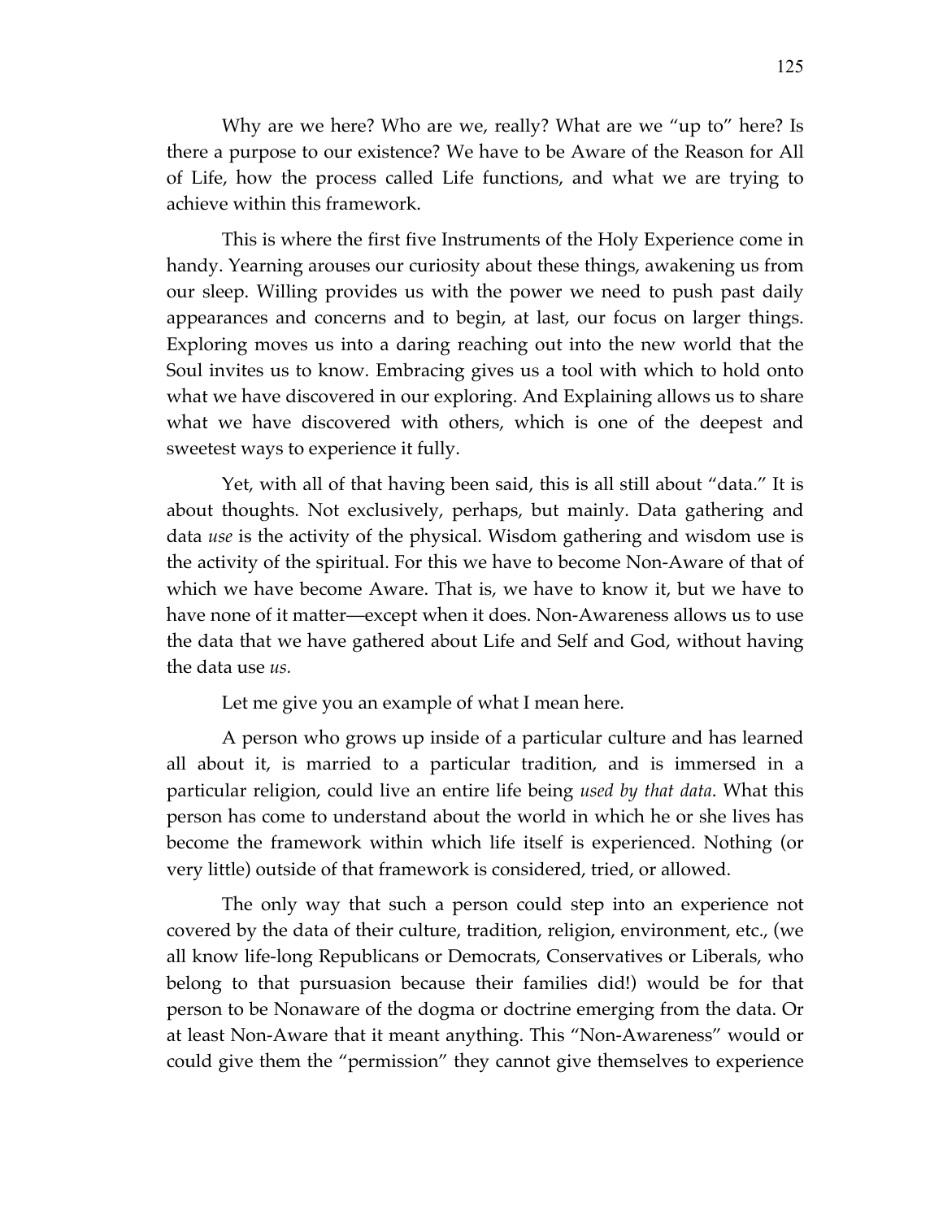Why are we here? Who are we, really? What are we "up to" here? Is there a purpose to our existence? We have to be Aware of the Reason for All of Life, how the process called Life functions, and what we are trying to achieve within this framework.

This is where the first five Instruments of the Holy Experience come in handy. Yearning arouses our curiosity about these things, awakening us from our sleep. Willing provides us with the power we need to push past daily appearances and concerns and to begin, at last, our focus on larger things. Exploring moves us into a daring reaching out into the new world that the Soul invites us to know. Embracing gives us a tool with which to hold onto what we have discovered in our exploring. And Explaining allows us to share what we have discovered with others, which is one of the deepest and sweetest ways to experience it fully.

Yet, with all of that having been said, this is all still about "data." It is about thoughts. Not exclusively, perhaps, but mainly. Data gathering and data *use* is the activity of the physical. Wisdom gathering and wisdom use is the activity of the spiritual. For this we have to become Non-Aware of that of which we have become Aware. That is, we have to know it, but we have to have none of it matter—except when it does. Non-Awareness allows us to use the data that we have gathered about Life and Self and God, without having the data use *us.*

Let me give you an example of what I mean here.

A person who grows up inside of a particular culture and has learned all about it, is married to a particular tradition, and is immersed in a particular religion, could live an entire life being *used by that data*. What this person has come to understand about the world in which he or she lives has become the framework within which life itself is experienced. Nothing (or very little) outside of that framework is considered, tried, or allowed.

The only way that such a person could step into an experience not covered by the data of their culture, tradition, religion, environment, etc., (we all know life-long Republicans or Democrats, Conservatives or Liberals, who belong to that pursuasion because their families did!) would be for that person to be Nonaware of the dogma or doctrine emerging from the data. Or at least Non-Aware that it meant anything. This "Non-Awareness" would or could give them the "permission" they cannot give themselves to experience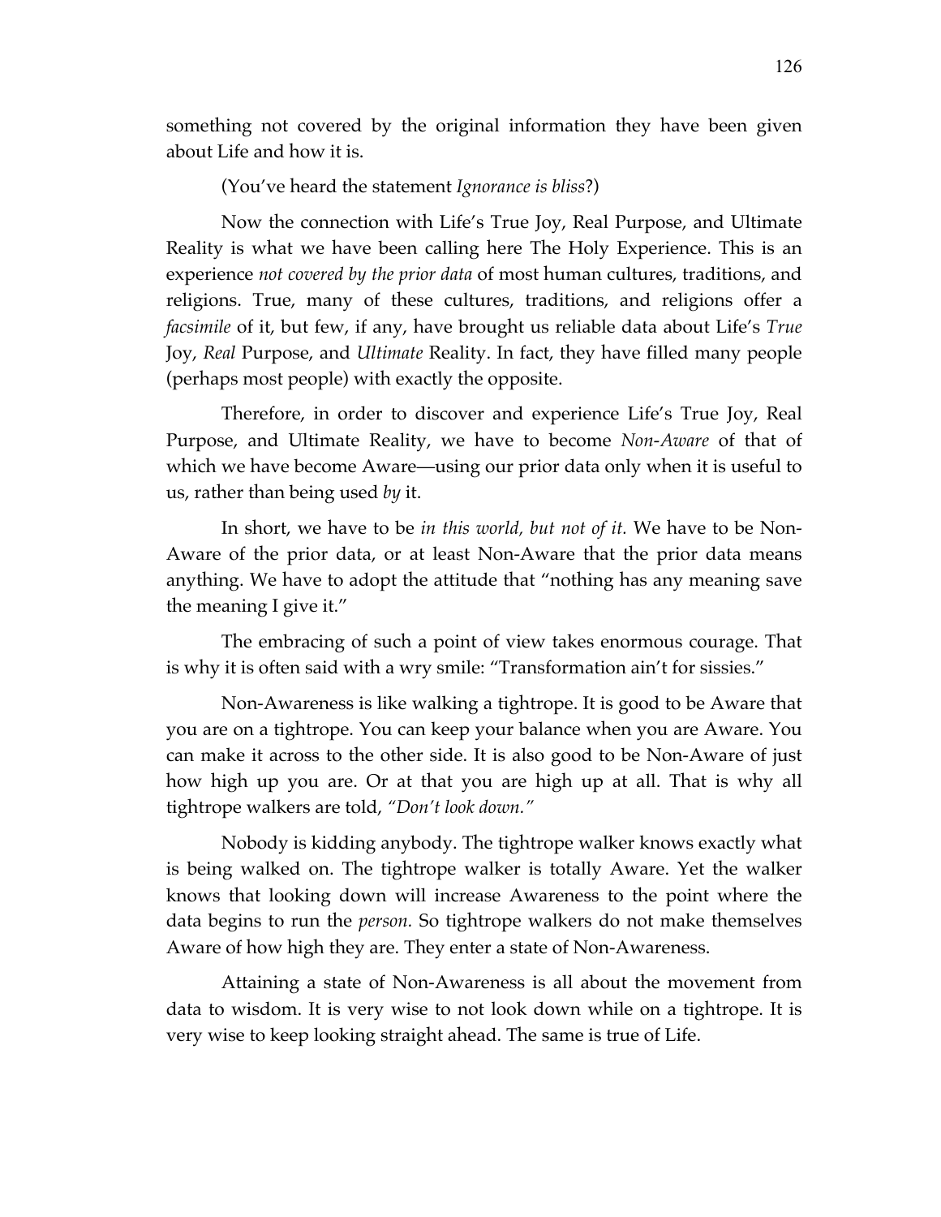something not covered by the original information they have been given about Life and how it is.

(You've heard the statement *Ignorance is bliss*?)

Now the connection with Life's True Joy, Real Purpose, and Ultimate Reality is what we have been calling here The Holy Experience. This is an experience *not covered by the prior data* of most human cultures, traditions, and religions. True, many of these cultures, traditions, and religions offer a *facsimile* of it, but few, if any, have brought us reliable data about Life's *True* Joy, *Real* Purpose, and *Ultimate* Reality. In fact, they have filled many people (perhaps most people) with exactly the opposite.

Therefore, in order to discover and experience Life's True Joy, Real Purpose, and Ultimate Reality, we have to become *Non-Aware* of that of which we have become Aware—using our prior data only when it is useful to us, rather than being used *by* it.

In short, we have to be *in this world, but not of it.* We have to be Non-Aware of the prior data, or at least Non-Aware that the prior data means anything. We have to adopt the attitude that "nothing has any meaning save the meaning I give it."

The embracing of such a point of view takes enormous courage. That is why it is often said with a wry smile: "Transformation ain't for sissies."

Non-Awareness is like walking a tightrope. It is good to be Aware that you are on a tightrope. You can keep your balance when you are Aware. You can make it across to the other side. It is also good to be Non-Aware of just how high up you are. Or at that you are high up at all. That is why all tightrope walkers are told, *"Don't look down."*

Nobody is kidding anybody. The tightrope walker knows exactly what is being walked on. The tightrope walker is totally Aware. Yet the walker knows that looking down will increase Awareness to the point where the data begins to run the *person.* So tightrope walkers do not make themselves Aware of how high they are. They enter a state of Non-Awareness.

Attaining a state of Non-Awareness is all about the movement from data to wisdom. It is very wise to not look down while on a tightrope. It is very wise to keep looking straight ahead. The same is true of Life.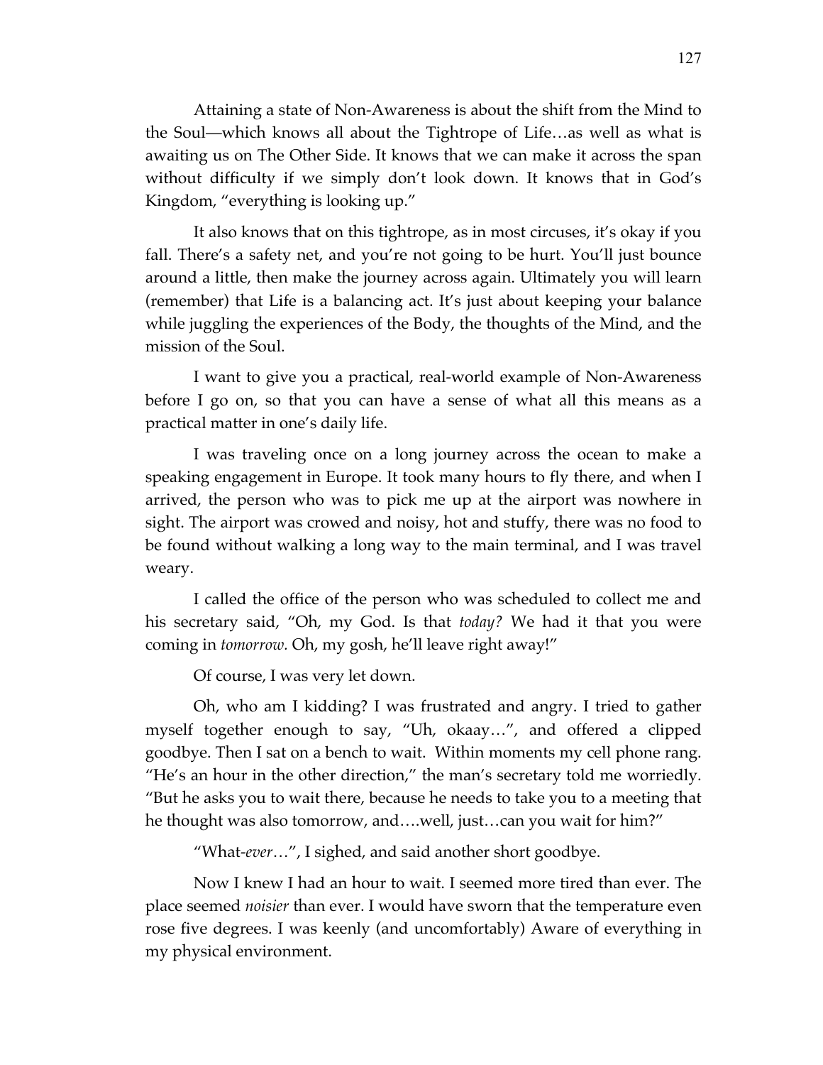Attaining a state of Non-Awareness is about the shift from the Mind to the Soul—which knows all about the Tightrope of Life…as well as what is awaiting us on The Other Side. It knows that we can make it across the span without difficulty if we simply don't look down. It knows that in God's Kingdom, "everything is looking up."

It also knows that on this tightrope, as in most circuses, it's okay if you fall. There's a safety net, and you're not going to be hurt. You'll just bounce around a little, then make the journey across again. Ultimately you will learn (remember) that Life is a balancing act. It's just about keeping your balance while juggling the experiences of the Body, the thoughts of the Mind, and the mission of the Soul.

I want to give you a practical, real-world example of Non-Awareness before I go on, so that you can have a sense of what all this means as a practical matter in one's daily life.

I was traveling once on a long journey across the ocean to make a speaking engagement in Europe. It took many hours to fly there, and when I arrived, the person who was to pick me up at the airport was nowhere in sight. The airport was crowed and noisy, hot and stuffy, there was no food to be found without walking a long way to the main terminal, and I was travel weary.

I called the office of the person who was scheduled to collect me and his secretary said, "Oh, my God. Is that *today?* We had it that you were coming in *tomorrow.* Oh, my gosh, he'll leave right away!"

Of course, I was very let down.

Oh, who am I kidding? I was frustrated and angry. I tried to gather myself together enough to say, "Uh, okaay…", and offered a clipped goodbye. Then I sat on a bench to wait. Within moments my cell phone rang. "He's an hour in the other direction," the man's secretary told me worriedly. "But he asks you to wait there, because he needs to take you to a meeting that he thought was also tomorrow, and….well, just…can you wait for him?"

"What-*ever*…", I sighed, and said another short goodbye.

Now I knew I had an hour to wait. I seemed more tired than ever. The place seemed *noisier* than ever. I would have sworn that the temperature even rose five degrees. I was keenly (and uncomfortably) Aware of everything in my physical environment.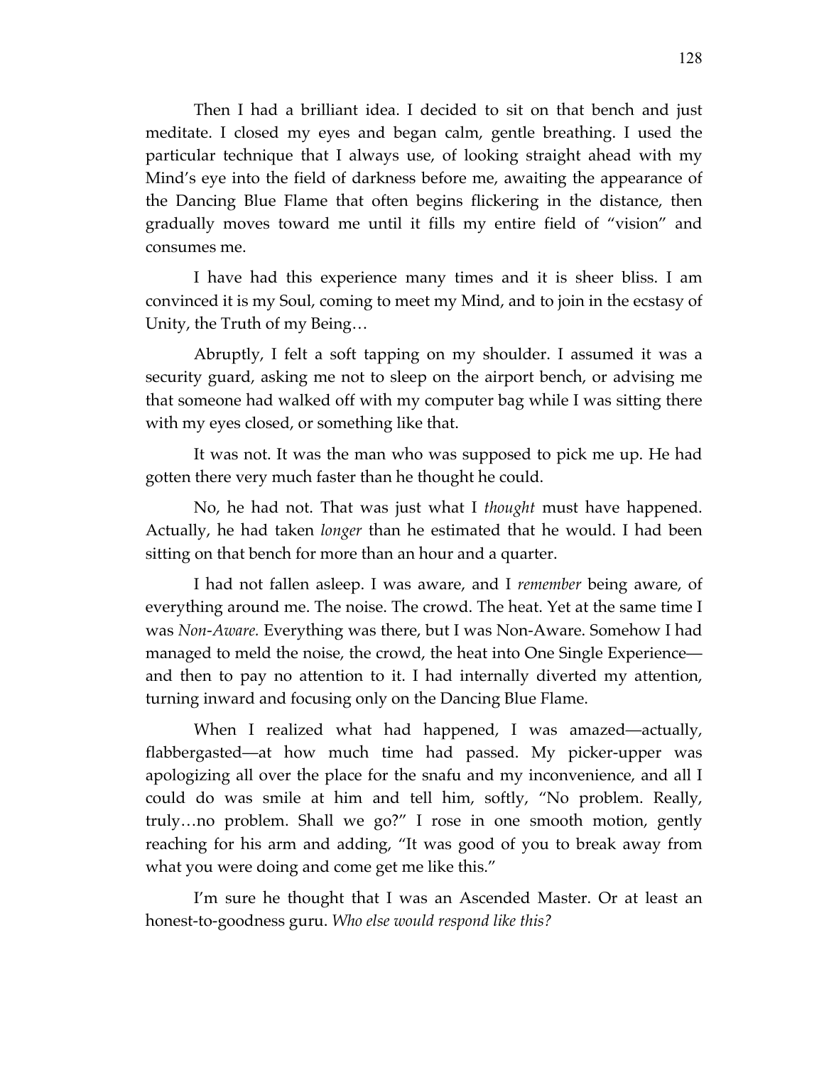Then I had a brilliant idea. I decided to sit on that bench and just meditate. I closed my eyes and began calm, gentle breathing. I used the particular technique that I always use, of looking straight ahead with my Mind's eye into the field of darkness before me, awaiting the appearance of the Dancing Blue Flame that often begins flickering in the distance, then gradually moves toward me until it fills my entire field of "vision" and consumes me.

I have had this experience many times and it is sheer bliss. I am convinced it is my Soul, coming to meet my Mind, and to join in the ecstasy of Unity, the Truth of my Being…

Abruptly, I felt a soft tapping on my shoulder. I assumed it was a security guard, asking me not to sleep on the airport bench, or advising me that someone had walked off with my computer bag while I was sitting there with my eyes closed, or something like that.

It was not. It was the man who was supposed to pick me up. He had gotten there very much faster than he thought he could.

No, he had not. That was just what I *thought* must have happened. Actually, he had taken *longer* than he estimated that he would. I had been sitting on that bench for more than an hour and a quarter.

I had not fallen asleep. I was aware, and I *remember* being aware, of everything around me. The noise. The crowd. The heat. Yet at the same time I was *Non-Aware.* Everything was there, but I was Non-Aware. Somehow I had managed to meld the noise, the crowd, the heat into One Single Experience—and then to pay no attention to it. I had internally diverted my attention, turning inward and focusing only on the Dancing Blue Flame.

When I realized what had happened, I was amazed—actually, flabbergasted—at how much time had passed. My picker-upper was apologizing all over the place for the snafu and my inconvenience, and all I could do was smile at him and tell him, softly, "No problem. Really, truly…no problem. Shall we go?" I rose in one smooth motion, gently reaching for his arm and adding, "It was good of you to break away from what you were doing and come get me like this."

I'm sure he thought that I was an Ascended Master. Or at least an honest-to-goodness guru. *Who else would respond like this?*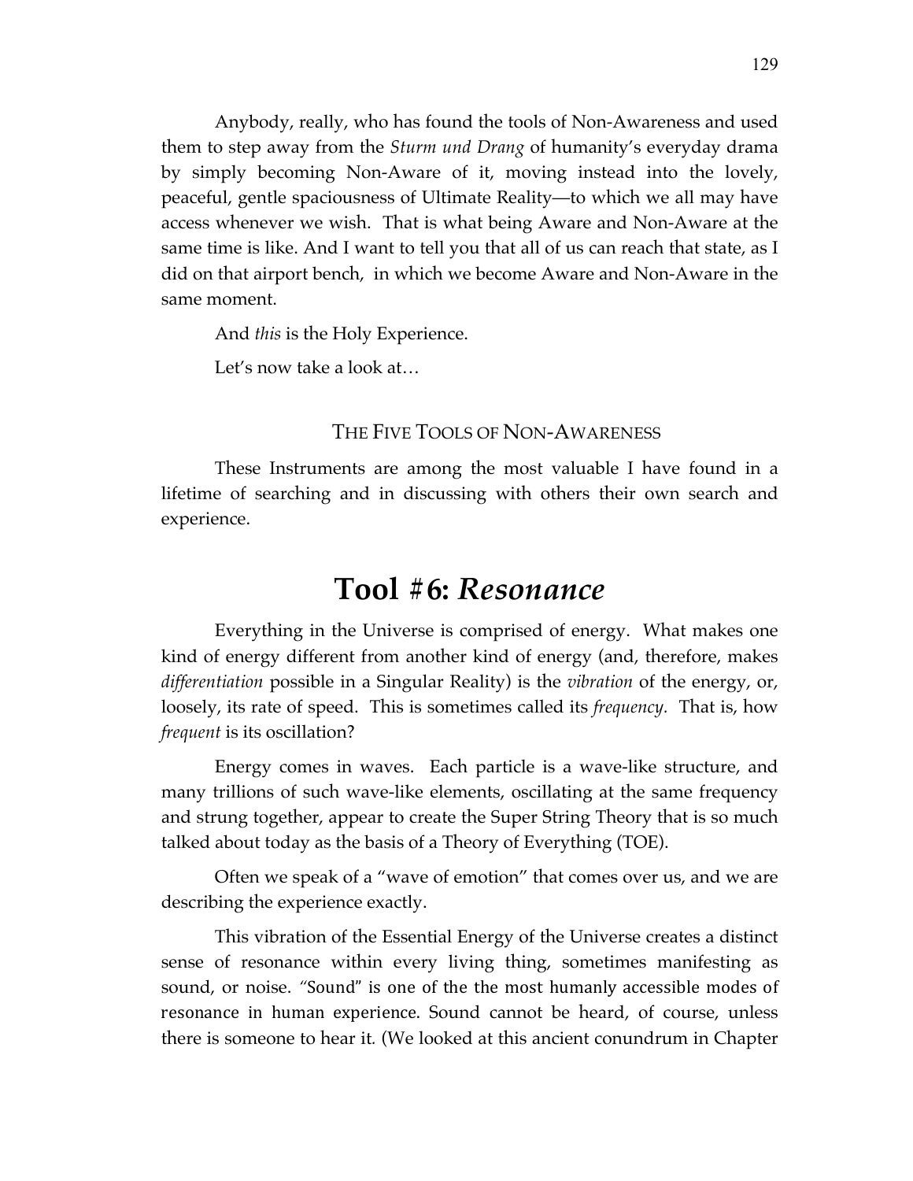Anybody, really, who has found the tools of Non-Awareness and used them to step away from the *Sturm und Drang* of humanity's everyday drama by simply becoming Non-Aware of it, moving instead into the lovely, peaceful, gentle spaciousness of Ultimate Reality—to which we all may have access whenever we wish. That is what being Aware and Non-Aware at the same time is like. And I want to tell you that all of us can reach that state, as I did on that airport bench, in which we become Aware and Non-Aware in the same moment.

And *this* is the Holy Experience.

Let's now take a look at…

### THE FIVE TOOLS OF NON-AWARENESS

These Instruments are among the most valuable I have found in a lifetime of searching and in discussing with others their own search and experience.

## Tool #6: *Resonance*

Everything in the Universe is comprised of energy. What makes one kind of energy different from another kind of energy (and, therefore, makes *differentiation* possible in a Singular Reality) is the *vibration* of the energy, or, loosely, its rate of speed. This is sometimes called its *frequency.* That is, how *frequent* is its oscillation?

Energy comes in waves. Each particle is a wave-like structure, and many trillions of such wave-like elements, oscillating at the same frequency and strung together, appear to create the Super String Theory that is so much talked about today as the basis of a Theory of Everything (TOE).

Often we speak of a "wave of emotion" that comes over us, and we are describing the experience exactly.

This vibration of the Essential Energy of the Universe creates a distinct sense of resonance within every living thing, sometimes manifesting as sound, or noise. "Sound" is one of the the most humanly accessible modes of resonance in human experience. Sound cannot be heard, of course, unless there is someone to hear it. (We looked at this ancient conundrum in Chapter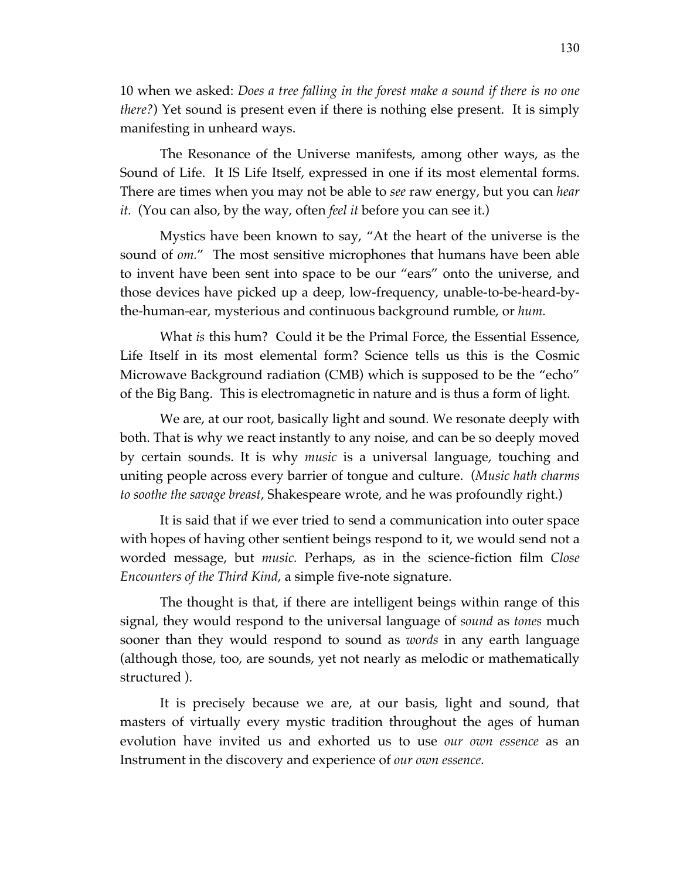10 when we asked: *Does a tree falling in the forest make a sound if there is no one there?*) Yet sound is present even if there is nothing else present. It is simply manifesting in unheard ways.

The Resonance of the Universe manifests, among other ways, as the Sound of Life. It IS Life Itself, expressed in one if its most elemental forms. There are times when you may not be able to *see* raw energy, but you can *hear it.* (You can also, by the way, often *feel it* before you can see it.)

Mystics have been known to say, "At the heart of the universe is the sound of *om*." The most sensitive microphones that humans have been able to invent have been sent into space to be our "ears" onto the universe, and those devices have picked up a deep, low-frequency, unable-to-be-heard-by-the-human-ear, mysterious and continuous background rumble, or *hum.*

What *is* this hum? Could it be the Primal Force, the Essential Essence, Life Itself in its most elemental form? Science tells us this is the Cosmic Microwave Background radiation (CMB) which is supposed to be the "echo" of the Big Bang. This is electromagnetic in nature and is thus a form of light.

We are, at our root, basically light and sound. We resonate deeply with both. That is why we react instantly to any noise, and can be so deeply moved by certain sounds. It is why *music* is a universal language, touching and uniting people across every barrier of tongue and culture. (*Music hath charms to soothe the savage breast*, Shakespeare wrote, and he was profoundly right.)

It is said that if we ever tried to send a communication into outer space with hopes of having other sentient beings respond to it, we would send not a worded message, but *music.* Perhaps, as in the science-fiction film *Close Encounters of the Third Kind*, a simple five-note signature.

The thought is that, if there are intelligent beings within range of this signal, they would respond to the universal language of *sound* as *tones* much sooner than they would respond to sound as *words* in any earth language (although those, too, are sounds, yet not nearly as melodic or mathematically structured ).

It is precisely because we are, at our basis, light and sound, that masters of virtually every mystic tradition throughout the ages of human evolution have invited us and exhorted us to use *our own essence* as an Instrument in the discovery and experience of *our own essence.*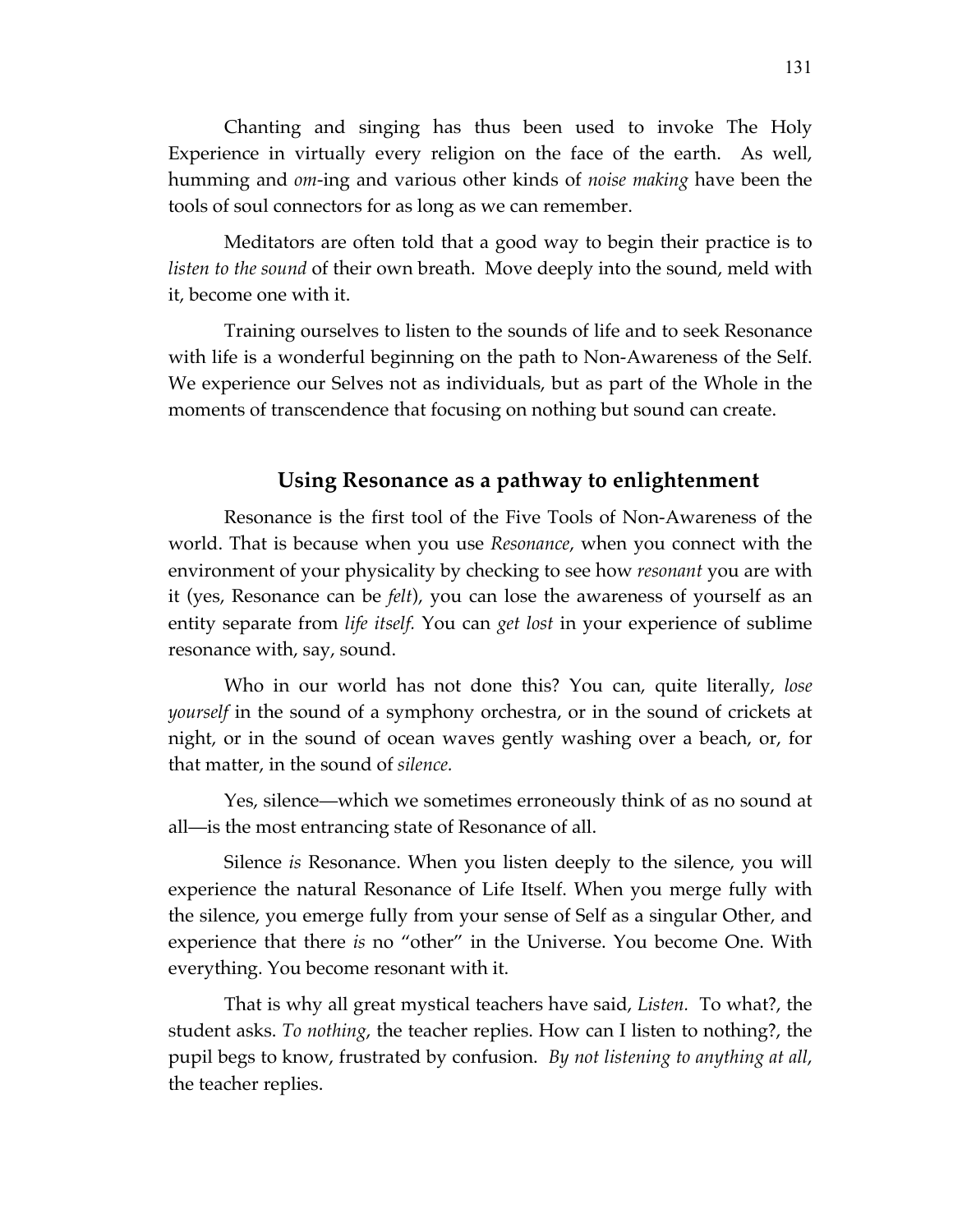Chanting and singing has thus been used to invoke The Holy Experience in virtually every religion on the face of the earth. As well, humming and *om*-ing and various other kinds of *noise making* have been the tools of soul connectors for as long as we can remember.

Meditators are often told that a good way to begin their practice is to *listen to the sound* of their own breath. Move deeply into the sound, meld with it, become one with it.

Training ourselves to listen to the sounds of life and to seek Resonance with life is a wonderful beginning on the path to Non-Awareness of the Self. We experience our Selves not as individuals, but as part of the Whole in the moments of transcendence that focusing on nothing but sound can create.

### Using Resonance as a pathway to enlightenment

Resonance is the first tool of the Five Tools of Non-Awareness of the world. That is because when you use *Resonance*, when you connect with the environment of your physicality by checking to see how *resonant* you are with it (yes, Resonance can be *felt*), you can lose the awareness of yourself as an entity separate from *life itself.* You can *get lost* in your experience of sublime resonance with, say, sound.

Who in our world has not done this? You can, quite literally, *lose yourself* in the sound of a symphony orchestra, or in the sound of crickets at night, or in the sound of ocean waves gently washing over a beach, or, for that matter, in the sound of *silence.*

Yes, silence—which we sometimes erroneously think of as no sound at all—is the most entrancing state of Resonance of all.

Silence *is* Resonance. When you listen deeply to the silence, you will experience the natural Resonance of Life Itself. When you merge fully with the silence, you emerge fully from your sense of Self as a singular Other, and experience that there *is* no "other" in the Universe. You become One. With everything. You become resonant with it.

That is why all great mystical teachers have said, *Listen.* To what?, the student asks. *To nothing*, the teacher replies. How can I listen to nothing?, the pupil begs to know, frustrated by confusion. *By not listening to anything at all*, the teacher replies.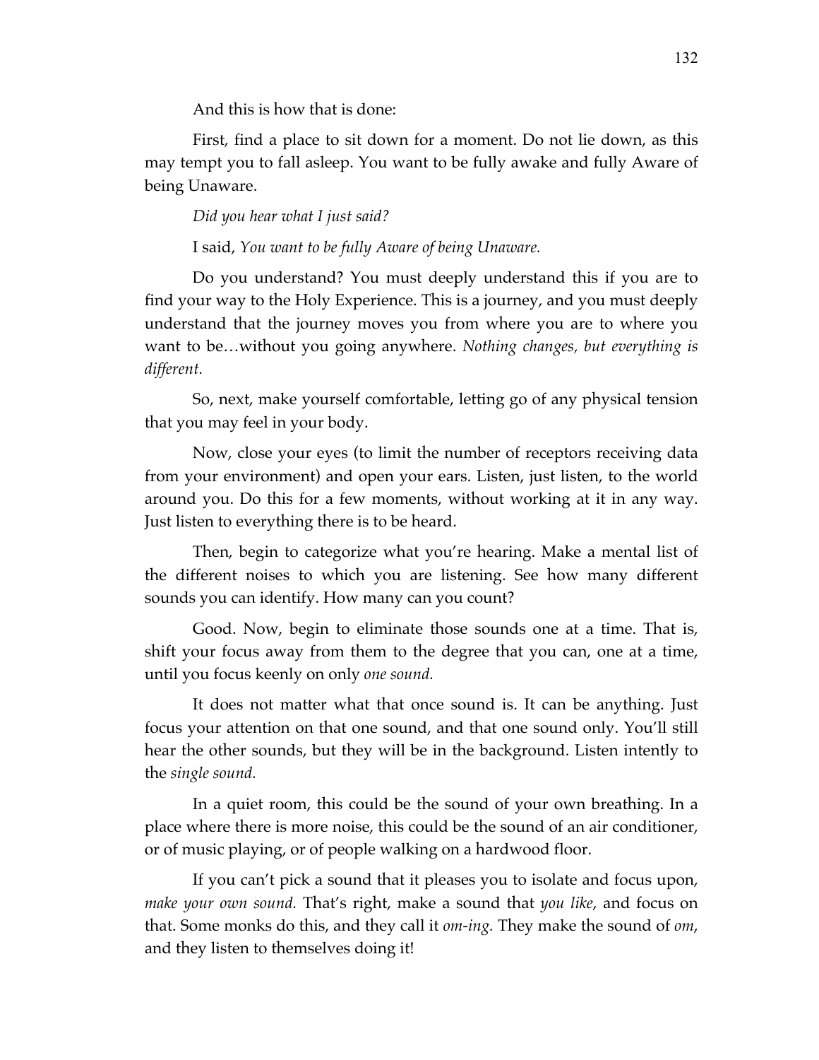And this is how that is done:

First, find a place to sit down for a moment. Do not lie down, as this may tempt you to fall asleep. You want to be fully awake and fully Aware of being Unaware.

*Did you hear what I just said?*

I said, *You want to be fully Aware of being Unaware.*

Do you understand? You must deeply understand this if you are to find your way to the Holy Experience. This is a journey, and you must deeply understand that the journey moves you from where you are to where you want to be…without you going anywhere. *Nothing changes, but everything is different.*

So, next, make yourself comfortable, letting go of any physical tension that you may feel in your body.

Now, close your eyes (to limit the number of receptors receiving data from your environment) and open your ears. Listen, just listen, to the world around you. Do this for a few moments, without working at it in any way. Just listen to everything there is to be heard.

Then, begin to categorize what you're hearing. Make a mental list of the different noises to which you are listening. See how many different sounds you can identify. How many can you count?

Good. Now, begin to eliminate those sounds one at a time. That is, shift your focus away from them to the degree that you can, one at a time, until you focus keenly on only *one sound.*

It does not matter what that once sound is. It can be anything. Just focus your attention on that one sound, and that one sound only. You'll still hear the other sounds, but they will be in the background. Listen intently to the *single sound.*

In a quiet room, this could be the sound of your own breathing. In a place where there is more noise, this could be the sound of an air conditioner, or of music playing, or of people walking on a hardwood floor.

If you can't pick a sound that it pleases you to isolate and focus upon, *make your own sound.* That's right, make a sound that *you like*, and focus on that. Some monks do this, and they call it *om-ing.* They make the sound of *om*, and they listen to themselves doing it!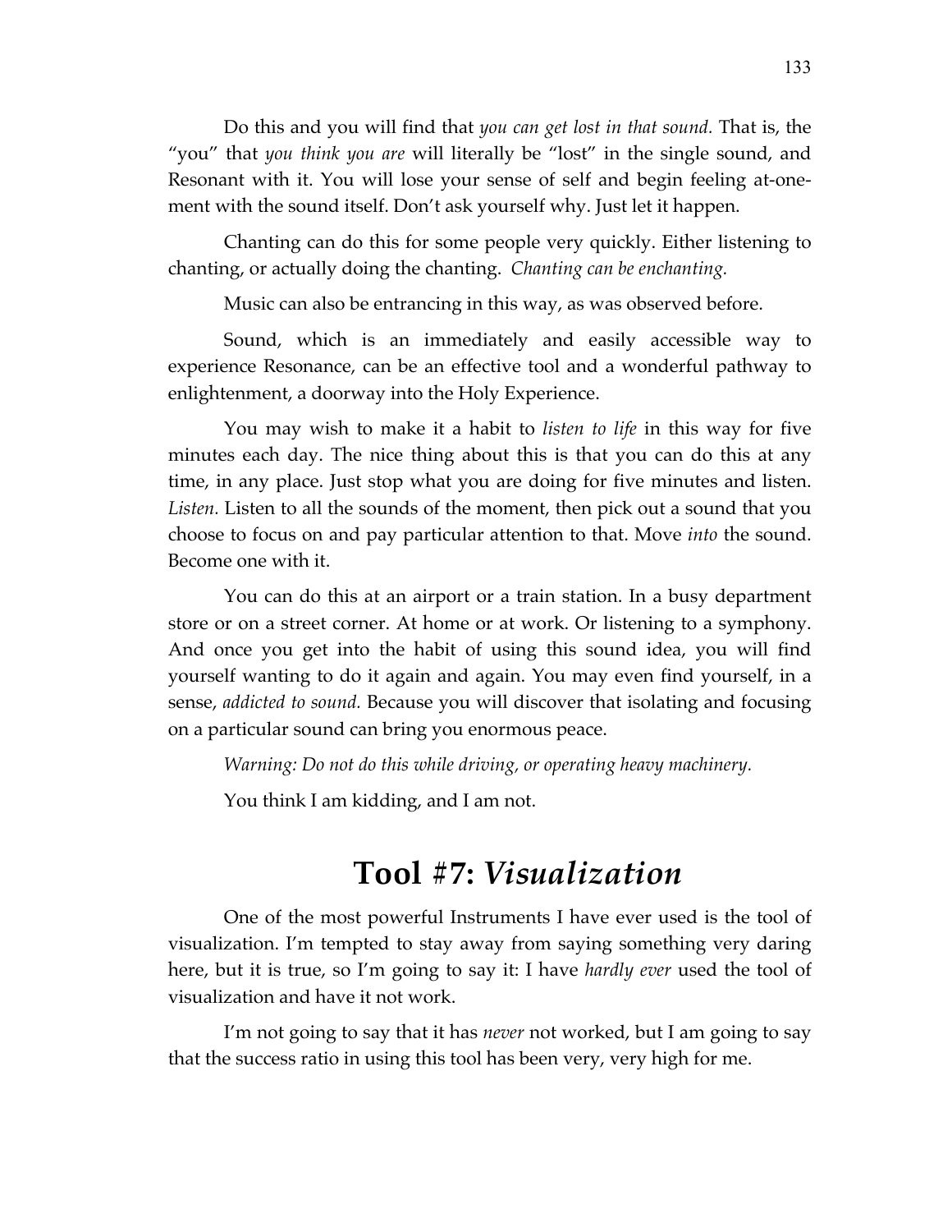Do this and you will find that *you can get lost in that sound.* That is, the "you" that *you think you are* will literally be "lost" in the single sound, and Resonant with it. You will lose your sense of self and begin feeling at-one-ment with the sound itself. Don't ask yourself why. Just let it happen.

Chanting can do this for some people very quickly. Either listening to chanting, or actually doing the chanting. *Chanting can be enchanting.*

Music can also be entrancing in this way, as was observed before.

Sound, which is an immediately and easily accessible way to experience Resonance, can be an effective tool and a wonderful pathway to enlightenment, a doorway into the Holy Experience.

You may wish to make it a habit to *listen to life* in this way for five minutes each day. The nice thing about this is that you can do this at any time, in any place. Just stop what you are doing for five minutes and listen. *Listen.* Listen to all the sounds of the moment, then pick out a sound that you choose to focus on and pay particular attention to that. Move *into* the sound. Become one with it.

You can do this at an airport or a train station. In a busy department store or on a street corner. At home or at work. Or listening to a symphony. And once you get into the habit of using this sound idea, you will find yourself wanting to do it again and again. You may even find yourself, in a sense, *addicted to sound.* Because you will discover that isolating and focusing on a particular sound can bring you enormous peace.

*Warning: Do not do this while driving, or operating heavy machinery.*

You think I am kidding, and I am not.

## Tool #7: *Visualization*

One of the most powerful Instruments I have ever used is the tool of visualization. I'm tempted to stay away from saying something very daring here, but it is true, so I'm going to say it: I have *hardly ever* used the tool of visualization and have it not work.

I'm not going to say that it has *never* not worked, but I am going to say that the success ratio in using this tool has been very, very high for me.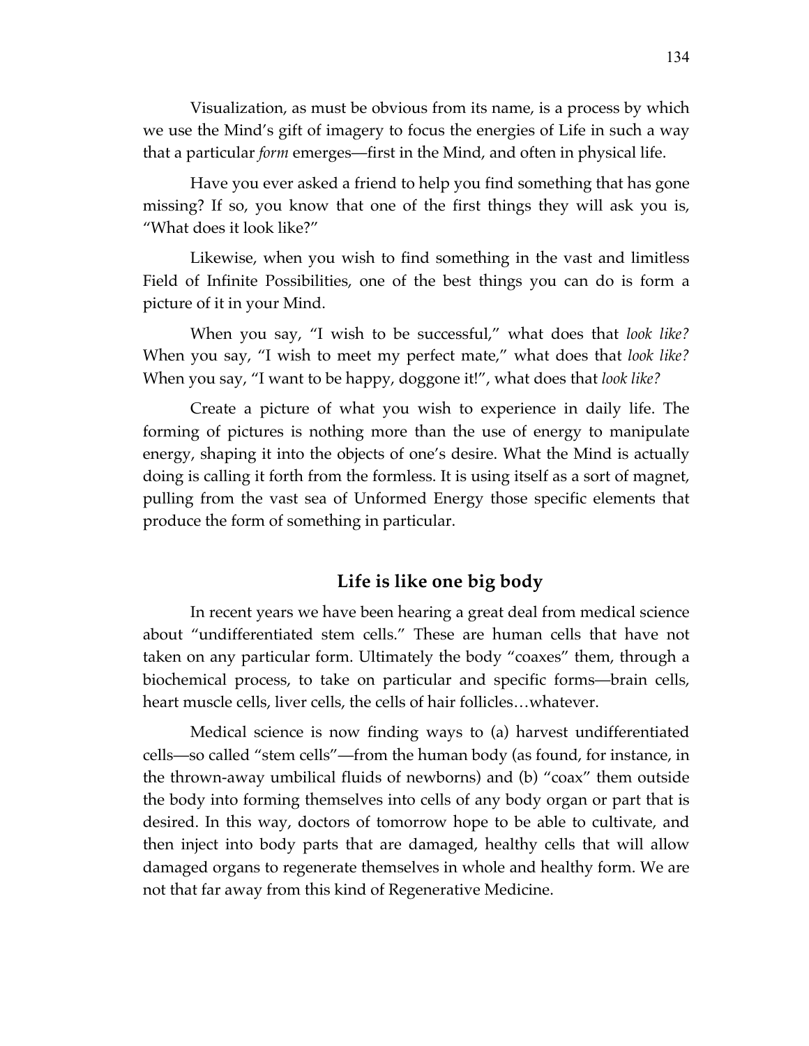Visualization, as must be obvious from its name, is a process by which we use the Mind's gift of imagery to focus the energies of Life in such a way that a particular *form* emerges—first in the Mind, and often in physical life.

Have you ever asked a friend to help you find something that has gone missing? If so, you know that one of the first things they will ask you is, "What does it look like?"

Likewise, when you wish to find something in the vast and limitless Field of Infinite Possibilities, one of the best things you can do is form a picture of it in your Mind.

When you say, "I wish to be successful," what does that *look like?* When you say, "I wish to meet my perfect mate," what does that *look like?* When you say, "I want to be happy, doggone it!", what does that *look like?*

Create a picture of what you wish to experience in daily life. The forming of pictures is nothing more than the use of energy to manipulate energy, shaping it into the objects of one's desire. What the Mind is actually doing is calling it forth from the formless. It is using itself as a sort of magnet, pulling from the vast sea of Unformed Energy those specific elements that produce the form of something in particular.

## Life is like one big body

In recent years we have been hearing a great deal from medical science about "undifferentiated stem cells." These are human cells that have not taken on any particular form. Ultimately the body "coaxes" them, through a biochemical process, to take on particular and specific forms—brain cells, heart muscle cells, liver cells, the cells of hair follicles…whatever.

Medical science is now finding ways to (a) harvest undifferentiated cells—so called "stem cells"—from the human body (as found, for instance, in the thrown-away umbilical fluids of newborns) and (b) "coax" them outside the body into forming themselves into cells of any body organ or part that is desired. In this way, doctors of tomorrow hope to be able to cultivate, and then inject into body parts that are damaged, healthy cells that will allow damaged organs to regenerate themselves in whole and healthy form. We are not that far away from this kind of Regenerative Medicine.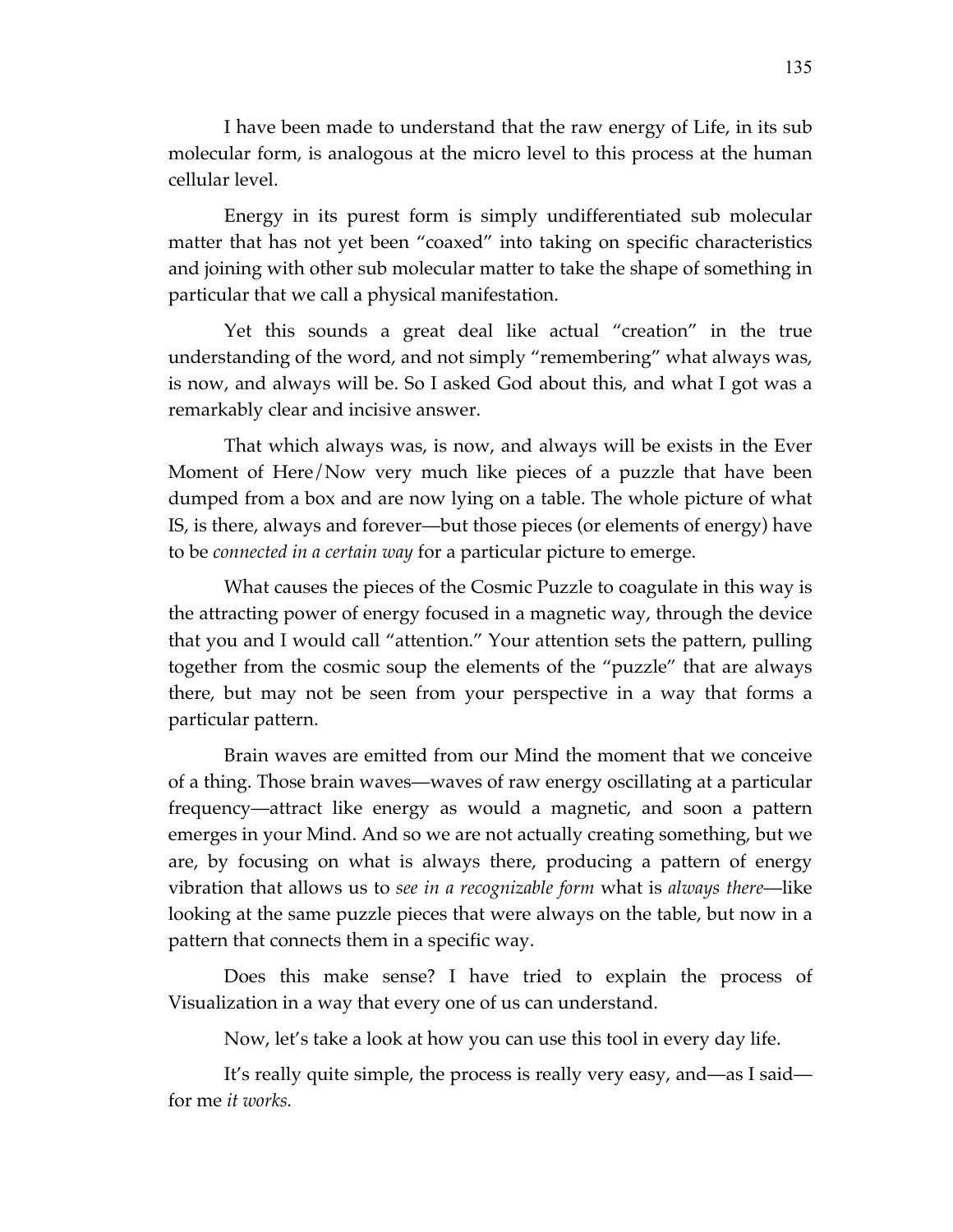I have been made to understand that the raw energy of Life, in its sub molecular form, is analogous at the micro level to this process at the human cellular level.

Energy in its purest form is simply undifferentiated sub molecular matter that has not yet been "coaxed" into taking on specific characteristics and joining with other sub molecular matter to take the shape of something in particular that we call a physical manifestation.

Yet this sounds a great deal like actual "creation" in the true understanding of the word, and not simply "remembering" what always was, is now, and always will be. So I asked God about this, and what I got was a remarkably clear and incisive answer.

That which always was, is now, and always will be exists in the Ever Moment of Here/Now very much like pieces of a puzzle that have been dumped from a box and are now lying on a table. The whole picture of what IS, is there, always and forever—but those pieces (or elements of energy) have to be *connected in a certain way* for a particular picture to emerge.

What causes the pieces of the Cosmic Puzzle to coagulate in this way is the attracting power of energy focused in a magnetic way, through the device that you and I would call "attention." Your attention sets the pattern, pulling together from the cosmic soup the elements of the "puzzle" that are always there, but may not be seen from your perspective in a way that forms a particular pattern.

Brain waves are emitted from our Mind the moment that we conceive of a thing. Those brain waves—waves of raw energy oscillating at a particular frequency—attract like energy as would a magnetic, and soon a pattern emerges in your Mind. And so we are not actually creating something, but we are, by focusing on what is always there, producing a pattern of energy vibration that allows us to *see in a recognizable form* what is *always there*—like looking at the same puzzle pieces that were always on the table, but now in a pattern that connects them in a specific way.

Does this make sense? I have tried to explain the process of Visualization in a way that every one of us can understand.

Now, let's take a look at how you can use this tool in every day life.

It's really quite simple, the process is really very easy, and—as I said—for me *it works.*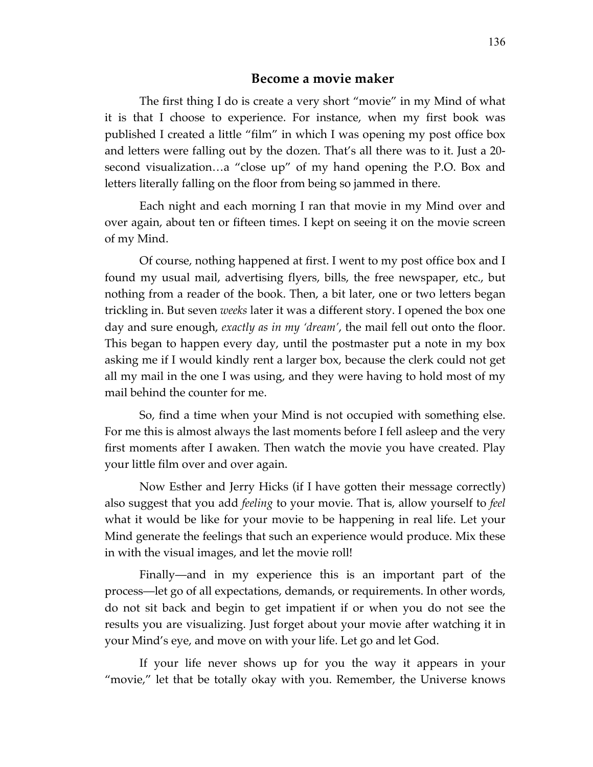## Become a movie maker

The first thing I do is create a very short "movie" in my Mind of what it is that I choose to experience. For instance, when my first book was published I created a little "film" in which I was opening my post office box and letters were falling out by the dozen. That's all there was to it. Just a 20-second visualization…a "close up" of my hand opening the P.O. Box and letters literally falling on the floor from being so jammed in there.

Each night and each morning I ran that movie in my Mind over and over again, about ten or fifteen times. I kept on seeing it on the movie screen of my Mind.

Of course, nothing happened at first. I went to my post office box and I found my usual mail, advertising flyers, bills, the free newspaper, etc., but nothing from a reader of the book. Then, a bit later, one or two letters began trickling in. But seven *weeks* later it was a different story. I opened the box one day and sure enough, *exactly as in my 'dream'*, the mail fell out onto the floor. This began to happen every day, until the postmaster put a note in my box asking me if I would kindly rent a larger box, because the clerk could not get all my mail in the one I was using, and they were having to hold most of my mail behind the counter for me.

So, find a time when your Mind is not occupied with something else. For me this is almost always the last moments before I fell asleep and the very first moments after I awaken. Then watch the movie you have created. Play your little film over and over again.

Now Esther and Jerry Hicks (if I have gotten their message correctly) also suggest that you add *feeling* to your movie. That is, allow yourself to *feel* what it would be like for your movie to be happening in real life. Let your Mind generate the feelings that such an experience would produce. Mix these in with the visual images, and let the movie roll!

Finally—and in my experience this is an important part of the process—let go of all expectations, demands, or requirements. In other words, do not sit back and begin to get impatient if or when you do not see the results you are visualizing. Just forget about your movie after watching it in your Mind's eye, and move on with your life. Let go and let God.

If your life never shows up for you the way it appears in your "movie," let that be totally okay with you. Remember, the Universe knows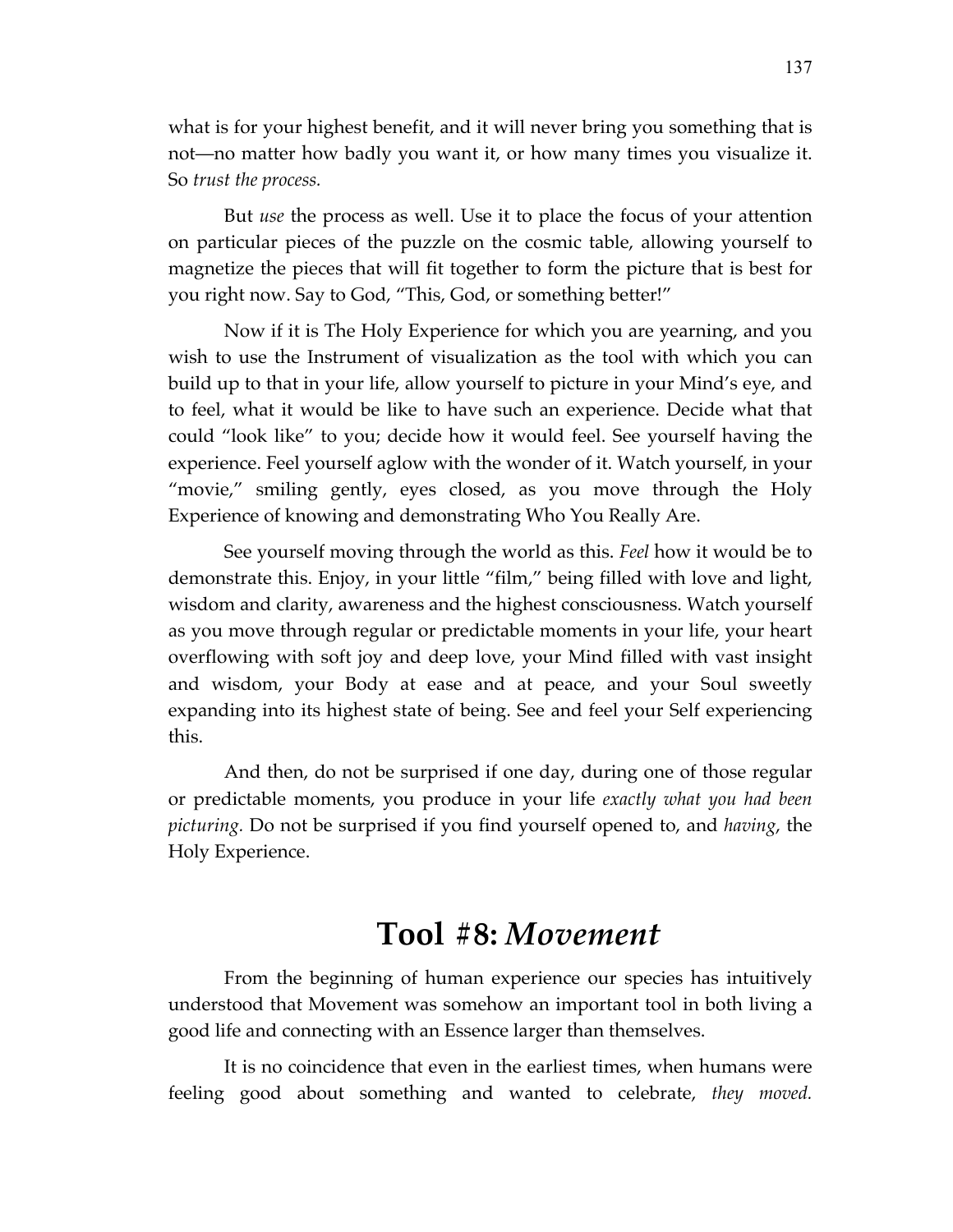what is for your highest benefit, and it will never bring you something that is not—no matter how badly you want it, or how many times you visualize it. So *trust the process.*

But *use* the process as well. Use it to place the focus of your attention on particular pieces of the puzzle on the cosmic table, allowing yourself to magnetize the pieces that will fit together to form the picture that is best for you right now. Say to God, "This, God, or something better!"

Now if it is The Holy Experience for which you are yearning, and you wish to use the Instrument of visualization as the tool with which you can build up to that in your life, allow yourself to picture in your Mind's eye, and to feel, what it would be like to have such an experience. Decide what that could "look like" to you; decide how it would feel. See yourself having the experience. Feel yourself aglow with the wonder of it. Watch yourself, in your "movie," smiling gently, eyes closed, as you move through the Holy Experience of knowing and demonstrating Who You Really Are.

See yourself moving through the world as this. *Feel* how it would be to demonstrate this. Enjoy, in your little "film," being filled with love and light, wisdom and clarity, awareness and the highest consciousness. Watch yourself as you move through regular or predictable moments in your life, your heart overflowing with soft joy and deep love, your Mind filled with vast insight and wisdom, your Body at ease and at peace, and your Soul sweetly expanding into its highest state of being. See and feel your Self experiencing this.

And then, do not be surprised if one day, during one of those regular or predictable moments, you produce in your life *exactly what you had been picturing*. Do not be surprised if you find yourself opened to, and *having*, the Holy Experience.

## Tool #8: *Movement*

From the beginning of human experience our species has intuitively understood that Movement was somehow an important tool in both living a good life and connecting with an Essence larger than themselves.

It is no coincidence that even in the earliest times, when humans were feeling good about something and wanted to celebrate, *they moved.*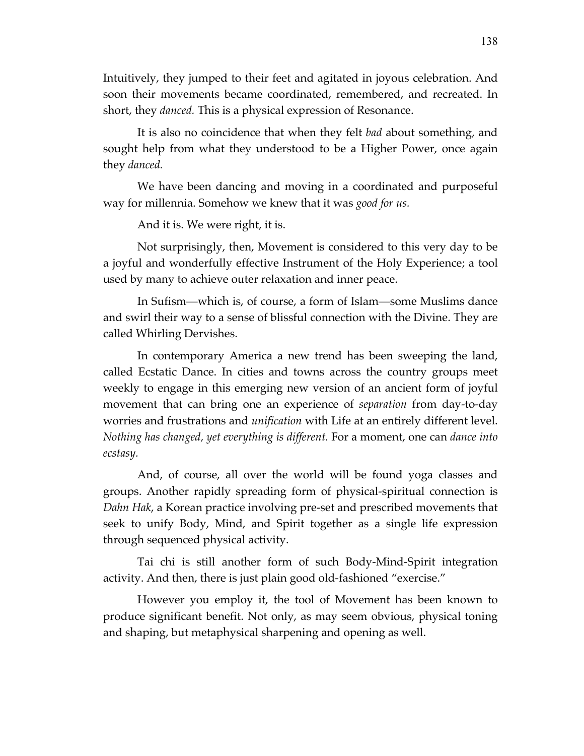Intuitively, they jumped to their feet and agitated in joyous celebration. And soon their movements became coordinated, remembered, and recreated. In short, they *danced.* This is a physical expression of Resonance.

It is also no coincidence that when they felt *bad* about something, and sought help from what they understood to be a Higher Power, once again they *danced.*

We have been dancing and moving in a coordinated and purposeful way for millennia. Somehow we knew that it was *good for us.*

And it is. We were right, it is.

Not surprisingly, then, Movement is considered to this very day to be a joyful and wonderfully effective Instrument of the Holy Experience; a tool used by many to achieve outer relaxation and inner peace.

In Sufism—which is, of course, a form of Islam—some Muslims dance and swirl their way to a sense of blissful connection with the Divine. They are called Whirling Dervishes.

In contemporary America a new trend has been sweeping the land, called Ecstatic Dance. In cities and towns across the country groups meet weekly to engage in this emerging new version of an ancient form of joyful movement that can bring one an experience of *separation* from day-to-day worries and frustrations and *unification* with Life at an entirely different level. *Nothing has changed, yet everything is different.* For a moment, one can *dance into ecstasy.*

And, of course, all over the world will be found yoga classes and groups. Another rapidly spreading form of physical-spiritual connection is *Dahn Hak*, a Korean practice involving pre-set and prescribed movements that seek to unify Body, Mind, and Spirit together as a single life expression through sequenced physical activity.

Tai chi is still another form of such Body-Mind-Spirit integration activity. And then, there is just plain good old-fashioned "exercise."

However you employ it, the tool of Movement has been known to produce significant benefit. Not only, as may seem obvious, physical toning and shaping, but metaphysical sharpening and opening as well.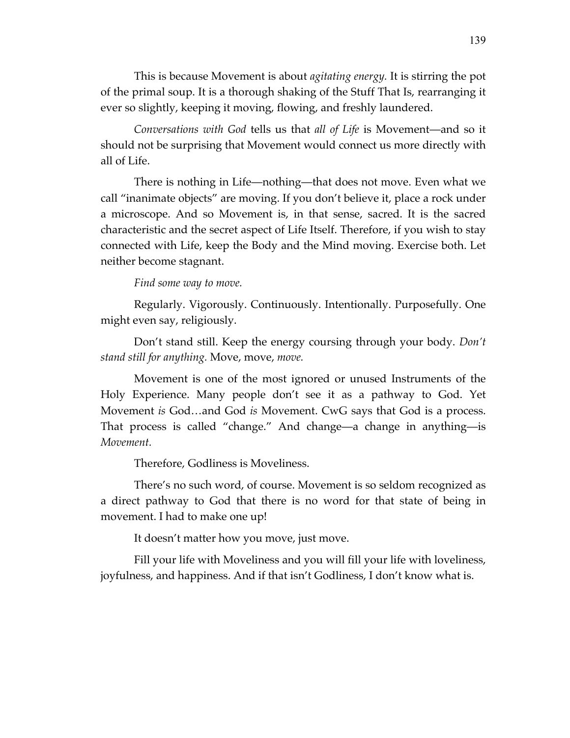This is because Movement is about *agitating energy.* It is stirring the pot of the primal soup. It is a thorough shaking of the Stuff That Is, rearranging it ever so slightly, keeping it moving, flowing, and freshly laundered.

*Conversations with God* tells us that *all of Life* is Movement—and so it should not be surprising that Movement would connect us more directly with all of Life.

There is nothing in Life—nothing—that does not move. Even what we call "inanimate objects" are moving. If you don't believe it, place a rock under a microscope. And so Movement is, in that sense, sacred. It is the sacred characteristic and the secret aspect of Life Itself. Therefore, if you wish to stay connected with Life, keep the Body and the Mind moving. Exercise both. Let neither become stagnant.

*Find some way to move.*

Regularly. Vigorously. Continuously. Intentionally. Purposefully. One might even say, religiously.

Don't stand still. Keep the energy coursing through your body. *Don't stand still for anything.* Move, move, *move.*

Movement is one of the most ignored or unused Instruments of the Holy Experience. Many people don't see it as a pathway to God. Yet Movement *is* God…and God *is* Movement. CwG says that God is a process. That process is called "change." And change—a change in anything—is *Movement.*

Therefore, Godliness is Moveliness.

There's no such word, of course. Movement is so seldom recognized as a direct pathway to God that there is no word for that state of being in movement. I had to make one up!

It doesn't matter how you move, just move.

Fill your life with Moveliness and you will fill your life with loveliness, joyfulness, and happiness. And if that isn't Godliness, I don't know what is.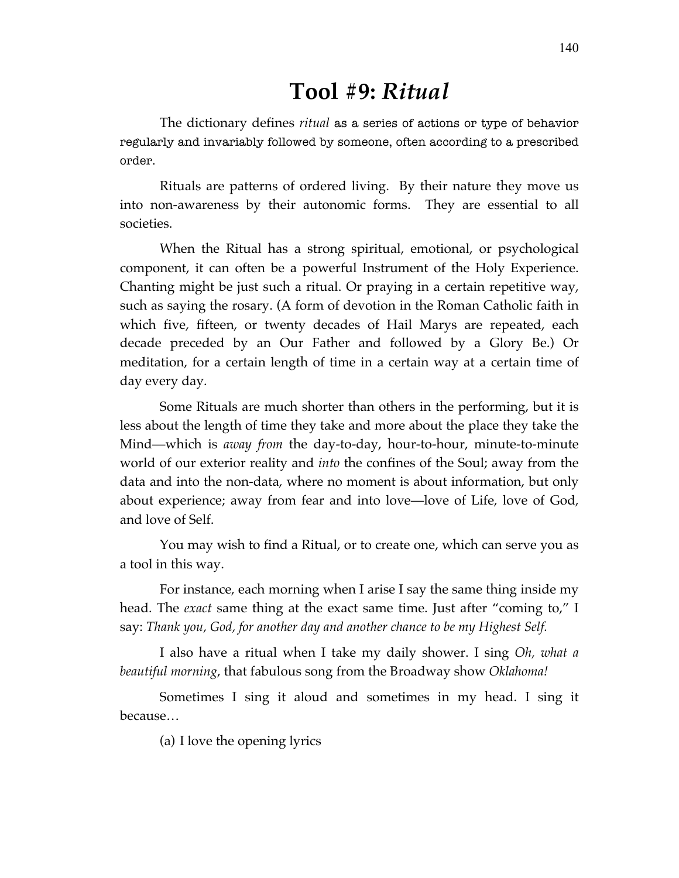# Tool #9: *Ritual*

The dictionary defines *ritual* as a series of actions or type of behavior regularly and invariably followed by someone, often according to a prescribed order.

Rituals are patterns of ordered living. By their nature they move us into non-awareness by their autonomic forms. They are essential to all societies.

When the Ritual has a strong spiritual, emotional, or psychological component, it can often be a powerful Instrument of the Holy Experience. Chanting might be just such a ritual. Or praying in a certain repetitive way, such as saying the rosary. (A form of devotion in the Roman Catholic faith in which five, fifteen, or twenty decades of Hail Marys are repeated, each decade preceded by an Our Father and followed by a Glory Be.) Or meditation, for a certain length of time in a certain way at a certain time of day every day.

Some Rituals are much shorter than others in the performing, but it is less about the length of time they take and more about the place they take the Mind—which is *away from* the day-to-day, hour-to-hour, minute-to-minute world of our exterior reality and *into* the confines of the Soul; away from the data and into the non-data, where no moment is about information, but only about experience; away from fear and into love—love of Life, love of God, and love of Self.

You may wish to find a Ritual, or to create one, which can serve you as a tool in this way.

For instance, each morning when I arise I say the same thing inside my head. The *exact* same thing at the exact same time. Just after "coming to," I say: *Thank you, God, for another day and another chance to be my Highest Self.*

I also have a ritual when I take my daily shower. I sing *Oh, what a beautiful morning*, that fabulous song from the Broadway show *Oklahoma!*

Sometimes I sing it aloud and sometimes in my head. I sing it because…

(a) I love the opening lyrics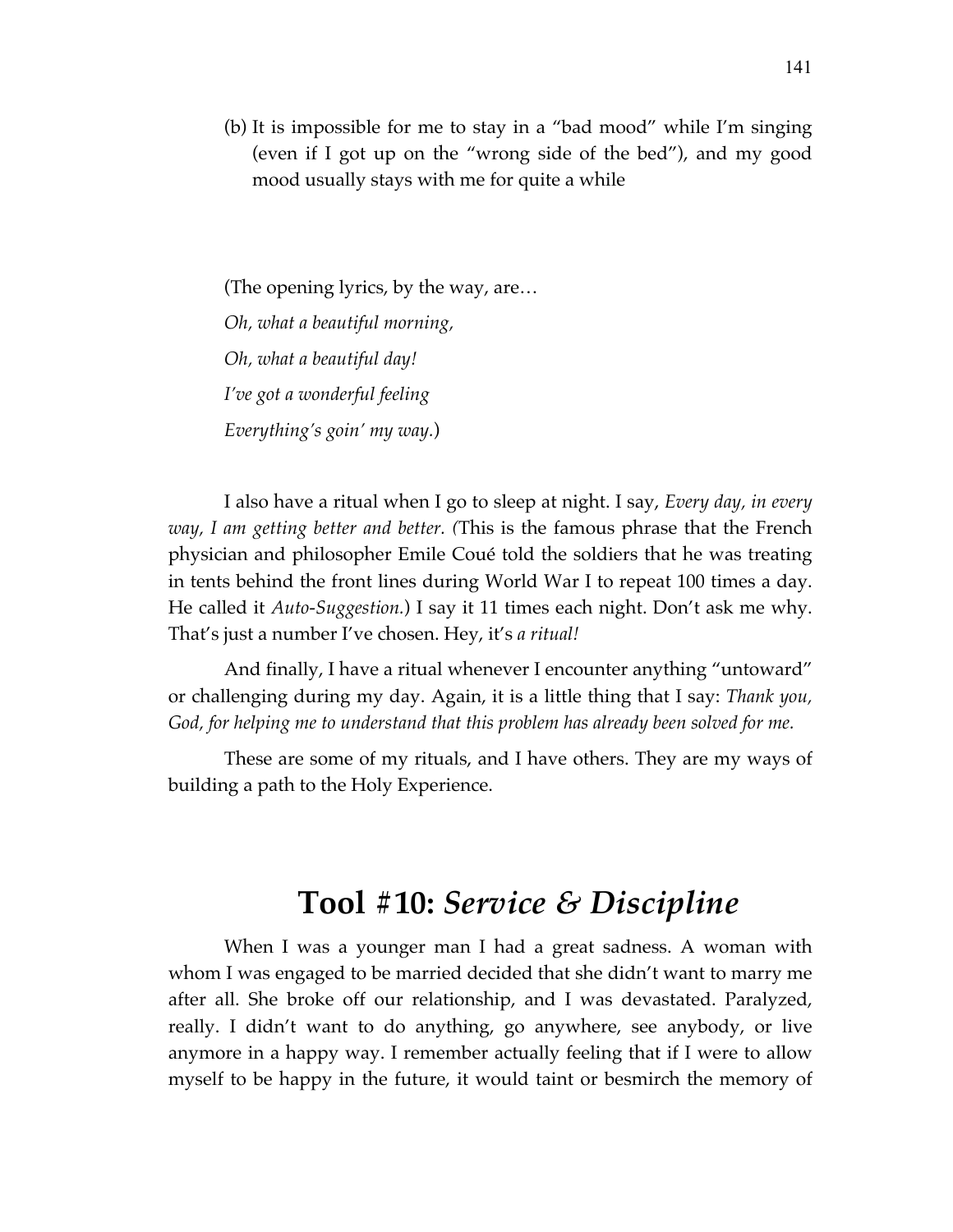(b) It is impossible for me to stay in a "bad mood" while I'm singing (even if I got up on the "wrong side of the bed"), and my good mood usually stays with me for quite a while

(The opening lyrics, by the way, are…

*Oh, what a beautiful morning,*

*Oh, what a beautiful day!*

*I've got a wonderful feeling*

*Everything's goin' my way.*)

I also have a ritual when I go to sleep at night. I say, *Every day, in every way, I am getting better and better.* (This is the famous phrase that the French physician and philosopher Emile Coué told the soldiers that he was treating in tents behind the front lines during World War I to repeat 100 times a day. He called it *Auto-Suggestion.*) I say it 11 times each night. Don't ask me why. That's just a number I've chosen. Hey, it's *a ritual!*

And finally, I have a ritual whenever I encounter anything "untoward" or challenging during my day. Again, it is a little thing that I say: *Thank you, God, for helping me to understand that this problem has already been solved for me.*

These are some of my rituals, and I have others. They are my ways of building a path to the Holy Experience.

## Tool #10: *Service & Discipline*

When I was a younger man I had a great sadness. A woman with whom I was engaged to be married decided that she didn't want to marry me after all. She broke off our relationship, and I was devastated. Paralyzed, really. I didn't want to do anything, go anywhere, see anybody, or live anymore in a happy way. I remember actually feeling that if I were to allow myself to be happy in the future, it would taint or besmirch the memory of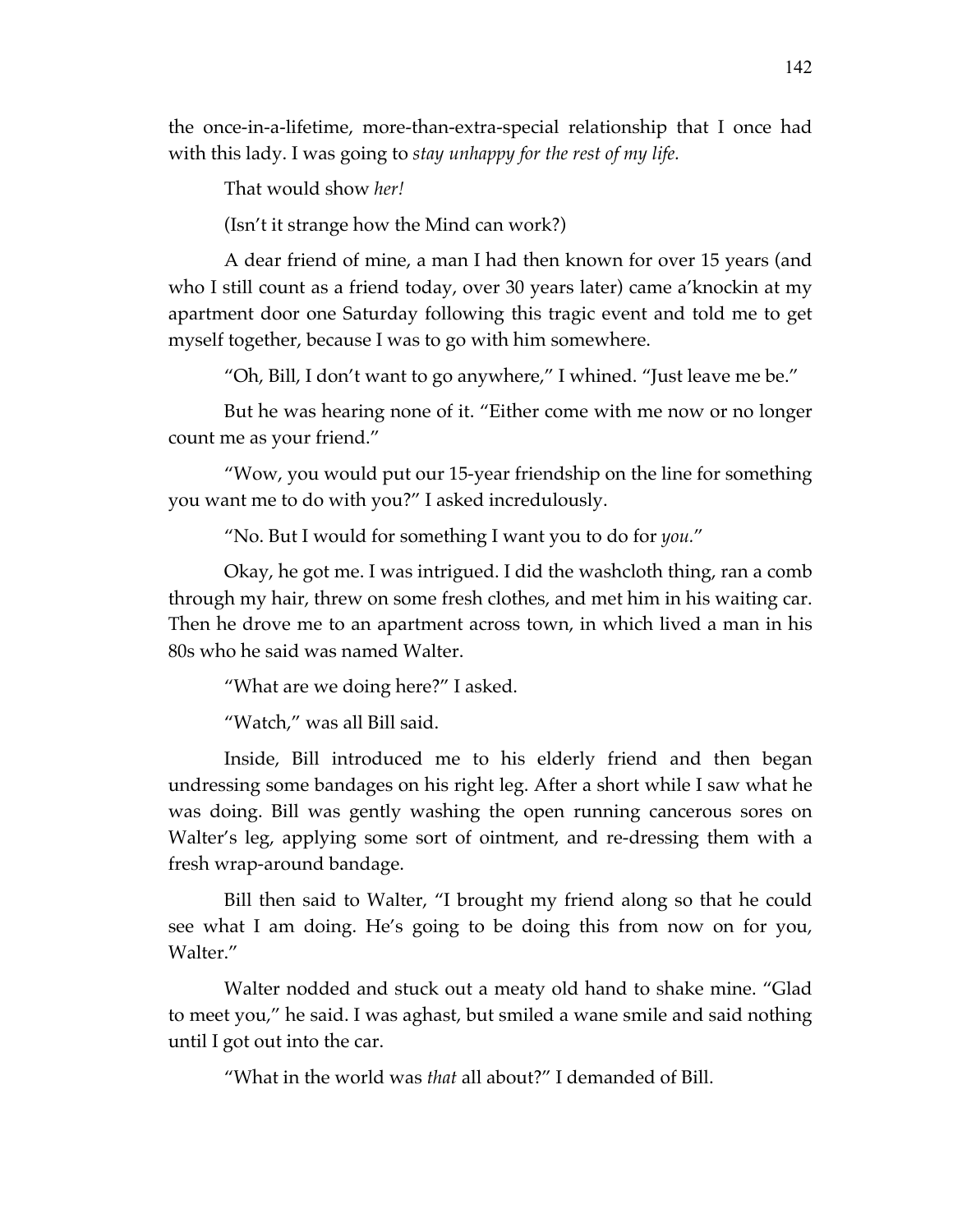the once-in-a-lifetime, more-than-extra-special relationship that I once had with this lady. I was going to *stay unhappy for the rest of my life.*

That would show *her!*

(Isn't it strange how the Mind can work?)

A dear friend of mine, a man I had then known for over 15 years (and who I still count as a friend today, over 30 years later) came a'knockin at my apartment door one Saturday following this tragic event and told me to get myself together, because I was to go with him somewhere.

"Oh, Bill, I don't want to go anywhere," I whined. "Just leave me be."

But he was hearing none of it. "Either come with me now or no longer count me as your friend."

"Wow, you would put our 15-year friendship on the line for something you want me to do with you?" I asked incredulously.

"No. But I would for something I want you to do for *you*."

Okay, he got me. I was intrigued. I did the washcloth thing, ran a comb through my hair, threw on some fresh clothes, and met him in his waiting car. Then he drove me to an apartment across town, in which lived a man in his 80s who he said was named Walter.

"What are we doing here?" I asked.

"Watch," was all Bill said.

Inside, Bill introduced me to his elderly friend and then began undressing some bandages on his right leg. After a short while I saw what he was doing. Bill was gently washing the open running cancerous sores on Walter's leg, applying some sort of ointment, and re-dressing them with a fresh wrap-around bandage.

Bill then said to Walter, "I brought my friend along so that he could see what I am doing. He's going to be doing this from now on for you, Walter."

Walter nodded and stuck out a meaty old hand to shake mine. "Glad to meet you," he said. I was aghast, but smiled a wane smile and said nothing until I got out into the car.

"What in the world was *that* all about?" I demanded of Bill.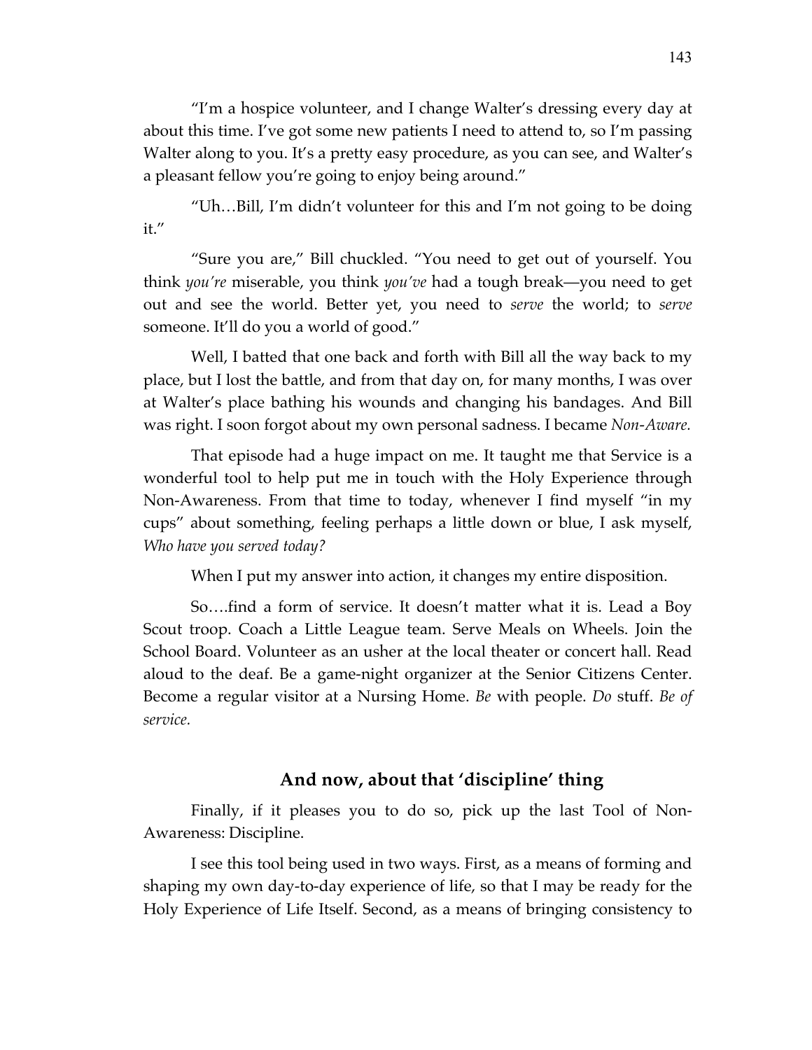"I'm a hospice volunteer, and I change Walter's dressing every day at about this time. I've got some new patients I need to attend to, so I'm passing Walter along to you. It's a pretty easy procedure, as you can see, and Walter's a pleasant fellow you're going to enjoy being around."

"Uh…Bill, I'm didn't volunteer for this and I'm not going to be doing it."

"Sure you are," Bill chuckled. "You need to get out of yourself. You think *you're* miserable, you think *you've* had a tough break—you need to get out and see the world. Better yet, you need to *serve* the world; to *serve* someone. It'll do you a world of good."

Well, I batted that one back and forth with Bill all the way back to my place, but I lost the battle, and from that day on, for many months, I was over at Walter's place bathing his wounds and changing his bandages. And Bill was right. I soon forgot about my own personal sadness. I became *Non-Aware.*

That episode had a huge impact on me. It taught me that Service is a wonderful tool to help put me in touch with the Holy Experience through Non-Awareness. From that time to today, whenever I find myself "in my cups" about something, feeling perhaps a little down or blue, I ask myself, *Who have you served today?*

When I put my answer into action, it changes my entire disposition.

So….find a form of service. It doesn't matter what it is. Lead a Boy Scout troop. Coach a Little League team. Serve Meals on Wheels. Join the School Board. Volunteer as an usher at the local theater or concert hall. Read aloud to the deaf. Be a game-night organizer at the Senior Citizens Center. Become a regular visitor at a Nursing Home. *Be* with people. *Do* stuff. *Be of service.*

## And now, about that 'discipline' thing

Finally, if it pleases you to do so, pick up the last Tool of Non-Awareness: Discipline.

I see this tool being used in two ways. First, as a means of forming and shaping my own day-to-day experience of life, so that I may be ready for the Holy Experience of Life Itself. Second, as a means of bringing consistency to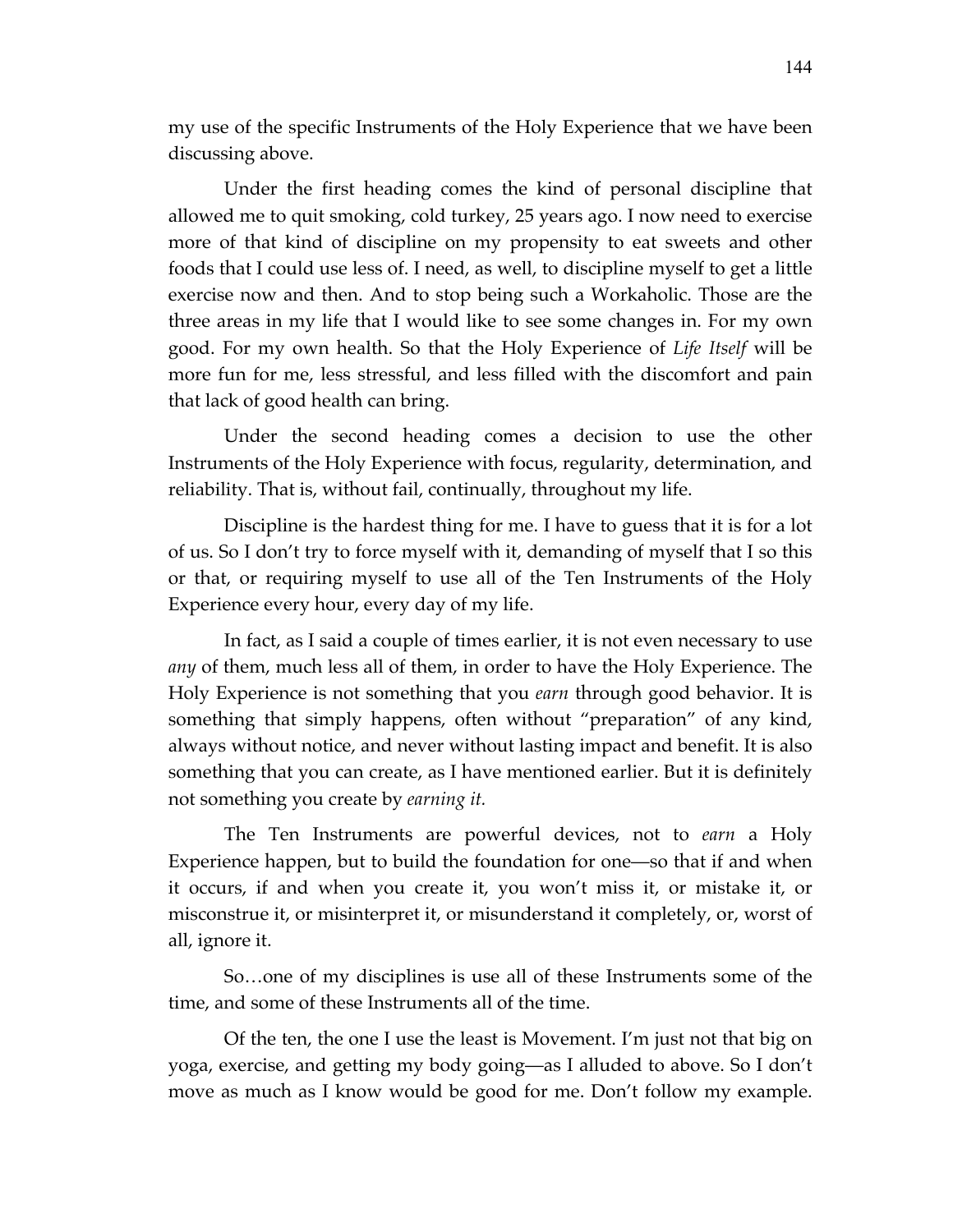my use of the specific Instruments of the Holy Experience that we have been discussing above.

Under the first heading comes the kind of personal discipline that allowed me to quit smoking, cold turkey, 25 years ago. I now need to exercise more of that kind of discipline on my propensity to eat sweets and other foods that I could use less of. I need, as well, to discipline myself to get a little exercise now and then. And to stop being such a Workaholic. Those are the three areas in my life that I would like to see some changes in. For my own good. For my own health. So that the Holy Experience of *Life Itself* will be more fun for me, less stressful, and less filled with the discomfort and pain that lack of good health can bring.

Under the second heading comes a decision to use the other Instruments of the Holy Experience with focus, regularity, determination, and reliability. That is, without fail, continually, throughout my life.

Discipline is the hardest thing for me. I have to guess that it is for a lot of us. So I don't try to force myself with it, demanding of myself that I so this or that, or requiring myself to use all of the Ten Instruments of the Holy Experience every hour, every day of my life.

In fact, as I said a couple of times earlier, it is not even necessary to use *any* of them, much less all of them, in order to have the Holy Experience. The Holy Experience is not something that you *earn* through good behavior. It is something that simply happens, often without "preparation" of any kind, always without notice, and never without lasting impact and benefit. It is also something that you can create, as I have mentioned earlier. But it is definitely not something you create by *earning it.*

The Ten Instruments are powerful devices, not to *earn* a Holy Experience happen, but to build the foundation for one—so that if and when it occurs, if and when you create it, you won't miss it, or mistake it, or misconstrue it, or misinterpret it, or misunderstand it completely, or, worst of all, ignore it.

So…one of my disciplines is use all of these Instruments some of the time, and some of these Instruments all of the time.

Of the ten, the one I use the least is Movement. I'm just not that big on yoga, exercise, and getting my body going—as I alluded to above. So I don't move as much as I know would be good for me. Don't follow my example.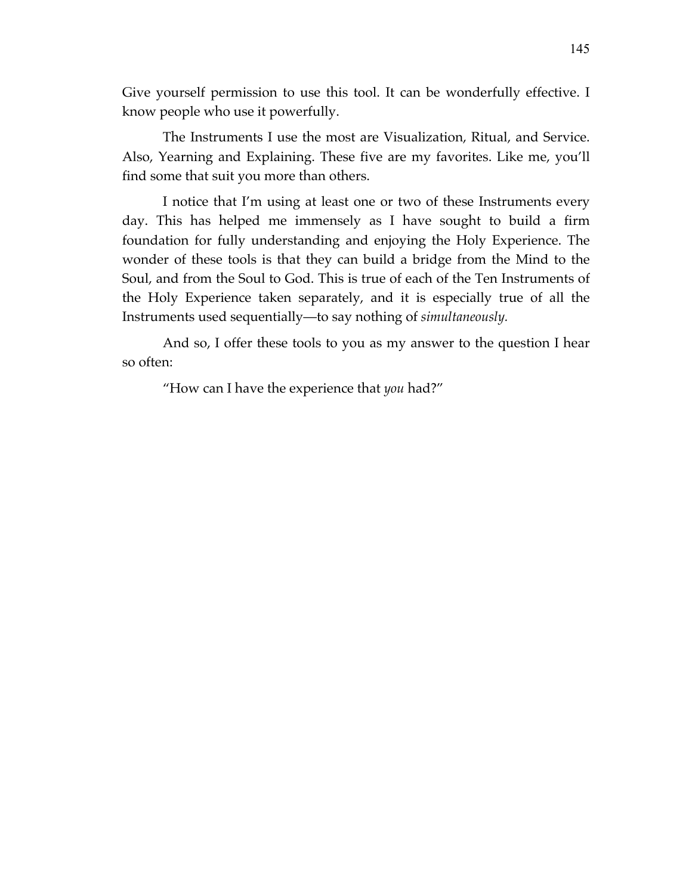Give yourself permission to use this tool. It can be wonderfully effective. I know people who use it powerfully.

The Instruments I use the most are Visualization, Ritual, and Service. Also, Yearning and Explaining. These five are my favorites. Like me, you'll find some that suit you more than others.

I notice that I'm using at least one or two of these Instruments every day. This has helped me immensely as I have sought to build a firm foundation for fully understanding and enjoying the Holy Experience. The wonder of these tools is that they can build a bridge from the Mind to the Soul, and from the Soul to God. This is true of each of the Ten Instruments of the Holy Experience taken separately, and it is especially true of all the Instruments used sequentially—to say nothing of *simultaneously.*

And so, I offer these tools to you as my answer to the question I hear so often:

"How can I have the experience that *you* had?"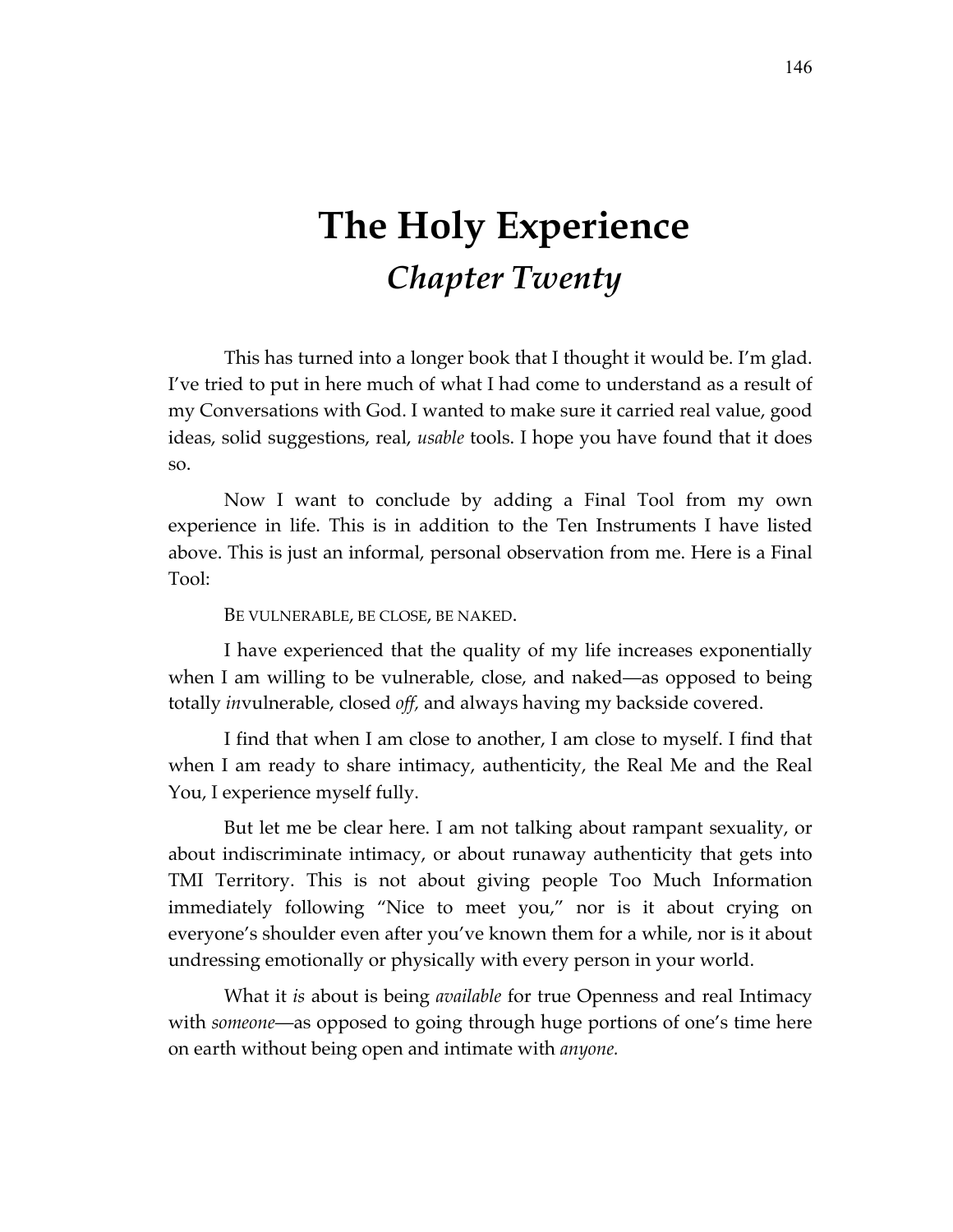# The Holy Experience

## *Chapter Twenty*

This has turned into a longer book that I thought it would be. I'm glad. I've tried to put in here much of what I had come to understand as a result of my Conversations with God. I wanted to make sure it carried real value, good ideas, solid suggestions, real, *usable* tools. I hope you have found that it does so.

Now I want to conclude by adding a Final Tool from my own experience in life. This is in addition to the Ten Instruments I have listed above. This is just an informal, personal observation from me. Here is a Final Tool:

BE VULNERABLE, BE CLOSE, BE NAKED.

I have experienced that the quality of my life increases exponentially when I am willing to be vulnerable, close, and naked—as opposed to being totally *in*vulnerable, closed *off,* and always having my backside covered.

I find that when I am close to another, I am close to myself. I find that when I am ready to share intimacy, authenticity, the Real Me and the Real You, I experience myself fully.

But let me be clear here. I am not talking about rampant sexuality, or about indiscriminate intimacy, or about runaway authenticity that gets into TMI Territory. This is not about giving people Too Much Information immediately following "Nice to meet you," nor is it about crying on everyone's shoulder even after you've known them for a while, nor is it about undressing emotionally or physically with every person in your world.

What it *is* about is being *available* for true Openness and real Intimacy with *someone*—as opposed to going through huge portions of one's time here on earth without being open and intimate with *anyone.*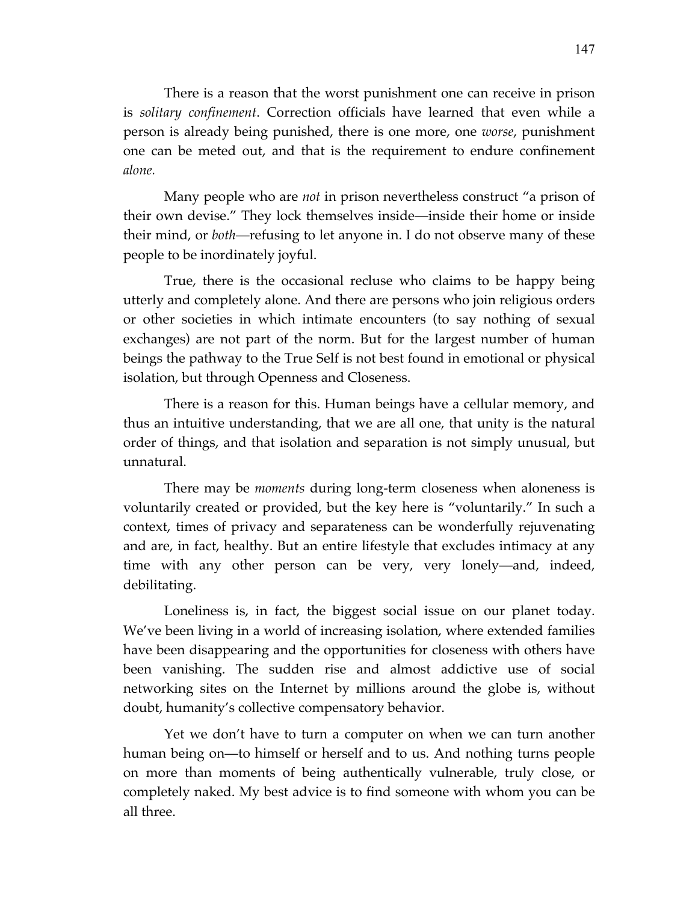There is a reason that the worst punishment one can receive in prison is *solitary confinement*. Correction officials have learned that even while a person is already being punished, there is one more, one *worse*, punishment one can be meted out, and that is the requirement to endure confinement *alone.*

Many people who are *not* in prison nevertheless construct "a prison of their own devise." They lock themselves inside—inside their home or inside their mind, or *both*—refusing to let anyone in. I do not observe many of these people to be inordinately joyful.

True, there is the occasional recluse who claims to be happy being utterly and completely alone. And there are persons who join religious orders or other societies in which intimate encounters (to say nothing of sexual exchanges) are not part of the norm. But for the largest number of human beings the pathway to the True Self is not best found in emotional or physical isolation, but through Openness and Closeness.

There is a reason for this. Human beings have a cellular memory, and thus an intuitive understanding, that we are all one, that unity is the natural order of things, and that isolation and separation is not simply unusual, but unnatural.

There may be *moments* during long-term closeness when aloneness is voluntarily created or provided, but the key here is "voluntarily." In such a context, times of privacy and separateness can be wonderfully rejuvenating and are, in fact, healthy. But an entire lifestyle that excludes intimacy at any time with any other person can be very, very lonely—and, indeed, debilitating.

Loneliness is, in fact, the biggest social issue on our planet today. We've been living in a world of increasing isolation, where extended families have been disappearing and the opportunities for closeness with others have been vanishing. The sudden rise and almost addictive use of social networking sites on the Internet by millions around the globe is, without doubt, humanity's collective compensatory behavior.

Yet we don't have to turn a computer on when we can turn another human being on—to himself or herself and to us. And nothing turns people on more than moments of being authentically vulnerable, truly close, or completely naked. My best advice is to find someone with whom you can be all three.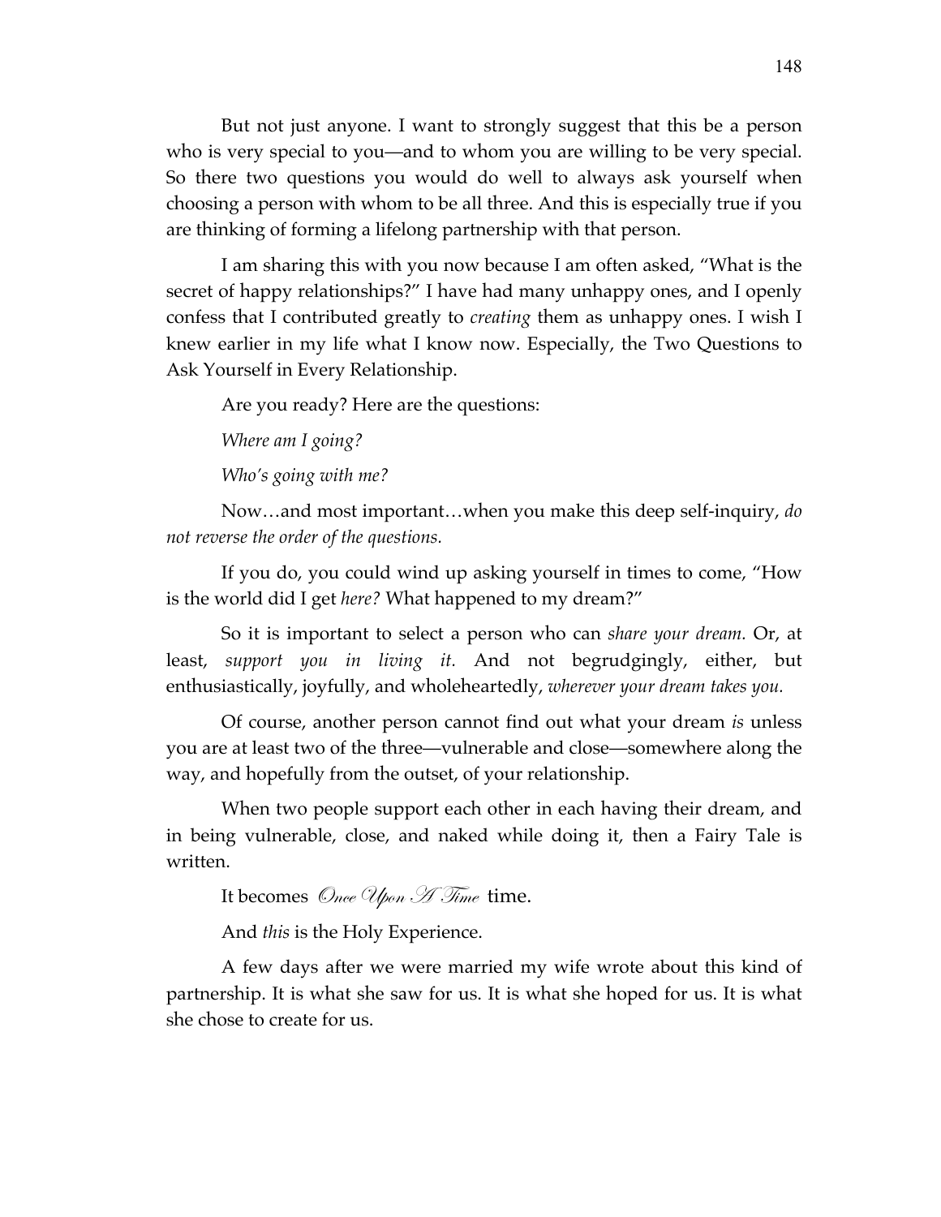But not just anyone. I want to strongly suggest that this be a person who is very special to you—and to whom you are willing to be very special. So there two questions you would do well to always ask yourself when choosing a person with whom to be all three. And this is especially true if you are thinking of forming a lifelong partnership with that person.

I am sharing this with you now because I am often asked, “What is the secret of happy relationships?” I have had many unhappy ones, and I openly confess that I contributed greatly to *creating* them as unhappy ones. I wish I knew earlier in my life what I know now. Especially, the Two Questions to Ask Yourself in Every Relationship.

Are you ready? Here are the questions:

*Where am I going?*

*Who’s going with me?*

Now…and most important…when you make this deep self-inquiry, *do not reverse the order of the questions.*

If you do, you could wind up asking yourself in times to come, “How is the world did I get *here?* What happened to my dream?”

So it is important to select a person who can *share your dream.* Or, at least, *support you in living it.* And not begrudgingly, either, but enthusiastically, joyfully, and wholeheartedly, *wherever your dream takes you.*

Of course, another person cannot find out what your dream *is* unless you are at least two of the three—vulnerable and close—somewhere along the way, and hopefully from the outset, of your relationship.

When two people support each other in each having their dream, and in being vulnerable, close, and naked while doing it, then a Fairy Tale is written.

It becomes *Once Upon A Time* time.

And *this* is the Holy Experience.

A few days after we were married my wife wrote about this kind of partnership. It is what she saw for us. It is what she hoped for us. It is what she chose to create for us.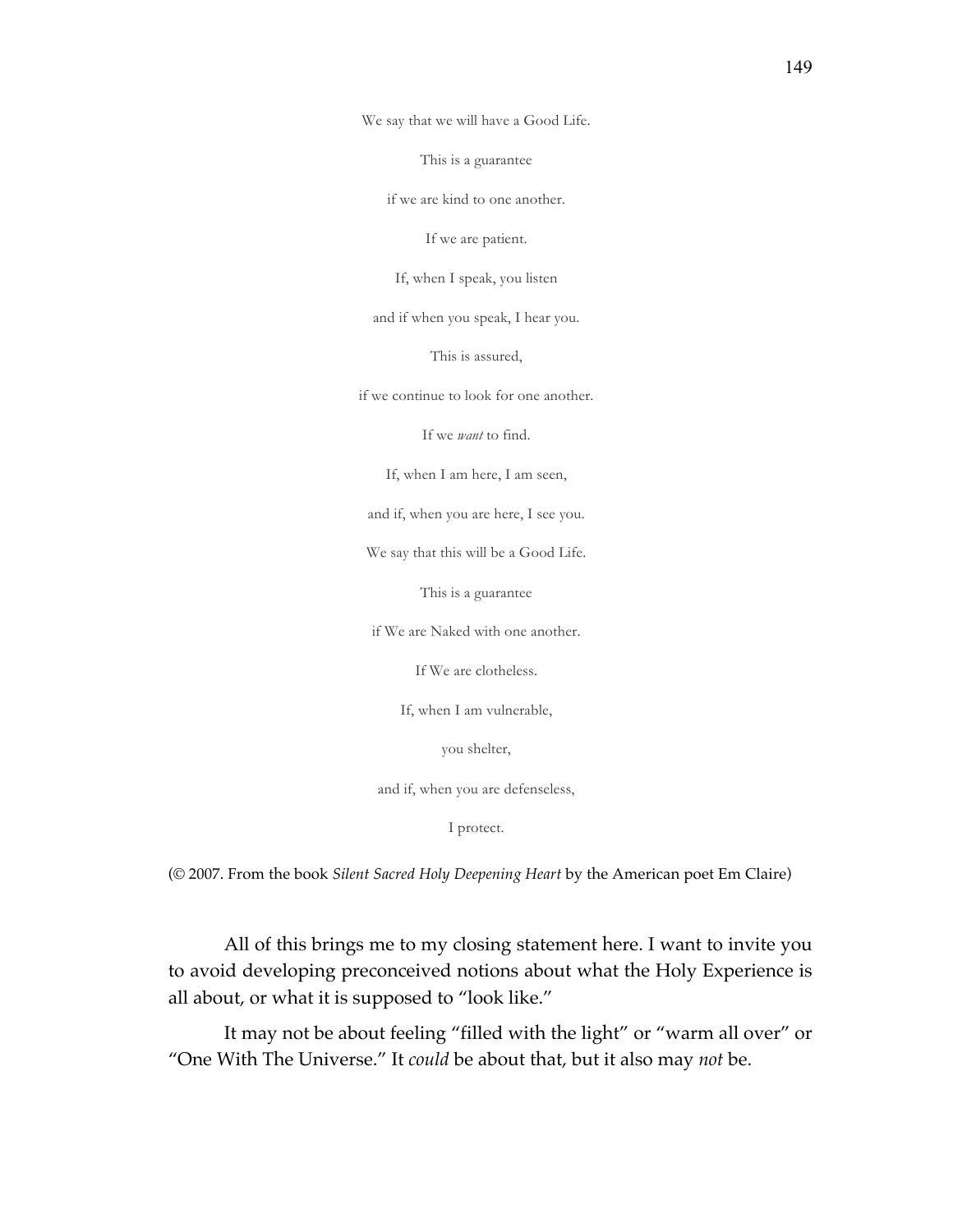We say that we will have a Good Life.

This is a guarantee

if we are kind to one another.

If we are patient.

If, when I speak, you listen

and if when you speak, I hear you.

This is assured,

if we continue to look for one another.

If we *want* to find.

If, when I am here, I am seen,

and if, when you are here, I see you.

We say that this will be a Good Life.

This is a guarantee

if We are Naked with one another.

If We are clotheless.

If, when I am vulnerable,

you shelter,

and if, when you are defenseless,

I protect.

(© 2007. From the book *Silent Sacred Holy Deepening Heart* by the American poet Em Claire)

All of this brings me to my closing statement here. I want to invite you to avoid developing preconceived notions about what the Holy Experience is all about, or what it is supposed to "look like."

It may not be about feeling "filled with the light" or "warm all over" or "One With The Universe." It *could* be about that, but it also may *not* be.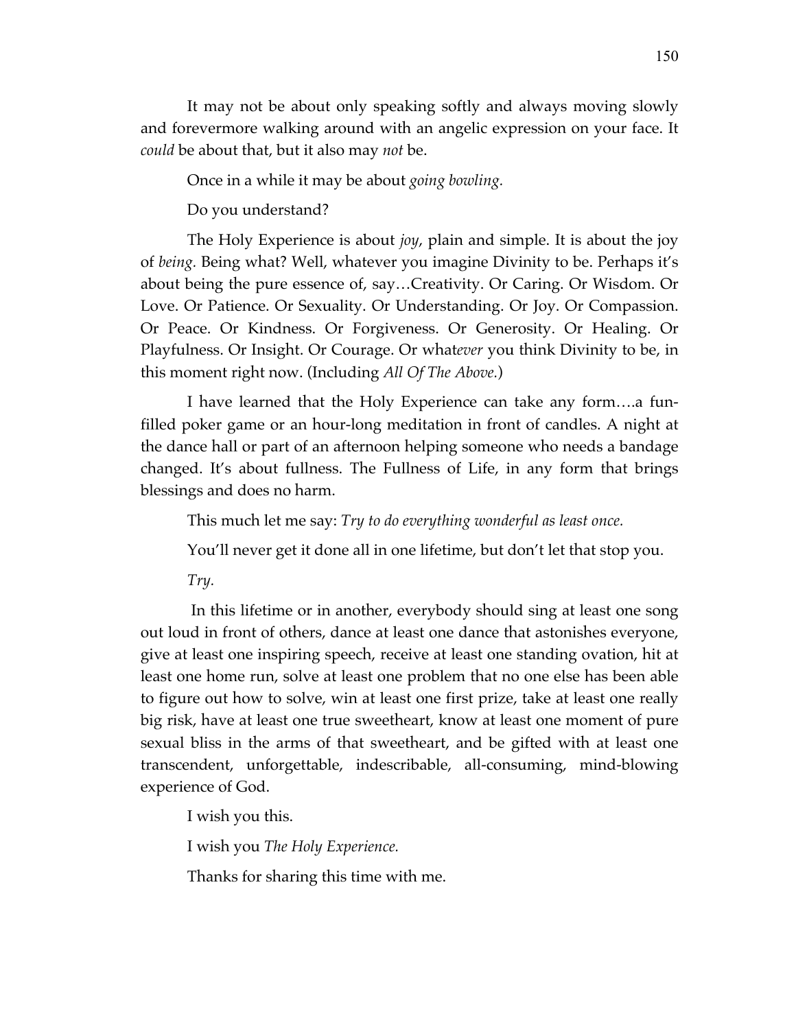It may not be about only speaking softly and always moving slowly and forevermore walking around with an angelic expression on your face. It *could* be about that, but it also may *not* be.

Once in a while it may be about *going bowling.*

Do you understand?

The Holy Experience is about *joy*, plain and simple. It is about the joy of *being.* Being what? Well, whatever you imagine Divinity to be. Perhaps it's about being the pure essence of, say…Creativity. Or Caring. Or Wisdom. Or Love. Or Patience. Or Sexuality. Or Understanding. Or Joy. Or Compassion. Or Peace. Or Kindness. Or Forgiveness. Or Generosity. Or Healing. Or Playfulness. Or Insight. Or Courage. Or what*ever* you think Divinity to be, in this moment right now. (Including *All Of The Above.*)

I have learned that the Holy Experience can take any form….a fun-filled poker game or an hour-long meditation in front of candles. A night at the dance hall or part of an afternoon helping someone who needs a bandage changed. It's about fullness. The Fullness of Life, in any form that brings blessings and does no harm.

This much let me say: *Try to do everything wonderful as least once.*

You'll never get it done all in one lifetime, but don't let that stop you.

*Try.*

In this lifetime or in another, everybody should sing at least one song out loud in front of others, dance at least one dance that astonishes everyone, give at least one inspiring speech, receive at least one standing ovation, hit at least one home run, solve at least one problem that no one else has been able to figure out how to solve, win at least one first prize, take at least one really big risk, have at least one true sweetheart, know at least one moment of pure sexual bliss in the arms of that sweetheart, and be gifted with at least one transcendent, unforgettable, indescribable, all-consuming, mind-blowing experience of God.

I wish you this.

I wish you *The Holy Experience.*

Thanks for sharing this time with me.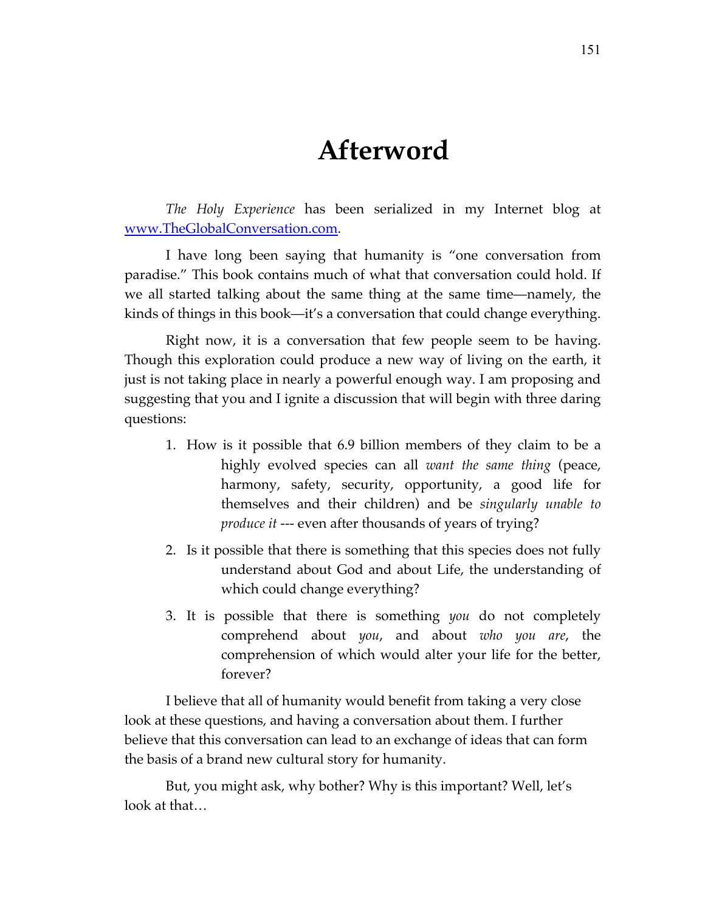# Afterword

*The Holy Experience* has been serialized in my Internet blog at [www.TheGlobalConversation.com](http://www.TheGlobalConversation.com).

I have long been saying that humanity is "one conversation from paradise." This book contains much of what that conversation could hold. If we all started talking about the same thing at the same time—namely, the kinds of things in this book—it's a conversation that could change everything.

Right now, it is a conversation that few people seem to be having. Though this exploration could produce a new way of living on the earth, it just is not taking place in nearly a powerful enough way. I am proposing and suggesting that you and I ignite a discussion that will begin with three daring questions:

1. How is it possible that 6.9 billion members of they claim to be a highly evolved species can all *want the same thing* (peace, harmony, safety, security, opportunity, a good life for themselves and their children) and be *singularly unable to produce it* --- even after thousands of years of trying?
2. Is it possible that there is something that this species does not fully understand about God and about Life, the understanding of which could change everything?
3. It is possible that there is something *you* do not completely comprehend about *you*, and about *who you are*, the comprehension of which would alter your life for the better, forever?

I believe that all of humanity would benefit from taking a very close look at these questions, and having a conversation about them. I further believe that this conversation can lead to an exchange of ideas that can form the basis of a brand new cultural story for humanity.

But, you might ask, why bother? Why is this important? Well, let's look at that…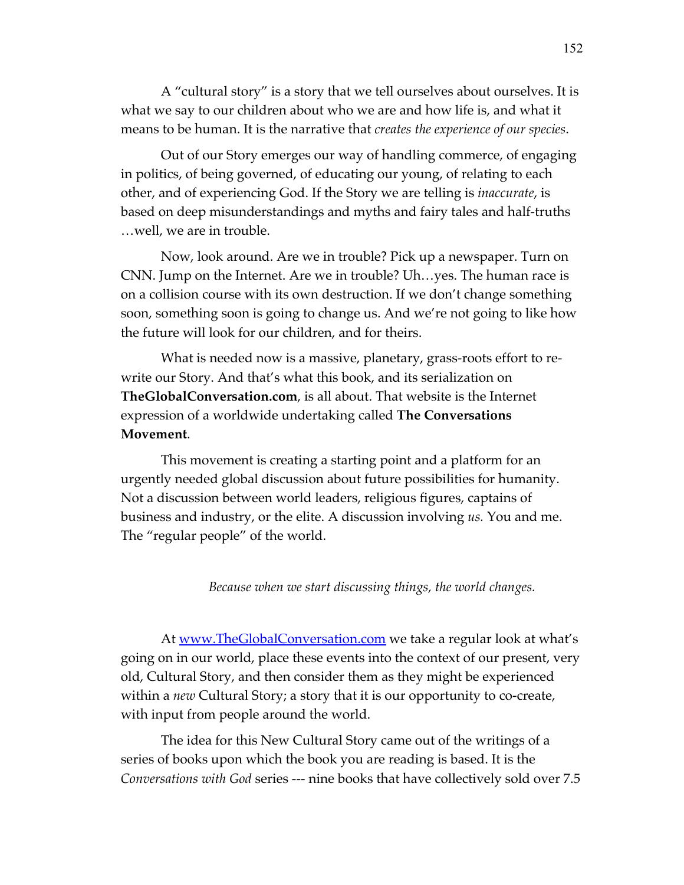A "cultural story" is a story that we tell ourselves about ourselves. It is what we say to our children about who we are and how life is, and what it means to be human. It is the narrative that *creates the experience of our species*.

Out of our Story emerges our way of handling commerce, of engaging in politics, of being governed, of educating our young, of relating to each other, and of experiencing God. If the Story we are telling is *inaccurate*, is based on deep misunderstandings and myths and fairy tales and half-truths …well, we are in trouble.

Now, look around. Are we in trouble? Pick up a newspaper. Turn on CNN. Jump on the Internet. Are we in trouble? Uh…yes. The human race is on a collision course with its own destruction. If we don't change something soon, something soon is going to change us. And we're not going to like how the future will look for our children, and for theirs.

What is needed now is a massive, planetary, grass-roots effort to re-write our Story. And that's what this book, and its serialization on **TheGlobalConversation.com**, is all about. That website is the Internet expression of a worldwide undertaking called **The Conversations Movement**.

This movement is creating a starting point and a platform for an urgently needed global discussion about future possibilities for humanity. Not a discussion between world leaders, religious figures, captains of business and industry, or the elite. A discussion involving *us.* You and me. The "regular people" of the world.

*Because when we start discussing things, the world changes.*

At [www.TheGlobalConversation.com](http://www.TheGlobalConversation.com) we take a regular look at what's going on in our world, place these events into the context of our present, very old, Cultural Story, and then consider them as they might be experienced within a *new* Cultural Story; a story that it is our opportunity to co-create, with input from people around the world.

The idea for this New Cultural Story came out of the writings of a series of books upon which the book you are reading is based. It is the *Conversations with God* series --- nine books that have collectively sold over 7.5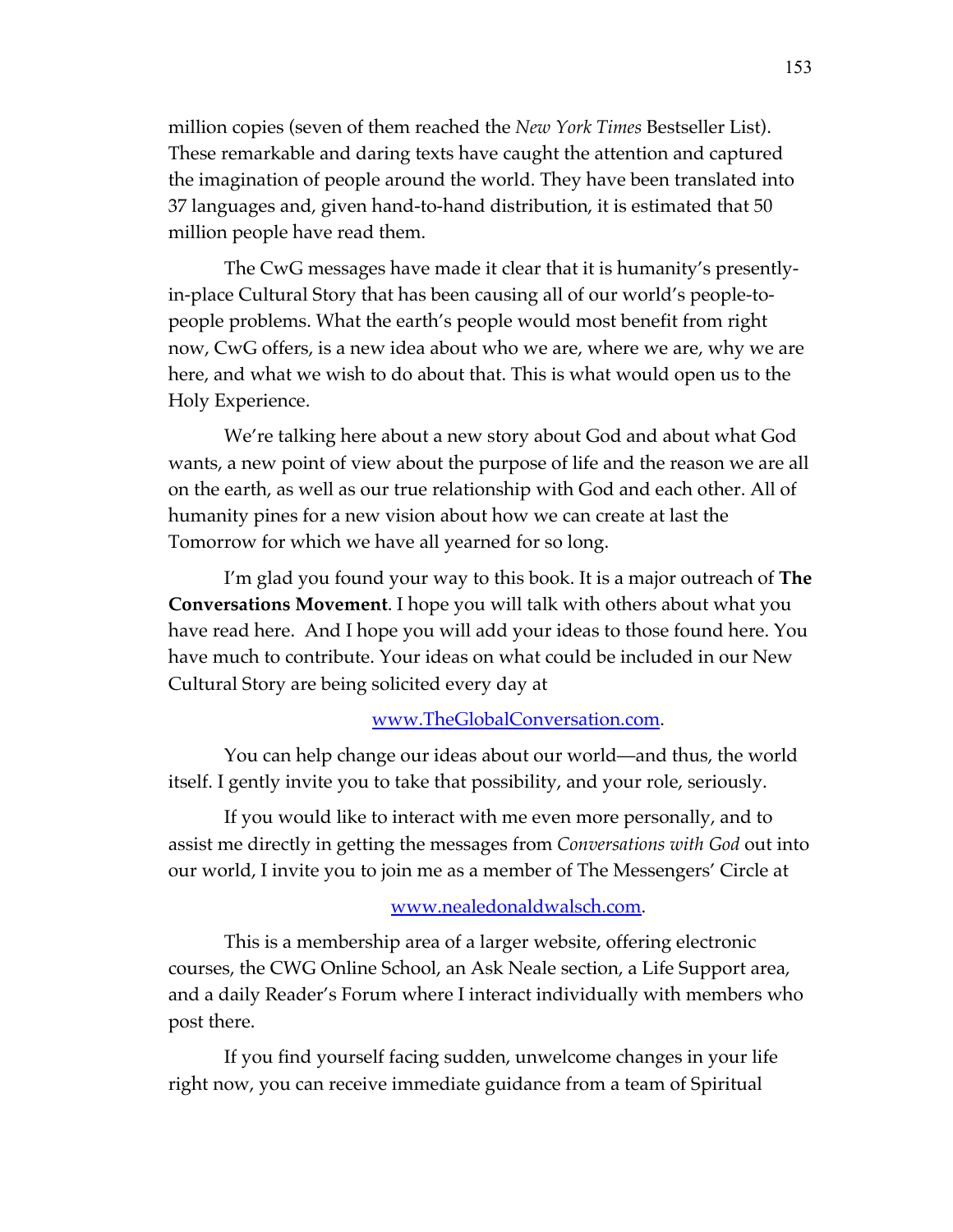million copies (seven of them reached the *New York Times* Bestseller List). These remarkable and daring texts have caught the attention and captured the imagination of people around the world. They have been translated into 37 languages and, given hand-to-hand distribution, it is estimated that 50 million people have read them.

The CwG messages have made it clear that it is humanity's presently-in-place Cultural Story that has been causing all of our world's people-to-people problems. What the earth's people would most benefit from right now, CwG offers, is a new idea about who we are, where we are, why we are here, and what we wish to do about that. This is what would open us to the Holy Experience.

We're talking here about a new story about God and about what God wants, a new point of view about the purpose of life and the reason we are all on the earth, as well as our true relationship with God and each other. All of humanity pines for a new vision about how we can create at last the Tomorrow for which we have all yearned for so long.

I'm glad you found your way to this book. It is a major outreach of **The Conversations Movement**. I hope you will talk with others about what you have read here. And I hope you will add your ideas to those found here. You have much to contribute. Your ideas on what could be included in our New Cultural Story are being solicited every day at

www.TheGlobalConversation.com.

You can help change our ideas about our world—and thus, the world itself. I gently invite you to take that possibility, and your role, seriously.

If you would like to interact with me even more personally, and to assist me directly in getting the messages from *Conversations with God* out into our world, I invite you to join me as a member of The Messengers' Circle at

www.nealedonaldwalsch.com.

This is a membership area of a larger website, offering electronic courses, the CWG Online School, an Ask Neale section, a Life Support area, and a daily Reader's Forum where I interact individually with members who post there.

If you find yourself facing sudden, unwelcome changes in your life right now, you can receive immediate guidance from a team of Spiritual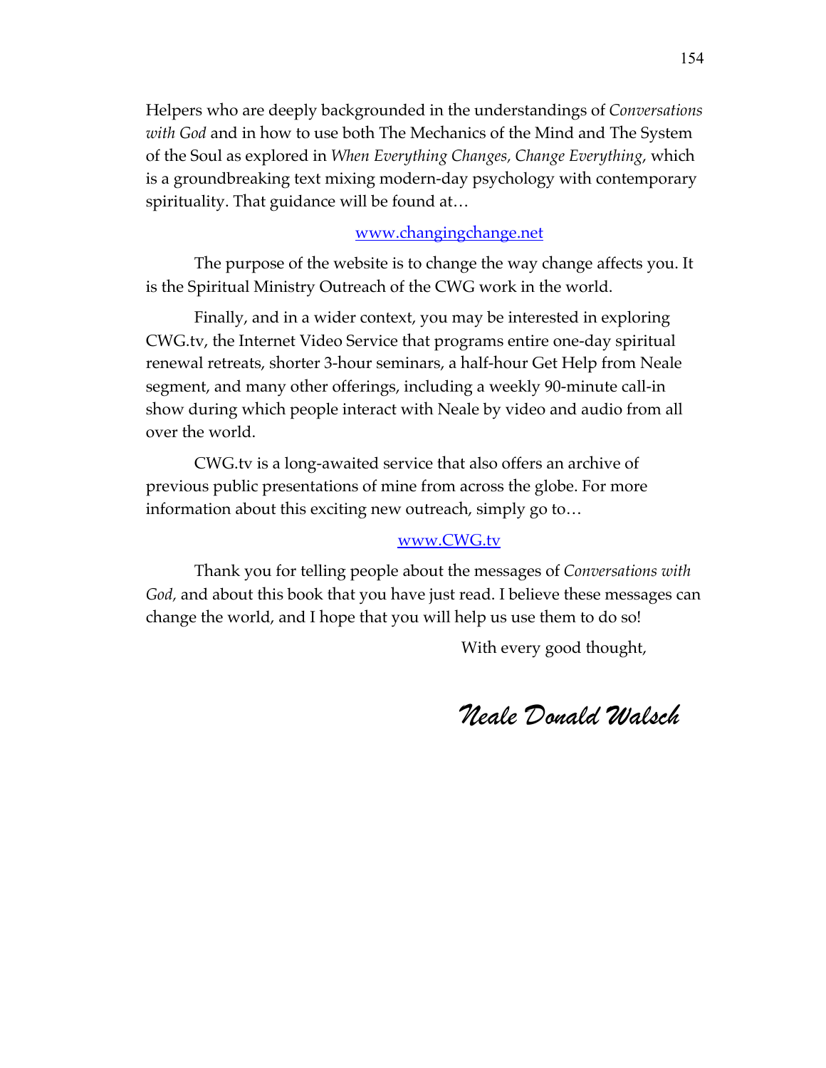Helpers who are deeply backgrounded in the understandings of *Conversations with God* and in how to use both The Mechanics of the Mind and The System of the Soul as explored in *When Everything Changes, Change Everything*, which is a groundbreaking text mixing modern-day psychology with contemporary spirituality. That guidance will be found at…

www.changingchange.net

The purpose of the website is to change the way change affects you. It is the Spiritual Ministry Outreach of the CWG work in the world.

Finally, and in a wider context, you may be interested in exploring CWG.tv, the Internet Video Service that programs entire one-day spiritual renewal retreats, shorter 3-hour seminars, a half-hour Get Help from Neale segment, and many other offerings, including a weekly 90-minute call-in show during which people interact with Neale by video and audio from all over the world.

CWG.tv is a long-awaited service that also offers an archive of previous public presentations of mine from across the globe. For more information about this exciting new outreach, simply go to…

www.CWG.tv

Thank you for telling people about the messages of *Conversations with God*, and about this book that you have just read. I believe these messages can change the world, and I hope that you will help us use them to do so!

With every good thought,

*Neale Donald Walsch*